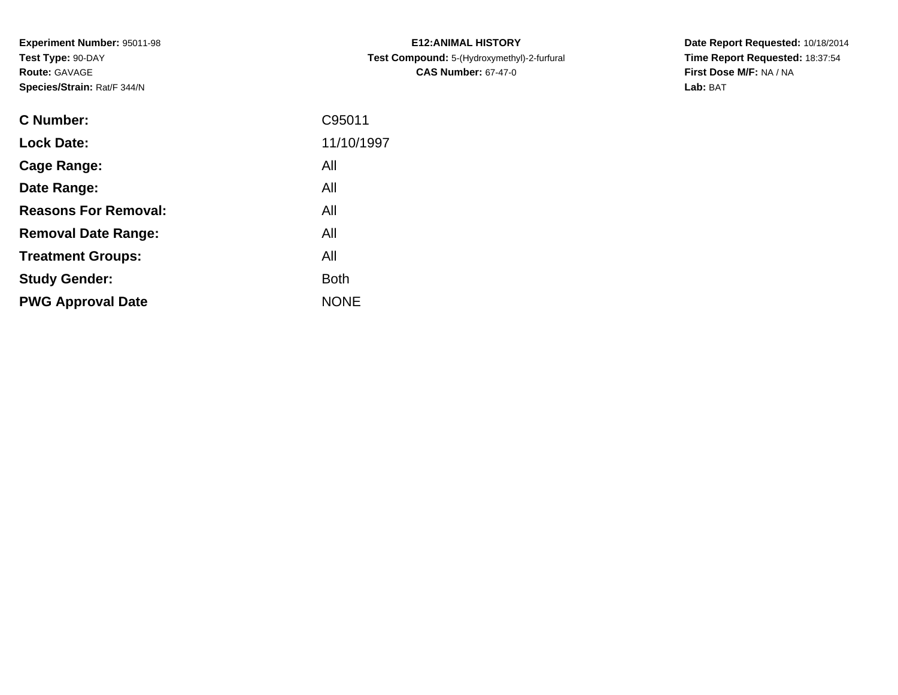**Experiment Number:** 95011-98
**Test Type:** 90-DAY
**Route:** GAVAGE
**Species/Strain:** Rat/F 344/N

**E12:ANIMAL HISTORY**
**Test Compound:** 5-(Hydroxymethyl)-2-furfural
**CAS Number:** 67-47-0

**Date Report Requested:** 10/18/2014
**Time Report Requested:** 18:37:54
**First Dose M/F:** NA / NA
**Lab:** BAT

| | |
|---|---|
| **C Number:** | C95011 |
| **Lock Date:** | 11/10/1997 |
| **Cage Range:** | All |
| **Date Range:** | All |
| **Reasons For Removal:** | All |
| **Removal Date Range:** | All |
| **Treatment Groups:** | All |
| **Study Gender:** | Both |
| **PWG Approval Date** | NONE |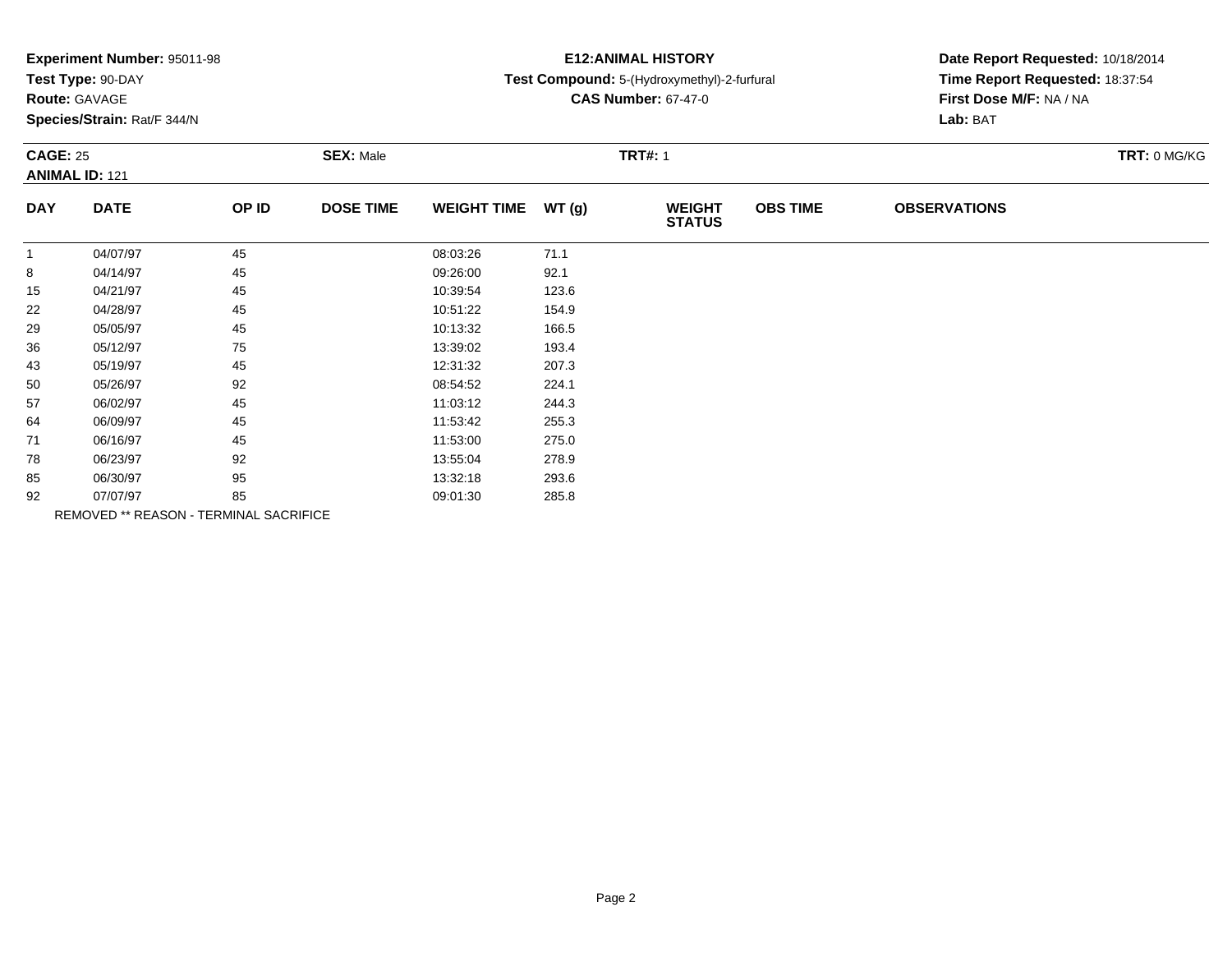**Experiment Number:** 95011-98
**Test Type:** 90-DAY
**Route:** GAVAGE
**Species/Strain:** Rat/F 344/N

**E12:ANIMAL HISTORY**
**Test Compound:** 5-(Hydroxymethyl)-2-furfural
**CAS Number:** 67-47-0

**Date Report Requested:** 10/18/2014
**Time Report Requested:** 18:37:54
**First Dose M/F:** NA / NA
**Lab:** BAT

**CAGE:** 25
**ANIMAL ID:** 121
**SEX:** Male
**TRT#:** 1
**TRT:** 0 MG/KG

| DAY | DATE | OP ID | DOSE TIME | WEIGHT TIME | WT (g) | WEIGHT STATUS | OBS TIME | OBSERVATIONS |
|---|---|---|---|---|---|---|---|---|
| 1 | 04/07/97 | 45 | | 08:03:26 | 71.1 | | | |
| 8 | 04/14/97 | 45 | | 09:26:00 | 92.1 | | | |
| 15 | 04/21/97 | 45 | | 10:39:54 | 123.6 | | | |
| 22 | 04/28/97 | 45 | | 10:51:22 | 154.9 | | | |
| 29 | 05/05/97 | 45 | | 10:13:32 | 166.5 | | | |
| 36 | 05/12/97 | 75 | | 13:39:02 | 193.4 | | | |
| 43 | 05/19/97 | 45 | | 12:31:32 | 207.3 | | | |
| 50 | 05/26/97 | 92 | | 08:54:52 | 224.1 | | | |
| 57 | 06/02/97 | 45 | | 11:03:12 | 244.3 | | | |
| 64 | 06/09/97 | 45 | | 11:53:42 | 255.3 | | | |
| 71 | 06/16/97 | 45 | | 11:53:00 | 275.0 | | | |
| 78 | 06/23/97 | 92 | | 13:55:04 | 278.9 | | | |
| 85 | 06/30/97 | 95 | | 13:32:18 | 293.6 | | | |
| 92 | 07/07/97 | 85 | | 09:01:30 | 285.8 | | | |

REMOVED ** REASON - TERMINAL SACRIFICE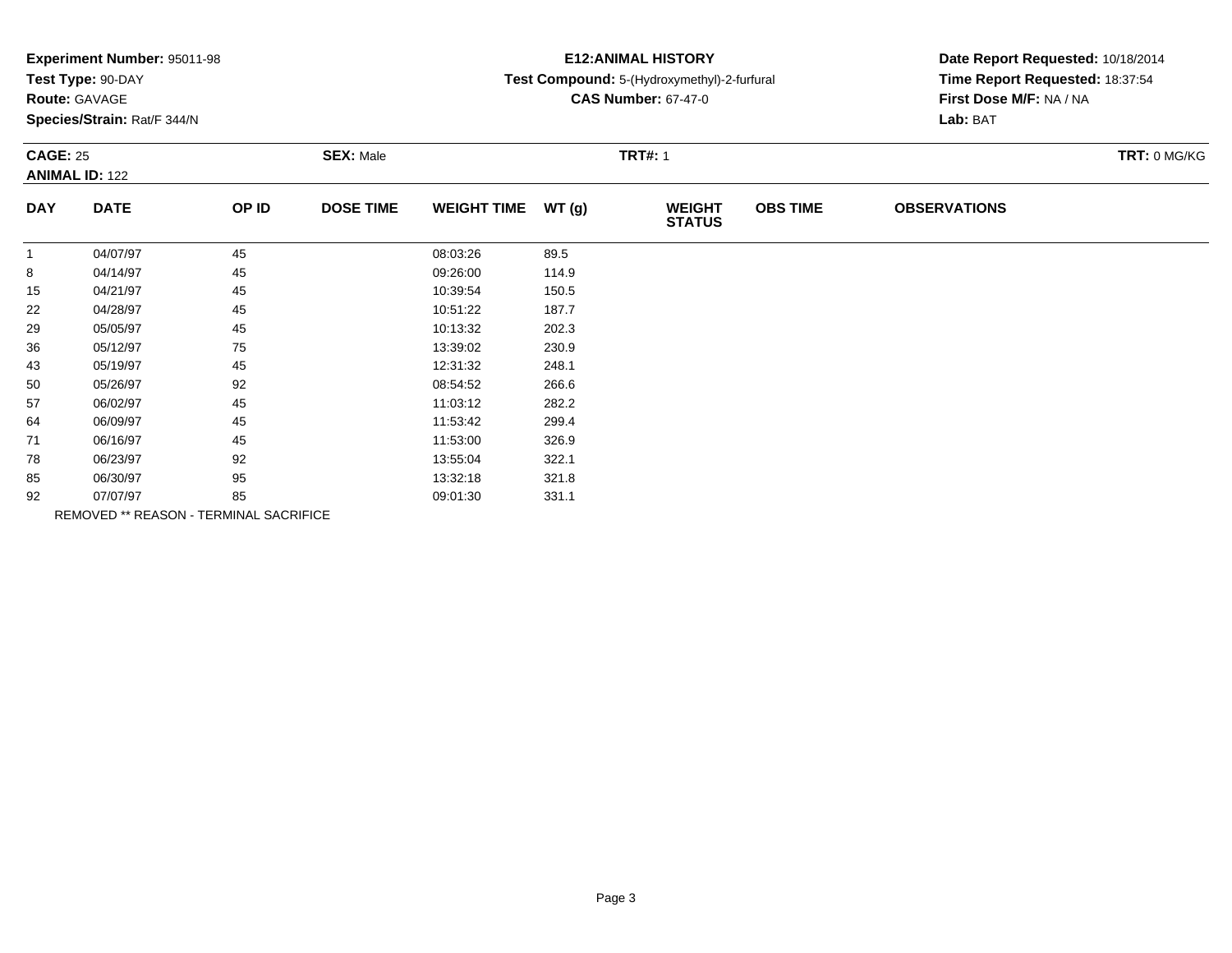**Experiment Number:** 95011-98
**Test Type:** 90-DAY
**Route:** GAVAGE
**Species/Strain:** Rat/F 344/N

**E12:ANIMAL HISTORY**
**Test Compound:** 5-(Hydroxymethyl)-2-furfural
**CAS Number:** 67-47-0

**Date Report Requested:** 10/18/2014
**Time Report Requested:** 18:37:54
**First Dose M/F:** NA / NA
**Lab:** BAT

**CAGE:** 25
**ANIMAL ID:** 122
**SEX:** Male
**TRT#:** 1
**TRT:** 0 MG/KG

| DAY | DATE | OP ID | DOSE TIME | WEIGHT TIME | WT (g) | WEIGHT STATUS | OBS TIME | OBSERVATIONS |
|---|---|---|---|---|---|---|---|---|
| 1 | 04/07/97 | 45 | | 08:03:26 | 89.5 | | | |
| 8 | 04/14/97 | 45 | | 09:26:00 | 114.9 | | | |
| 15 | 04/21/97 | 45 | | 10:39:54 | 150.5 | | | |
| 22 | 04/28/97 | 45 | | 10:51:22 | 187.7 | | | |
| 29 | 05/05/97 | 45 | | 10:13:32 | 202.3 | | | |
| 36 | 05/12/97 | 75 | | 13:39:02 | 230.9 | | | |
| 43 | 05/19/97 | 45 | | 12:31:32 | 248.1 | | | |
| 50 | 05/26/97 | 92 | | 08:54:52 | 266.6 | | | |
| 57 | 06/02/97 | 45 | | 11:03:12 | 282.2 | | | |
| 64 | 06/09/97 | 45 | | 11:53:42 | 299.4 | | | |
| 71 | 06/16/97 | 45 | | 11:53:00 | 326.9 | | | |
| 78 | 06/23/97 | 92 | | 13:55:04 | 322.1 | | | |
| 85 | 06/30/97 | 95 | | 13:32:18 | 321.8 | | | |
| 92 | 07/07/97 | 85 | | 09:01:30 | 331.1 | | | |

REMOVED ** REASON - TERMINAL SACRIFICE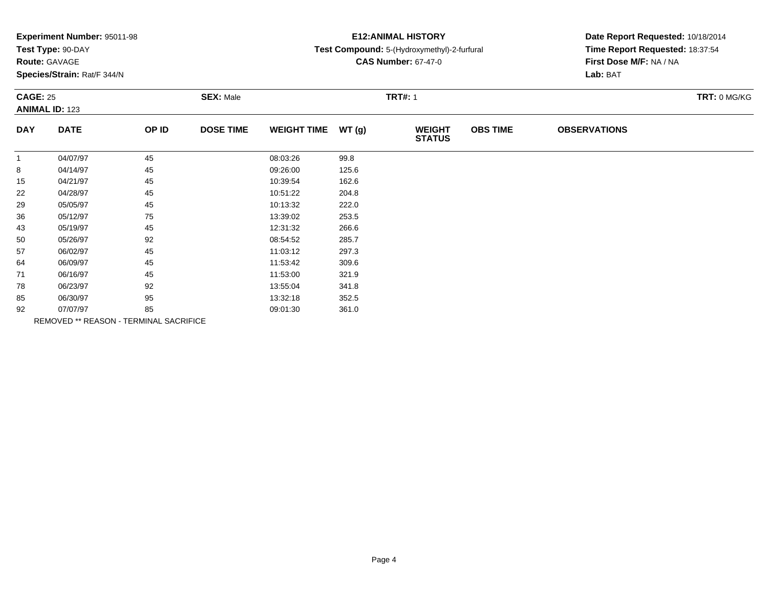**Experiment Number:** 95011-98
**Test Type:** 90-DAY
**Route:** GAVAGE
**Species/Strain:** Rat/F 344/N

**E12:ANIMAL HISTORY**
**Test Compound:** 5-(Hydroxymethyl)-2-furfural
**CAS Number:** 67-47-0

**Date Report Requested:** 10/18/2014
**Time Report Requested:** 18:37:54
**First Dose M/F:** NA / NA
**Lab:** BAT

**CAGE:** 25 **SEX:** Male **TRT#:** 1 **TRT:** 0 MG/KG
**ANIMAL ID:** 123

| DAY | DATE | OP ID | DOSE TIME | WEIGHT TIME | WT (g) | WEIGHT STATUS | OBS TIME | OBSERVATIONS |
|---|---|---|---|---|---|---|---|---|
| 1 | 04/07/97 | 45 | | 08:03:26 | 99.8 | | | |
| 8 | 04/14/97 | 45 | | 09:26:00 | 125.6 | | | |
| 15 | 04/21/97 | 45 | | 10:39:54 | 162.6 | | | |
| 22 | 04/28/97 | 45 | | 10:51:22 | 204.8 | | | |
| 29 | 05/05/97 | 45 | | 10:13:32 | 222.0 | | | |
| 36 | 05/12/97 | 75 | | 13:39:02 | 253.5 | | | |
| 43 | 05/19/97 | 45 | | 12:31:32 | 266.6 | | | |
| 50 | 05/26/97 | 92 | | 08:54:52 | 285.7 | | | |
| 57 | 06/02/97 | 45 | | 11:03:12 | 297.3 | | | |
| 64 | 06/09/97 | 45 | | 11:53:42 | 309.6 | | | |
| 71 | 06/16/97 | 45 | | 11:53:00 | 321.9 | | | |
| 78 | 06/23/97 | 92 | | 13:55:04 | 341.8 | | | |
| 85 | 06/30/97 | 95 | | 13:32:18 | 352.5 | | | |
| 92 | 07/07/97 | 85 | | 09:01:30 | 361.0 | | | |

REMOVED ** REASON - TERMINAL SACRIFICE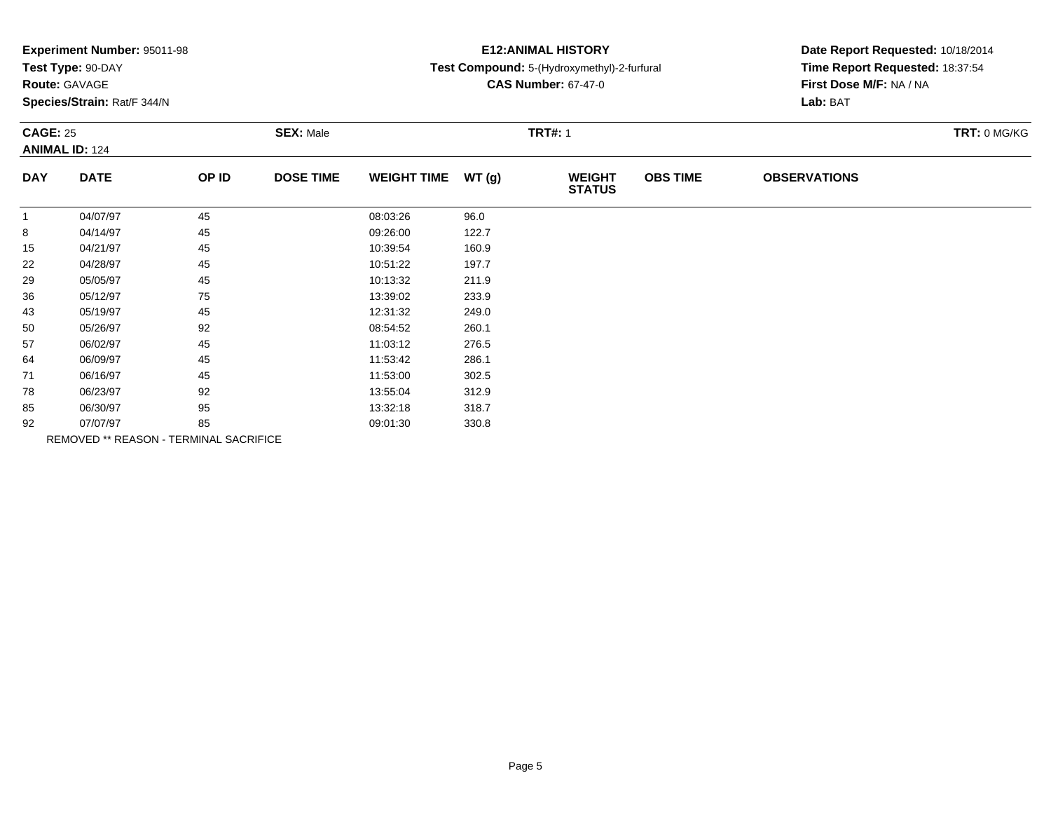**Experiment Number:** 95011-98
**Test Type:** 90-DAY
**Route:** GAVAGE
**Species/Strain:** Rat/F 344/N

**E12:ANIMAL HISTORY**
**Test Compound:** 5-(Hydroxymethyl)-2-furfural
**CAS Number:** 67-47-0

**Date Report Requested:** 10/18/2014
**Time Report Requested:** 18:37:54
**First Dose M/F:** NA / NA
**Lab:** BAT

**CAGE:** 25 **SEX:** Male **TRT#:** 1 **TRT:** 0 MG/KG
**ANIMAL ID:** 124

| DAY | DATE | OP ID | DOSE TIME | WEIGHT TIME | WT (g) | WEIGHT STATUS | OBS TIME | OBSERVATIONS |
|---|---|---|---|---|---|---|---|---|
| 1 | 04/07/97 | 45 | | 08:03:26 | 96.0 | | | |
| 8 | 04/14/97 | 45 | | 09:26:00 | 122.7 | | | |
| 15 | 04/21/97 | 45 | | 10:39:54 | 160.9 | | | |
| 22 | 04/28/97 | 45 | | 10:51:22 | 197.7 | | | |
| 29 | 05/05/97 | 45 | | 10:13:32 | 211.9 | | | |
| 36 | 05/12/97 | 75 | | 13:39:02 | 233.9 | | | |
| 43 | 05/19/97 | 45 | | 12:31:32 | 249.0 | | | |
| 50 | 05/26/97 | 92 | | 08:54:52 | 260.1 | | | |
| 57 | 06/02/97 | 45 | | 11:03:12 | 276.5 | | | |
| 64 | 06/09/97 | 45 | | 11:53:42 | 286.1 | | | |
| 71 | 06/16/97 | 45 | | 11:53:00 | 302.5 | | | |
| 78 | 06/23/97 | 92 | | 13:55:04 | 312.9 | | | |
| 85 | 06/30/97 | 95 | | 13:32:18 | 318.7 | | | |
| 92 | 07/07/97 | 85 | | 09:01:30 | 330.8 | | | |

REMOVED ** REASON - TERMINAL SACRIFICE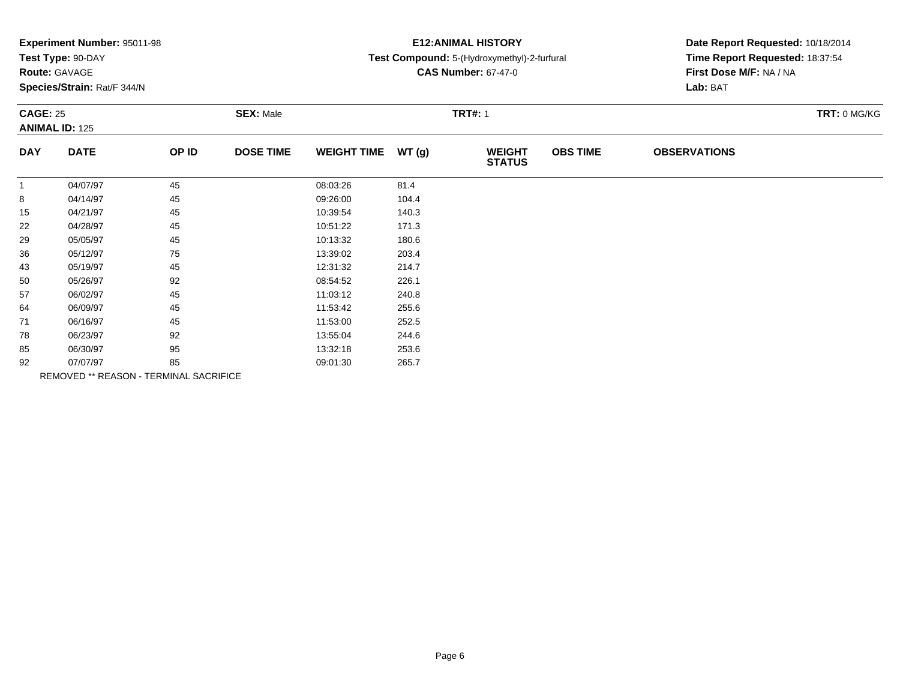**Experiment Number:** 95011-98
**Test Type:** 90-DAY
**Route:** GAVAGE
**Species/Strain:** Rat/F 344/N

**E12:ANIMAL HISTORY**
**Test Compound:** 5-(Hydroxymethyl)-2-furfural
**CAS Number:** 67-47-0

**Date Report Requested:** 10/18/2014
**Time Report Requested:** 18:37:54
**First Dose M/F:** NA / NA
**Lab:** BAT

**CAGE:** 25 **SEX:** Male **TRT#:** 1 **TRT:** 0 MG/KG
**ANIMAL ID:** 125

| DAY | DATE | OP ID | DOSE TIME | WEIGHT TIME | WT (g) | WEIGHT STATUS | OBS TIME | OBSERVATIONS |
|---|---|---|---|---|---|---|---|---|
| 1 | 04/07/97 | 45 | | 08:03:26 | 81.4 | | | |
| 8 | 04/14/97 | 45 | | 09:26:00 | 104.4 | | | |
| 15 | 04/21/97 | 45 | | 10:39:54 | 140.3 | | | |
| 22 | 04/28/97 | 45 | | 10:51:22 | 171.3 | | | |
| 29 | 05/05/97 | 45 | | 10:13:32 | 180.6 | | | |
| 36 | 05/12/97 | 75 | | 13:39:02 | 203.4 | | | |
| 43 | 05/19/97 | 45 | | 12:31:32 | 214.7 | | | |
| 50 | 05/26/97 | 92 | | 08:54:52 | 226.1 | | | |
| 57 | 06/02/97 | 45 | | 11:03:12 | 240.8 | | | |
| 64 | 06/09/97 | 45 | | 11:53:42 | 255.6 | | | |
| 71 | 06/16/97 | 45 | | 11:53:00 | 252.5 | | | |
| 78 | 06/23/97 | 92 | | 13:55:04 | 244.6 | | | |
| 85 | 06/30/97 | 95 | | 13:32:18 | 253.6 | | | |
| 92 | 07/07/97 | 85 | | 09:01:30 | 265.7 | | | |

REMOVED ** REASON - TERMINAL SACRIFICE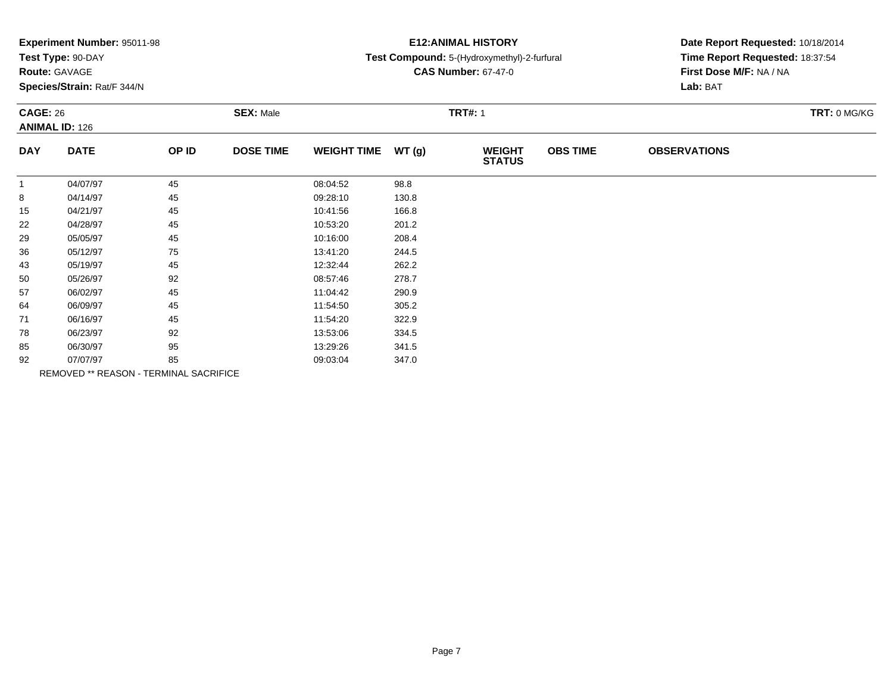**Experiment Number:** 95011-98
**Test Type:** 90-DAY
**Route:** GAVAGE
**Species/Strain:** Rat/F 344/N

**E12:ANIMAL HISTORY**
**Test Compound:** 5-(Hydroxymethyl)-2-furfural
**CAS Number:** 67-47-0

**Date Report Requested:** 10/18/2014
**Time Report Requested:** 18:37:54
**First Dose M/F:** NA / NA
**Lab:** BAT

**CAGE:** 26 **SEX:** Male **TRT#:** 1 **TRT:** 0 MG/KG
**ANIMAL ID:** 126

| DAY | DATE | OP ID | DOSE TIME | WEIGHT TIME | WT (g) | WEIGHT STATUS | OBS TIME | OBSERVATIONS |
|---|---|---|---|---|---|---|---|---|
| 1 | 04/07/97 | 45 | | 08:04:52 | 98.8 | | | |
| 8 | 04/14/97 | 45 | | 09:28:10 | 130.8 | | | |
| 15 | 04/21/97 | 45 | | 10:41:56 | 166.8 | | | |
| 22 | 04/28/97 | 45 | | 10:53:20 | 201.2 | | | |
| 29 | 05/05/97 | 45 | | 10:16:00 | 208.4 | | | |
| 36 | 05/12/97 | 75 | | 13:41:20 | 244.5 | | | |
| 43 | 05/19/97 | 45 | | 12:32:44 | 262.2 | | | |
| 50 | 05/26/97 | 92 | | 08:57:46 | 278.7 | | | |
| 57 | 06/02/97 | 45 | | 11:04:42 | 290.9 | | | |
| 64 | 06/09/97 | 45 | | 11:54:50 | 305.2 | | | |
| 71 | 06/16/97 | 45 | | 11:54:20 | 322.9 | | | |
| 78 | 06/23/97 | 92 | | 13:53:06 | 334.5 | | | |
| 85 | 06/30/97 | 95 | | 13:29:26 | 341.5 | | | |
| 92 | 07/07/97 | 85 | | 09:03:04 | 347.0 | | | |

REMOVED ** REASON - TERMINAL SACRIFICE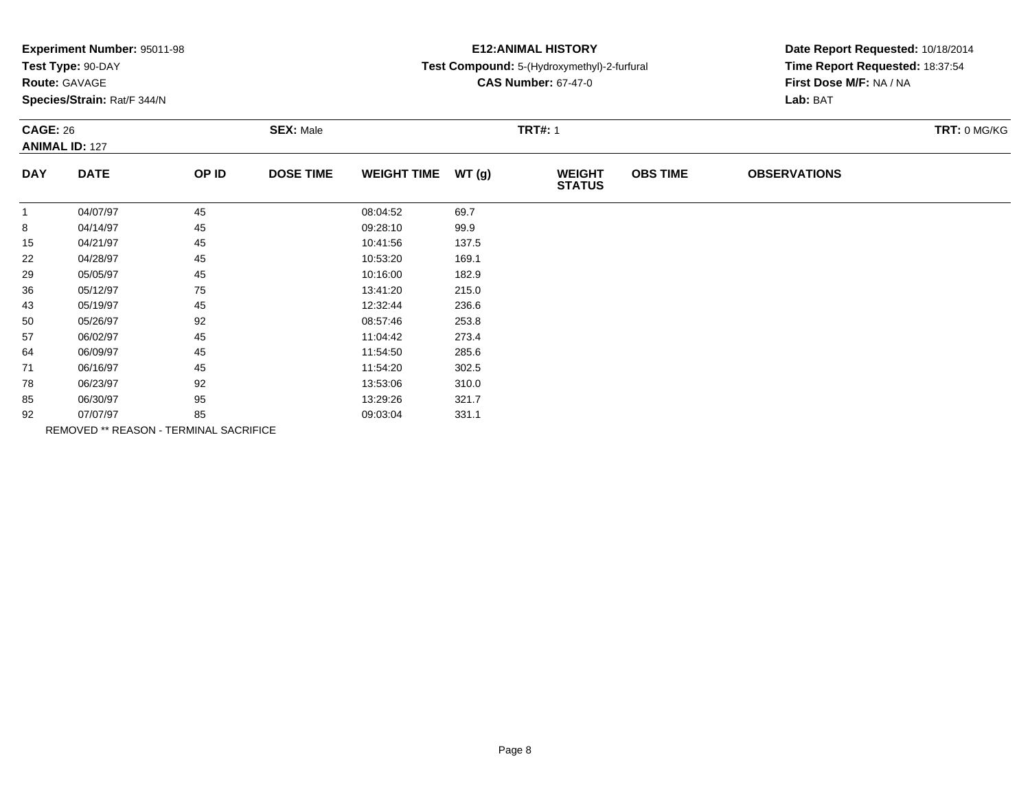**Experiment Number:** 95011-98
**Test Type:** 90-DAY
**Route:** GAVAGE
**Species/Strain:** Rat/F 344/N

**E12:ANIMAL HISTORY**
**Test Compound:** 5-(Hydroxymethyl)-2-furfural
**CAS Number:** 67-47-0

**Date Report Requested:** 10/18/2014
**Time Report Requested:** 18:37:54
**First Dose M/F:** NA / NA
**Lab:** BAT

**CAGE:** 26 **SEX:** Male **TRT#:** 1 **TRT:** 0 MG/KG
**ANIMAL ID:** 127

| DAY | DATE | OP ID | DOSE TIME | WEIGHT TIME | WT (g) | WEIGHT STATUS | OBS TIME | OBSERVATIONS |
|---|---|---|---|---|---|---|---|---|
| 1 | 04/07/97 | 45 | | 08:04:52 | 69.7 | | | |
| 8 | 04/14/97 | 45 | | 09:28:10 | 99.9 | | | |
| 15 | 04/21/97 | 45 | | 10:41:56 | 137.5 | | | |
| 22 | 04/28/97 | 45 | | 10:53:20 | 169.1 | | | |
| 29 | 05/05/97 | 45 | | 10:16:00 | 182.9 | | | |
| 36 | 05/12/97 | 75 | | 13:41:20 | 215.0 | | | |
| 43 | 05/19/97 | 45 | | 12:32:44 | 236.6 | | | |
| 50 | 05/26/97 | 92 | | 08:57:46 | 253.8 | | | |
| 57 | 06/02/97 | 45 | | 11:04:42 | 273.4 | | | |
| 64 | 06/09/97 | 45 | | 11:54:50 | 285.6 | | | |
| 71 | 06/16/97 | 45 | | 11:54:20 | 302.5 | | | |
| 78 | 06/23/97 | 92 | | 13:53:06 | 310.0 | | | |
| 85 | 06/30/97 | 95 | | 13:29:26 | 321.7 | | | |
| 92 | 07/07/97 | 85 | | 09:03:04 | 331.1 | | | |

REMOVED ** REASON - TERMINAL SACRIFICE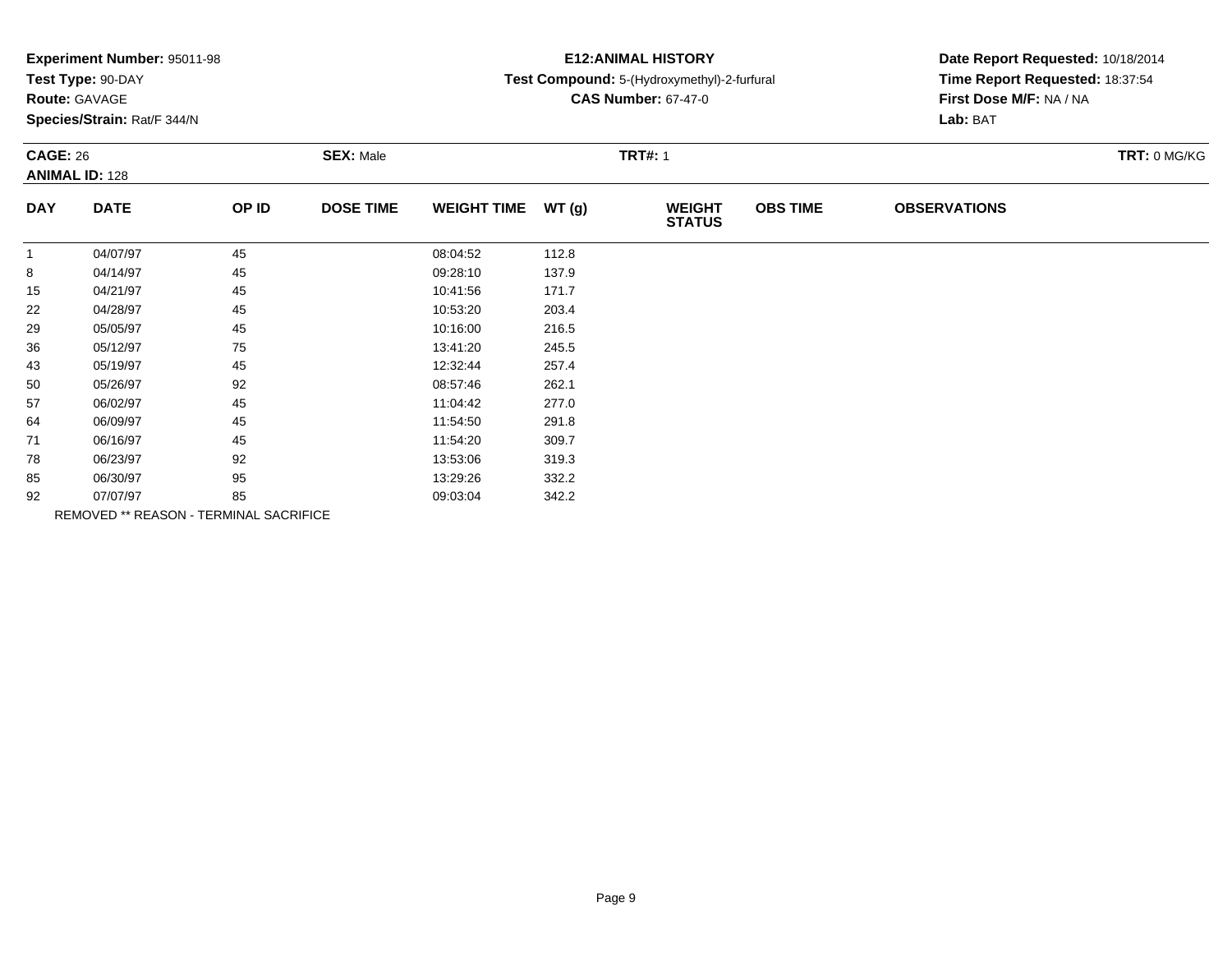**Experiment Number:** 95011-98
**Test Type:** 90-DAY
**Route:** GAVAGE
**Species/Strain:** Rat/F 344/N

**E12:ANIMAL HISTORY**
**Test Compound:** 5-(Hydroxymethyl)-2-furfural
**CAS Number:** 67-47-0

**Date Report Requested:** 10/18/2014
**Time Report Requested:** 18:37:54
**First Dose M/F:** NA / NA
**Lab:** BAT

**CAGE:** 26 **SEX:** Male **TRT#:** 1 **TRT:** 0 MG/KG
**ANIMAL ID:** 128

| DAY | DATE | OP ID | DOSE TIME | WEIGHT TIME | WT (g) | WEIGHT STATUS | OBS TIME | OBSERVATIONS |
|---|---|---|---|---|---|---|---|---|
| 1 | 04/07/97 | 45 | | 08:04:52 | 112.8 | | | |
| 8 | 04/14/97 | 45 | | 09:28:10 | 137.9 | | | |
| 15 | 04/21/97 | 45 | | 10:41:56 | 171.7 | | | |
| 22 | 04/28/97 | 45 | | 10:53:20 | 203.4 | | | |
| 29 | 05/05/97 | 45 | | 10:16:00 | 216.5 | | | |
| 36 | 05/12/97 | 75 | | 13:41:20 | 245.5 | | | |
| 43 | 05/19/97 | 45 | | 12:32:44 | 257.4 | | | |
| 50 | 05/26/97 | 92 | | 08:57:46 | 262.1 | | | |
| 57 | 06/02/97 | 45 | | 11:04:42 | 277.0 | | | |
| 64 | 06/09/97 | 45 | | 11:54:50 | 291.8 | | | |
| 71 | 06/16/97 | 45 | | 11:54:20 | 309.7 | | | |
| 78 | 06/23/97 | 92 | | 13:53:06 | 319.3 | | | |
| 85 | 06/30/97 | 95 | | 13:29:26 | 332.2 | | | |
| 92 | 07/07/97 | 85 | | 09:03:04 | 342.2 | | | |

REMOVED ** REASON - TERMINAL SACRIFICE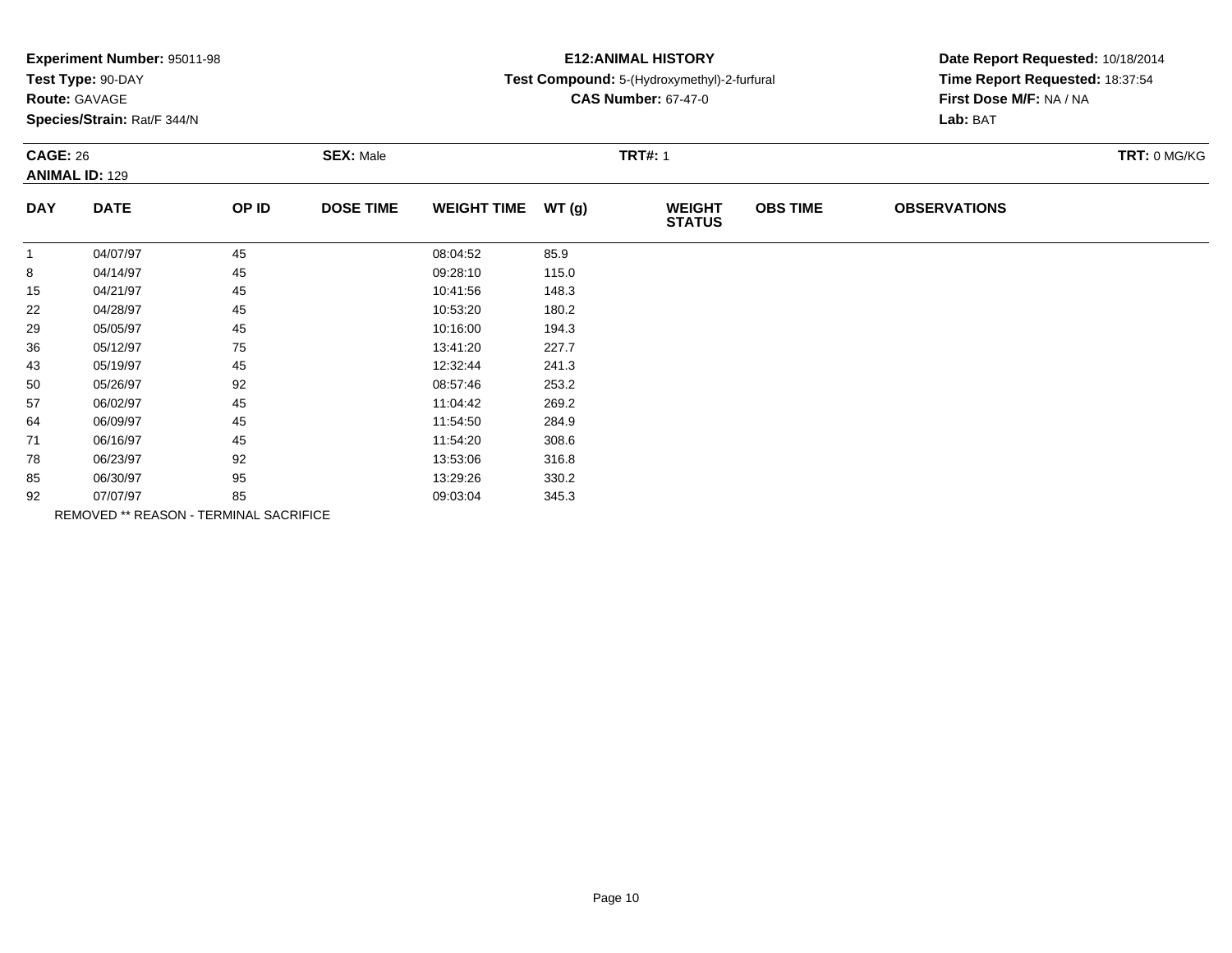**Experiment Number:** 95011-98
**Test Type:** 90-DAY
**Route:** GAVAGE
**Species/Strain:** Rat/F 344/N

**E12:ANIMAL HISTORY**
**Test Compound:** 5-(Hydroxymethyl)-2-furfural
**CAS Number:** 67-47-0

**Date Report Requested:** 10/18/2014
**Time Report Requested:** 18:37:54
**First Dose M/F:** NA / NA
**Lab:** BAT

**CAGE:** 26 **SEX:** Male **TRT#:** 1 **TRT:** 0 MG/KG
**ANIMAL ID:** 129

| DAY | DATE | OP ID | DOSE TIME | WEIGHT TIME | WT (g) | WEIGHT STATUS | OBS TIME | OBSERVATIONS |
|---|---|---|---|---|---|---|---|---|
| 1 | 04/07/97 | 45 | | 08:04:52 | 85.9 | | | |
| 8 | 04/14/97 | 45 | | 09:28:10 | 115.0 | | | |
| 15 | 04/21/97 | 45 | | 10:41:56 | 148.3 | | | |
| 22 | 04/28/97 | 45 | | 10:53:20 | 180.2 | | | |
| 29 | 05/05/97 | 45 | | 10:16:00 | 194.3 | | | |
| 36 | 05/12/97 | 75 | | 13:41:20 | 227.7 | | | |
| 43 | 05/19/97 | 45 | | 12:32:44 | 241.3 | | | |
| 50 | 05/26/97 | 92 | | 08:57:46 | 253.2 | | | |
| 57 | 06/02/97 | 45 | | 11:04:42 | 269.2 | | | |
| 64 | 06/09/97 | 45 | | 11:54:50 | 284.9 | | | |
| 71 | 06/16/97 | 45 | | 11:54:20 | 308.6 | | | |
| 78 | 06/23/97 | 92 | | 13:53:06 | 316.8 | | | |
| 85 | 06/30/97 | 95 | | 13:29:26 | 330.2 | | | |
| 92 | 07/07/97 | 85 | | 09:03:04 | 345.3 | | | |

REMOVED ** REASON - TERMINAL SACRIFICE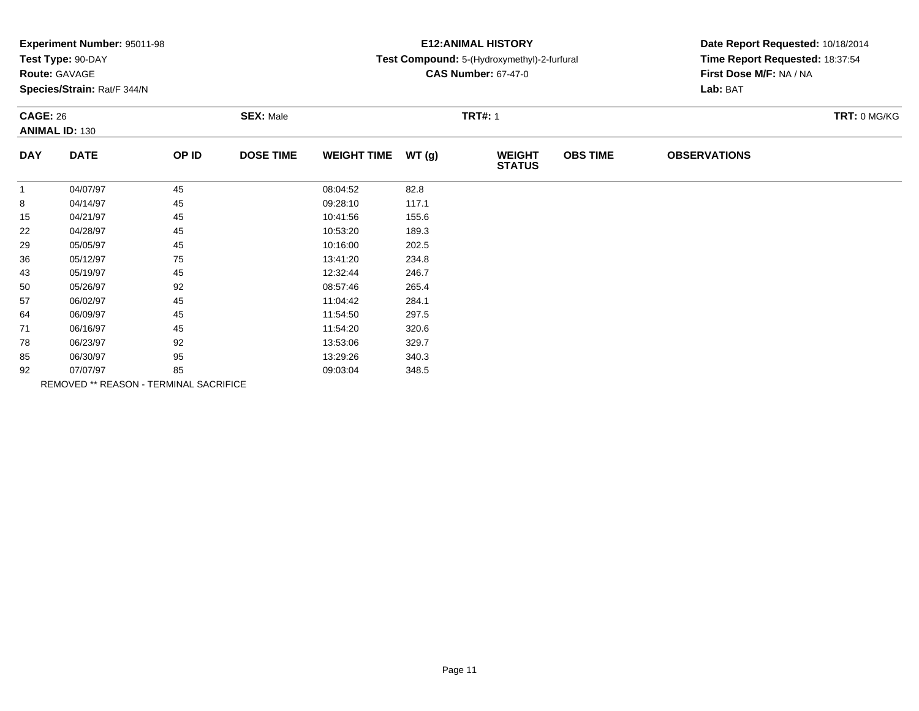**Experiment Number:** 95011-98
**Test Type:** 90-DAY
**Route:** GAVAGE
**Species/Strain:** Rat/F 344/N

**E12:ANIMAL HISTORY**
**Test Compound:** 5-(Hydroxymethyl)-2-furfural
**CAS Number:** 67-47-0

**Date Report Requested:** 10/18/2014
**Time Report Requested:** 18:37:54
**First Dose M/F:** NA / NA
**Lab:** BAT

**CAGE:** 26 **SEX:** Male **TRT#:** 1 **TRT:** 0 MG/KG
**ANIMAL ID:** 130

| DAY | DATE | OP ID | DOSE TIME | WEIGHT TIME | WT (g) | WEIGHT STATUS | OBS TIME | OBSERVATIONS |
|---|---|---|---|---|---|---|---|---|
| 1 | 04/07/97 | 45 | | 08:04:52 | 82.8 | | | |
| 8 | 04/14/97 | 45 | | 09:28:10 | 117.1 | | | |
| 15 | 04/21/97 | 45 | | 10:41:56 | 155.6 | | | |
| 22 | 04/28/97 | 45 | | 10:53:20 | 189.3 | | | |
| 29 | 05/05/97 | 45 | | 10:16:00 | 202.5 | | | |
| 36 | 05/12/97 | 75 | | 13:41:20 | 234.8 | | | |
| 43 | 05/19/97 | 45 | | 12:32:44 | 246.7 | | | |
| 50 | 05/26/97 | 92 | | 08:57:46 | 265.4 | | | |
| 57 | 06/02/97 | 45 | | 11:04:42 | 284.1 | | | |
| 64 | 06/09/97 | 45 | | 11:54:50 | 297.5 | | | |
| 71 | 06/16/97 | 45 | | 11:54:20 | 320.6 | | | |
| 78 | 06/23/97 | 92 | | 13:53:06 | 329.7 | | | |
| 85 | 06/30/97 | 95 | | 13:29:26 | 340.3 | | | |
| 92 | 07/07/97 | 85 | | 09:03:04 | 348.5 | | | |

REMOVED ** REASON - TERMINAL SACRIFICE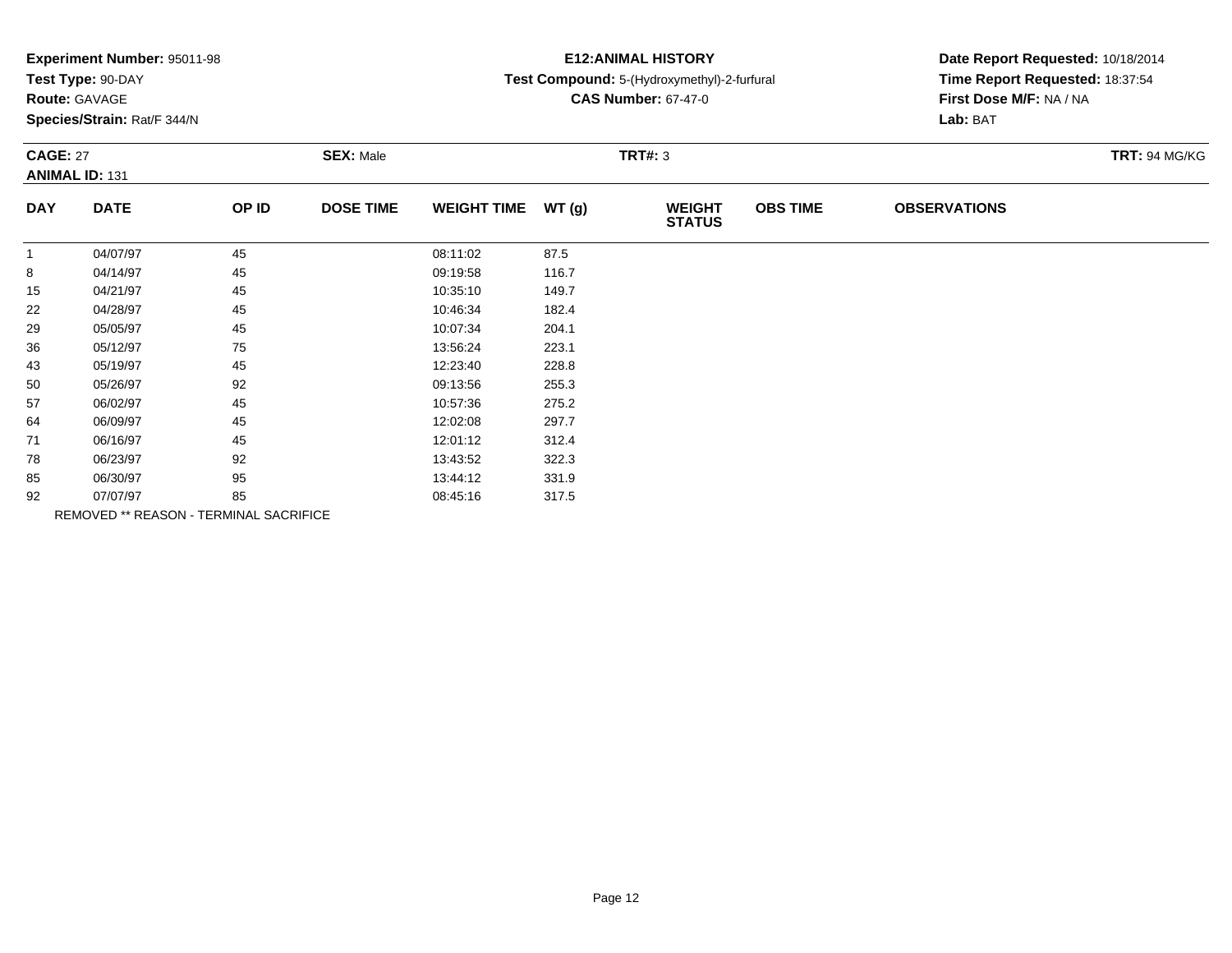**Experiment Number:** 95011-98
**Test Type:** 90-DAY
**Route:** GAVAGE
**Species/Strain:** Rat/F 344/N

**E12:ANIMAL HISTORY**
**Test Compound:** 5-(Hydroxymethyl)-2-furfural
**CAS Number:** 67-47-0

**Date Report Requested:** 10/18/2014
**Time Report Requested:** 18:37:54
**First Dose M/F:** NA / NA
**Lab:** BAT

**CAGE:** 27 **SEX:** Male **TRT#:** 3 **TRT:** 94 MG/KG
**ANIMAL ID:** 131

| DAY | DATE | OP ID | DOSE TIME | WEIGHT TIME | WT (g) | WEIGHT STATUS | OBS TIME | OBSERVATIONS |
|---|---|---|---|---|---|---|---|---|
| 1 | 04/07/97 | 45 | | 08:11:02 | 87.5 | | | |
| 8 | 04/14/97 | 45 | | 09:19:58 | 116.7 | | | |
| 15 | 04/21/97 | 45 | | 10:35:10 | 149.7 | | | |
| 22 | 04/28/97 | 45 | | 10:46:34 | 182.4 | | | |
| 29 | 05/05/97 | 45 | | 10:07:34 | 204.1 | | | |
| 36 | 05/12/97 | 75 | | 13:56:24 | 223.1 | | | |
| 43 | 05/19/97 | 45 | | 12:23:40 | 228.8 | | | |
| 50 | 05/26/97 | 92 | | 09:13:56 | 255.3 | | | |
| 57 | 06/02/97 | 45 | | 10:57:36 | 275.2 | | | |
| 64 | 06/09/97 | 45 | | 12:02:08 | 297.7 | | | |
| 71 | 06/16/97 | 45 | | 12:01:12 | 312.4 | | | |
| 78 | 06/23/97 | 92 | | 13:43:52 | 322.3 | | | |
| 85 | 06/30/97 | 95 | | 13:44:12 | 331.9 | | | |
| 92 | 07/07/97 | 85 | | 08:45:16 | 317.5 | | | |

REMOVED ** REASON - TERMINAL SACRIFICE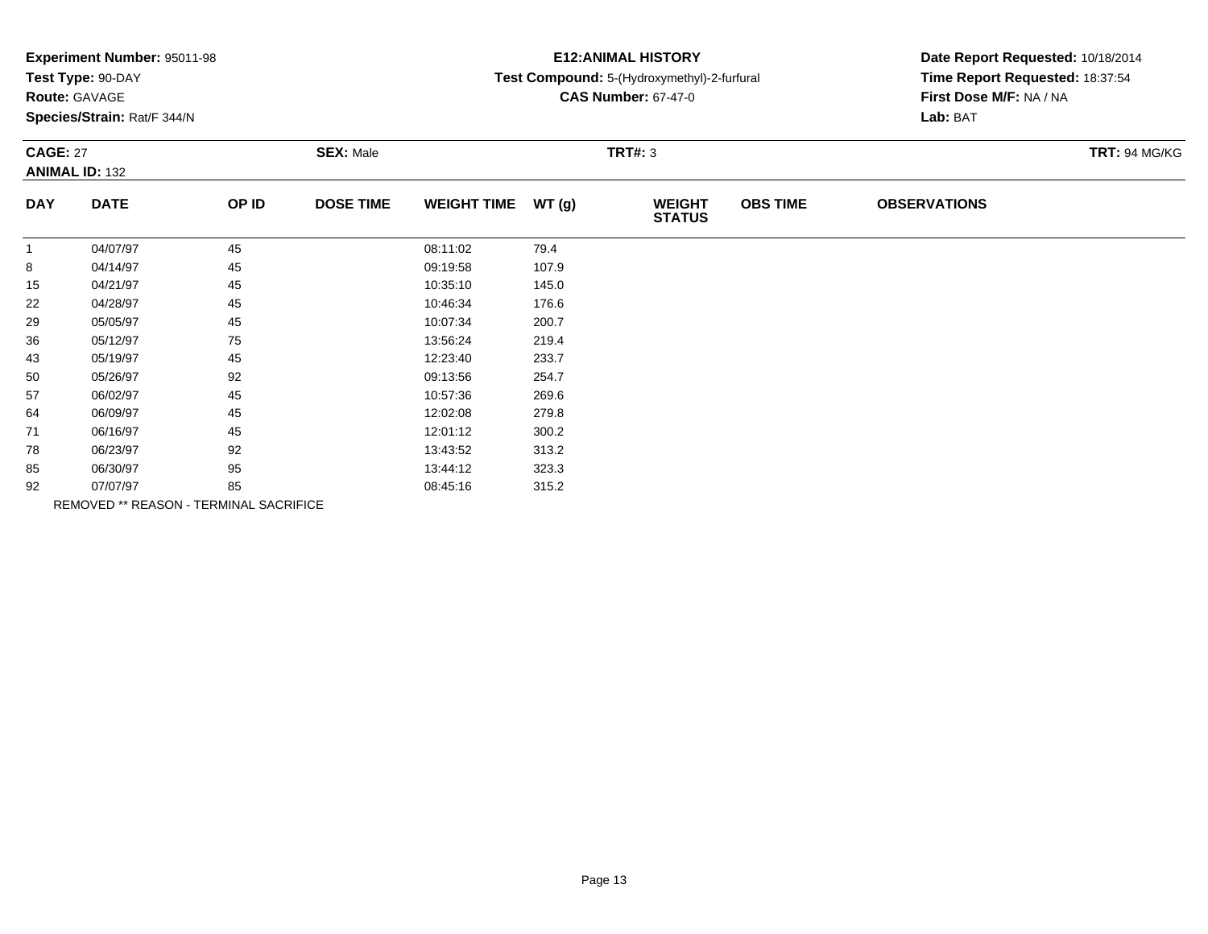**Experiment Number:** 95011-98
**Test Type:** 90-DAY
**Route:** GAVAGE
**Species/Strain:** Rat/F 344/N

**E12:ANIMAL HISTORY**
**Test Compound:** 5-(Hydroxymethyl)-2-furfural
**CAS Number:** 67-47-0

**Date Report Requested:** 10/18/2014
**Time Report Requested:** 18:37:54
**First Dose M/F:** NA / NA
**Lab:** BAT

**CAGE:** 27 **SEX:** Male **TRT#:** 3 **TRT:** 94 MG/KG
**ANIMAL ID:** 132

| DAY | DATE | OP ID | DOSE TIME | WEIGHT TIME | WT (g) | WEIGHT STATUS | OBS TIME | OBSERVATIONS |
|---|---|---|---|---|---|---|---|---|
| 1 | 04/07/97 | 45 | | 08:11:02 | 79.4 | | | |
| 8 | 04/14/97 | 45 | | 09:19:58 | 107.9 | | | |
| 15 | 04/21/97 | 45 | | 10:35:10 | 145.0 | | | |
| 22 | 04/28/97 | 45 | | 10:46:34 | 176.6 | | | |
| 29 | 05/05/97 | 45 | | 10:07:34 | 200.7 | | | |
| 36 | 05/12/97 | 75 | | 13:56:24 | 219.4 | | | |
| 43 | 05/19/97 | 45 | | 12:23:40 | 233.7 | | | |
| 50 | 05/26/97 | 92 | | 09:13:56 | 254.7 | | | |
| 57 | 06/02/97 | 45 | | 10:57:36 | 269.6 | | | |
| 64 | 06/09/97 | 45 | | 12:02:08 | 279.8 | | | |
| 71 | 06/16/97 | 45 | | 12:01:12 | 300.2 | | | |
| 78 | 06/23/97 | 92 | | 13:43:52 | 313.2 | | | |
| 85 | 06/30/97 | 95 | | 13:44:12 | 323.3 | | | |
| 92 | 07/07/97 | 85 | | 08:45:16 | 315.2 | | | |

REMOVED ** REASON - TERMINAL SACRIFICE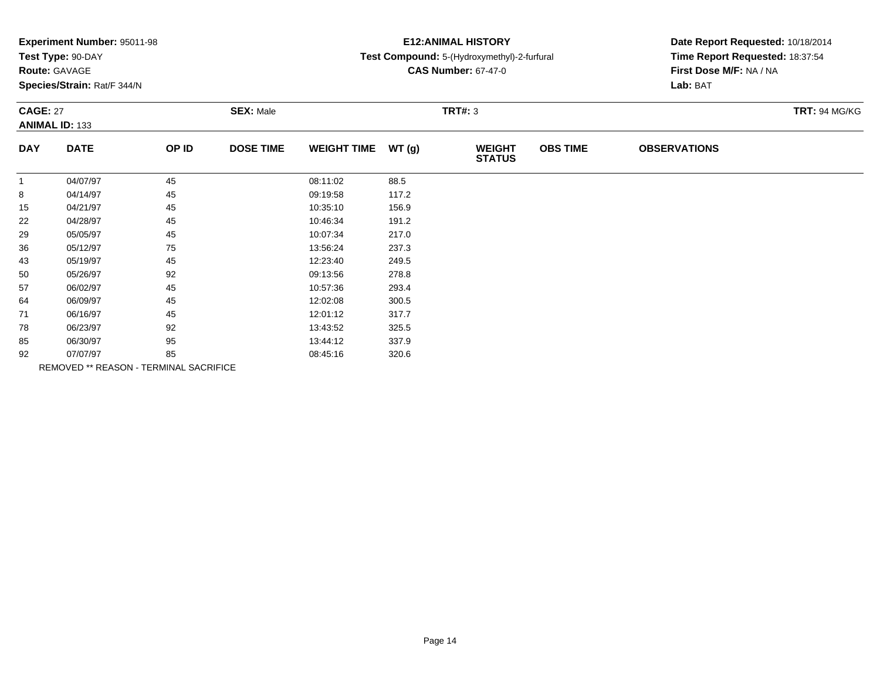**Experiment Number:** 95011-98
**Test Type:** 90-DAY
**Route:** GAVAGE
**Species/Strain:** Rat/F 344/N

**E12:ANIMAL HISTORY**
**Test Compound:** 5-(Hydroxymethyl)-2-furfural
**CAS Number:** 67-47-0

**Date Report Requested:** 10/18/2014
**Time Report Requested:** 18:37:54
**First Dose M/F:** NA / NA
**Lab:** BAT

**CAGE:** 27 **SEX:** Male **TRT#:** 3 **TRT:** 94 MG/KG
**ANIMAL ID:** 133

| DAY | DATE | OP ID | DOSE TIME | WEIGHT TIME | WT (g) | WEIGHT STATUS | OBS TIME | OBSERVATIONS |
|---|---|---|---|---|---|---|---|---|
| 1 | 04/07/97 | 45 | | 08:11:02 | 88.5 | | | |
| 8 | 04/14/97 | 45 | | 09:19:58 | 117.2 | | | |
| 15 | 04/21/97 | 45 | | 10:35:10 | 156.9 | | | |
| 22 | 04/28/97 | 45 | | 10:46:34 | 191.2 | | | |
| 29 | 05/05/97 | 45 | | 10:07:34 | 217.0 | | | |
| 36 | 05/12/97 | 75 | | 13:56:24 | 237.3 | | | |
| 43 | 05/19/97 | 45 | | 12:23:40 | 249.5 | | | |
| 50 | 05/26/97 | 92 | | 09:13:56 | 278.8 | | | |
| 57 | 06/02/97 | 45 | | 10:57:36 | 293.4 | | | |
| 64 | 06/09/97 | 45 | | 12:02:08 | 300.5 | | | |
| 71 | 06/16/97 | 45 | | 12:01:12 | 317.7 | | | |
| 78 | 06/23/97 | 92 | | 13:43:52 | 325.5 | | | |
| 85 | 06/30/97 | 95 | | 13:44:12 | 337.9 | | | |
| 92 | 07/07/97 | 85 | | 08:45:16 | 320.6 | | | |

REMOVED ** REASON - TERMINAL SACRIFICE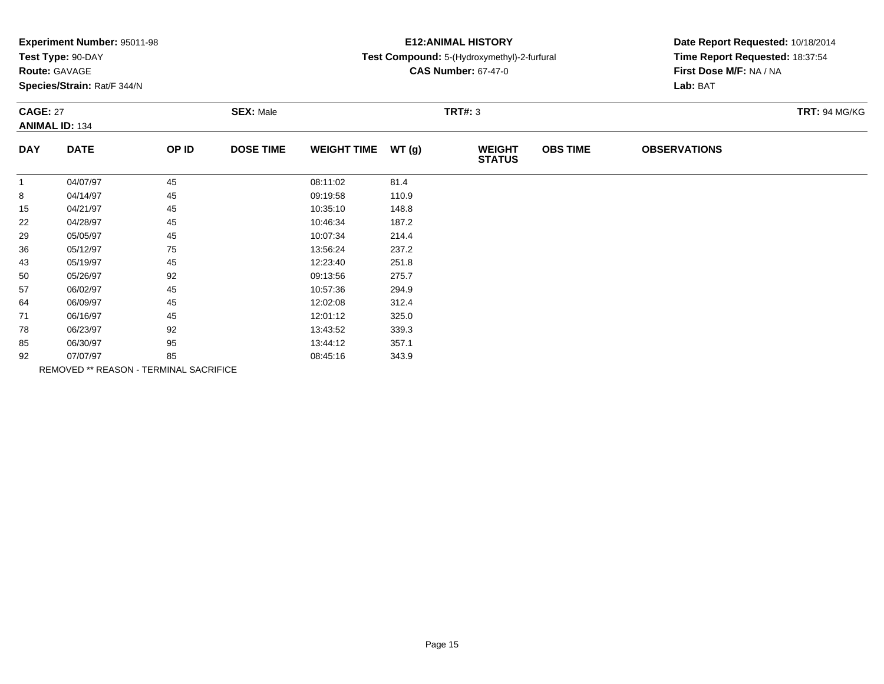**Experiment Number:** 95011-98
**Test Type:** 90-DAY
**Route:** GAVAGE
**Species/Strain:** Rat/F 344/N

**E12:ANIMAL HISTORY**
**Test Compound:** 5-(Hydroxymethyl)-2-furfural
**CAS Number:** 67-47-0

**Date Report Requested:** 10/18/2014
**Time Report Requested:** 18:37:54
**First Dose M/F:** NA / NA
**Lab:** BAT

**CAGE:** 27 | **SEX:** Male | **TRT#:** 3 | **TRT:** 94 MG/KG
**ANIMAL ID:** 134

| DAY | DATE | OP ID | DOSE TIME | WEIGHT TIME | WT (g) | WEIGHT STATUS | OBS TIME | OBSERVATIONS |
|---|---|---|---|---|---|---|---|---|
| 1 | 04/07/97 | 45 | | 08:11:02 | 81.4 | | | |
| 8 | 04/14/97 | 45 | | 09:19:58 | 110.9 | | | |
| 15 | 04/21/97 | 45 | | 10:35:10 | 148.8 | | | |
| 22 | 04/28/97 | 45 | | 10:46:34 | 187.2 | | | |
| 29 | 05/05/97 | 45 | | 10:07:34 | 214.4 | | | |
| 36 | 05/12/97 | 75 | | 13:56:24 | 237.2 | | | |
| 43 | 05/19/97 | 45 | | 12:23:40 | 251.8 | | | |
| 50 | 05/26/97 | 92 | | 09:13:56 | 275.7 | | | |
| 57 | 06/02/97 | 45 | | 10:57:36 | 294.9 | | | |
| 64 | 06/09/97 | 45 | | 12:02:08 | 312.4 | | | |
| 71 | 06/16/97 | 45 | | 12:01:12 | 325.0 | | | |
| 78 | 06/23/97 | 92 | | 13:43:52 | 339.3 | | | |
| 85 | 06/30/97 | 95 | | 13:44:12 | 357.1 | | | |
| 92 | 07/07/97 | 85 | | 08:45:16 | 343.9 | | | |

REMOVED ** REASON - TERMINAL SACRIFICE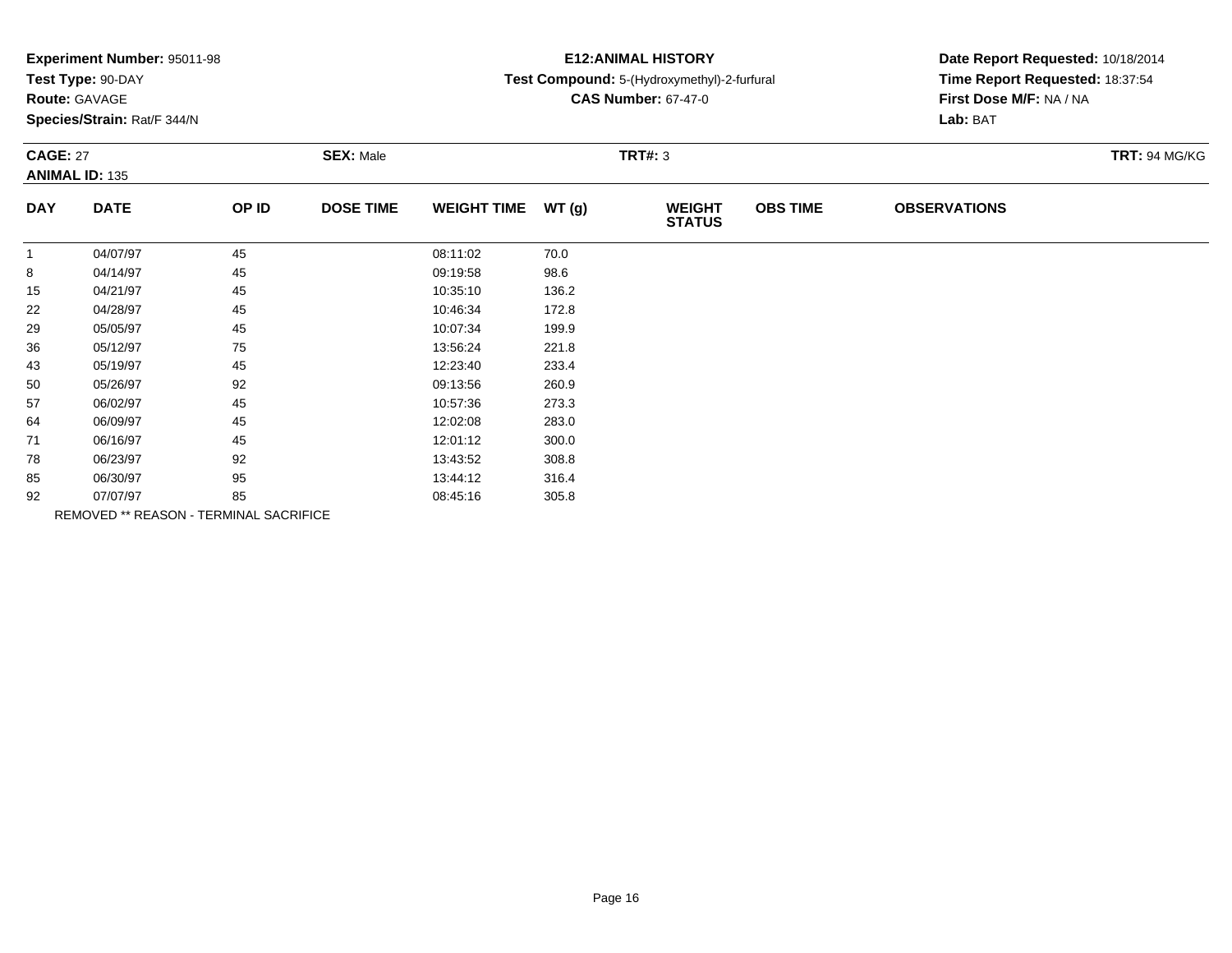**Experiment Number:** 95011-98
**Test Type:** 90-DAY
**Route:** GAVAGE
**Species/Strain:** Rat/F 344/N

**E12:ANIMAL HISTORY**
**Test Compound:** 5-(Hydroxymethyl)-2-furfural
**CAS Number:** 67-47-0

**Date Report Requested:** 10/18/2014
**Time Report Requested:** 18:37:54
**First Dose M/F:** NA / NA
**Lab:** BAT

**CAGE:** 27 **SEX:** Male **TRT#:** 3 **TRT:** 94 MG/KG
**ANIMAL ID:** 135

| DAY | DATE | OP ID | DOSE TIME | WEIGHT TIME | WT (g) | WEIGHT STATUS | OBS TIME | OBSERVATIONS |
|---|---|---|---|---|---|---|---|---|
| 1 | 04/07/97 | 45 | | 08:11:02 | 70.0 | | | |
| 8 | 04/14/97 | 45 | | 09:19:58 | 98.6 | | | |
| 15 | 04/21/97 | 45 | | 10:35:10 | 136.2 | | | |
| 22 | 04/28/97 | 45 | | 10:46:34 | 172.8 | | | |
| 29 | 05/05/97 | 45 | | 10:07:34 | 199.9 | | | |
| 36 | 05/12/97 | 75 | | 13:56:24 | 221.8 | | | |
| 43 | 05/19/97 | 45 | | 12:23:40 | 233.4 | | | |
| 50 | 05/26/97 | 92 | | 09:13:56 | 260.9 | | | |
| 57 | 06/02/97 | 45 | | 10:57:36 | 273.3 | | | |
| 64 | 06/09/97 | 45 | | 12:02:08 | 283.0 | | | |
| 71 | 06/16/97 | 45 | | 12:01:12 | 300.0 | | | |
| 78 | 06/23/97 | 92 | | 13:43:52 | 308.8 | | | |
| 85 | 06/30/97 | 95 | | 13:44:12 | 316.4 | | | |
| 92 | 07/07/97 | 85 | | 08:45:16 | 305.8 | | | |

REMOVED ** REASON - TERMINAL SACRIFICE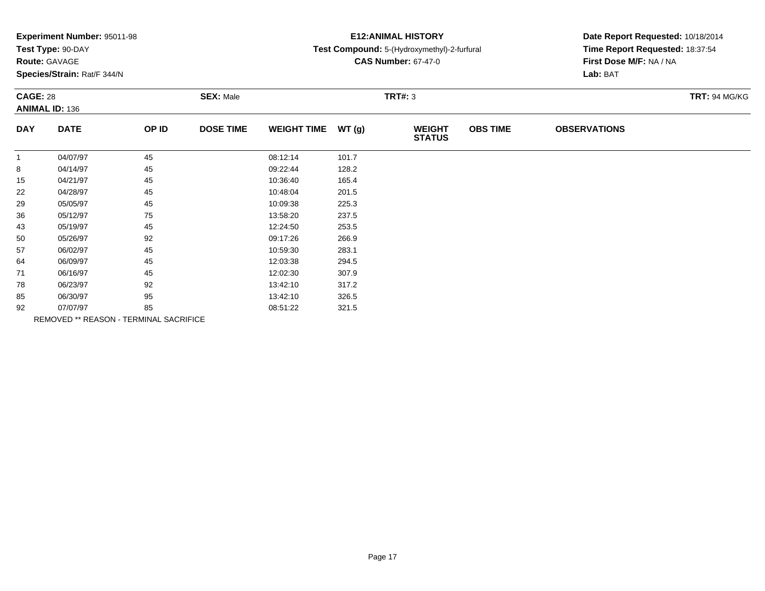**Experiment Number:** 95011-98
**Test Type:** 90-DAY
**Route:** GAVAGE
**Species/Strain:** Rat/F 344/N

**E12:ANIMAL HISTORY**
**Test Compound:** 5-(Hydroxymethyl)-2-furfural
**CAS Number:** 67-47-0

**Date Report Requested:** 10/18/2014
**Time Report Requested:** 18:37:54
**First Dose M/F:** NA / NA
**Lab:** BAT

**CAGE:** 28 **SEX:** Male **TRT#:** 3 **TRT:** 94 MG/KG
**ANIMAL ID:** 136

| DAY | DATE | OP ID | DOSE TIME | WEIGHT TIME | WT (g) | WEIGHT STATUS | OBS TIME | OBSERVATIONS |
|---|---|---|---|---|---|---|---|---|
| 1 | 04/07/97 | 45 | | 08:12:14 | 101.7 | | | |
| 8 | 04/14/97 | 45 | | 09:22:44 | 128.2 | | | |
| 15 | 04/21/97 | 45 | | 10:36:40 | 165.4 | | | |
| 22 | 04/28/97 | 45 | | 10:48:04 | 201.5 | | | |
| 29 | 05/05/97 | 45 | | 10:09:38 | 225.3 | | | |
| 36 | 05/12/97 | 75 | | 13:58:20 | 237.5 | | | |
| 43 | 05/19/97 | 45 | | 12:24:50 | 253.5 | | | |
| 50 | 05/26/97 | 92 | | 09:17:26 | 266.9 | | | |
| 57 | 06/02/97 | 45 | | 10:59:30 | 283.1 | | | |
| 64 | 06/09/97 | 45 | | 12:03:38 | 294.5 | | | |
| 71 | 06/16/97 | 45 | | 12:02:30 | 307.9 | | | |
| 78 | 06/23/97 | 92 | | 13:42:10 | 317.2 | | | |
| 85 | 06/30/97 | 95 | | 13:42:10 | 326.5 | | | |
| 92 | 07/07/97 | 85 | | 08:51:22 | 321.5 | | | |

REMOVED ** REASON - TERMINAL SACRIFICE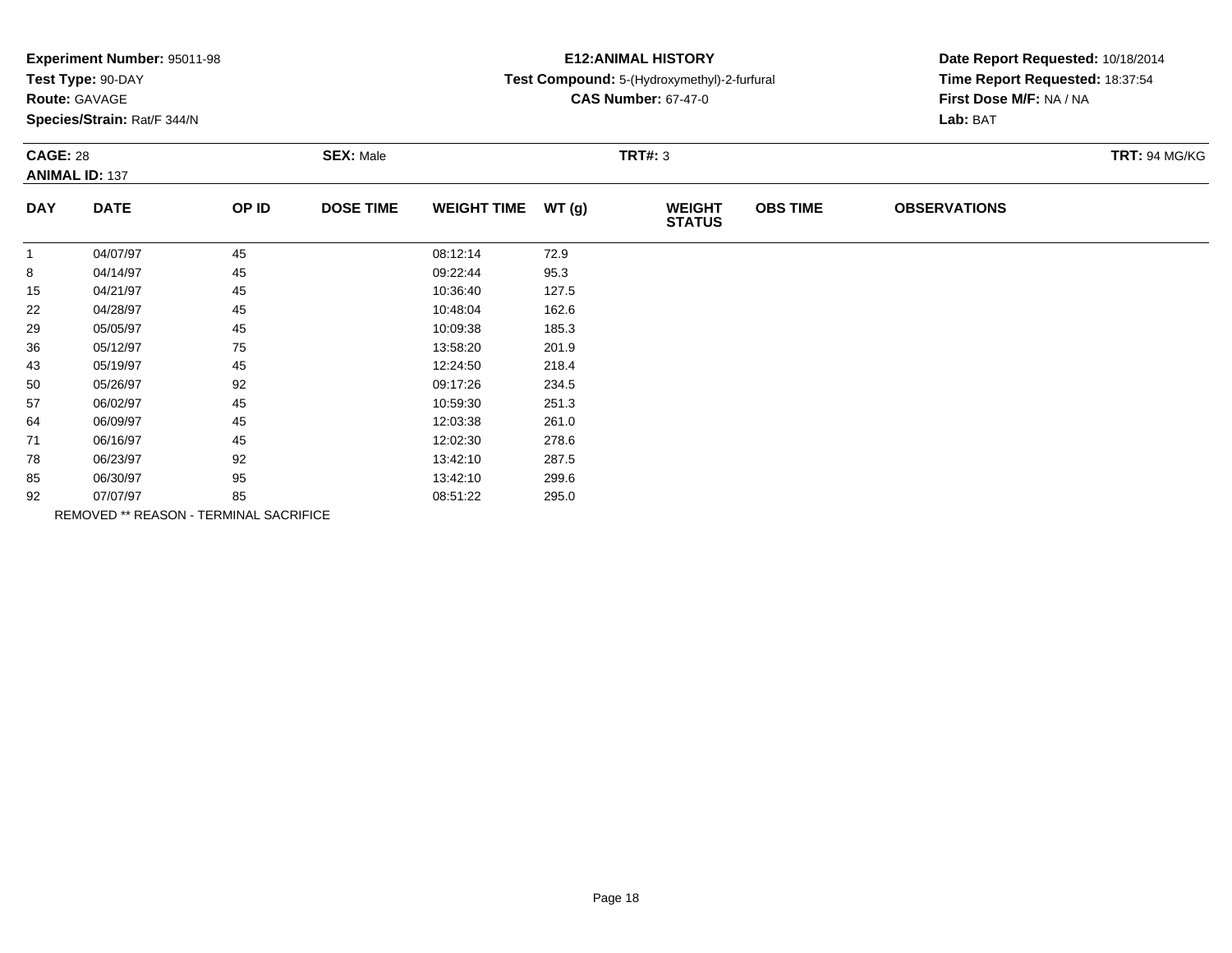**Experiment Number:** 95011-98
**Test Type:** 90-DAY
**Route:** GAVAGE
**Species/Strain:** Rat/F 344/N

**E12:ANIMAL HISTORY**
**Test Compound:** 5-(Hydroxymethyl)-2-furfural
**CAS Number:** 67-47-0

**Date Report Requested:** 10/18/2014
**Time Report Requested:** 18:37:54
**First Dose M/F:** NA / NA
**Lab:** BAT

**CAGE:** 28 **SEX:** Male **TRT#:** 3 **TRT:** 94 MG/KG
**ANIMAL ID:** 137

| DAY | DATE | OP ID | DOSE TIME | WEIGHT TIME | WT (g) | WEIGHT STATUS | OBS TIME | OBSERVATIONS |
|---|---|---|---|---|---|---|---|---|
| 1 | 04/07/97 | 45 | | 08:12:14 | 72.9 | | | |
| 8 | 04/14/97 | 45 | | 09:22:44 | 95.3 | | | |
| 15 | 04/21/97 | 45 | | 10:36:40 | 127.5 | | | |
| 22 | 04/28/97 | 45 | | 10:48:04 | 162.6 | | | |
| 29 | 05/05/97 | 45 | | 10:09:38 | 185.3 | | | |
| 36 | 05/12/97 | 75 | | 13:58:20 | 201.9 | | | |
| 43 | 05/19/97 | 45 | | 12:24:50 | 218.4 | | | |
| 50 | 05/26/97 | 92 | | 09:17:26 | 234.5 | | | |
| 57 | 06/02/97 | 45 | | 10:59:30 | 251.3 | | | |
| 64 | 06/09/97 | 45 | | 12:03:38 | 261.0 | | | |
| 71 | 06/16/97 | 45 | | 12:02:30 | 278.6 | | | |
| 78 | 06/23/97 | 92 | | 13:42:10 | 287.5 | | | |
| 85 | 06/30/97 | 95 | | 13:42:10 | 299.6 | | | |
| 92 | 07/07/97 | 85 | | 08:51:22 | 295.0 | | | |

REMOVED ** REASON - TERMINAL SACRIFICE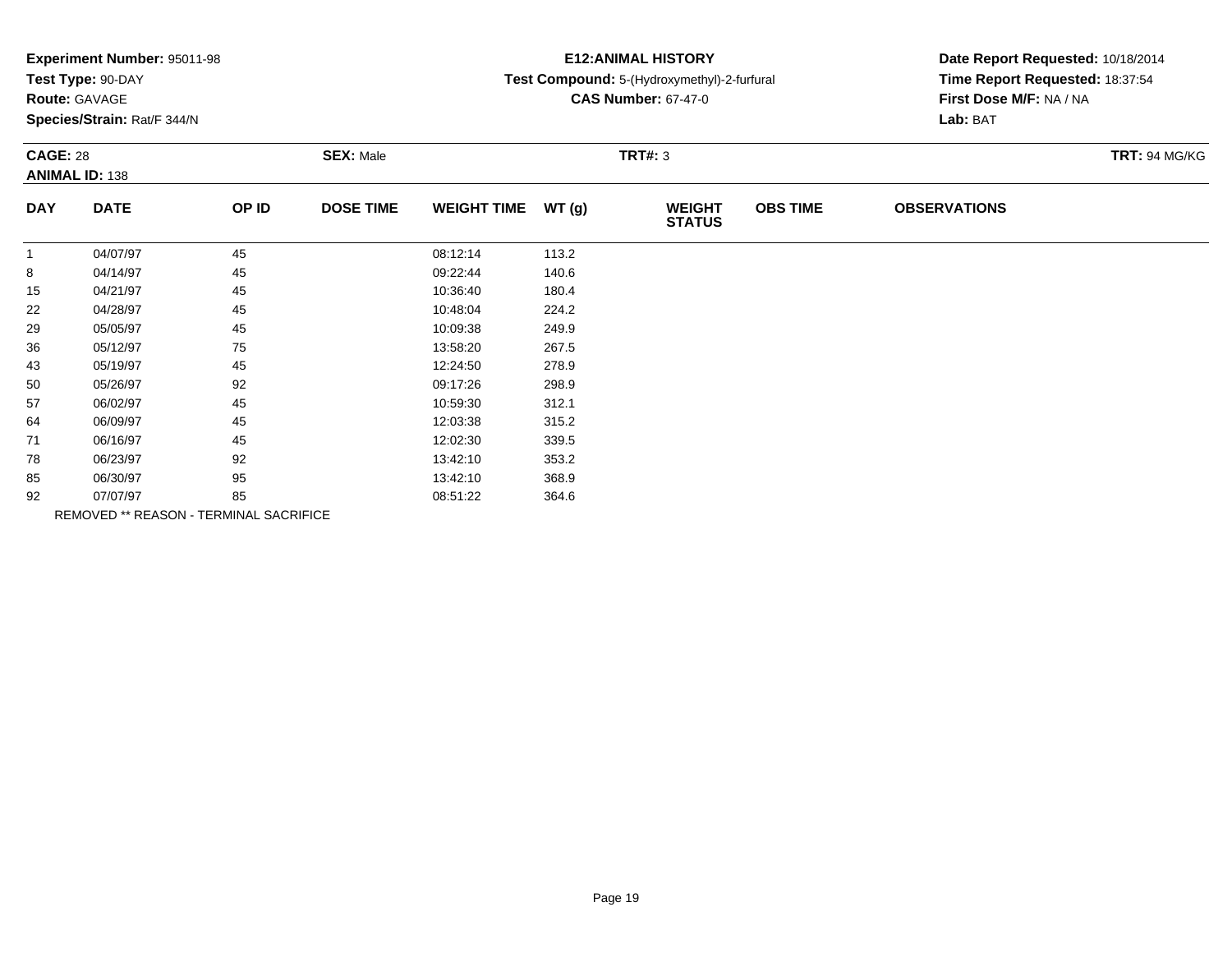**Experiment Number:** 95011-98
**Test Type:** 90-DAY
**Route:** GAVAGE
**Species/Strain:** Rat/F 344/N

**E12:ANIMAL HISTORY**
**Test Compound:** 5-(Hydroxymethyl)-2-furfural
**CAS Number:** 67-47-0

**Date Report Requested:** 10/18/2014
**Time Report Requested:** 18:37:54
**First Dose M/F:** NA / NA
**Lab:** BAT

**CAGE:** 28 **SEX:** Male **TRT#:** 3 **TRT:** 94 MG/KG
**ANIMAL ID:** 138

| DAY | DATE | OP ID | DOSE TIME | WEIGHT TIME | WT (g) | WEIGHT STATUS | OBS TIME | OBSERVATIONS |
|---|---|---|---|---|---|---|---|---|
| 1 | 04/07/97 | 45 | | 08:12:14 | 113.2 | | | |
| 8 | 04/14/97 | 45 | | 09:22:44 | 140.6 | | | |
| 15 | 04/21/97 | 45 | | 10:36:40 | 180.4 | | | |
| 22 | 04/28/97 | 45 | | 10:48:04 | 224.2 | | | |
| 29 | 05/05/97 | 45 | | 10:09:38 | 249.9 | | | |
| 36 | 05/12/97 | 75 | | 13:58:20 | 267.5 | | | |
| 43 | 05/19/97 | 45 | | 12:24:50 | 278.9 | | | |
| 50 | 05/26/97 | 92 | | 09:17:26 | 298.9 | | | |
| 57 | 06/02/97 | 45 | | 10:59:30 | 312.1 | | | |
| 64 | 06/09/97 | 45 | | 12:03:38 | 315.2 | | | |
| 71 | 06/16/97 | 45 | | 12:02:30 | 339.5 | | | |
| 78 | 06/23/97 | 92 | | 13:42:10 | 353.2 | | | |
| 85 | 06/30/97 | 95 | | 13:42:10 | 368.9 | | | |
| 92 | 07/07/97 | 85 | | 08:51:22 | 364.6 | | | |

REMOVED ** REASON - TERMINAL SACRIFICE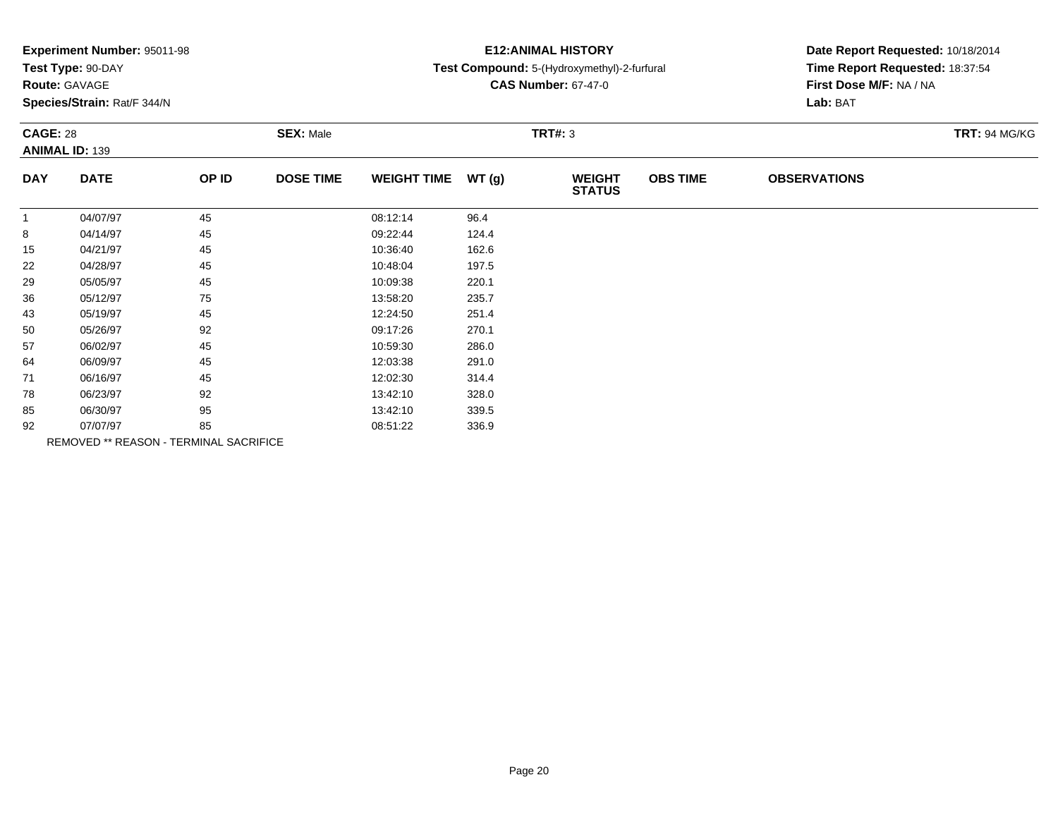**Experiment Number:** 95011-98
**Test Type:** 90-DAY
**Route:** GAVAGE
**Species/Strain:** Rat/F 344/N

**E12:ANIMAL HISTORY**
**Test Compound:** 5-(Hydroxymethyl)-2-furfural
**CAS Number:** 67-47-0

**Date Report Requested:** 10/18/2014
**Time Report Requested:** 18:37:54
**First Dose M/F:** NA / NA
**Lab:** BAT

**CAGE:** 28 **SEX:** Male **TRT#:** 3 **TRT:** 94 MG/KG
**ANIMAL ID:** 139

| DAY | DATE | OP ID | DOSE TIME | WEIGHT TIME | WT (g) | WEIGHT STATUS | OBS TIME | OBSERVATIONS |
|---|---|---|---|---|---|---|---|---|
| 1 | 04/07/97 | 45 | | 08:12:14 | 96.4 | | | |
| 8 | 04/14/97 | 45 | | 09:22:44 | 124.4 | | | |
| 15 | 04/21/97 | 45 | | 10:36:40 | 162.6 | | | |
| 22 | 04/28/97 | 45 | | 10:48:04 | 197.5 | | | |
| 29 | 05/05/97 | 45 | | 10:09:38 | 220.1 | | | |
| 36 | 05/12/97 | 75 | | 13:58:20 | 235.7 | | | |
| 43 | 05/19/97 | 45 | | 12:24:50 | 251.4 | | | |
| 50 | 05/26/97 | 92 | | 09:17:26 | 270.1 | | | |
| 57 | 06/02/97 | 45 | | 10:59:30 | 286.0 | | | |
| 64 | 06/09/97 | 45 | | 12:03:38 | 291.0 | | | |
| 71 | 06/16/97 | 45 | | 12:02:30 | 314.4 | | | |
| 78 | 06/23/97 | 92 | | 13:42:10 | 328.0 | | | |
| 85 | 06/30/97 | 95 | | 13:42:10 | 339.5 | | | |
| 92 | 07/07/97 | 85 | | 08:51:22 | 336.9 | | | |

REMOVED ** REASON - TERMINAL SACRIFICE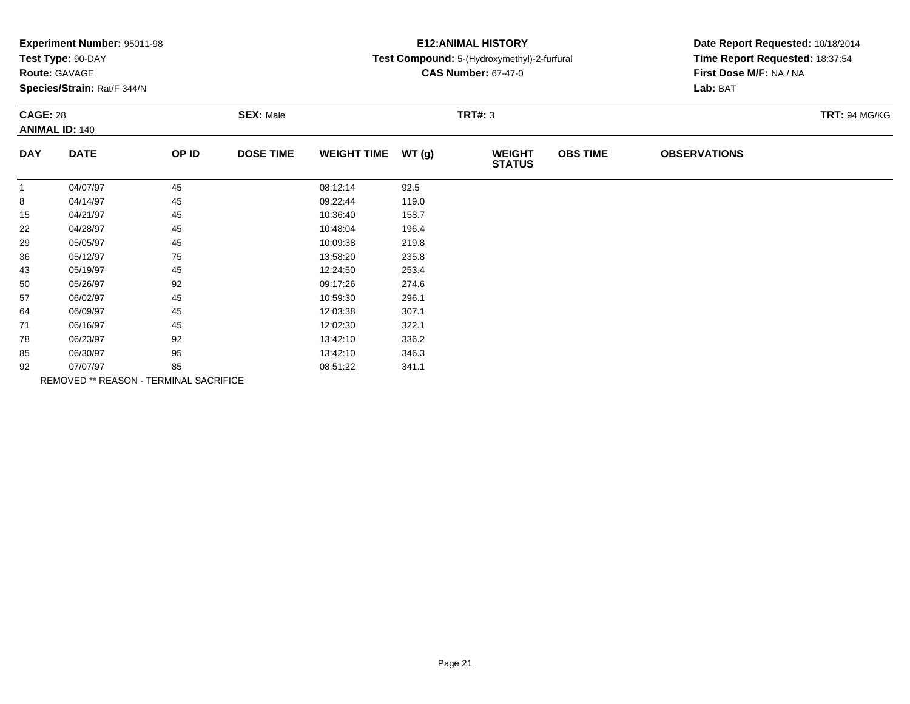**Experiment Number:** 95011-98
**Test Type:** 90-DAY
**Route:** GAVAGE
**Species/Strain:** Rat/F 344/N

**E12:ANIMAL HISTORY**
**Test Compound:** 5-(Hydroxymethyl)-2-furfural
**CAS Number:** 67-47-0

**Date Report Requested:** 10/18/2014
**Time Report Requested:** 18:37:54
**First Dose M/F:** NA / NA
**Lab:** BAT

**CAGE:** 28 **SEX:** Male **TRT#:** 3 **TRT:** 94 MG/KG
**ANIMAL ID:** 140

| DAY | DATE | OP ID | DOSE TIME | WEIGHT TIME | WT (g) | WEIGHT STATUS | OBS TIME | OBSERVATIONS |
|---|---|---|---|---|---|---|---|---|
| 1 | 04/07/97 | 45 | | 08:12:14 | 92.5 | | | |
| 8 | 04/14/97 | 45 | | 09:22:44 | 119.0 | | | |
| 15 | 04/21/97 | 45 | | 10:36:40 | 158.7 | | | |
| 22 | 04/28/97 | 45 | | 10:48:04 | 196.4 | | | |
| 29 | 05/05/97 | 45 | | 10:09:38 | 219.8 | | | |
| 36 | 05/12/97 | 75 | | 13:58:20 | 235.8 | | | |
| 43 | 05/19/97 | 45 | | 12:24:50 | 253.4 | | | |
| 50 | 05/26/97 | 92 | | 09:17:26 | 274.6 | | | |
| 57 | 06/02/97 | 45 | | 10:59:30 | 296.1 | | | |
| 64 | 06/09/97 | 45 | | 12:03:38 | 307.1 | | | |
| 71 | 06/16/97 | 45 | | 12:02:30 | 322.1 | | | |
| 78 | 06/23/97 | 92 | | 13:42:10 | 336.2 | | | |
| 85 | 06/30/97 | 95 | | 13:42:10 | 346.3 | | | |
| 92 | 07/07/97 | 85 | | 08:51:22 | 341.1 | | | |

REMOVED ** REASON - TERMINAL SACRIFICE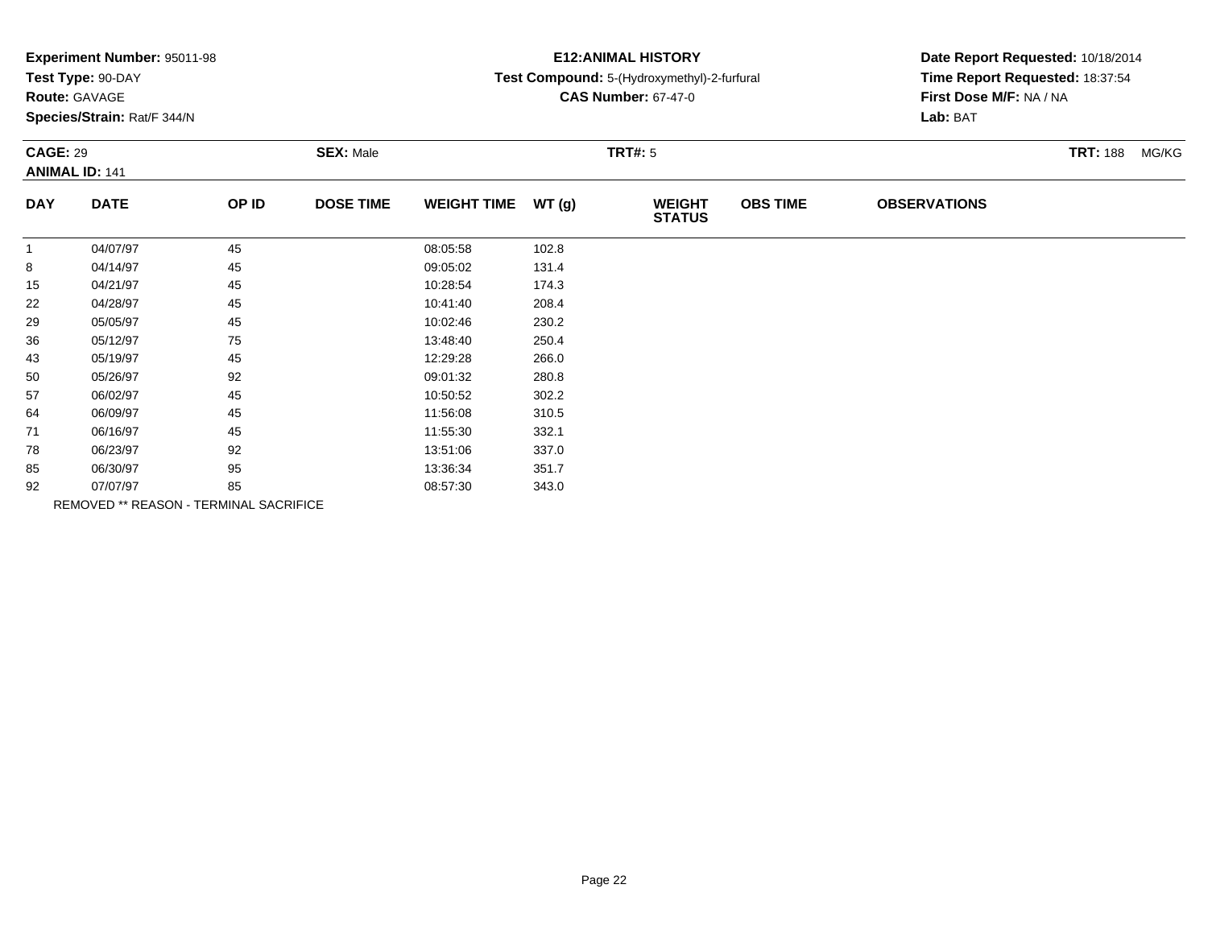**Experiment Number:** 95011-98
**Test Type:** 90-DAY
**Route:** GAVAGE
**Species/Strain:** Rat/F 344/N

**E12:ANIMAL HISTORY**
**Test Compound:** 5-(Hydroxymethyl)-2-furfural
**CAS Number:** 67-47-0

**Date Report Requested:** 10/18/2014
**Time Report Requested:** 18:37:54
**First Dose M/F:** NA / NA
**Lab:** BAT

**CAGE:** 29 **SEX:** Male **TRT#:** 5 **TRT:** 188 MG/KG
**ANIMAL ID:** 141

| DAY | DATE | OP ID | DOSE TIME | WEIGHT TIME | WT (g) | WEIGHT STATUS | OBS TIME | OBSERVATIONS |
|---|---|---|---|---|---|---|---|---|
| 1 | 04/07/97 | 45 | | 08:05:58 | 102.8 | | | |
| 8 | 04/14/97 | 45 | | 09:05:02 | 131.4 | | | |
| 15 | 04/21/97 | 45 | | 10:28:54 | 174.3 | | | |
| 22 | 04/28/97 | 45 | | 10:41:40 | 208.4 | | | |
| 29 | 05/05/97 | 45 | | 10:02:46 | 230.2 | | | |
| 36 | 05/12/97 | 75 | | 13:48:40 | 250.4 | | | |
| 43 | 05/19/97 | 45 | | 12:29:28 | 266.0 | | | |
| 50 | 05/26/97 | 92 | | 09:01:32 | 280.8 | | | |
| 57 | 06/02/97 | 45 | | 10:50:52 | 302.2 | | | |
| 64 | 06/09/97 | 45 | | 11:56:08 | 310.5 | | | |
| 71 | 06/16/97 | 45 | | 11:55:30 | 332.1 | | | |
| 78 | 06/23/97 | 92 | | 13:51:06 | 337.0 | | | |
| 85 | 06/30/97 | 95 | | 13:36:34 | 351.7 | | | |
| 92 | 07/07/97 | 85 | | 08:57:30 | 343.0 | | | |

REMOVED ** REASON - TERMINAL SACRIFICE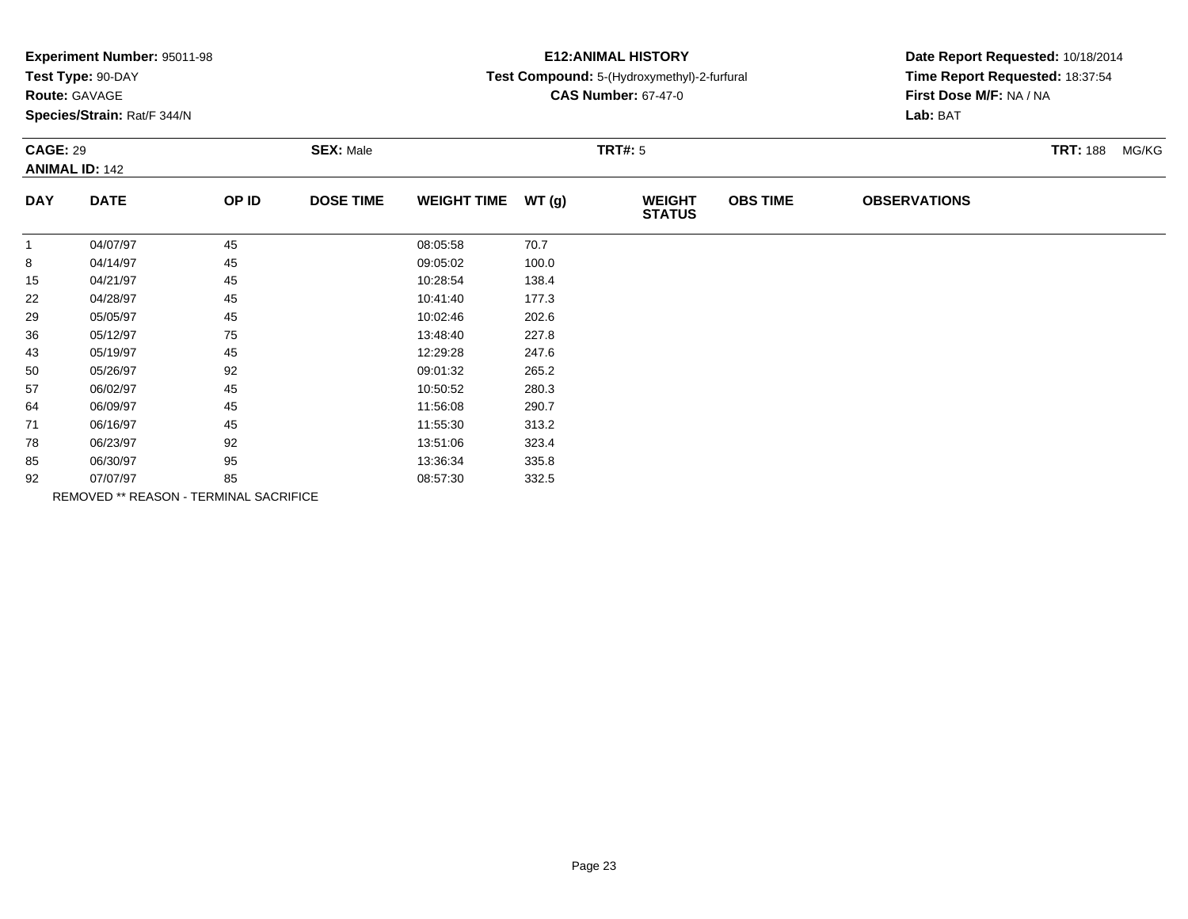**Experiment Number:** 95011-98
**Test Type:** 90-DAY
**Route:** GAVAGE
**Species/Strain:** Rat/F 344/N

**E12:ANIMAL HISTORY**
**Test Compound:** 5-(Hydroxymethyl)-2-furfural
**CAS Number:** 67-47-0

**Date Report Requested:** 10/18/2014
**Time Report Requested:** 18:37:54
**First Dose M/F:** NA / NA
**Lab:** BAT

**CAGE:** 29 **SEX:** Male **TRT#:** 5 **TRT:** 188 MG/KG
**ANIMAL ID:** 142

| DAY | DATE | OP ID | DOSE TIME | WEIGHT TIME | WT (g) | WEIGHT STATUS | OBS TIME | OBSERVATIONS |
|---|---|---|---|---|---|---|---|---|
| 1 | 04/07/97 | 45 | | 08:05:58 | 70.7 | | | |
| 8 | 04/14/97 | 45 | | 09:05:02 | 100.0 | | | |
| 15 | 04/21/97 | 45 | | 10:28:54 | 138.4 | | | |
| 22 | 04/28/97 | 45 | | 10:41:40 | 177.3 | | | |
| 29 | 05/05/97 | 45 | | 10:02:46 | 202.6 | | | |
| 36 | 05/12/97 | 75 | | 13:48:40 | 227.8 | | | |
| 43 | 05/19/97 | 45 | | 12:29:28 | 247.6 | | | |
| 50 | 05/26/97 | 92 | | 09:01:32 | 265.2 | | | |
| 57 | 06/02/97 | 45 | | 10:50:52 | 280.3 | | | |
| 64 | 06/09/97 | 45 | | 11:56:08 | 290.7 | | | |
| 71 | 06/16/97 | 45 | | 11:55:30 | 313.2 | | | |
| 78 | 06/23/97 | 92 | | 13:51:06 | 323.4 | | | |
| 85 | 06/30/97 | 95 | | 13:36:34 | 335.8 | | | |
| 92 | 07/07/97 | 85 | | 08:57:30 | 332.5 | | | |

REMOVED ** REASON - TERMINAL SACRIFICE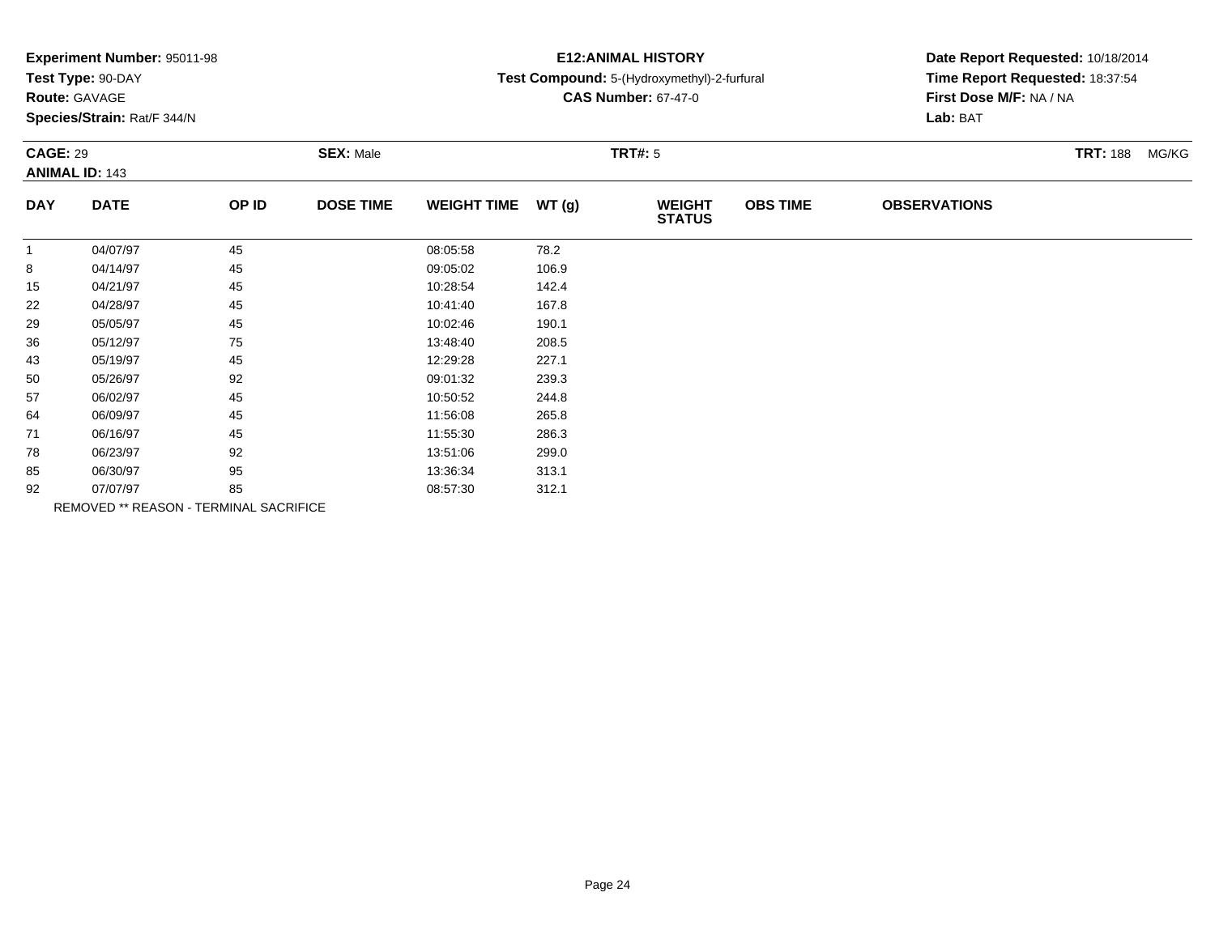**Experiment Number:** 95011-98
**Test Type:** 90-DAY
**Route:** GAVAGE
**Species/Strain:** Rat/F 344/N

**E12:ANIMAL HISTORY**
**Test Compound:** 5-(Hydroxymethyl)-2-furfural
**CAS Number:** 67-47-0

**Date Report Requested:** 10/18/2014
**Time Report Requested:** 18:37:54
**First Dose M/F:** NA / NA
**Lab:** BAT

**CAGE:** 29 **SEX:** Male **TRT#:** 5 **TRT:** 188 MG/KG
**ANIMAL ID:** 143

| DAY | DATE | OP ID | DOSE TIME | WEIGHT TIME | WT (g) | WEIGHT STATUS | OBS TIME | OBSERVATIONS |
|---|---|---|---|---|---|---|---|---|
| 1 | 04/07/97 | 45 | | 08:05:58 | 78.2 | | | |
| 8 | 04/14/97 | 45 | | 09:05:02 | 106.9 | | | |
| 15 | 04/21/97 | 45 | | 10:28:54 | 142.4 | | | |
| 22 | 04/28/97 | 45 | | 10:41:40 | 167.8 | | | |
| 29 | 05/05/97 | 45 | | 10:02:46 | 190.1 | | | |
| 36 | 05/12/97 | 75 | | 13:48:40 | 208.5 | | | |
| 43 | 05/19/97 | 45 | | 12:29:28 | 227.1 | | | |
| 50 | 05/26/97 | 92 | | 09:01:32 | 239.3 | | | |
| 57 | 06/02/97 | 45 | | 10:50:52 | 244.8 | | | |
| 64 | 06/09/97 | 45 | | 11:56:08 | 265.8 | | | |
| 71 | 06/16/97 | 45 | | 11:55:30 | 286.3 | | | |
| 78 | 06/23/97 | 92 | | 13:51:06 | 299.0 | | | |
| 85 | 06/30/97 | 95 | | 13:36:34 | 313.1 | | | |
| 92 | 07/07/97 | 85 | | 08:57:30 | 312.1 | | | |

REMOVED ** REASON - TERMINAL SACRIFICE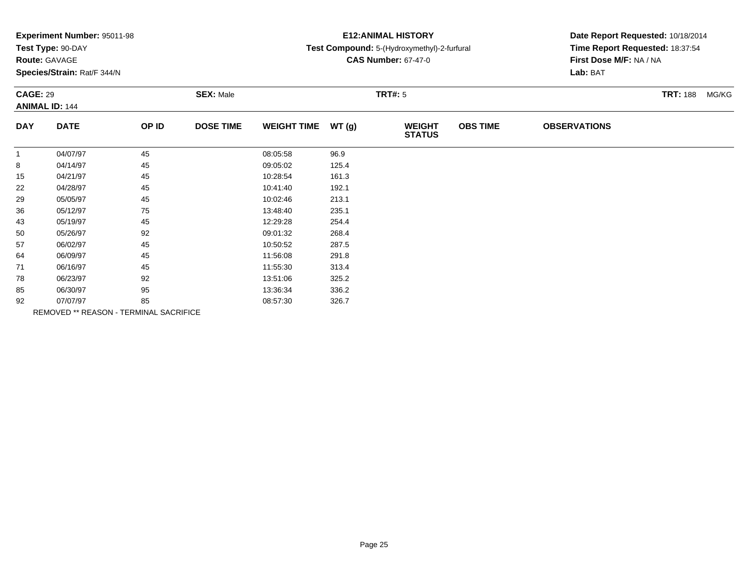**Experiment Number:** 95011-98
**Test Type:** 90-DAY
**Route:** GAVAGE
**Species/Strain:** Rat/F 344/N

**E12:ANIMAL HISTORY**
**Test Compound:** 5-(Hydroxymethyl)-2-furfural
**CAS Number:** 67-47-0

**Date Report Requested:** 10/18/2014
**Time Report Requested:** 18:37:54
**First Dose M/F:** NA / NA
**Lab:** BAT

**CAGE:** 29 **SEX:** Male **TRT#:** 5 **TRT:** 188 MG/KG
**ANIMAL ID:** 144

| DAY | DATE | OP ID | DOSE TIME | WEIGHT TIME | WT (g) | WEIGHT STATUS | OBS TIME | OBSERVATIONS |
|---|---|---|---|---|---|---|---|---|
| 1 | 04/07/97 | 45 | | 08:05:58 | 96.9 | | | |
| 8 | 04/14/97 | 45 | | 09:05:02 | 125.4 | | | |
| 15 | 04/21/97 | 45 | | 10:28:54 | 161.3 | | | |
| 22 | 04/28/97 | 45 | | 10:41:40 | 192.1 | | | |
| 29 | 05/05/97 | 45 | | 10:02:46 | 213.1 | | | |
| 36 | 05/12/97 | 75 | | 13:48:40 | 235.1 | | | |
| 43 | 05/19/97 | 45 | | 12:29:28 | 254.4 | | | |
| 50 | 05/26/97 | 92 | | 09:01:32 | 268.4 | | | |
| 57 | 06/02/97 | 45 | | 10:50:52 | 287.5 | | | |
| 64 | 06/09/97 | 45 | | 11:56:08 | 291.8 | | | |
| 71 | 06/16/97 | 45 | | 11:55:30 | 313.4 | | | |
| 78 | 06/23/97 | 92 | | 13:51:06 | 325.2 | | | |
| 85 | 06/30/97 | 95 | | 13:36:34 | 336.2 | | | |
| 92 | 07/07/97 | 85 | | 08:57:30 | 326.7 | | | |

REMOVED ** REASON - TERMINAL SACRIFICE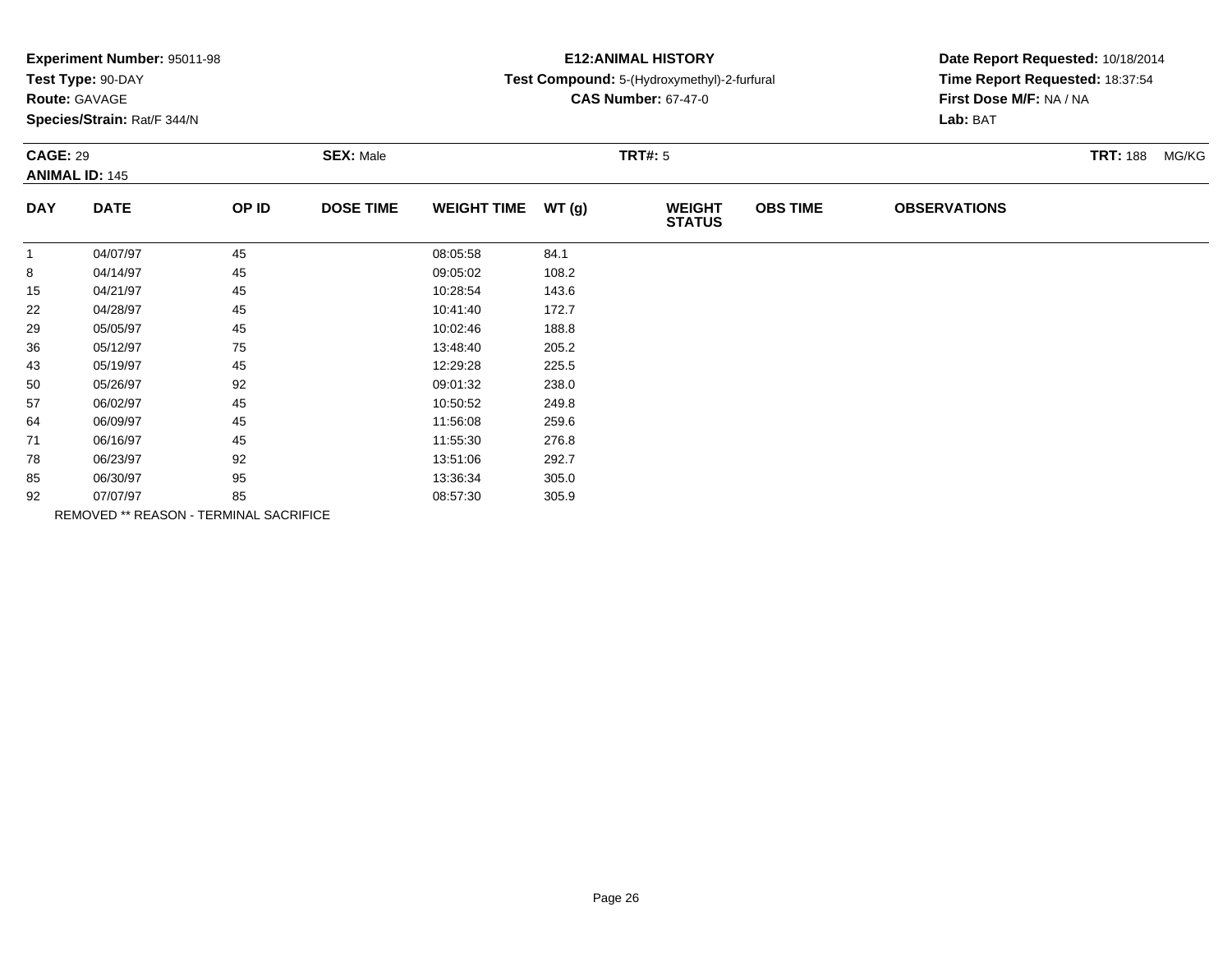**Experiment Number:** 95011-98
**Test Type:** 90-DAY
**Route:** GAVAGE
**Species/Strain:** Rat/F 344/N

**E12:ANIMAL HISTORY**
**Test Compound:** 5-(Hydroxymethyl)-2-furfural
**CAS Number:** 67-47-0

**Date Report Requested:** 10/18/2014
**Time Report Requested:** 18:37:54
**First Dose M/F:** NA / NA
**Lab:** BAT

**CAGE:** 29 **SEX:** Male **TRT#:** 5 **TRT:** 188 MG/KG
**ANIMAL ID:** 145

| DAY | DATE | OP ID | DOSE TIME | WEIGHT TIME | WT (g) | WEIGHT STATUS | OBS TIME | OBSERVATIONS |
|---|---|---|---|---|---|---|---|---|
| 1 | 04/07/97 | 45 | | 08:05:58 | 84.1 | | | |
| 8 | 04/14/97 | 45 | | 09:05:02 | 108.2 | | | |
| 15 | 04/21/97 | 45 | | 10:28:54 | 143.6 | | | |
| 22 | 04/28/97 | 45 | | 10:41:40 | 172.7 | | | |
| 29 | 05/05/97 | 45 | | 10:02:46 | 188.8 | | | |
| 36 | 05/12/97 | 75 | | 13:48:40 | 205.2 | | | |
| 43 | 05/19/97 | 45 | | 12:29:28 | 225.5 | | | |
| 50 | 05/26/97 | 92 | | 09:01:32 | 238.0 | | | |
| 57 | 06/02/97 | 45 | | 10:50:52 | 249.8 | | | |
| 64 | 06/09/97 | 45 | | 11:56:08 | 259.6 | | | |
| 71 | 06/16/97 | 45 | | 11:55:30 | 276.8 | | | |
| 78 | 06/23/97 | 92 | | 13:51:06 | 292.7 | | | |
| 85 | 06/30/97 | 95 | | 13:36:34 | 305.0 | | | |
| 92 | 07/07/97 | 85 | | 08:57:30 | 305.9 | | | |

REMOVED ** REASON - TERMINAL SACRIFICE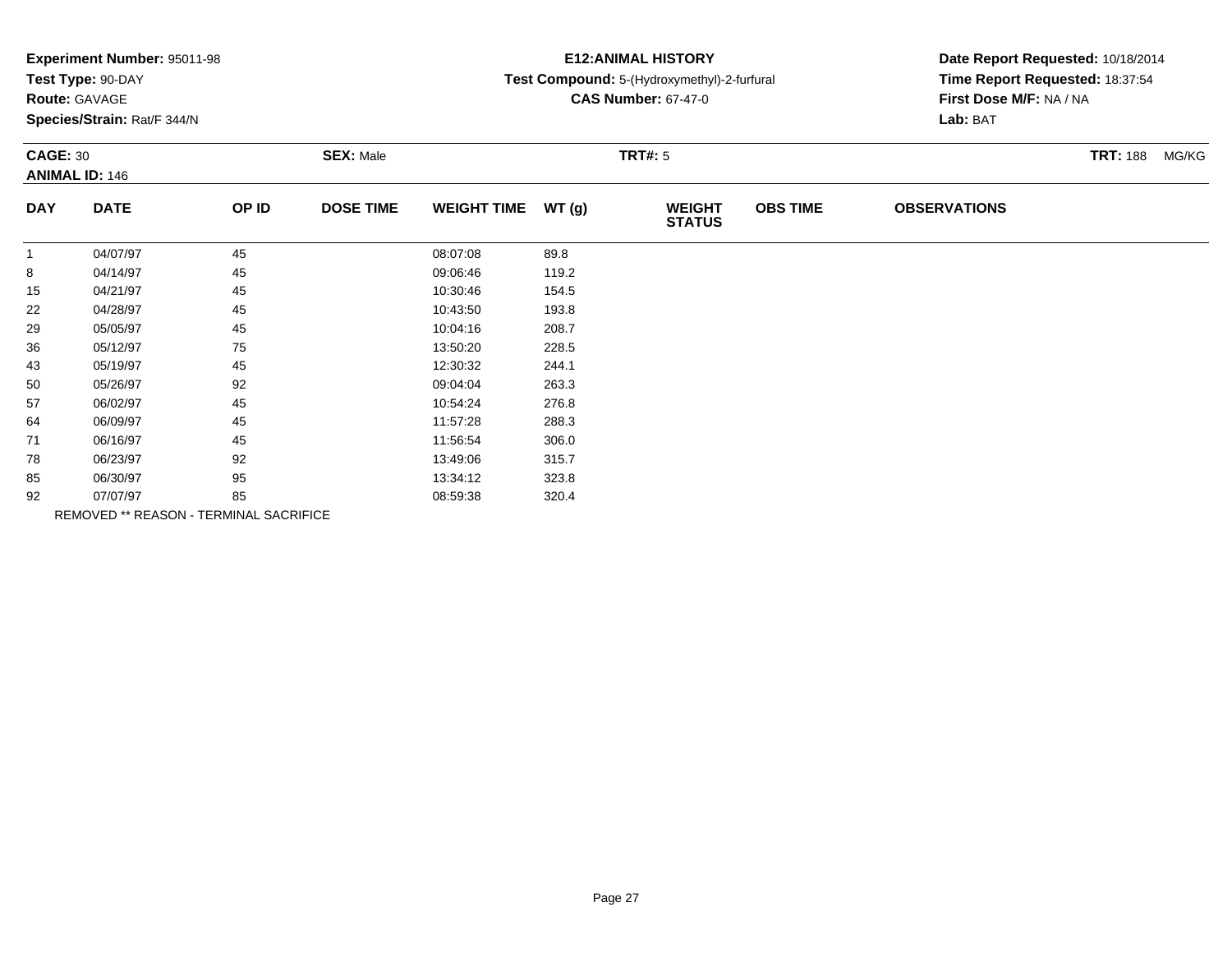**Experiment Number:** 95011-98
**Test Type:** 90-DAY
**Route:** GAVAGE
**Species/Strain:** Rat/F 344/N

**E12:ANIMAL HISTORY**
**Test Compound:** 5-(Hydroxymethyl)-2-furfural
**CAS Number:** 67-47-0

**Date Report Requested:** 10/18/2014
**Time Report Requested:** 18:37:54
**First Dose M/F:** NA / NA
**Lab:** BAT

**CAGE:** 30 **SEX:** Male **TRT#:** 5 **TRT:** 188 MG/KG
**ANIMAL ID:** 146

| DAY | DATE | OP ID | DOSE TIME | WEIGHT TIME | WT (g) | WEIGHT STATUS | OBS TIME | OBSERVATIONS |
|---|---|---|---|---|---|---|---|---|
| 1 | 04/07/97 | 45 | | 08:07:08 | 89.8 | | | |
| 8 | 04/14/97 | 45 | | 09:06:46 | 119.2 | | | |
| 15 | 04/21/97 | 45 | | 10:30:46 | 154.5 | | | |
| 22 | 04/28/97 | 45 | | 10:43:50 | 193.8 | | | |
| 29 | 05/05/97 | 45 | | 10:04:16 | 208.7 | | | |
| 36 | 05/12/97 | 75 | | 13:50:20 | 228.5 | | | |
| 43 | 05/19/97 | 45 | | 12:30:32 | 244.1 | | | |
| 50 | 05/26/97 | 92 | | 09:04:04 | 263.3 | | | |
| 57 | 06/02/97 | 45 | | 10:54:24 | 276.8 | | | |
| 64 | 06/09/97 | 45 | | 11:57:28 | 288.3 | | | |
| 71 | 06/16/97 | 45 | | 11:56:54 | 306.0 | | | |
| 78 | 06/23/97 | 92 | | 13:49:06 | 315.7 | | | |
| 85 | 06/30/97 | 95 | | 13:34:12 | 323.8 | | | |
| 92 | 07/07/97 | 85 | | 08:59:38 | 320.4 | | | |

REMOVED ** REASON - TERMINAL SACRIFICE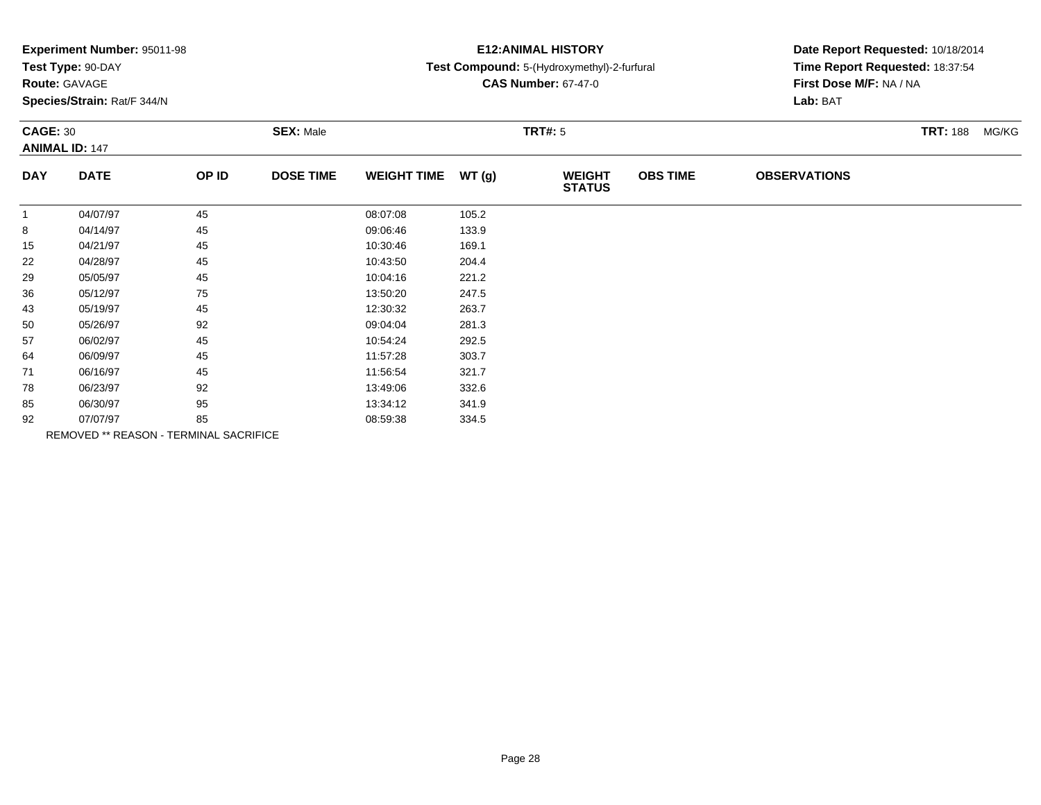**Experiment Number:** 95011-98
**Test Type:** 90-DAY
**Route:** GAVAGE
**Species/Strain:** Rat/F 344/N

**E12:ANIMAL HISTORY**
**Test Compound:** 5-(Hydroxymethyl)-2-furfural
**CAS Number:** 67-47-0

**Date Report Requested:** 10/18/2014
**Time Report Requested:** 18:37:54
**First Dose M/F:** NA / NA
**Lab:** BAT

**CAGE:** 30 **SEX:** Male **TRT#:** 5 **TRT:** 188 MG/KG
**ANIMAL ID:** 147

| DAY | DATE | OP ID | DOSE TIME | WEIGHT TIME | WT (g) | WEIGHT STATUS | OBS TIME | OBSERVATIONS |
|---|---|---|---|---|---|---|---|---|
| 1 | 04/07/97 | 45 | | 08:07:08 | 105.2 | | | |
| 8 | 04/14/97 | 45 | | 09:06:46 | 133.9 | | | |
| 15 | 04/21/97 | 45 | | 10:30:46 | 169.1 | | | |
| 22 | 04/28/97 | 45 | | 10:43:50 | 204.4 | | | |
| 29 | 05/05/97 | 45 | | 10:04:16 | 221.2 | | | |
| 36 | 05/12/97 | 75 | | 13:50:20 | 247.5 | | | |
| 43 | 05/19/97 | 45 | | 12:30:32 | 263.7 | | | |
| 50 | 05/26/97 | 92 | | 09:04:04 | 281.3 | | | |
| 57 | 06/02/97 | 45 | | 10:54:24 | 292.5 | | | |
| 64 | 06/09/97 | 45 | | 11:57:28 | 303.7 | | | |
| 71 | 06/16/97 | 45 | | 11:56:54 | 321.7 | | | |
| 78 | 06/23/97 | 92 | | 13:49:06 | 332.6 | | | |
| 85 | 06/30/97 | 95 | | 13:34:12 | 341.9 | | | |
| 92 | 07/07/97 | 85 | | 08:59:38 | 334.5 | | | |

REMOVED ** REASON - TERMINAL SACRIFICE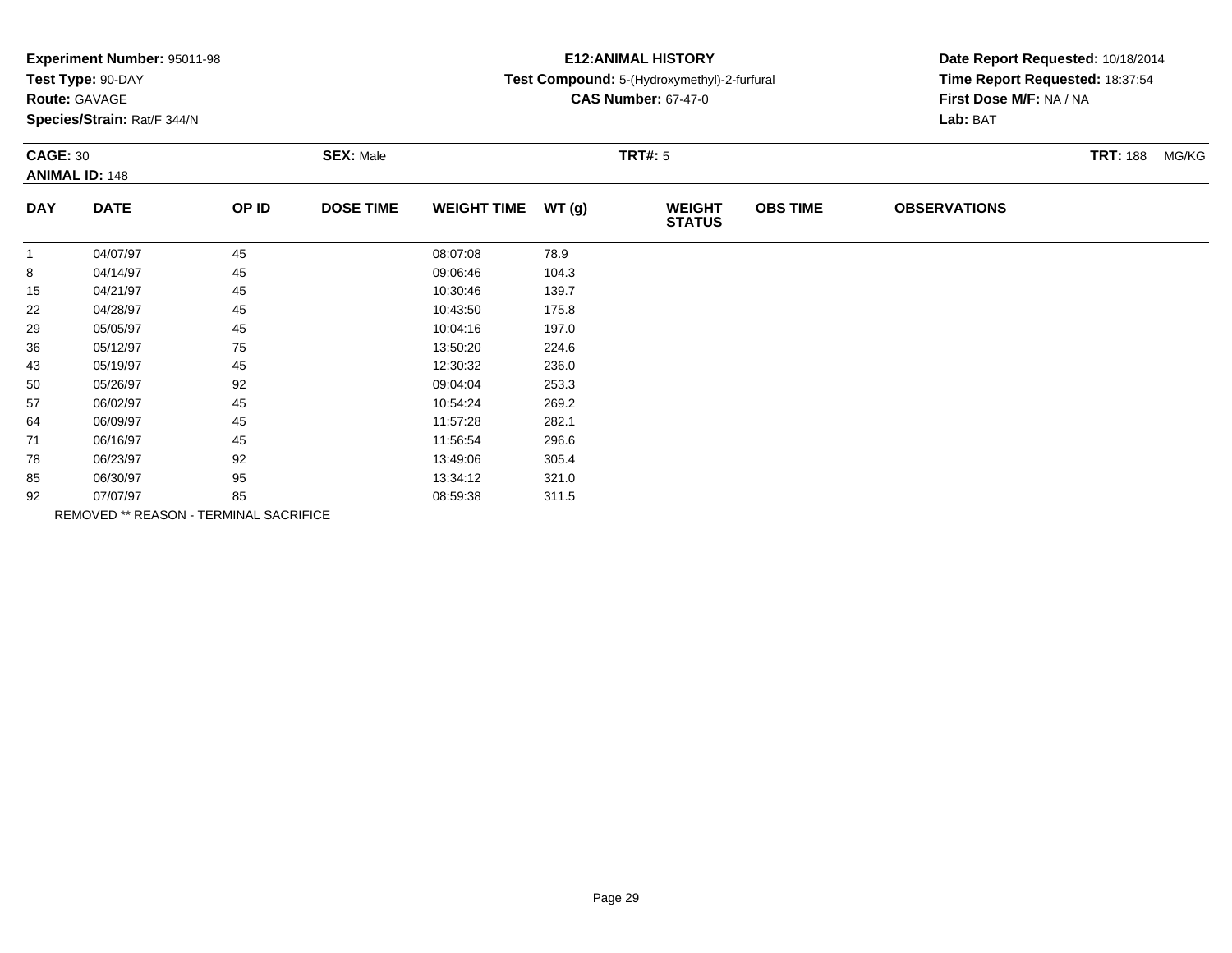**Experiment Number:** 95011-98
**Test Type:** 90-DAY
**Route:** GAVAGE
**Species/Strain:** Rat/F 344/N

**E12:ANIMAL HISTORY**
**Test Compound:** 5-(Hydroxymethyl)-2-furfural
**CAS Number:** 67-47-0

**Date Report Requested:** 10/18/2014
**Time Report Requested:** 18:37:54
**First Dose M/F:** NA / NA
**Lab:** BAT

**CAGE:** 30 **SEX:** Male **TRT#:** 5 **TRT:** 188 MG/KG
**ANIMAL ID:** 148

| DAY | DATE | OP ID | DOSE TIME | WEIGHT TIME | WT (g) | WEIGHT STATUS | OBS TIME | OBSERVATIONS |
|---|---|---|---|---|---|---|---|---|
| 1 | 04/07/97 | 45 | | 08:07:08 | 78.9 | | | |
| 8 | 04/14/97 | 45 | | 09:06:46 | 104.3 | | | |
| 15 | 04/21/97 | 45 | | 10:30:46 | 139.7 | | | |
| 22 | 04/28/97 | 45 | | 10:43:50 | 175.8 | | | |
| 29 | 05/05/97 | 45 | | 10:04:16 | 197.0 | | | |
| 36 | 05/12/97 | 75 | | 13:50:20 | 224.6 | | | |
| 43 | 05/19/97 | 45 | | 12:30:32 | 236.0 | | | |
| 50 | 05/26/97 | 92 | | 09:04:04 | 253.3 | | | |
| 57 | 06/02/97 | 45 | | 10:54:24 | 269.2 | | | |
| 64 | 06/09/97 | 45 | | 11:57:28 | 282.1 | | | |
| 71 | 06/16/97 | 45 | | 11:56:54 | 296.6 | | | |
| 78 | 06/23/97 | 92 | | 13:49:06 | 305.4 | | | |
| 85 | 06/30/97 | 95 | | 13:34:12 | 321.0 | | | |
| 92 | 07/07/97 | 85 | | 08:59:38 | 311.5 | | | |

REMOVED ** REASON - TERMINAL SACRIFICE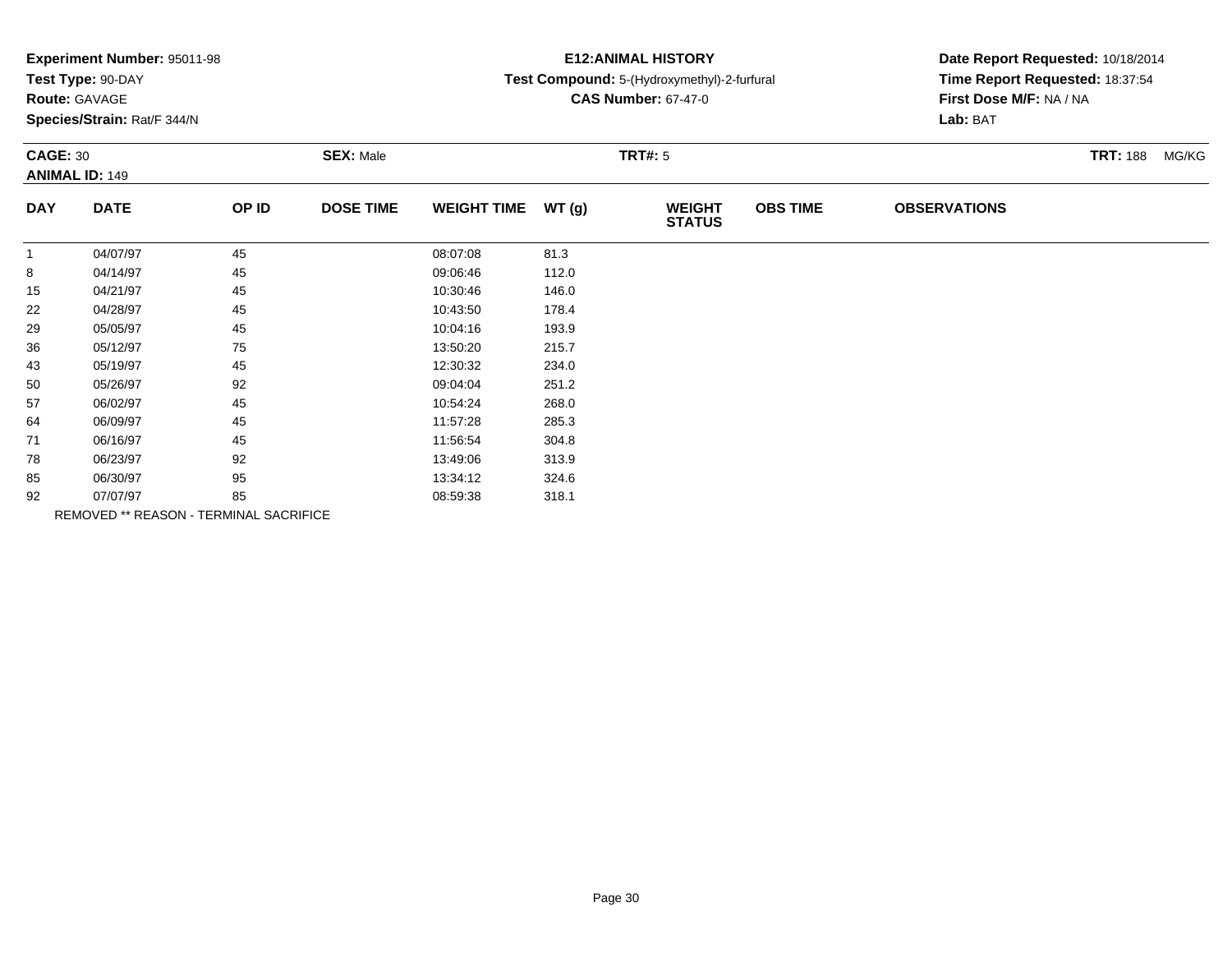**Experiment Number:** 95011-98
**Test Type:** 90-DAY
**Route:** GAVAGE
**Species/Strain:** Rat/F 344/N

**E12:ANIMAL HISTORY**
**Test Compound:** 5-(Hydroxymethyl)-2-furfural
**CAS Number:** 67-47-0

**Date Report Requested:** 10/18/2014
**Time Report Requested:** 18:37:54
**First Dose M/F:** NA / NA
**Lab:** BAT

**CAGE:** 30 **SEX:** Male **TRT#:** 5 **TRT:** 188 MG/KG
**ANIMAL ID:** 149

| DAY | DATE | OP ID | DOSE TIME | WEIGHT TIME | WT (g) | WEIGHT STATUS | OBS TIME | OBSERVATIONS |
|---|---|---|---|---|---|---|---|---|
| 1 | 04/07/97 | 45 | | 08:07:08 | 81.3 | | | |
| 8 | 04/14/97 | 45 | | 09:06:46 | 112.0 | | | |
| 15 | 04/21/97 | 45 | | 10:30:46 | 146.0 | | | |
| 22 | 04/28/97 | 45 | | 10:43:50 | 178.4 | | | |
| 29 | 05/05/97 | 45 | | 10:04:16 | 193.9 | | | |
| 36 | 05/12/97 | 75 | | 13:50:20 | 215.7 | | | |
| 43 | 05/19/97 | 45 | | 12:30:32 | 234.0 | | | |
| 50 | 05/26/97 | 92 | | 09:04:04 | 251.2 | | | |
| 57 | 06/02/97 | 45 | | 10:54:24 | 268.0 | | | |
| 64 | 06/09/97 | 45 | | 11:57:28 | 285.3 | | | |
| 71 | 06/16/97 | 45 | | 11:56:54 | 304.8 | | | |
| 78 | 06/23/97 | 92 | | 13:49:06 | 313.9 | | | |
| 85 | 06/30/97 | 95 | | 13:34:12 | 324.6 | | | |
| 92 | 07/07/97 | 85 | | 08:59:38 | 318.1 | | | |

REMOVED ** REASON - TERMINAL SACRIFICE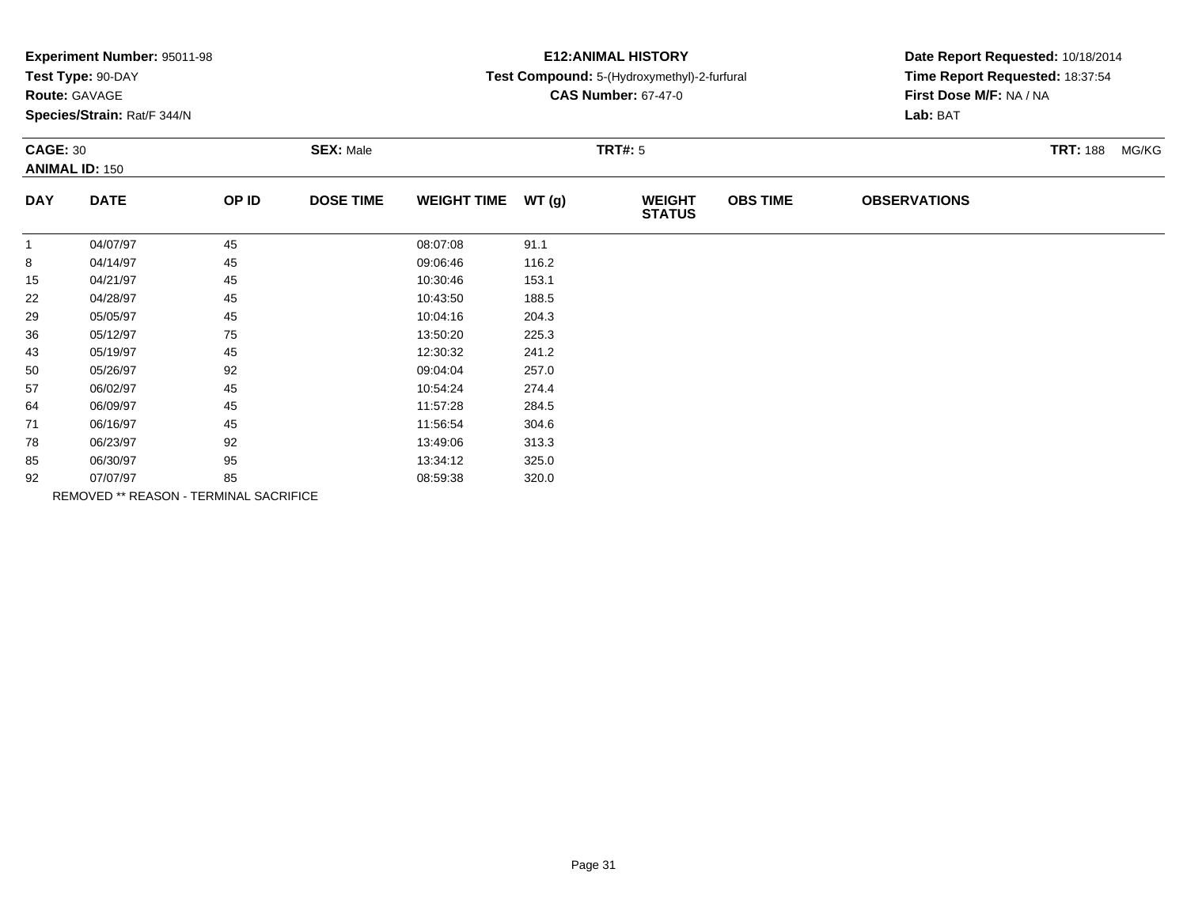**Experiment Number:** 95011-98
**Test Type:** 90-DAY
**Route:** GAVAGE
**Species/Strain:** Rat/F 344/N

**E12:ANIMAL HISTORY**
**Test Compound:** 5-(Hydroxymethyl)-2-furfural
**CAS Number:** 67-47-0

**Date Report Requested:** 10/18/2014
**Time Report Requested:** 18:37:54
**First Dose M/F:** NA / NA
**Lab:** BAT

**CAGE:** 30 **SEX:** Male **TRT#:** 5 **TRT:** 188 MG/KG
**ANIMAL ID:** 150

| DAY | DATE | OP ID | DOSE TIME | WEIGHT TIME | WT (g) | WEIGHT STATUS | OBS TIME | OBSERVATIONS |
|---|---|---|---|---|---|---|---|---|
| 1 | 04/07/97 | 45 | | 08:07:08 | 91.1 | | | |
| 8 | 04/14/97 | 45 | | 09:06:46 | 116.2 | | | |
| 15 | 04/21/97 | 45 | | 10:30:46 | 153.1 | | | |
| 22 | 04/28/97 | 45 | | 10:43:50 | 188.5 | | | |
| 29 | 05/05/97 | 45 | | 10:04:16 | 204.3 | | | |
| 36 | 05/12/97 | 75 | | 13:50:20 | 225.3 | | | |
| 43 | 05/19/97 | 45 | | 12:30:32 | 241.2 | | | |
| 50 | 05/26/97 | 92 | | 09:04:04 | 257.0 | | | |
| 57 | 06/02/97 | 45 | | 10:54:24 | 274.4 | | | |
| 64 | 06/09/97 | 45 | | 11:57:28 | 284.5 | | | |
| 71 | 06/16/97 | 45 | | 11:56:54 | 304.6 | | | |
| 78 | 06/23/97 | 92 | | 13:49:06 | 313.3 | | | |
| 85 | 06/30/97 | 95 | | 13:34:12 | 325.0 | | | |
| 92 | 07/07/97 | 85 | | 08:59:38 | 320.0 | | | |

REMOVED ** REASON - TERMINAL SACRIFICE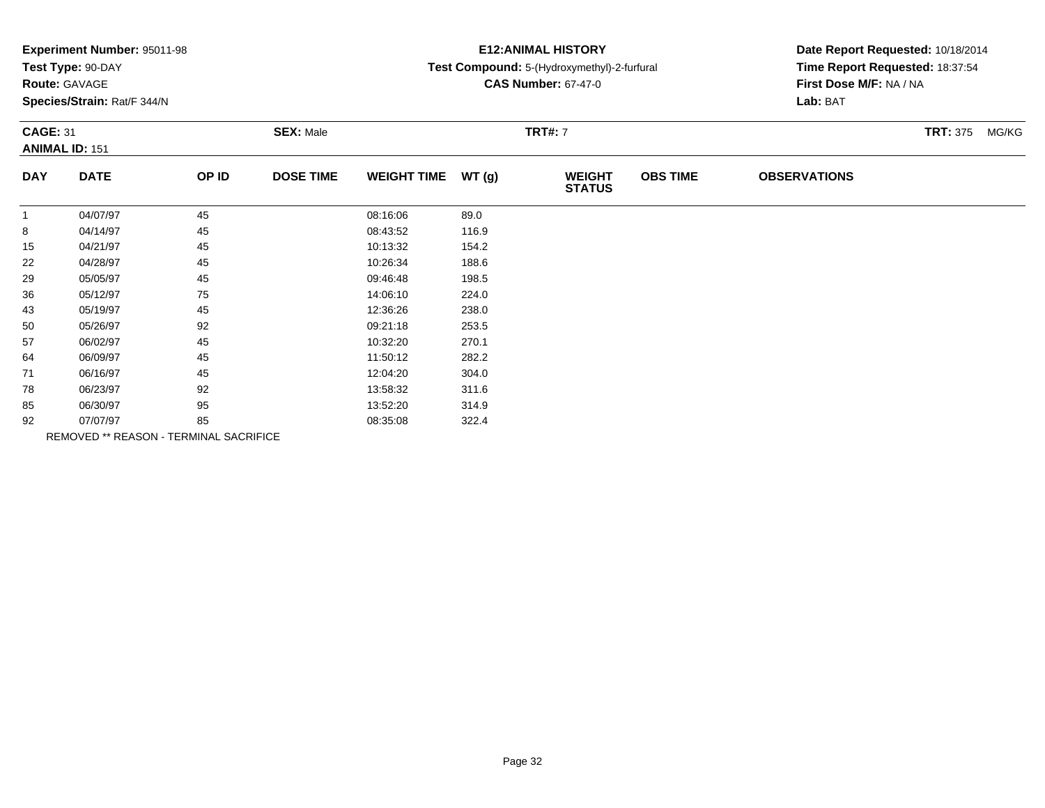**Experiment Number:** 95011-98
**Test Type:** 90-DAY
**Route:** GAVAGE
**Species/Strain:** Rat/F 344/N

**E12:ANIMAL HISTORY**
**Test Compound:** 5-(Hydroxymethyl)-2-furfural
**CAS Number:** 67-47-0

**Date Report Requested:** 10/18/2014
**Time Report Requested:** 18:37:54
**First Dose M/F:** NA / NA
**Lab:** BAT

**CAGE:** 31 **SEX:** Male **TRT#:** 7 **TRT:** 375 MG/KG
**ANIMAL ID:** 151

| DAY | DATE | OP ID | DOSE TIME | WEIGHT TIME | WT (g) | WEIGHT STATUS | OBS TIME | OBSERVATIONS |
|---|---|---|---|---|---|---|---|---|
| 1 | 04/07/97 | 45 | | 08:16:06 | 89.0 | | | |
| 8 | 04/14/97 | 45 | | 08:43:52 | 116.9 | | | |
| 15 | 04/21/97 | 45 | | 10:13:32 | 154.2 | | | |
| 22 | 04/28/97 | 45 | | 10:26:34 | 188.6 | | | |
| 29 | 05/05/97 | 45 | | 09:46:48 | 198.5 | | | |
| 36 | 05/12/97 | 75 | | 14:06:10 | 224.0 | | | |
| 43 | 05/19/97 | 45 | | 12:36:26 | 238.0 | | | |
| 50 | 05/26/97 | 92 | | 09:21:18 | 253.5 | | | |
| 57 | 06/02/97 | 45 | | 10:32:20 | 270.1 | | | |
| 64 | 06/09/97 | 45 | | 11:50:12 | 282.2 | | | |
| 71 | 06/16/97 | 45 | | 12:04:20 | 304.0 | | | |
| 78 | 06/23/97 | 92 | | 13:58:32 | 311.6 | | | |
| 85 | 06/30/97 | 95 | | 13:52:20 | 314.9 | | | |
| 92 | 07/07/97 | 85 | | 08:35:08 | 322.4 | | | |

REMOVED ** REASON - TERMINAL SACRIFICE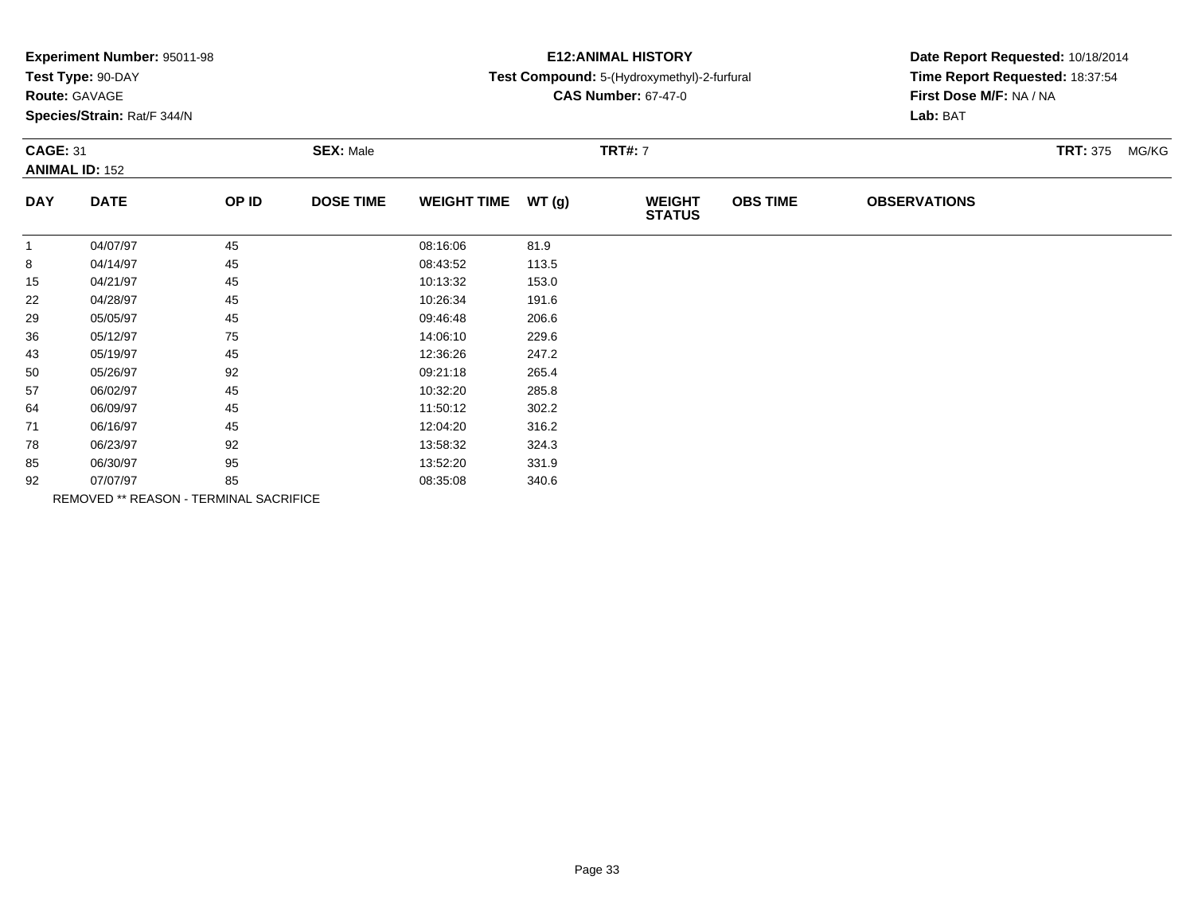**Experiment Number:** 95011-98
**Test Type:** 90-DAY
**Route:** GAVAGE
**Species/Strain:** Rat/F 344/N

**E12:ANIMAL HISTORY**
**Test Compound:** 5-(Hydroxymethyl)-2-furfural
**CAS Number:** 67-47-0

**Date Report Requested:** 10/18/2014
**Time Report Requested:** 18:37:54
**First Dose M/F:** NA / NA
**Lab:** BAT

**CAGE:** 31 **SEX:** Male **TRT#:** 7 **TRT:** 375 MG/KG
**ANIMAL ID:** 152

| DAY | DATE | OP ID | DOSE TIME | WEIGHT TIME | WT (g) | WEIGHT STATUS | OBS TIME | OBSERVATIONS |
|---|---|---|---|---|---|---|---|---|
| 1 | 04/07/97 | 45 | | 08:16:06 | 81.9 | | | |
| 8 | 04/14/97 | 45 | | 08:43:52 | 113.5 | | | |
| 15 | 04/21/97 | 45 | | 10:13:32 | 153.0 | | | |
| 22 | 04/28/97 | 45 | | 10:26:34 | 191.6 | | | |
| 29 | 05/05/97 | 45 | | 09:46:48 | 206.6 | | | |
| 36 | 05/12/97 | 75 | | 14:06:10 | 229.6 | | | |
| 43 | 05/19/97 | 45 | | 12:36:26 | 247.2 | | | |
| 50 | 05/26/97 | 92 | | 09:21:18 | 265.4 | | | |
| 57 | 06/02/97 | 45 | | 10:32:20 | 285.8 | | | |
| 64 | 06/09/97 | 45 | | 11:50:12 | 302.2 | | | |
| 71 | 06/16/97 | 45 | | 12:04:20 | 316.2 | | | |
| 78 | 06/23/97 | 92 | | 13:58:32 | 324.3 | | | |
| 85 | 06/30/97 | 95 | | 13:52:20 | 331.9 | | | |
| 92 | 07/07/97 | 85 | | 08:35:08 | 340.6 | | | |

REMOVED ** REASON - TERMINAL SACRIFICE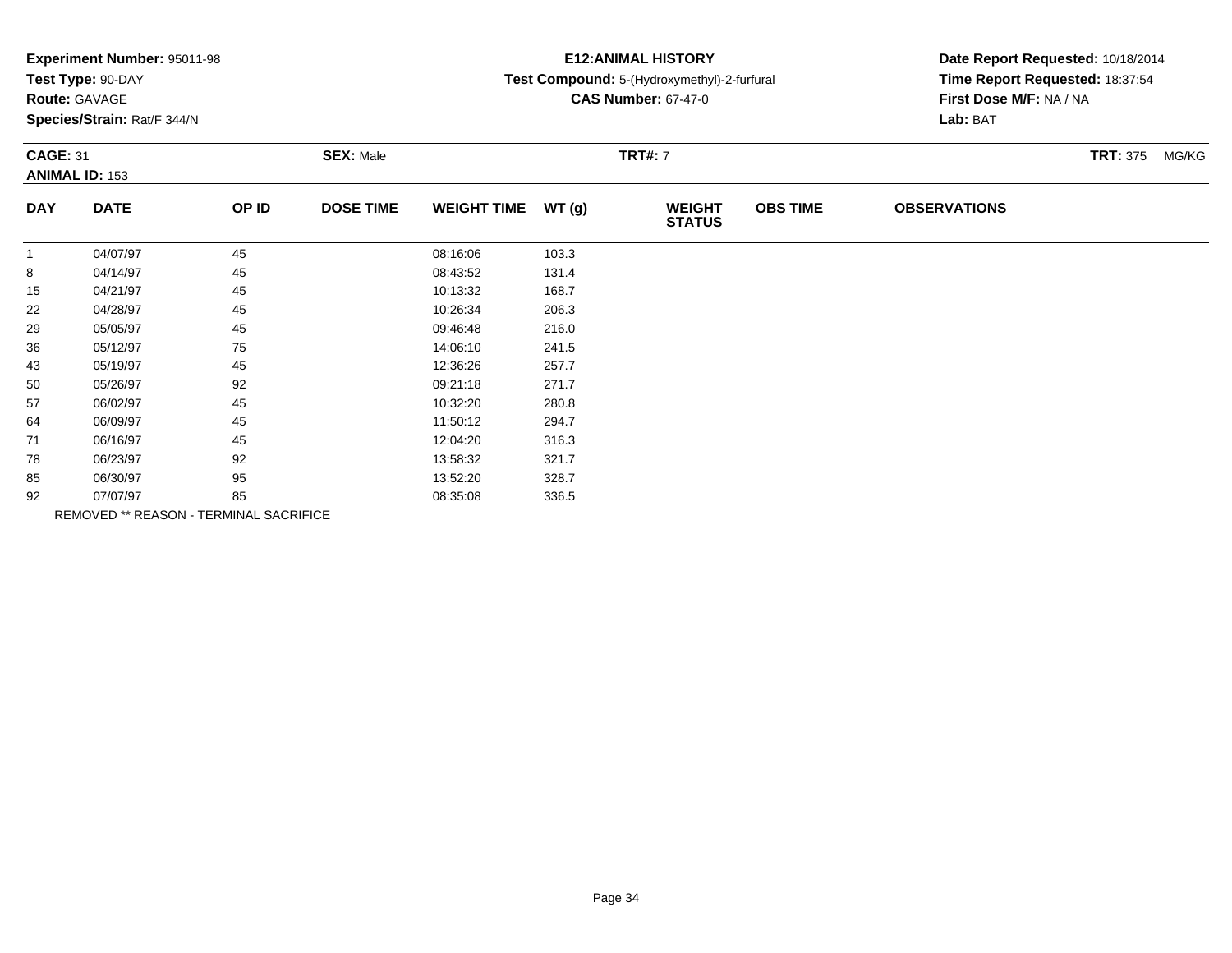**Experiment Number:** 95011-98
**Test Type:** 90-DAY
**Route:** GAVAGE
**Species/Strain:** Rat/F 344/N

**E12:ANIMAL HISTORY**
**Test Compound:** 5-(Hydroxymethyl)-2-furfural
**CAS Number:** 67-47-0

**Date Report Requested:** 10/18/2014
**Time Report Requested:** 18:37:54
**First Dose M/F:** NA / NA
**Lab:** BAT

**CAGE:** 31 **SEX:** Male **TRT#:** 7 **TRT:** 375 MG/KG
**ANIMAL ID:** 153

| DAY | DATE | OP ID | DOSE TIME | WEIGHT TIME | WT (g) | WEIGHT STATUS | OBS TIME | OBSERVATIONS |
|---|---|---|---|---|---|---|---|---|
| 1 | 04/07/97 | 45 | | 08:16:06 | 103.3 | | | |
| 8 | 04/14/97 | 45 | | 08:43:52 | 131.4 | | | |
| 15 | 04/21/97 | 45 | | 10:13:32 | 168.7 | | | |
| 22 | 04/28/97 | 45 | | 10:26:34 | 206.3 | | | |
| 29 | 05/05/97 | 45 | | 09:46:48 | 216.0 | | | |
| 36 | 05/12/97 | 75 | | 14:06:10 | 241.5 | | | |
| 43 | 05/19/97 | 45 | | 12:36:26 | 257.7 | | | |
| 50 | 05/26/97 | 92 | | 09:21:18 | 271.7 | | | |
| 57 | 06/02/97 | 45 | | 10:32:20 | 280.8 | | | |
| 64 | 06/09/97 | 45 | | 11:50:12 | 294.7 | | | |
| 71 | 06/16/97 | 45 | | 12:04:20 | 316.3 | | | |
| 78 | 06/23/97 | 92 | | 13:58:32 | 321.7 | | | |
| 85 | 06/30/97 | 95 | | 13:52:20 | 328.7 | | | |
| 92 | 07/07/97 | 85 | | 08:35:08 | 336.5 | | | |

REMOVED ** REASON - TERMINAL SACRIFICE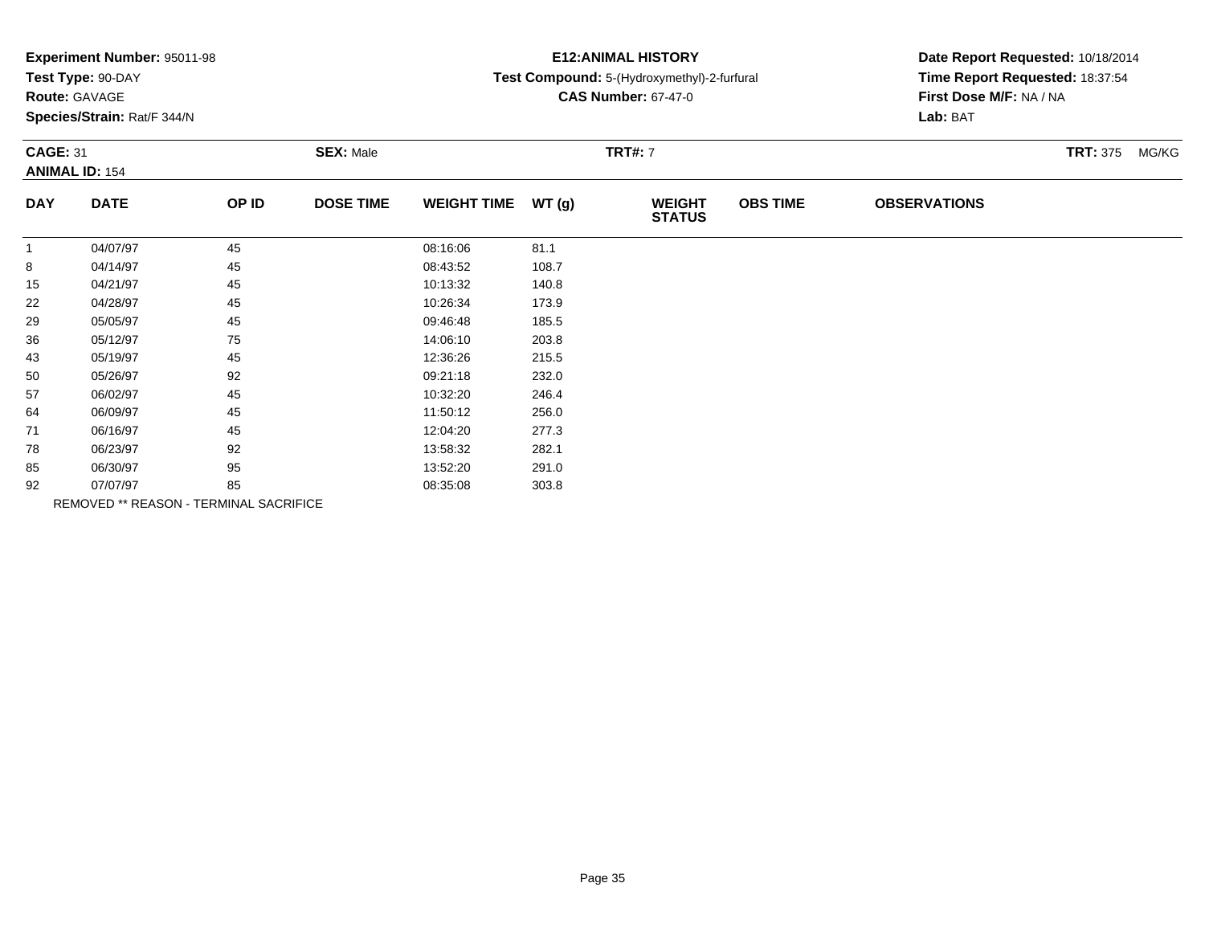**Experiment Number:** 95011-98
**Test Type:** 90-DAY
**Route:** GAVAGE
**Species/Strain:** Rat/F 344/N

**E12:ANIMAL HISTORY**
**Test Compound:** 5-(Hydroxymethyl)-2-furfural
**CAS Number:** 67-47-0

**Date Report Requested:** 10/18/2014
**Time Report Requested:** 18:37:54
**First Dose M/F:** NA / NA
**Lab:** BAT

**CAGE:** 31 **SEX:** Male **TRT#:** 7 **TRT:** 375 MG/KG
**ANIMAL ID:** 154

| DAY | DATE | OP ID | DOSE TIME | WEIGHT TIME | WT (g) | WEIGHT STATUS | OBS TIME | OBSERVATIONS |
|---|---|---|---|---|---|---|---|---|
| 1 | 04/07/97 | 45 | | 08:16:06 | 81.1 | | | |
| 8 | 04/14/97 | 45 | | 08:43:52 | 108.7 | | | |
| 15 | 04/21/97 | 45 | | 10:13:32 | 140.8 | | | |
| 22 | 04/28/97 | 45 | | 10:26:34 | 173.9 | | | |
| 29 | 05/05/97 | 45 | | 09:46:48 | 185.5 | | | |
| 36 | 05/12/97 | 75 | | 14:06:10 | 203.8 | | | |
| 43 | 05/19/97 | 45 | | 12:36:26 | 215.5 | | | |
| 50 | 05/26/97 | 92 | | 09:21:18 | 232.0 | | | |
| 57 | 06/02/97 | 45 | | 10:32:20 | 246.4 | | | |
| 64 | 06/09/97 | 45 | | 11:50:12 | 256.0 | | | |
| 71 | 06/16/97 | 45 | | 12:04:20 | 277.3 | | | |
| 78 | 06/23/97 | 92 | | 13:58:32 | 282.1 | | | |
| 85 | 06/30/97 | 95 | | 13:52:20 | 291.0 | | | |
| 92 | 07/07/97 | 85 | | 08:35:08 | 303.8 | | | |

REMOVED ** REASON - TERMINAL SACRIFICE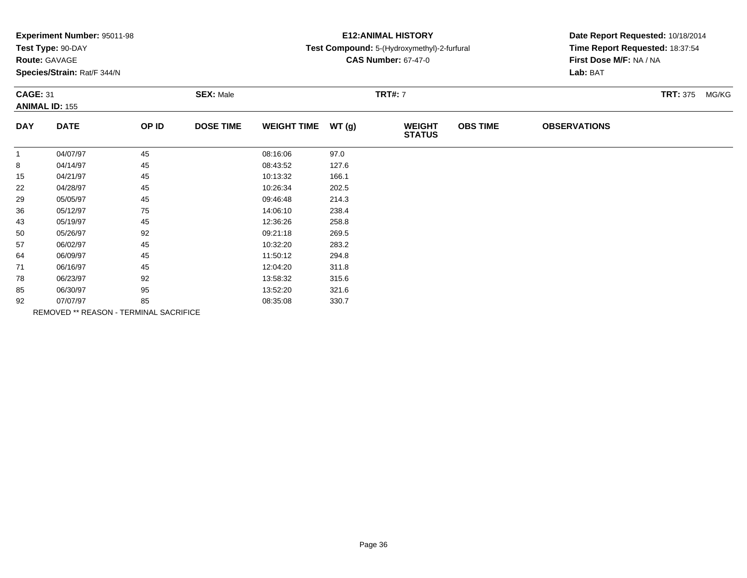**Experiment Number:** 95011-98
**Test Type:** 90-DAY
**Route:** GAVAGE
**Species/Strain:** Rat/F 344/N

**E12:ANIMAL HISTORY**
**Test Compound:** 5-(Hydroxymethyl)-2-furfural
**CAS Number:** 67-47-0

**Date Report Requested:** 10/18/2014
**Time Report Requested:** 18:37:54
**First Dose M/F:** NA / NA
**Lab:** BAT

**CAGE:** 31 **SEX:** Male **TRT#:** 7 **TRT:** 375 MG/KG
**ANIMAL ID:** 155

| DAY | DATE | OP ID | DOSE TIME | WEIGHT TIME | WT (g) | WEIGHT STATUS | OBS TIME | OBSERVATIONS |
|---|---|---|---|---|---|---|---|---|
| 1 | 04/07/97 | 45 | | 08:16:06 | 97.0 | | | |
| 8 | 04/14/97 | 45 | | 08:43:52 | 127.6 | | | |
| 15 | 04/21/97 | 45 | | 10:13:32 | 166.1 | | | |
| 22 | 04/28/97 | 45 | | 10:26:34 | 202.5 | | | |
| 29 | 05/05/97 | 45 | | 09:46:48 | 214.3 | | | |
| 36 | 05/12/97 | 75 | | 14:06:10 | 238.4 | | | |
| 43 | 05/19/97 | 45 | | 12:36:26 | 258.8 | | | |
| 50 | 05/26/97 | 92 | | 09:21:18 | 269.5 | | | |
| 57 | 06/02/97 | 45 | | 10:32:20 | 283.2 | | | |
| 64 | 06/09/97 | 45 | | 11:50:12 | 294.8 | | | |
| 71 | 06/16/97 | 45 | | 12:04:20 | 311.8 | | | |
| 78 | 06/23/97 | 92 | | 13:58:32 | 315.6 | | | |
| 85 | 06/30/97 | 95 | | 13:52:20 | 321.6 | | | |
| 92 | 07/07/97 | 85 | | 08:35:08 | 330.7 | | | |

REMOVED ** REASON - TERMINAL SACRIFICE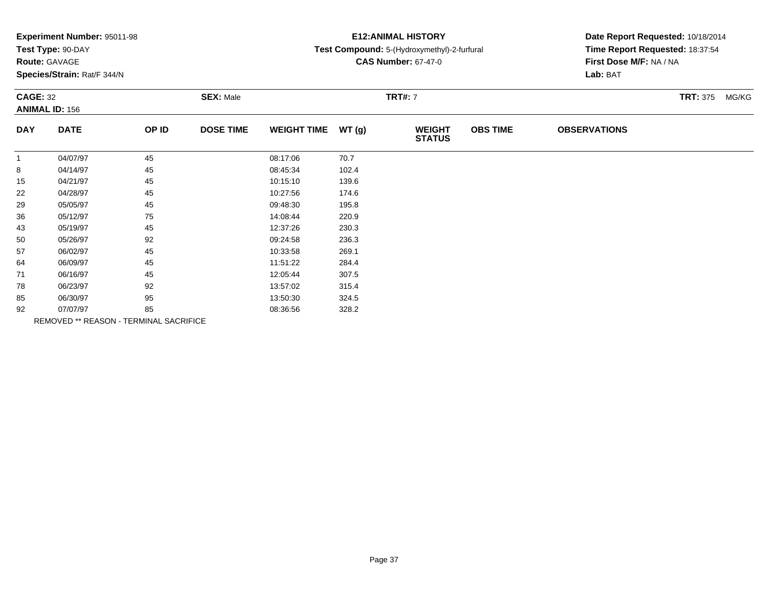**Experiment Number:** 95011-98
**Test Type:** 90-DAY
**Route:** GAVAGE
**Species/Strain:** Rat/F 344/N

**E12:ANIMAL HISTORY**
**Test Compound:** 5-(Hydroxymethyl)-2-furfural
**CAS Number:** 67-47-0

**Date Report Requested:** 10/18/2014
**Time Report Requested:** 18:37:54
**First Dose M/F:** NA / NA
**Lab:** BAT

**CAGE:** 32 **SEX:** Male **TRT#:** 7 **TRT:** 375 MG/KG
**ANIMAL ID:** 156

| DAY | DATE | OP ID | DOSE TIME | WEIGHT TIME | WT (g) | WEIGHT STATUS | OBS TIME | OBSERVATIONS |
|---|---|---|---|---|---|---|---|---|
| 1 | 04/07/97 | 45 | | 08:17:06 | 70.7 | | | |
| 8 | 04/14/97 | 45 | | 08:45:34 | 102.4 | | | |
| 15 | 04/21/97 | 45 | | 10:15:10 | 139.6 | | | |
| 22 | 04/28/97 | 45 | | 10:27:56 | 174.6 | | | |
| 29 | 05/05/97 | 45 | | 09:48:30 | 195.8 | | | |
| 36 | 05/12/97 | 75 | | 14:08:44 | 220.9 | | | |
| 43 | 05/19/97 | 45 | | 12:37:26 | 230.3 | | | |
| 50 | 05/26/97 | 92 | | 09:24:58 | 236.3 | | | |
| 57 | 06/02/97 | 45 | | 10:33:58 | 269.1 | | | |
| 64 | 06/09/97 | 45 | | 11:51:22 | 284.4 | | | |
| 71 | 06/16/97 | 45 | | 12:05:44 | 307.5 | | | |
| 78 | 06/23/97 | 92 | | 13:57:02 | 315.4 | | | |
| 85 | 06/30/97 | 95 | | 13:50:30 | 324.5 | | | |
| 92 | 07/07/97 | 85 | | 08:36:56 | 328.2 | | | |

REMOVED ** REASON - TERMINAL SACRIFICE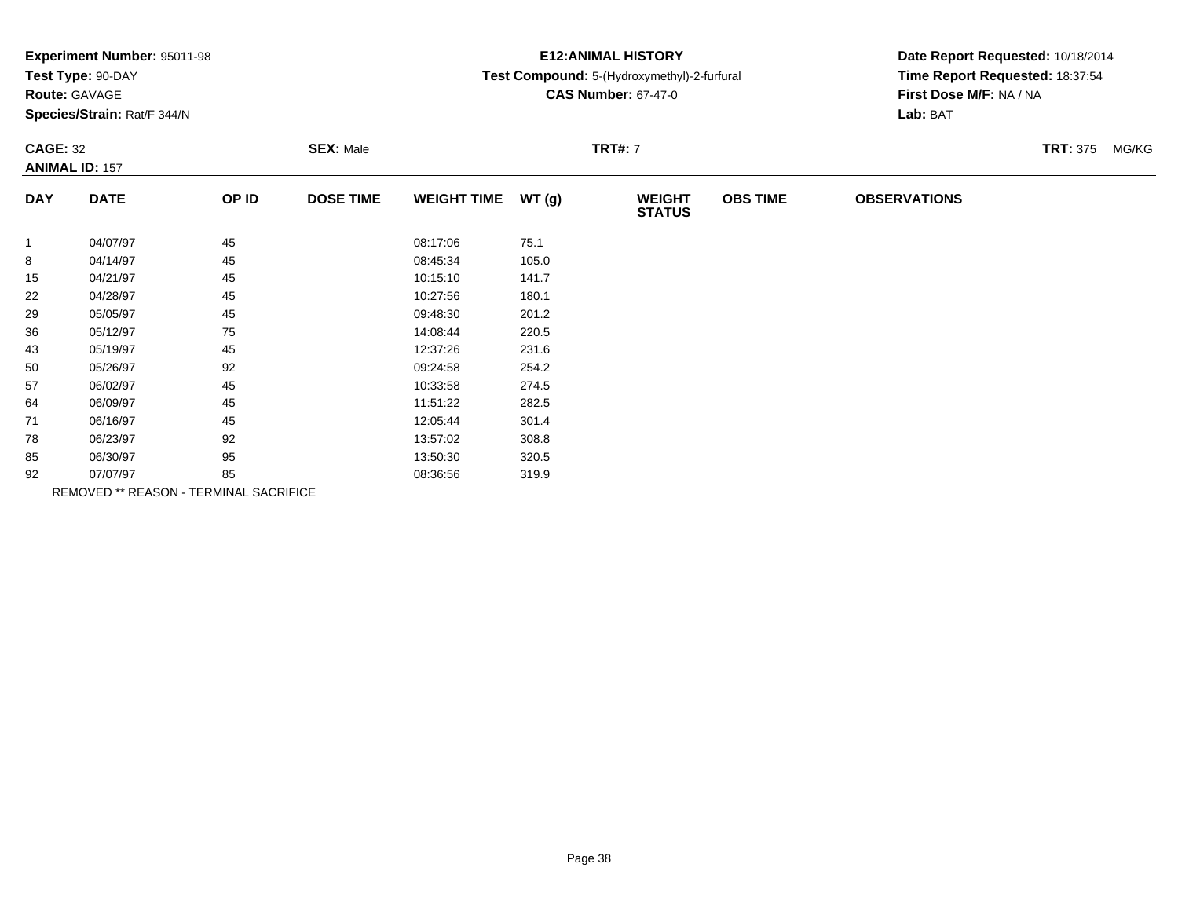**Experiment Number:** 95011-98
**Test Type:** 90-DAY
**Route:** GAVAGE
**Species/Strain:** Rat/F 344/N

**E12:ANIMAL HISTORY**
**Test Compound:** 5-(Hydroxymethyl)-2-furfural
**CAS Number:** 67-47-0

**Date Report Requested:** 10/18/2014
**Time Report Requested:** 18:37:54
**First Dose M/F:** NA / NA
**Lab:** BAT

**CAGE:** 32 **SEX:** Male **TRT#:** 7 **TRT:** 375 MG/KG
**ANIMAL ID:** 157

| DAY | DATE | OP ID | DOSE TIME | WEIGHT TIME | WT (g) | WEIGHT STATUS | OBS TIME | OBSERVATIONS |
|---|---|---|---|---|---|---|---|---|
| 1 | 04/07/97 | 45 | | 08:17:06 | 75.1 | | | |
| 8 | 04/14/97 | 45 | | 08:45:34 | 105.0 | | | |
| 15 | 04/21/97 | 45 | | 10:15:10 | 141.7 | | | |
| 22 | 04/28/97 | 45 | | 10:27:56 | 180.1 | | | |
| 29 | 05/05/97 | 45 | | 09:48:30 | 201.2 | | | |
| 36 | 05/12/97 | 75 | | 14:08:44 | 220.5 | | | |
| 43 | 05/19/97 | 45 | | 12:37:26 | 231.6 | | | |
| 50 | 05/26/97 | 92 | | 09:24:58 | 254.2 | | | |
| 57 | 06/02/97 | 45 | | 10:33:58 | 274.5 | | | |
| 64 | 06/09/97 | 45 | | 11:51:22 | 282.5 | | | |
| 71 | 06/16/97 | 45 | | 12:05:44 | 301.4 | | | |
| 78 | 06/23/97 | 92 | | 13:57:02 | 308.8 | | | |
| 85 | 06/30/97 | 95 | | 13:50:30 | 320.5 | | | |
| 92 | 07/07/97 | 85 | | 08:36:56 | 319.9 | | | |

REMOVED ** REASON - TERMINAL SACRIFICE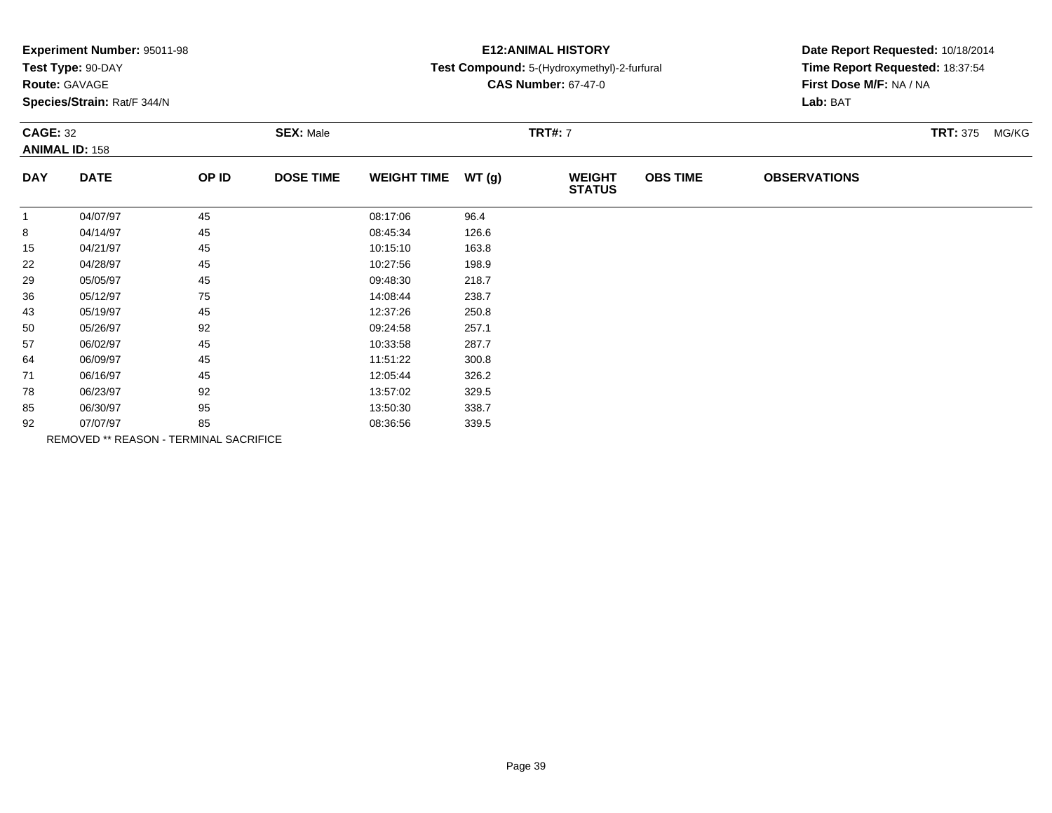**Experiment Number:** 95011-98
**Test Type:** 90-DAY
**Route:** GAVAGE
**Species/Strain:** Rat/F 344/N

**E12:ANIMAL HISTORY**
**Test Compound:** 5-(Hydroxymethyl)-2-furfural
**CAS Number:** 67-47-0

**Date Report Requested:** 10/18/2014
**Time Report Requested:** 18:37:54
**First Dose M/F:** NA / NA
**Lab:** BAT

**CAGE:** 32 **SEX:** Male **TRT#:** 7 **TRT:** 375 MG/KG
**ANIMAL ID:** 158

| DAY | DATE | OP ID | DOSE TIME | WEIGHT TIME | WT (g) | WEIGHT STATUS | OBS TIME | OBSERVATIONS |
|---|---|---|---|---|---|---|---|---|
| 1 | 04/07/97 | 45 | | 08:17:06 | 96.4 | | | |
| 8 | 04/14/97 | 45 | | 08:45:34 | 126.6 | | | |
| 15 | 04/21/97 | 45 | | 10:15:10 | 163.8 | | | |
| 22 | 04/28/97 | 45 | | 10:27:56 | 198.9 | | | |
| 29 | 05/05/97 | 45 | | 09:48:30 | 218.7 | | | |
| 36 | 05/12/97 | 75 | | 14:08:44 | 238.7 | | | |
| 43 | 05/19/97 | 45 | | 12:37:26 | 250.8 | | | |
| 50 | 05/26/97 | 92 | | 09:24:58 | 257.1 | | | |
| 57 | 06/02/97 | 45 | | 10:33:58 | 287.7 | | | |
| 64 | 06/09/97 | 45 | | 11:51:22 | 300.8 | | | |
| 71 | 06/16/97 | 45 | | 12:05:44 | 326.2 | | | |
| 78 | 06/23/97 | 92 | | 13:57:02 | 329.5 | | | |
| 85 | 06/30/97 | 95 | | 13:50:30 | 338.7 | | | |
| 92 | 07/07/97 | 85 | | 08:36:56 | 339.5 | | | |

REMOVED ** REASON - TERMINAL SACRIFICE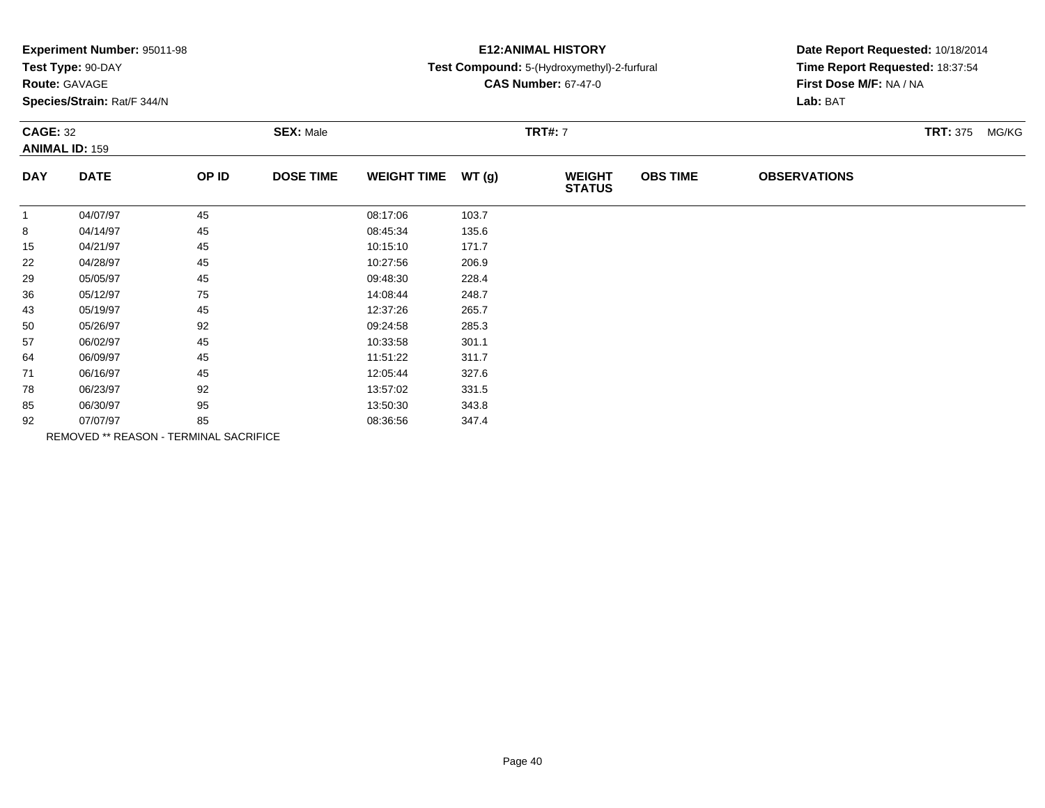**Experiment Number:** 95011-98
**Test Type:** 90-DAY
**Route:** GAVAGE
**Species/Strain:** Rat/F 344/N

**E12:ANIMAL HISTORY**
**Test Compound:** 5-(Hydroxymethyl)-2-furfural
**CAS Number:** 67-47-0

**Date Report Requested:** 10/18/2014
**Time Report Requested:** 18:37:54
**First Dose M/F:** NA / NA
**Lab:** BAT

**CAGE:** 32 **SEX:** Male **TRT#:** 7 **TRT:** 375 MG/KG
**ANIMAL ID:** 159

| DAY | DATE | OP ID | DOSE TIME | WEIGHT TIME | WT (g) | WEIGHT STATUS | OBS TIME | OBSERVATIONS |
|---|---|---|---|---|---|---|---|---|
| 1 | 04/07/97 | 45 | | 08:17:06 | 103.7 | | | |
| 8 | 04/14/97 | 45 | | 08:45:34 | 135.6 | | | |
| 15 | 04/21/97 | 45 | | 10:15:10 | 171.7 | | | |
| 22 | 04/28/97 | 45 | | 10:27:56 | 206.9 | | | |
| 29 | 05/05/97 | 45 | | 09:48:30 | 228.4 | | | |
| 36 | 05/12/97 | 75 | | 14:08:44 | 248.7 | | | |
| 43 | 05/19/97 | 45 | | 12:37:26 | 265.7 | | | |
| 50 | 05/26/97 | 92 | | 09:24:58 | 285.3 | | | |
| 57 | 06/02/97 | 45 | | 10:33:58 | 301.1 | | | |
| 64 | 06/09/97 | 45 | | 11:51:22 | 311.7 | | | |
| 71 | 06/16/97 | 45 | | 12:05:44 | 327.6 | | | |
| 78 | 06/23/97 | 92 | | 13:57:02 | 331.5 | | | |
| 85 | 06/30/97 | 95 | | 13:50:30 | 343.8 | | | |
| 92 | 07/07/97 | 85 | | 08:36:56 | 347.4 | | | |

REMOVED ** REASON - TERMINAL SACRIFICE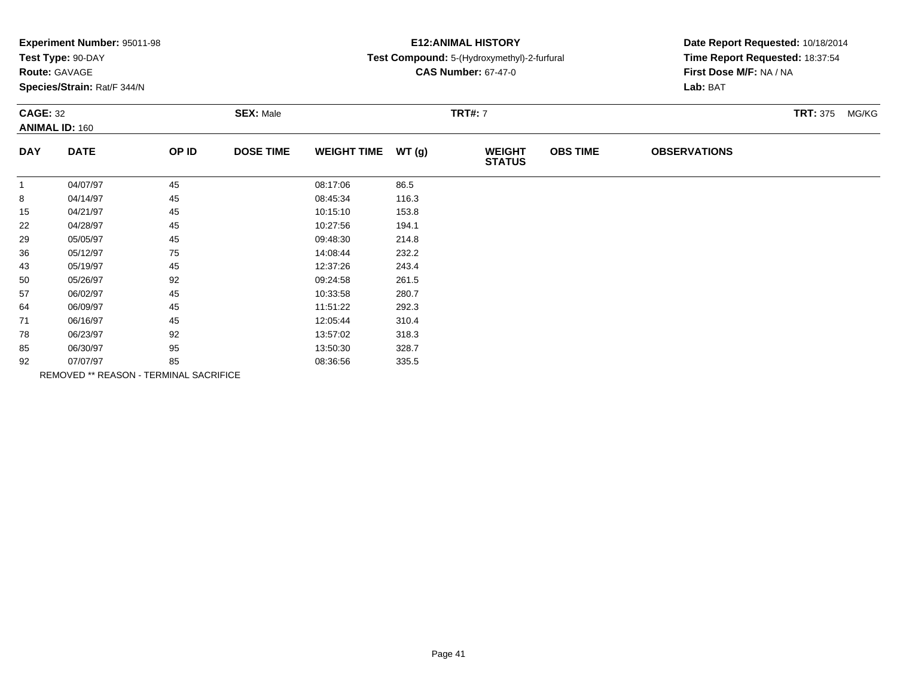**Experiment Number:** 95011-98
**Test Type:** 90-DAY
**Route:** GAVAGE
**Species/Strain:** Rat/F 344/N

**E12:ANIMAL HISTORY**
**Test Compound:** 5-(Hydroxymethyl)-2-furfural
**CAS Number:** 67-47-0

**Date Report Requested:** 10/18/2014
**Time Report Requested:** 18:37:54
**First Dose M/F:** NA / NA
**Lab:** BAT

**CAGE:** 32 **SEX:** Male **TRT#:** 7 **TRT:** 375 MG/KG
**ANIMAL ID:** 160

| DAY | DATE | OP ID | DOSE TIME | WEIGHT TIME | WT (g) | WEIGHT STATUS | OBS TIME | OBSERVATIONS |
|---|---|---|---|---|---|---|---|---|
| 1 | 04/07/97 | 45 | | 08:17:06 | 86.5 | | | |
| 8 | 04/14/97 | 45 | | 08:45:34 | 116.3 | | | |
| 15 | 04/21/97 | 45 | | 10:15:10 | 153.8 | | | |
| 22 | 04/28/97 | 45 | | 10:27:56 | 194.1 | | | |
| 29 | 05/05/97 | 45 | | 09:48:30 | 214.8 | | | |
| 36 | 05/12/97 | 75 | | 14:08:44 | 232.2 | | | |
| 43 | 05/19/97 | 45 | | 12:37:26 | 243.4 | | | |
| 50 | 05/26/97 | 92 | | 09:24:58 | 261.5 | | | |
| 57 | 06/02/97 | 45 | | 10:33:58 | 280.7 | | | |
| 64 | 06/09/97 | 45 | | 11:51:22 | 292.3 | | | |
| 71 | 06/16/97 | 45 | | 12:05:44 | 310.4 | | | |
| 78 | 06/23/97 | 92 | | 13:57:02 | 318.3 | | | |
| 85 | 06/30/97 | 95 | | 13:50:30 | 328.7 | | | |
| 92 | 07/07/97 | 85 | | 08:36:56 | 335.5 | | | |

REMOVED ** REASON - TERMINAL SACRIFICE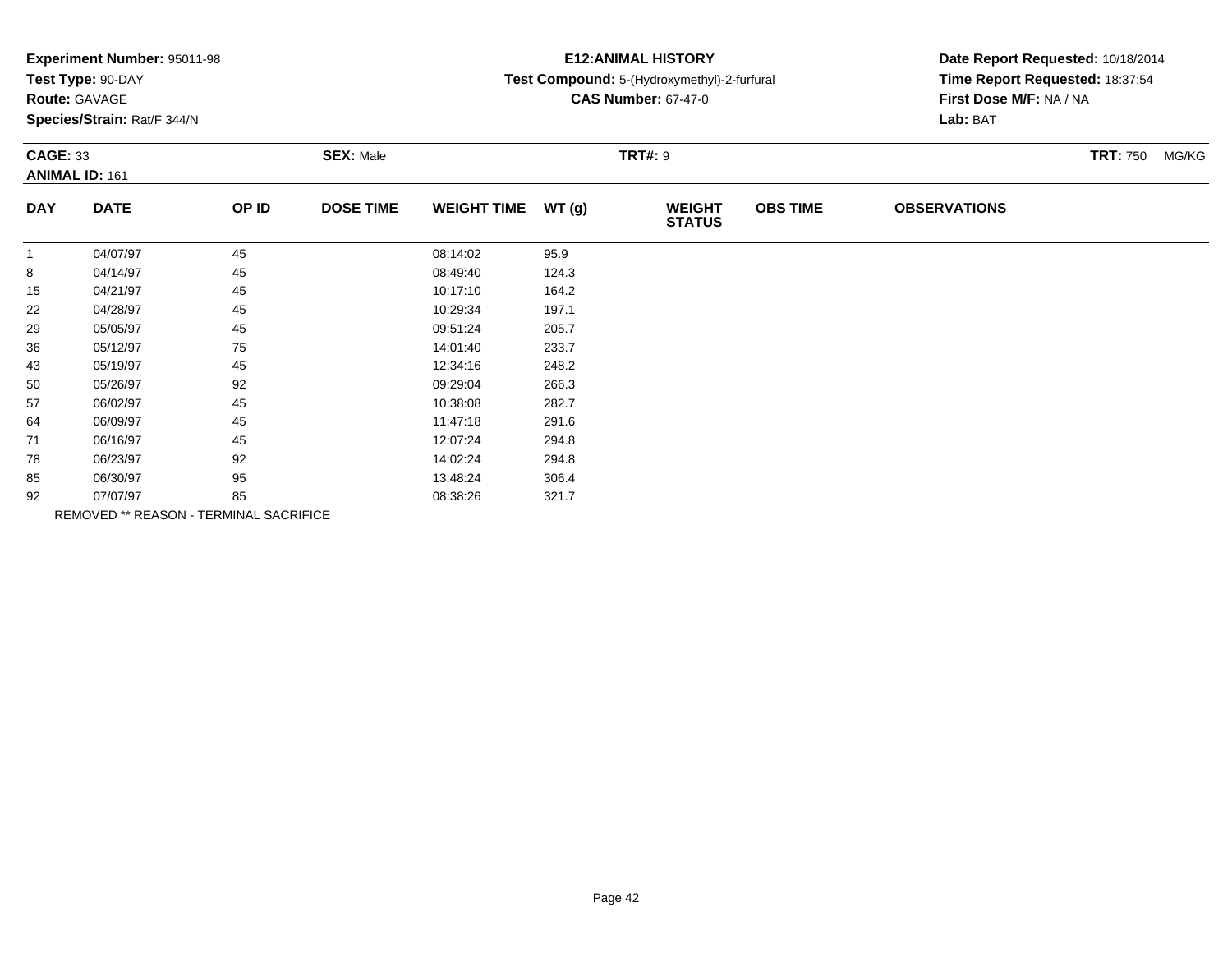**Experiment Number:** 95011-98
**Test Type:** 90-DAY
**Route:** GAVAGE
**Species/Strain:** Rat/F 344/N

**E12:ANIMAL HISTORY**
**Test Compound:** 5-(Hydroxymethyl)-2-furfural
**CAS Number:** 67-47-0

**Date Report Requested:** 10/18/2014
**Time Report Requested:** 18:37:54
**First Dose M/F:** NA / NA
**Lab:** BAT

**CAGE:** 33 **SEX:** Male **TRT#:** 9 **TRT:** 750 MG/KG
**ANIMAL ID:** 161

| DAY | DATE | OP ID | DOSE TIME | WEIGHT TIME | WT (g) | WEIGHT STATUS | OBS TIME | OBSERVATIONS |
|---|---|---|---|---|---|---|---|---|
| 1 | 04/07/97 | 45 | | 08:14:02 | 95.9 | | | |
| 8 | 04/14/97 | 45 | | 08:49:40 | 124.3 | | | |
| 15 | 04/21/97 | 45 | | 10:17:10 | 164.2 | | | |
| 22 | 04/28/97 | 45 | | 10:29:34 | 197.1 | | | |
| 29 | 05/05/97 | 45 | | 09:51:24 | 205.7 | | | |
| 36 | 05/12/97 | 75 | | 14:01:40 | 233.7 | | | |
| 43 | 05/19/97 | 45 | | 12:34:16 | 248.2 | | | |
| 50 | 05/26/97 | 92 | | 09:29:04 | 266.3 | | | |
| 57 | 06/02/97 | 45 | | 10:38:08 | 282.7 | | | |
| 64 | 06/09/97 | 45 | | 11:47:18 | 291.6 | | | |
| 71 | 06/16/97 | 45 | | 12:07:24 | 294.8 | | | |
| 78 | 06/23/97 | 92 | | 14:02:24 | 294.8 | | | |
| 85 | 06/30/97 | 95 | | 13:48:24 | 306.4 | | | |
| 92 | 07/07/97 | 85 | | 08:38:26 | 321.7 | | | |

REMOVED ** REASON - TERMINAL SACRIFICE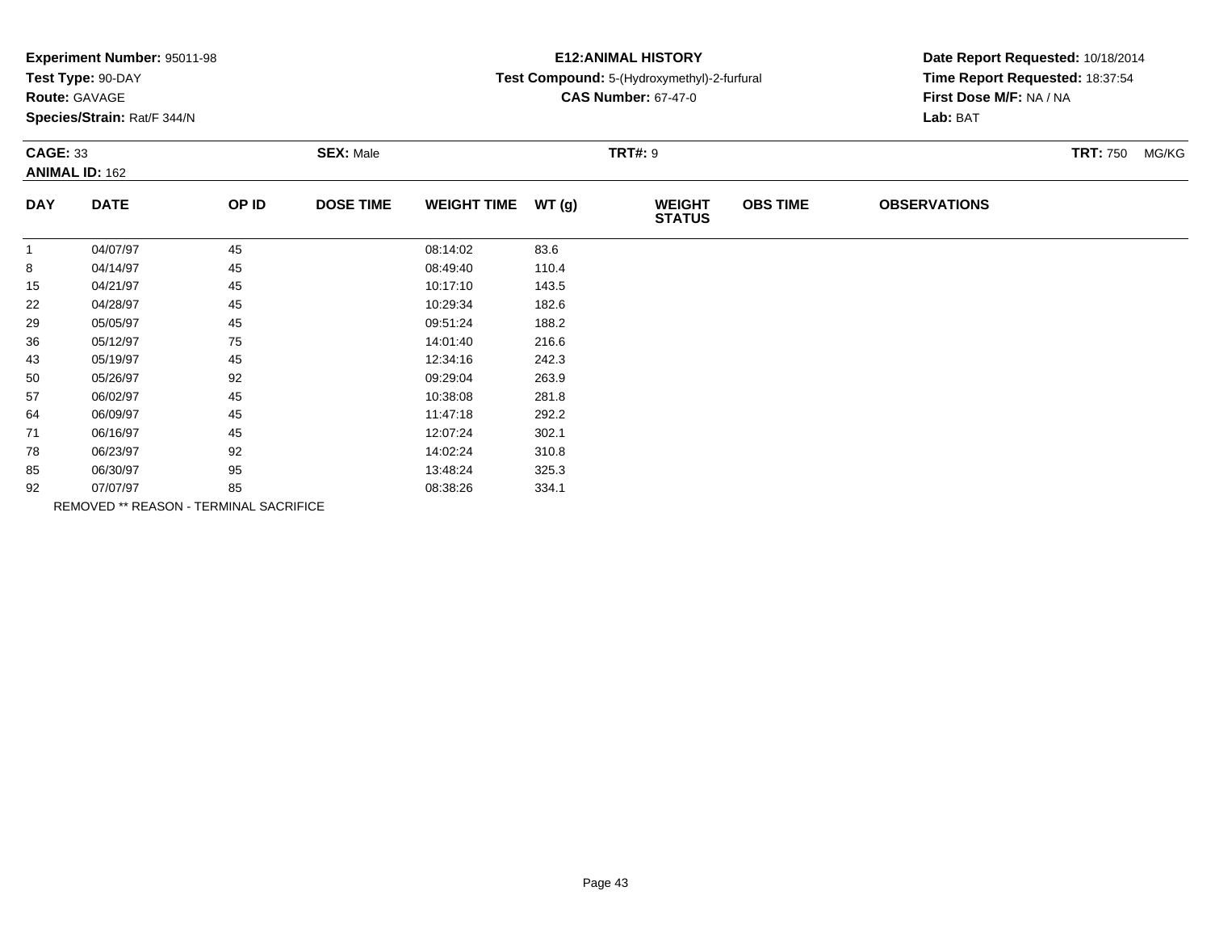**Experiment Number:** 95011-98
**Test Type:** 90-DAY
**Route:** GAVAGE
**Species/Strain:** Rat/F 344/N

**E12:ANIMAL HISTORY**
**Test Compound:** 5-(Hydroxymethyl)-2-furfural
**CAS Number:** 67-47-0

**Date Report Requested:** 10/18/2014
**Time Report Requested:** 18:37:54
**First Dose M/F:** NA / NA
**Lab:** BAT

**CAGE:** 33 **SEX:** Male **TRT#:** 9 **TRT:** 750 MG/KG
**ANIMAL ID:** 162

| DAY | DATE | OP ID | DOSE TIME | WEIGHT TIME | WT (g) | WEIGHT STATUS | OBS TIME | OBSERVATIONS |
|---|---|---|---|---|---|---|---|---|
| 1 | 04/07/97 | 45 | | 08:14:02 | 83.6 | | | |
| 8 | 04/14/97 | 45 | | 08:49:40 | 110.4 | | | |
| 15 | 04/21/97 | 45 | | 10:17:10 | 143.5 | | | |
| 22 | 04/28/97 | 45 | | 10:29:34 | 182.6 | | | |
| 29 | 05/05/97 | 45 | | 09:51:24 | 188.2 | | | |
| 36 | 05/12/97 | 75 | | 14:01:40 | 216.6 | | | |
| 43 | 05/19/97 | 45 | | 12:34:16 | 242.3 | | | |
| 50 | 05/26/97 | 92 | | 09:29:04 | 263.9 | | | |
| 57 | 06/02/97 | 45 | | 10:38:08 | 281.8 | | | |
| 64 | 06/09/97 | 45 | | 11:47:18 | 292.2 | | | |
| 71 | 06/16/97 | 45 | | 12:07:24 | 302.1 | | | |
| 78 | 06/23/97 | 92 | | 14:02:24 | 310.8 | | | |
| 85 | 06/30/97 | 95 | | 13:48:24 | 325.3 | | | |
| 92 | 07/07/97 | 85 | | 08:38:26 | 334.1 | | | |

REMOVED ** REASON - TERMINAL SACRIFICE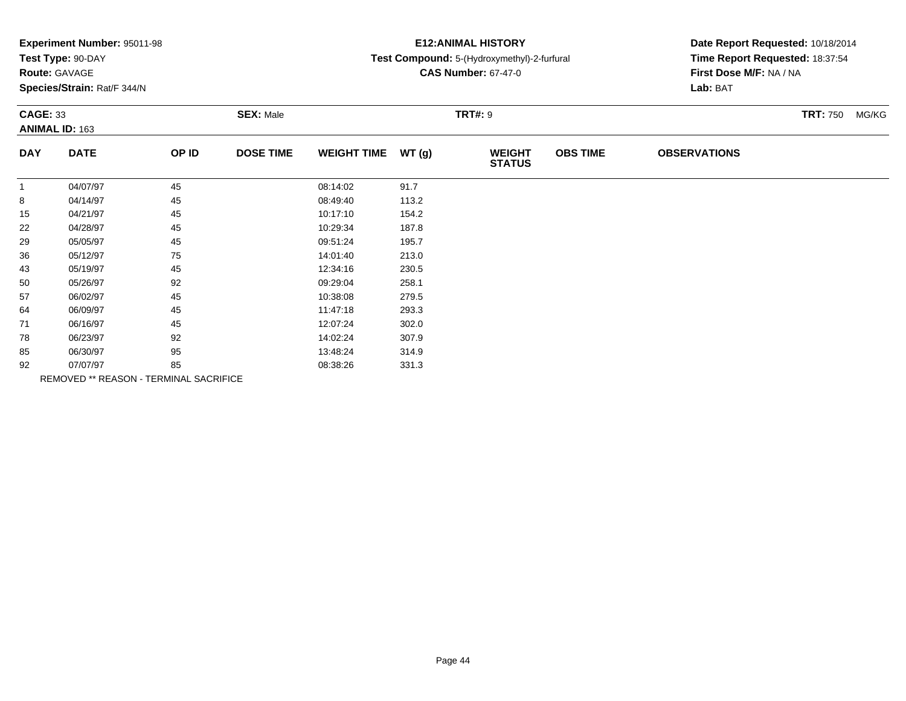**Experiment Number:** 95011-98
**Test Type:** 90-DAY
**Route:** GAVAGE
**Species/Strain:** Rat/F 344/N

**E12:ANIMAL HISTORY**
**Test Compound:** 5-(Hydroxymethyl)-2-furfural
**CAS Number:** 67-47-0

**Date Report Requested:** 10/18/2014
**Time Report Requested:** 18:37:54
**First Dose M/F:** NA / NA
**Lab:** BAT

**CAGE:** 33 **SEX:** Male **TRT#:** 9 **TRT:** 750 MG/KG
**ANIMAL ID:** 163

| DAY | DATE | OP ID | DOSE TIME | WEIGHT TIME | WT (g) | WEIGHT STATUS | OBS TIME | OBSERVATIONS |
|---|---|---|---|---|---|---|---|---|
| 1 | 04/07/97 | 45 | | 08:14:02 | 91.7 | | | |
| 8 | 04/14/97 | 45 | | 08:49:40 | 113.2 | | | |
| 15 | 04/21/97 | 45 | | 10:17:10 | 154.2 | | | |
| 22 | 04/28/97 | 45 | | 10:29:34 | 187.8 | | | |
| 29 | 05/05/97 | 45 | | 09:51:24 | 195.7 | | | |
| 36 | 05/12/97 | 75 | | 14:01:40 | 213.0 | | | |
| 43 | 05/19/97 | 45 | | 12:34:16 | 230.5 | | | |
| 50 | 05/26/97 | 92 | | 09:29:04 | 258.1 | | | |
| 57 | 06/02/97 | 45 | | 10:38:08 | 279.5 | | | |
| 64 | 06/09/97 | 45 | | 11:47:18 | 293.3 | | | |
| 71 | 06/16/97 | 45 | | 12:07:24 | 302.0 | | | |
| 78 | 06/23/97 | 92 | | 14:02:24 | 307.9 | | | |
| 85 | 06/30/97 | 95 | | 13:48:24 | 314.9 | | | |
| 92 | 07/07/97 | 85 | | 08:38:26 | 331.3 | | | |

REMOVED ** REASON - TERMINAL SACRIFICE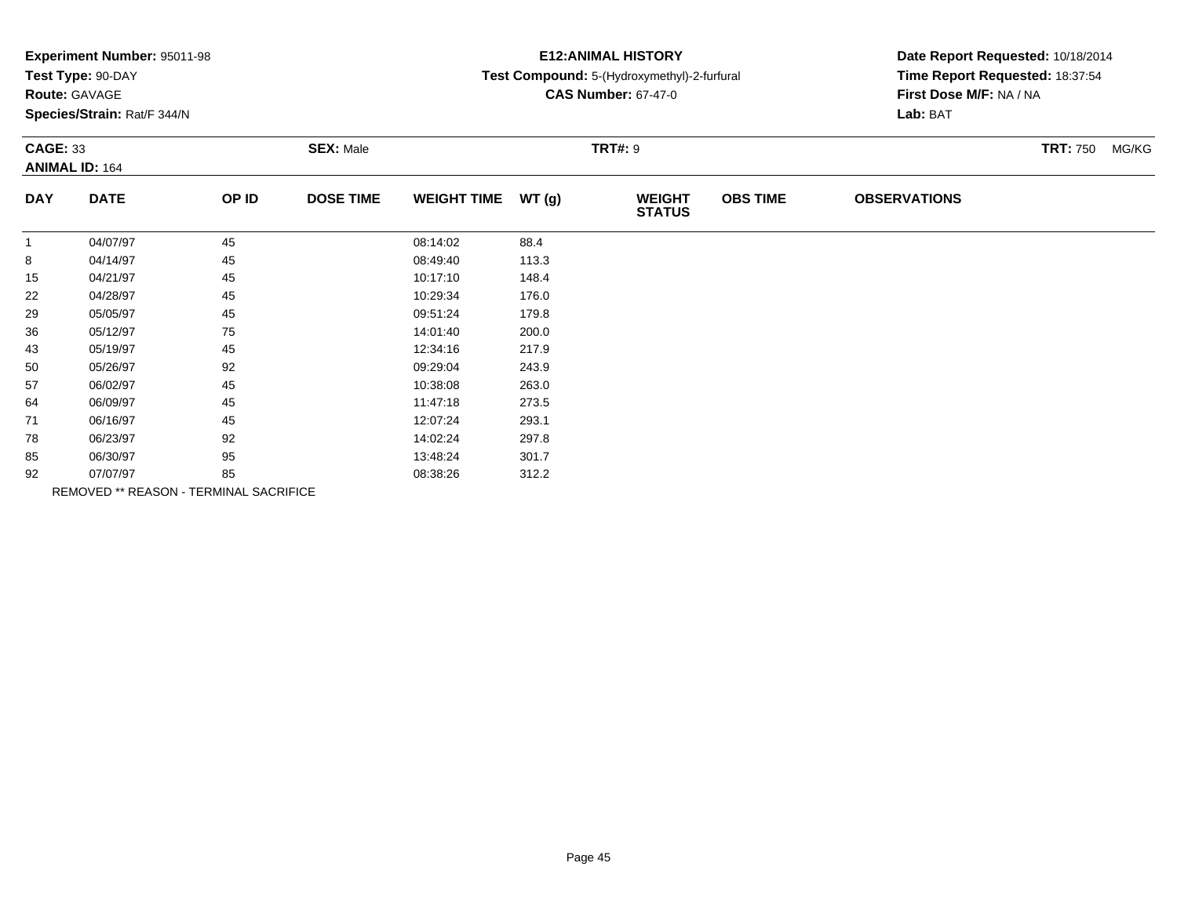**Experiment Number:** 95011-98
**Test Type:** 90-DAY
**Route:** GAVAGE
**Species/Strain:** Rat/F 344/N

**E12:ANIMAL HISTORY**
**Test Compound:** 5-(Hydroxymethyl)-2-furfural
**CAS Number:** 67-47-0

**Date Report Requested:** 10/18/2014
**Time Report Requested:** 18:37:54
**First Dose M/F:** NA / NA
**Lab:** BAT

**CAGE:** 33
**ANIMAL ID:** 164

**SEX:** Male

**TRT#:** 9

**TRT:** 750 MG/KG

| DAY | DATE | OP ID | DOSE TIME | WEIGHT TIME | WT (g) | WEIGHT STATUS | OBS TIME | OBSERVATIONS |
|---|---|---|---|---|---|---|---|---|
| 1 | 04/07/97 | 45 | | 08:14:02 | 88.4 | | | |
| 8 | 04/14/97 | 45 | | 08:49:40 | 113.3 | | | |
| 15 | 04/21/97 | 45 | | 10:17:10 | 148.4 | | | |
| 22 | 04/28/97 | 45 | | 10:29:34 | 176.0 | | | |
| 29 | 05/05/97 | 45 | | 09:51:24 | 179.8 | | | |
| 36 | 05/12/97 | 75 | | 14:01:40 | 200.0 | | | |
| 43 | 05/19/97 | 45 | | 12:34:16 | 217.9 | | | |
| 50 | 05/26/97 | 92 | | 09:29:04 | 243.9 | | | |
| 57 | 06/02/97 | 45 | | 10:38:08 | 263.0 | | | |
| 64 | 06/09/97 | 45 | | 11:47:18 | 273.5 | | | |
| 71 | 06/16/97 | 45 | | 12:07:24 | 293.1 | | | |
| 78 | 06/23/97 | 92 | | 14:02:24 | 297.8 | | | |
| 85 | 06/30/97 | 95 | | 13:48:24 | 301.7 | | | |
| 92 | 07/07/97 | 85 | | 08:38:26 | 312.2 | | | |

REMOVED ** REASON - TERMINAL SACRIFICE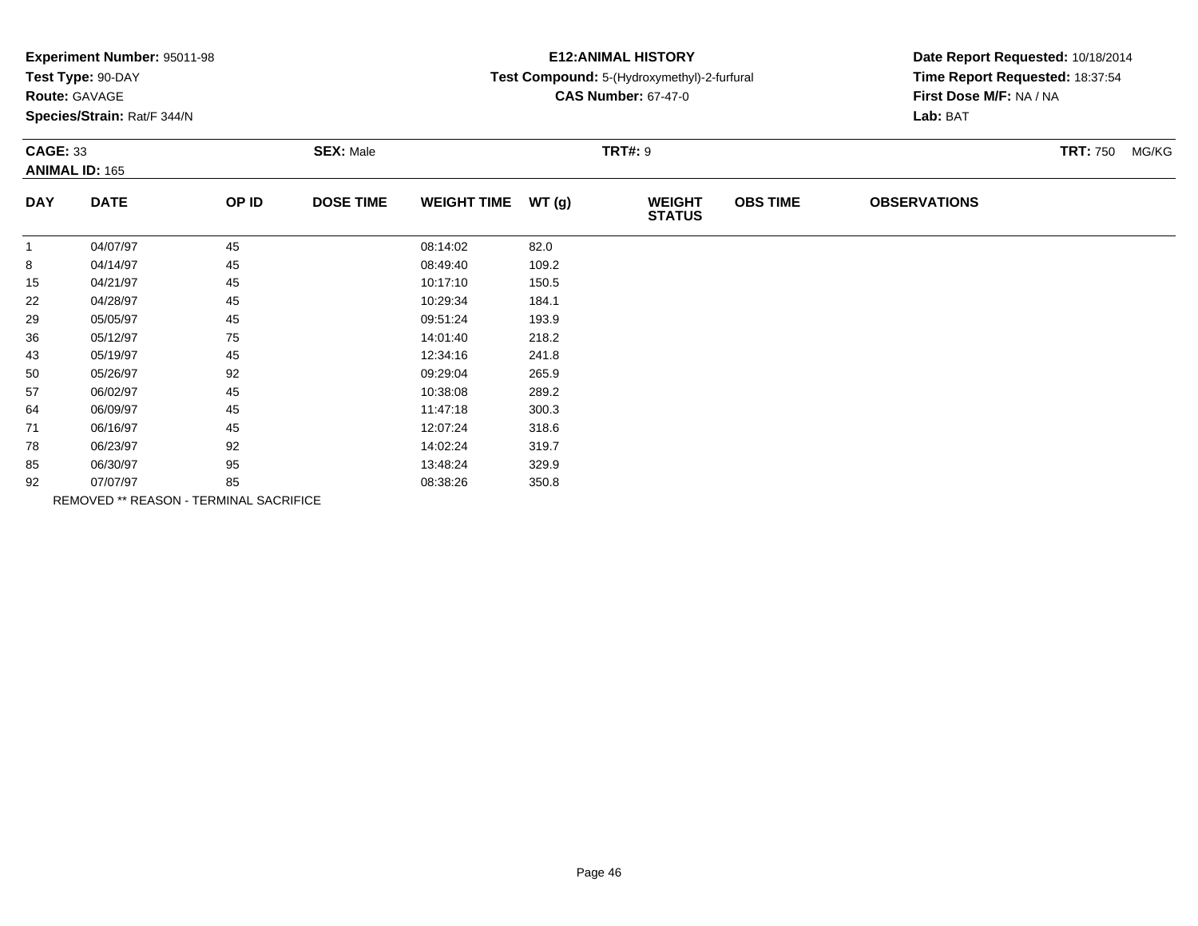**Experiment Number:** 95011-98
**Test Type:** 90-DAY
**Route:** GAVAGE
**Species/Strain:** Rat/F 344/N

**E12:ANIMAL HISTORY**
**Test Compound:** 5-(Hydroxymethyl)-2-furfural
**CAS Number:** 67-47-0

**Date Report Requested:** 10/18/2014
**Time Report Requested:** 18:37:54
**First Dose M/F:** NA / NA
**Lab:** BAT

**CAGE:** 33 **SEX:** Male **TRT#:** 9 **TRT:** 750 MG/KG
**ANIMAL ID:** 165

| DAY | DATE | OP ID | DOSE TIME | WEIGHT TIME | WT (g) | WEIGHT STATUS | OBS TIME | OBSERVATIONS |
|---|---|---|---|---|---|---|---|---|
| 1 | 04/07/97 | 45 | | 08:14:02 | 82.0 | | | |
| 8 | 04/14/97 | 45 | | 08:49:40 | 109.2 | | | |
| 15 | 04/21/97 | 45 | | 10:17:10 | 150.5 | | | |
| 22 | 04/28/97 | 45 | | 10:29:34 | 184.1 | | | |
| 29 | 05/05/97 | 45 | | 09:51:24 | 193.9 | | | |
| 36 | 05/12/97 | 75 | | 14:01:40 | 218.2 | | | |
| 43 | 05/19/97 | 45 | | 12:34:16 | 241.8 | | | |
| 50 | 05/26/97 | 92 | | 09:29:04 | 265.9 | | | |
| 57 | 06/02/97 | 45 | | 10:38:08 | 289.2 | | | |
| 64 | 06/09/97 | 45 | | 11:47:18 | 300.3 | | | |
| 71 | 06/16/97 | 45 | | 12:07:24 | 318.6 | | | |
| 78 | 06/23/97 | 92 | | 14:02:24 | 319.7 | | | |
| 85 | 06/30/97 | 95 | | 13:48:24 | 329.9 | | | |
| 92 | 07/07/97 | 85 | | 08:38:26 | 350.8 | | | |

REMOVED ** REASON - TERMINAL SACRIFICE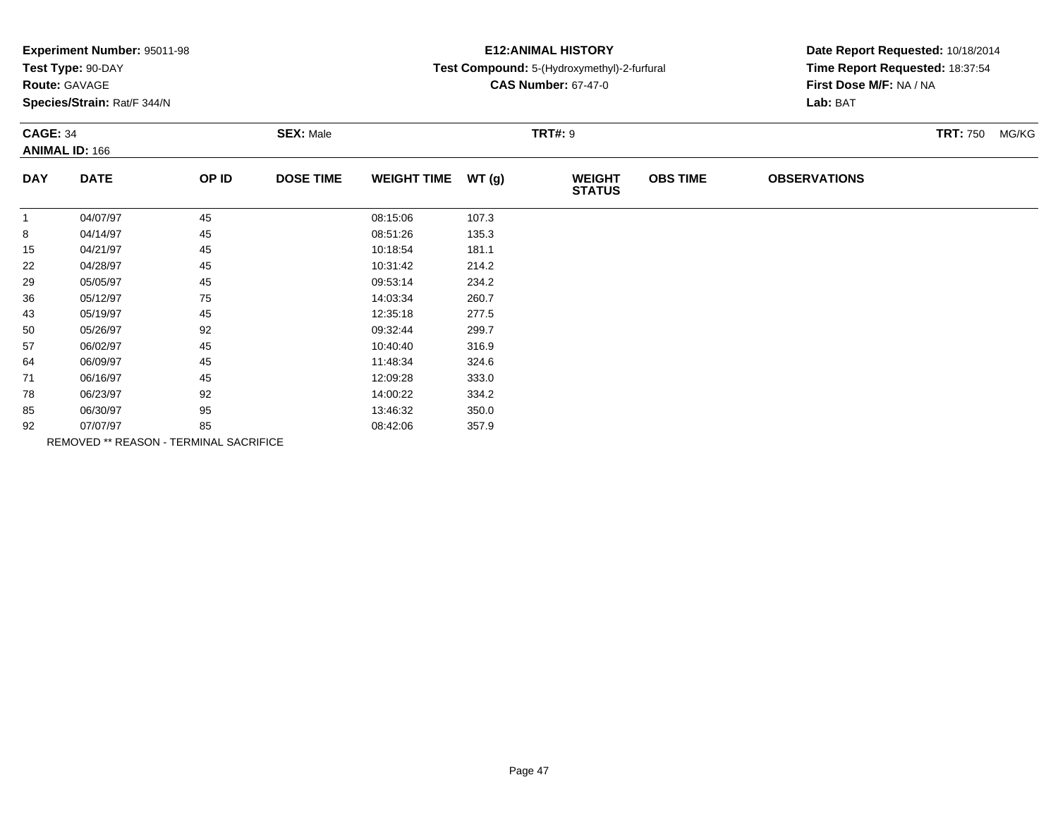**Experiment Number:** 95011-98
**Test Type:** 90-DAY
**Route:** GAVAGE
**Species/Strain:** Rat/F 344/N

**E12:ANIMAL HISTORY**
**Test Compound:** 5-(Hydroxymethyl)-2-furfural
**CAS Number:** 67-47-0

**Date Report Requested:** 10/18/2014
**Time Report Requested:** 18:37:54
**First Dose M/F:** NA / NA
**Lab:** BAT

**CAGE:** 34 **SEX:** Male **TRT#:** 9 **TRT:** 750 MG/KG
**ANIMAL ID:** 166

| DAY | DATE | OP ID | DOSE TIME | WEIGHT TIME | WT (g) | WEIGHT STATUS | OBS TIME | OBSERVATIONS |
|---|---|---|---|---|---|---|---|---|
| 1 | 04/07/97 | 45 | | 08:15:06 | 107.3 | | | |
| 8 | 04/14/97 | 45 | | 08:51:26 | 135.3 | | | |
| 15 | 04/21/97 | 45 | | 10:18:54 | 181.1 | | | |
| 22 | 04/28/97 | 45 | | 10:31:42 | 214.2 | | | |
| 29 | 05/05/97 | 45 | | 09:53:14 | 234.2 | | | |
| 36 | 05/12/97 | 75 | | 14:03:34 | 260.7 | | | |
| 43 | 05/19/97 | 45 | | 12:35:18 | 277.5 | | | |
| 50 | 05/26/97 | 92 | | 09:32:44 | 299.7 | | | |
| 57 | 06/02/97 | 45 | | 10:40:40 | 316.9 | | | |
| 64 | 06/09/97 | 45 | | 11:48:34 | 324.6 | | | |
| 71 | 06/16/97 | 45 | | 12:09:28 | 333.0 | | | |
| 78 | 06/23/97 | 92 | | 14:00:22 | 334.2 | | | |
| 85 | 06/30/97 | 95 | | 13:46:32 | 350.0 | | | |
| 92 | 07/07/97 | 85 | | 08:42:06 | 357.9 | | | |

REMOVED ** REASON - TERMINAL SACRIFICE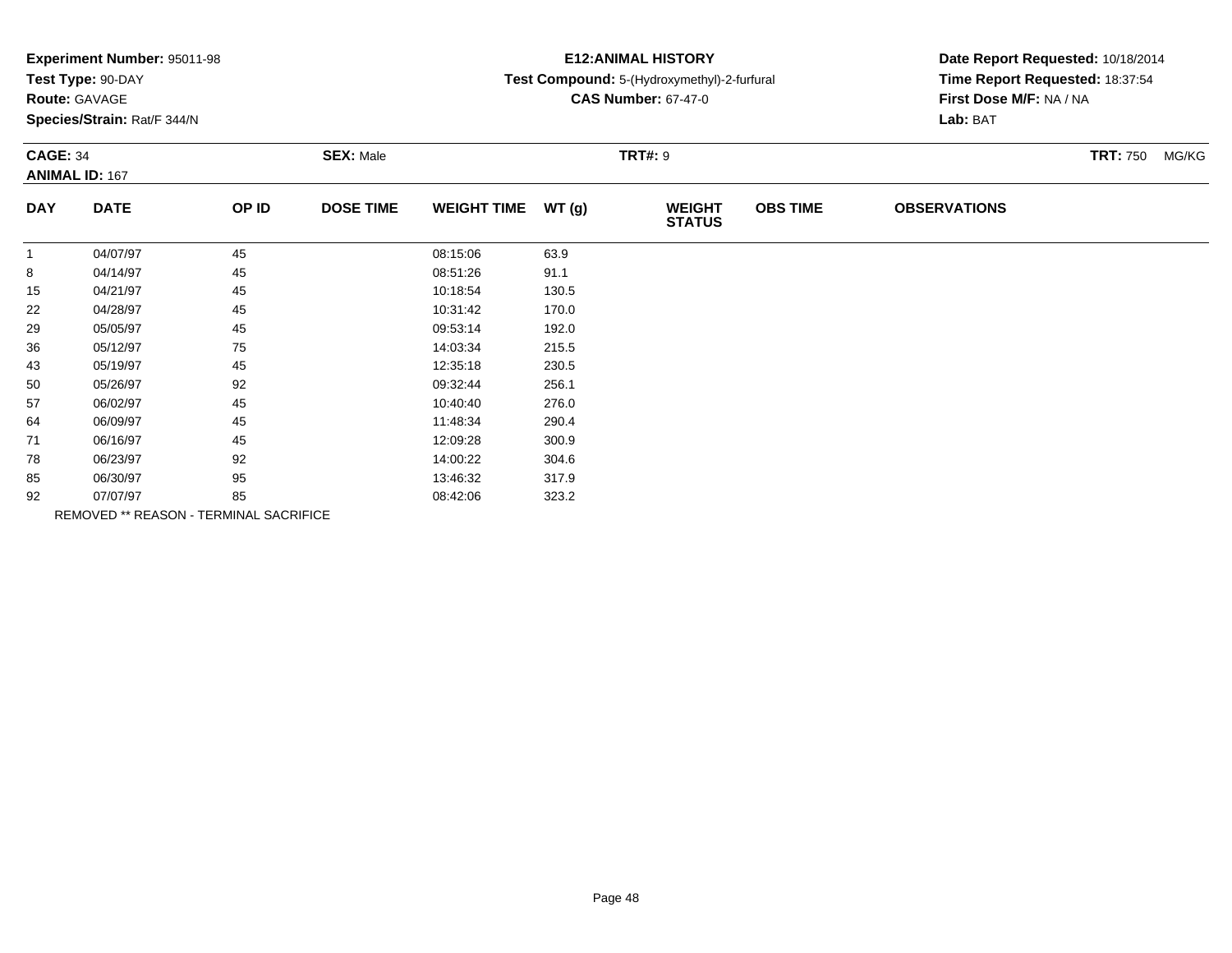**Experiment Number:** 95011-98
**Test Type:** 90-DAY
**Route:** GAVAGE
**Species/Strain:** Rat/F 344/N

**E12:ANIMAL HISTORY**
**Test Compound:** 5-(Hydroxymethyl)-2-furfural
**CAS Number:** 67-47-0

**Date Report Requested:** 10/18/2014
**Time Report Requested:** 18:37:54
**First Dose M/F:** NA / NA
**Lab:** BAT

**CAGE:** 34 **SEX:** Male **TRT#:** 9 **TRT:** 750 MG/KG
**ANIMAL ID:** 167

| DAY | DATE | OP ID | DOSE TIME | WEIGHT TIME | WT (g) | WEIGHT STATUS | OBS TIME | OBSERVATIONS |
|---|---|---|---|---|---|---|---|---|
| 1 | 04/07/97 | 45 | | 08:15:06 | 63.9 | | | |
| 8 | 04/14/97 | 45 | | 08:51:26 | 91.1 | | | |
| 15 | 04/21/97 | 45 | | 10:18:54 | 130.5 | | | |
| 22 | 04/28/97 | 45 | | 10:31:42 | 170.0 | | | |
| 29 | 05/05/97 | 45 | | 09:53:14 | 192.0 | | | |
| 36 | 05/12/97 | 75 | | 14:03:34 | 215.5 | | | |
| 43 | 05/19/97 | 45 | | 12:35:18 | 230.5 | | | |
| 50 | 05/26/97 | 92 | | 09:32:44 | 256.1 | | | |
| 57 | 06/02/97 | 45 | | 10:40:40 | 276.0 | | | |
| 64 | 06/09/97 | 45 | | 11:48:34 | 290.4 | | | |
| 71 | 06/16/97 | 45 | | 12:09:28 | 300.9 | | | |
| 78 | 06/23/97 | 92 | | 14:00:22 | 304.6 | | | |
| 85 | 06/30/97 | 95 | | 13:46:32 | 317.9 | | | |
| 92 | 07/07/97 | 85 | | 08:42:06 | 323.2 | | | |

REMOVED ** REASON - TERMINAL SACRIFICE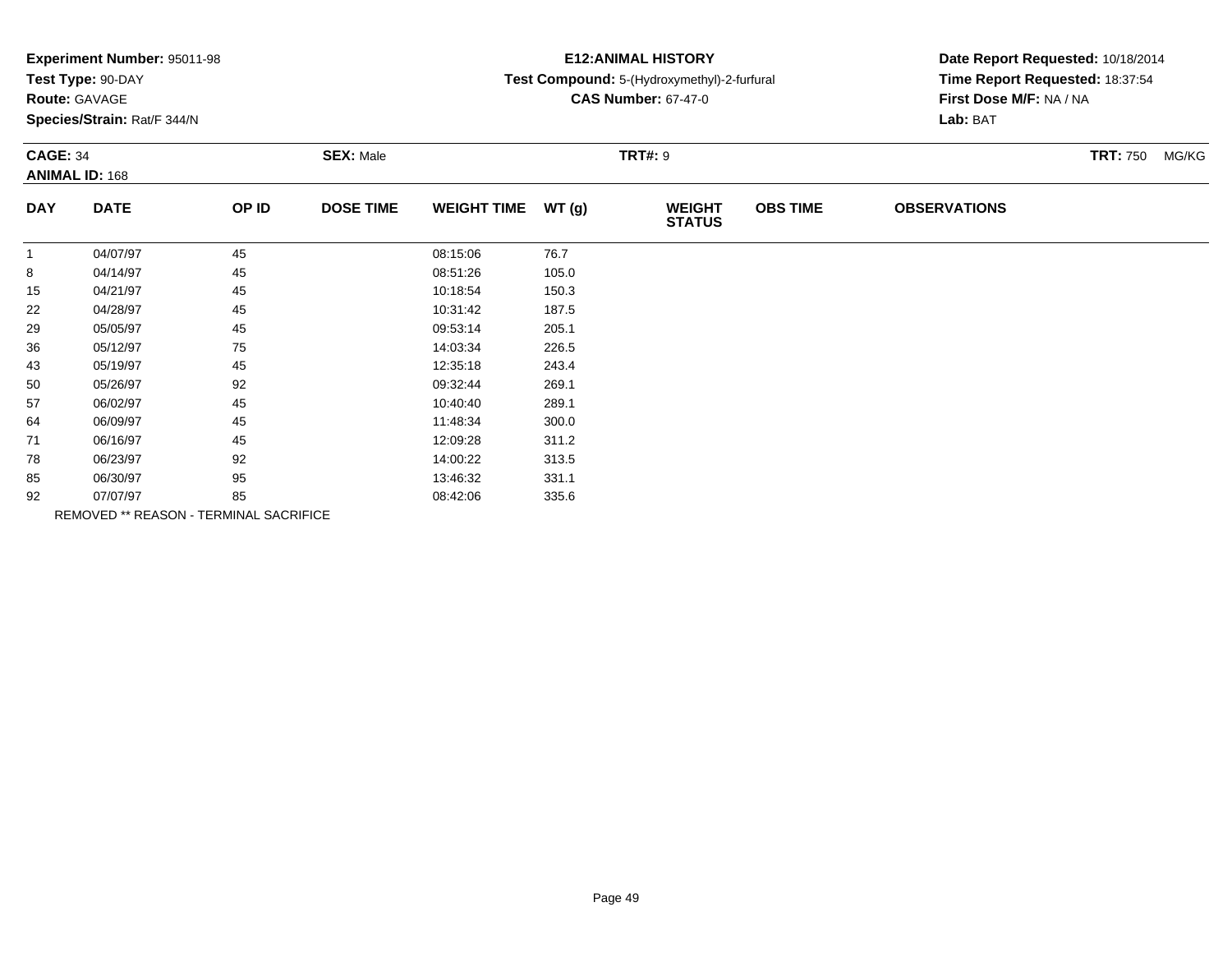**Experiment Number:** 95011-98
**Test Type:** 90-DAY
**Route:** GAVAGE
**Species/Strain:** Rat/F 344/N

**E12:ANIMAL HISTORY**
**Test Compound:** 5-(Hydroxymethyl)-2-furfural
**CAS Number:** 67-47-0

**Date Report Requested:** 10/18/2014
**Time Report Requested:** 18:37:54
**First Dose M/F:** NA / NA
**Lab:** BAT

**CAGE:** 34 **SEX:** Male **TRT#:** 9 **TRT:** 750 MG/KG
**ANIMAL ID:** 168

| DAY | DATE | OP ID | DOSE TIME | WEIGHT TIME | WT (g) | WEIGHT STATUS | OBS TIME | OBSERVATIONS |
|---|---|---|---|---|---|---|---|---|
| 1 | 04/07/97 | 45 | | 08:15:06 | 76.7 | | | |
| 8 | 04/14/97 | 45 | | 08:51:26 | 105.0 | | | |
| 15 | 04/21/97 | 45 | | 10:18:54 | 150.3 | | | |
| 22 | 04/28/97 | 45 | | 10:31:42 | 187.5 | | | |
| 29 | 05/05/97 | 45 | | 09:53:14 | 205.1 | | | |
| 36 | 05/12/97 | 75 | | 14:03:34 | 226.5 | | | |
| 43 | 05/19/97 | 45 | | 12:35:18 | 243.4 | | | |
| 50 | 05/26/97 | 92 | | 09:32:44 | 269.1 | | | |
| 57 | 06/02/97 | 45 | | 10:40:40 | 289.1 | | | |
| 64 | 06/09/97 | 45 | | 11:48:34 | 300.0 | | | |
| 71 | 06/16/97 | 45 | | 12:09:28 | 311.2 | | | |
| 78 | 06/23/97 | 92 | | 14:00:22 | 313.5 | | | |
| 85 | 06/30/97 | 95 | | 13:46:32 | 331.1 | | | |
| 92 | 07/07/97 | 85 | | 08:42:06 | 335.6 | | | |

REMOVED ** REASON - TERMINAL SACRIFICE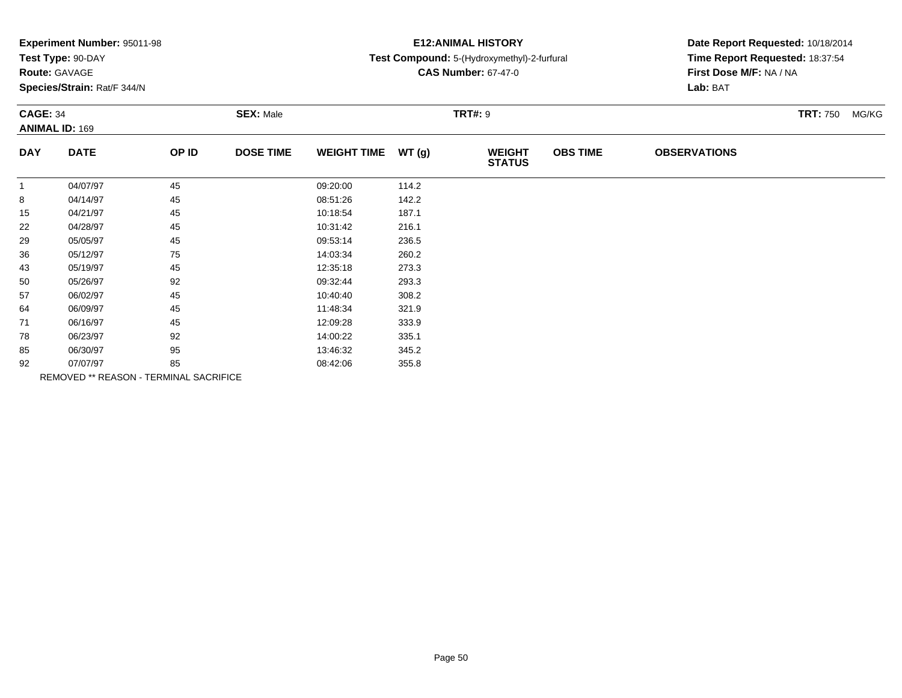**Experiment Number:** 95011-98
**Test Type:** 90-DAY
**Route:** GAVAGE
**Species/Strain:** Rat/F 344/N

**E12:ANIMAL HISTORY**
**Test Compound:** 5-(Hydroxymethyl)-2-furfural
**CAS Number:** 67-47-0

**Date Report Requested:** 10/18/2014
**Time Report Requested:** 18:37:54
**First Dose M/F:** NA / NA
**Lab:** BAT

**CAGE:** 34 | **SEX:** Male | **TRT#:** 9 | **TRT:** 750 MG/KG
**ANIMAL ID:** 169

| DAY | DATE | OP ID | DOSE TIME | WEIGHT TIME | WT (g) | WEIGHT STATUS | OBS TIME | OBSERVATIONS |
|---|---|---|---|---|---|---|---|---|
| 1 | 04/07/97 | 45 | | 09:20:00 | 114.2 | | | |
| 8 | 04/14/97 | 45 | | 08:51:26 | 142.2 | | | |
| 15 | 04/21/97 | 45 | | 10:18:54 | 187.1 | | | |
| 22 | 04/28/97 | 45 | | 10:31:42 | 216.1 | | | |
| 29 | 05/05/97 | 45 | | 09:53:14 | 236.5 | | | |
| 36 | 05/12/97 | 75 | | 14:03:34 | 260.2 | | | |
| 43 | 05/19/97 | 45 | | 12:35:18 | 273.3 | | | |
| 50 | 05/26/97 | 92 | | 09:32:44 | 293.3 | | | |
| 57 | 06/02/97 | 45 | | 10:40:40 | 308.2 | | | |
| 64 | 06/09/97 | 45 | | 11:48:34 | 321.9 | | | |
| 71 | 06/16/97 | 45 | | 12:09:28 | 333.9 | | | |
| 78 | 06/23/97 | 92 | | 14:00:22 | 335.1 | | | |
| 85 | 06/30/97 | 95 | | 13:46:32 | 345.2 | | | |
| 92 | 07/07/97 | 85 | | 08:42:06 | 355.8 | | | |

REMOVED ** REASON - TERMINAL SACRIFICE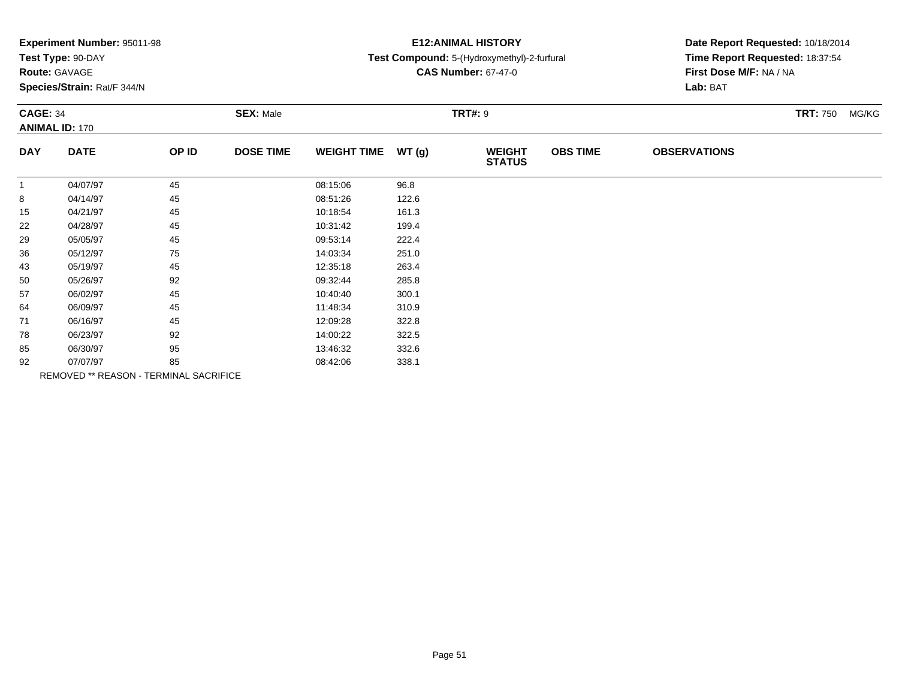**Experiment Number:** 95011-98
**Test Type:** 90-DAY
**Route:** GAVAGE
**Species/Strain:** Rat/F 344/N

**E12:ANIMAL HISTORY**
**Test Compound:** 5-(Hydroxymethyl)-2-furfural
**CAS Number:** 67-47-0

**Date Report Requested:** 10/18/2014
**Time Report Requested:** 18:37:54
**First Dose M/F:** NA / NA
**Lab:** BAT

**CAGE:** 34 **SEX:** Male **TRT#:** 9 **TRT:** 750 MG/KG
**ANIMAL ID:** 170

| DAY | DATE | OP ID | DOSE TIME | WEIGHT TIME | WT (g) | WEIGHT STATUS | OBS TIME | OBSERVATIONS |
|---|---|---|---|---|---|---|---|---|
| 1 | 04/07/97 | 45 | | 08:15:06 | 96.8 | | | |
| 8 | 04/14/97 | 45 | | 08:51:26 | 122.6 | | | |
| 15 | 04/21/97 | 45 | | 10:18:54 | 161.3 | | | |
| 22 | 04/28/97 | 45 | | 10:31:42 | 199.4 | | | |
| 29 | 05/05/97 | 45 | | 09:53:14 | 222.4 | | | |
| 36 | 05/12/97 | 75 | | 14:03:34 | 251.0 | | | |
| 43 | 05/19/97 | 45 | | 12:35:18 | 263.4 | | | |
| 50 | 05/26/97 | 92 | | 09:32:44 | 285.8 | | | |
| 57 | 06/02/97 | 45 | | 10:40:40 | 300.1 | | | |
| 64 | 06/09/97 | 45 | | 11:48:34 | 310.9 | | | |
| 71 | 06/16/97 | 45 | | 12:09:28 | 322.8 | | | |
| 78 | 06/23/97 | 92 | | 14:00:22 | 322.5 | | | |
| 85 | 06/30/97 | 95 | | 13:46:32 | 332.6 | | | |
| 92 | 07/07/97 | 85 | | 08:42:06 | 338.1 | | | |

REMOVED ** REASON - TERMINAL SACRIFICE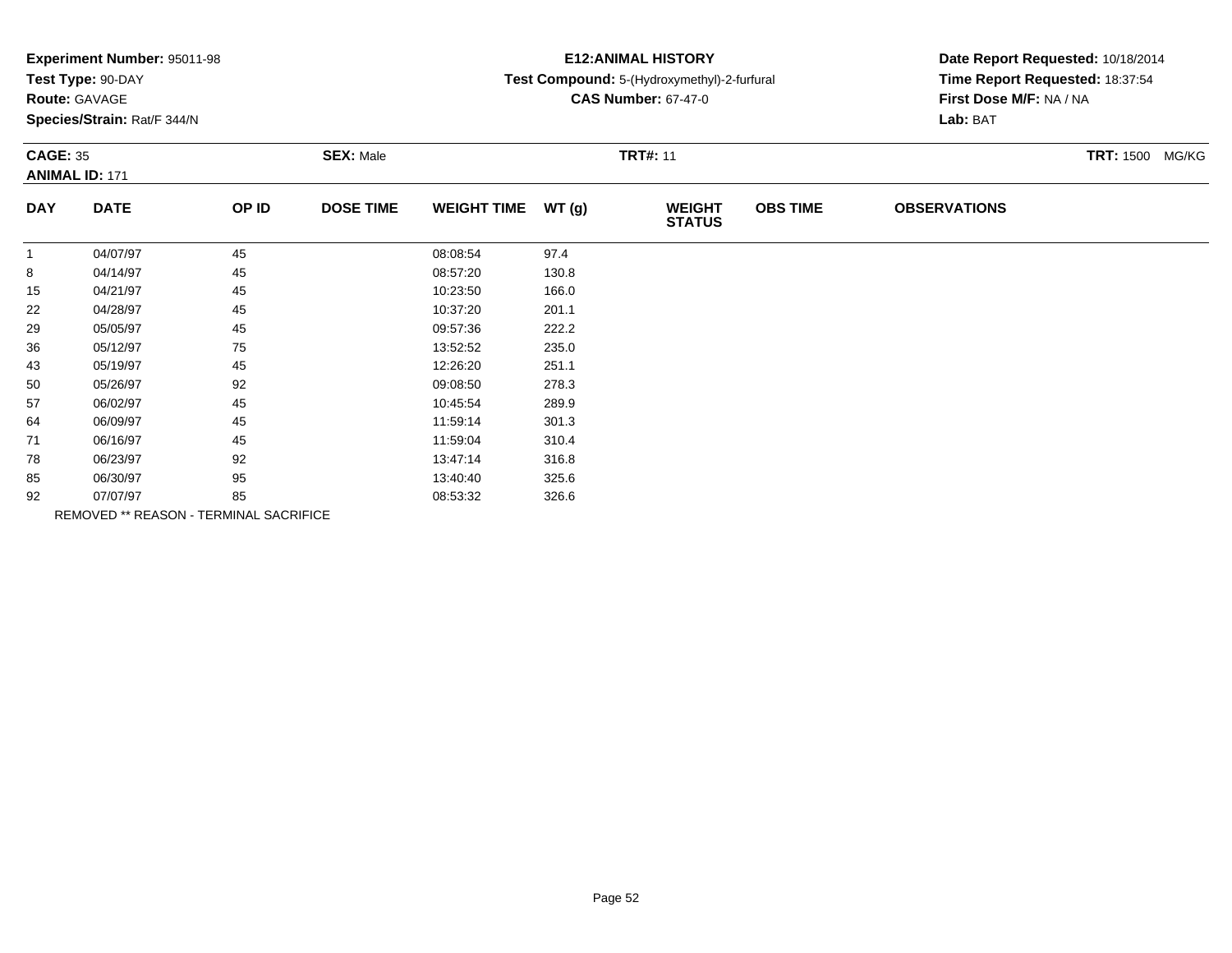**Experiment Number:** 95011-98
**Test Type:** 90-DAY
**Route:** GAVAGE
**Species/Strain:** Rat/F 344/N

**E12:ANIMAL HISTORY**
**Test Compound:** 5-(Hydroxymethyl)-2-furfural
**CAS Number:** 67-47-0

**Date Report Requested:** 10/18/2014
**Time Report Requested:** 18:37:54
**First Dose M/F:** NA / NA
**Lab:** BAT

**CAGE:** 35 **SEX:** Male **TRT#:** 11 **TRT:** 1500 MG/KG
**ANIMAL ID:** 171

| DAY | DATE | OP ID | DOSE TIME | WEIGHT TIME | WT (g) | WEIGHT STATUS | OBS TIME | OBSERVATIONS |
|---|---|---|---|---|---|---|---|---|
| 1 | 04/07/97 | 45 | | 08:08:54 | 97.4 | | | |
| 8 | 04/14/97 | 45 | | 08:57:20 | 130.8 | | | |
| 15 | 04/21/97 | 45 | | 10:23:50 | 166.0 | | | |
| 22 | 04/28/97 | 45 | | 10:37:20 | 201.1 | | | |
| 29 | 05/05/97 | 45 | | 09:57:36 | 222.2 | | | |
| 36 | 05/12/97 | 75 | | 13:52:52 | 235.0 | | | |
| 43 | 05/19/97 | 45 | | 12:26:20 | 251.1 | | | |
| 50 | 05/26/97 | 92 | | 09:08:50 | 278.3 | | | |
| 57 | 06/02/97 | 45 | | 10:45:54 | 289.9 | | | |
| 64 | 06/09/97 | 45 | | 11:59:14 | 301.3 | | | |
| 71 | 06/16/97 | 45 | | 11:59:04 | 310.4 | | | |
| 78 | 06/23/97 | 92 | | 13:47:14 | 316.8 | | | |
| 85 | 06/30/97 | 95 | | 13:40:40 | 325.6 | | | |
| 92 | 07/07/97 | 85 | | 08:53:32 | 326.6 | | | |

REMOVED ** REASON - TERMINAL SACRIFICE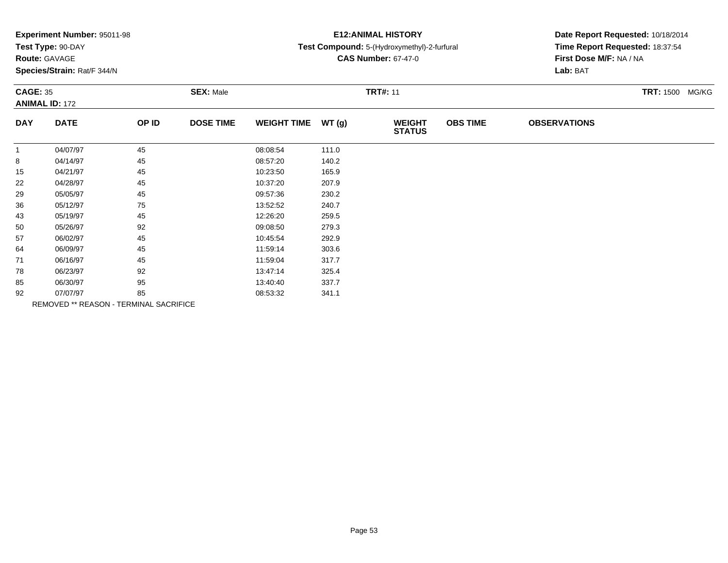**Experiment Number:** 95011-98
**Test Type:** 90-DAY
**Route:** GAVAGE
**Species/Strain:** Rat/F 344/N

**E12:ANIMAL HISTORY**
**Test Compound:** 5-(Hydroxymethyl)-2-furfural
**CAS Number:** 67-47-0

**Date Report Requested:** 10/18/2014
**Time Report Requested:** 18:37:54
**First Dose M/F:** NA / NA
**Lab:** BAT

**CAGE:** 35 **SEX:** Male **TRT#:** 11 **TRT:** 1500 MG/KG
**ANIMAL ID:** 172

| DAY | DATE | OP ID | DOSE TIME | WEIGHT TIME | WT (g) | WEIGHT STATUS | OBS TIME | OBSERVATIONS |
|---|---|---|---|---|---|---|---|---|
| 1 | 04/07/97 | 45 | | 08:08:54 | 111.0 | | | |
| 8 | 04/14/97 | 45 | | 08:57:20 | 140.2 | | | |
| 15 | 04/21/97 | 45 | | 10:23:50 | 165.9 | | | |
| 22 | 04/28/97 | 45 | | 10:37:20 | 207.9 | | | |
| 29 | 05/05/97 | 45 | | 09:57:36 | 230.2 | | | |
| 36 | 05/12/97 | 75 | | 13:52:52 | 240.7 | | | |
| 43 | 05/19/97 | 45 | | 12:26:20 | 259.5 | | | |
| 50 | 05/26/97 | 92 | | 09:08:50 | 279.3 | | | |
| 57 | 06/02/97 | 45 | | 10:45:54 | 292.9 | | | |
| 64 | 06/09/97 | 45 | | 11:59:14 | 303.6 | | | |
| 71 | 06/16/97 | 45 | | 11:59:04 | 317.7 | | | |
| 78 | 06/23/97 | 92 | | 13:47:14 | 325.4 | | | |
| 85 | 06/30/97 | 95 | | 13:40:40 | 337.7 | | | |
| 92 | 07/07/97 | 85 | | 08:53:32 | 341.1 | | | |

REMOVED ** REASON - TERMINAL SACRIFICE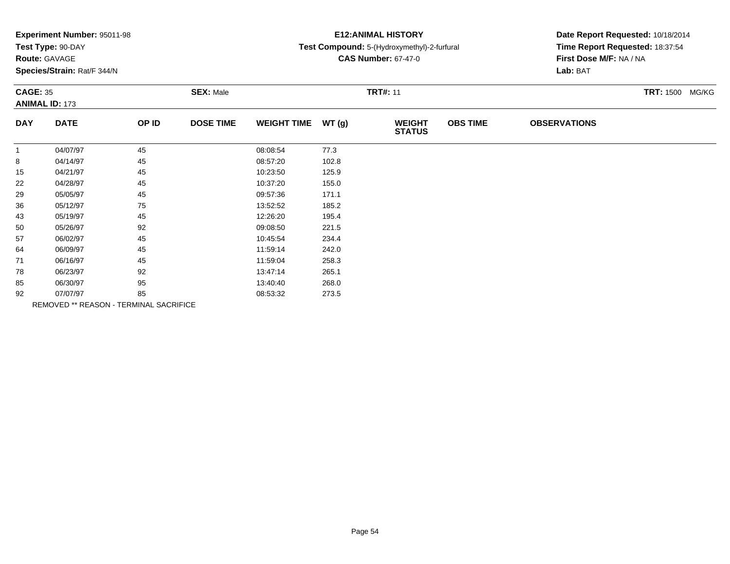**Experiment Number:** 95011-98
**Test Type:** 90-DAY
**Route:** GAVAGE
**Species/Strain:** Rat/F 344/N

**E12:ANIMAL HISTORY**
**Test Compound:** 5-(Hydroxymethyl)-2-furfural
**CAS Number:** 67-47-0

**Date Report Requested:** 10/18/2014
**Time Report Requested:** 18:37:54
**First Dose M/F:** NA / NA
**Lab:** BAT

**CAGE:** 35 **SEX:** Male **TRT#:** 11 **TRT:** 1500 MG/KG
**ANIMAL ID:** 173

| DAY | DATE | OP ID | DOSE TIME | WEIGHT TIME | WT (g) | WEIGHT STATUS | OBS TIME | OBSERVATIONS |
|---|---|---|---|---|---|---|---|---|
| 1 | 04/07/97 | 45 | | 08:08:54 | 77.3 | | | |
| 8 | 04/14/97 | 45 | | 08:57:20 | 102.8 | | | |
| 15 | 04/21/97 | 45 | | 10:23:50 | 125.9 | | | |
| 22 | 04/28/97 | 45 | | 10:37:20 | 155.0 | | | |
| 29 | 05/05/97 | 45 | | 09:57:36 | 171.1 | | | |
| 36 | 05/12/97 | 75 | | 13:52:52 | 185.2 | | | |
| 43 | 05/19/97 | 45 | | 12:26:20 | 195.4 | | | |
| 50 | 05/26/97 | 92 | | 09:08:50 | 221.5 | | | |
| 57 | 06/02/97 | 45 | | 10:45:54 | 234.4 | | | |
| 64 | 06/09/97 | 45 | | 11:59:14 | 242.0 | | | |
| 71 | 06/16/97 | 45 | | 11:59:04 | 258.3 | | | |
| 78 | 06/23/97 | 92 | | 13:47:14 | 265.1 | | | |
| 85 | 06/30/97 | 95 | | 13:40:40 | 268.0 | | | |
| 92 | 07/07/97 | 85 | | 08:53:32 | 273.5 | | | |

REMOVED ** REASON - TERMINAL SACRIFICE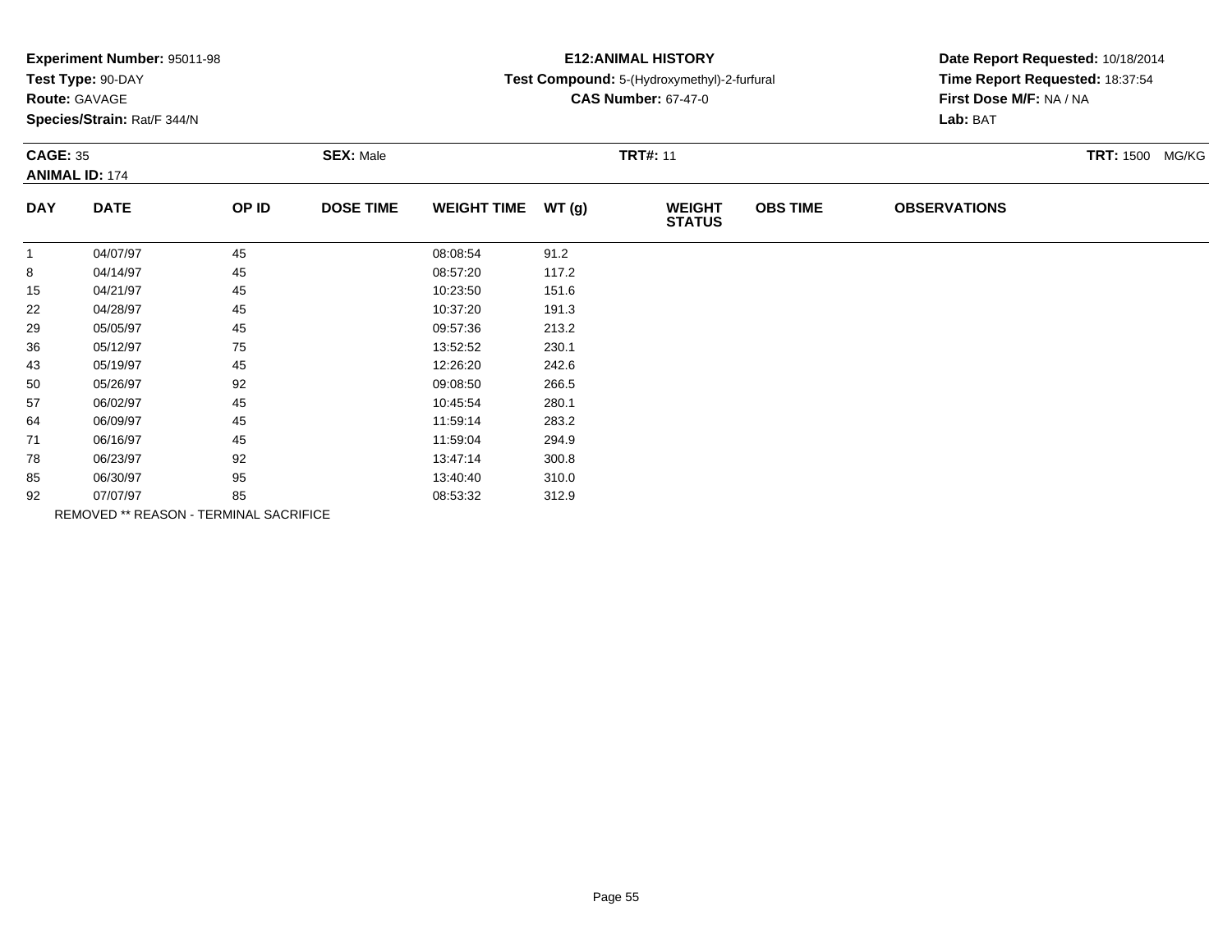**Experiment Number:** 95011-98
**Test Type:** 90-DAY
**Route:** GAVAGE
**Species/Strain:** Rat/F 344/N

**E12:ANIMAL HISTORY**
**Test Compound:** 5-(Hydroxymethyl)-2-furfural
**CAS Number:** 67-47-0

**Date Report Requested:** 10/18/2014
**Time Report Requested:** 18:37:54
**First Dose M/F:** NA / NA
**Lab:** BAT

**CAGE:** 35 **SEX:** Male **TRT#:** 11 **TRT:** 1500 MG/KG
**ANIMAL ID:** 174

| DAY | DATE | OP ID | DOSE TIME | WEIGHT TIME | WT (g) | WEIGHT STATUS | OBS TIME | OBSERVATIONS |
|---|---|---|---|---|---|---|---|---|
| 1 | 04/07/97 | 45 | | 08:08:54 | 91.2 | | | |
| 8 | 04/14/97 | 45 | | 08:57:20 | 117.2 | | | |
| 15 | 04/21/97 | 45 | | 10:23:50 | 151.6 | | | |
| 22 | 04/28/97 | 45 | | 10:37:20 | 191.3 | | | |
| 29 | 05/05/97 | 45 | | 09:57:36 | 213.2 | | | |
| 36 | 05/12/97 | 75 | | 13:52:52 | 230.1 | | | |
| 43 | 05/19/97 | 45 | | 12:26:20 | 242.6 | | | |
| 50 | 05/26/97 | 92 | | 09:08:50 | 266.5 | | | |
| 57 | 06/02/97 | 45 | | 10:45:54 | 280.1 | | | |
| 64 | 06/09/97 | 45 | | 11:59:14 | 283.2 | | | |
| 71 | 06/16/97 | 45 | | 11:59:04 | 294.9 | | | |
| 78 | 06/23/97 | 92 | | 13:47:14 | 300.8 | | | |
| 85 | 06/30/97 | 95 | | 13:40:40 | 310.0 | | | |
| 92 | 07/07/97 | 85 | | 08:53:32 | 312.9 | | | |

REMOVED ** REASON - TERMINAL SACRIFICE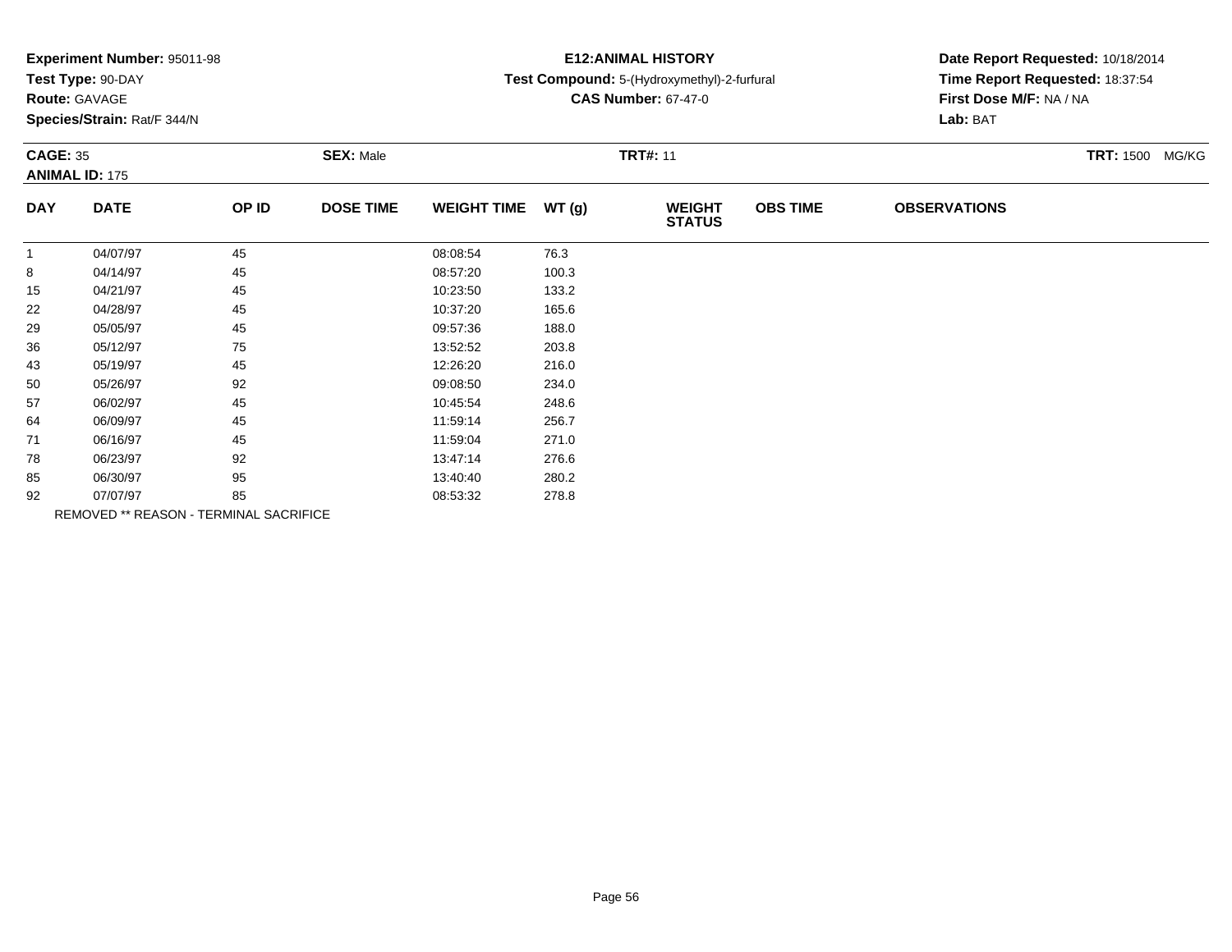**Experiment Number:** 95011-98
**Test Type:** 90-DAY
**Route:** GAVAGE
**Species/Strain:** Rat/F 344/N

**E12:ANIMAL HISTORY**
**Test Compound:** 5-(Hydroxymethyl)-2-furfural
**CAS Number:** 67-47-0

**Date Report Requested:** 10/18/2014
**Time Report Requested:** 18:37:54
**First Dose M/F:** NA / NA
**Lab:** BAT

**CAGE:** 35 **SEX:** Male **TRT#:** 11 **TRT:** 1500 MG/KG
**ANIMAL ID:** 175

| DAY | DATE | OP ID | DOSE TIME | WEIGHT TIME | WT (g) | WEIGHT STATUS | OBS TIME | OBSERVATIONS |
|---|---|---|---|---|---|---|---|---|
| 1 | 04/07/97 | 45 | | 08:08:54 | 76.3 | | | |
| 8 | 04/14/97 | 45 | | 08:57:20 | 100.3 | | | |
| 15 | 04/21/97 | 45 | | 10:23:50 | 133.2 | | | |
| 22 | 04/28/97 | 45 | | 10:37:20 | 165.6 | | | |
| 29 | 05/05/97 | 45 | | 09:57:36 | 188.0 | | | |
| 36 | 05/12/97 | 75 | | 13:52:52 | 203.8 | | | |
| 43 | 05/19/97 | 45 | | 12:26:20 | 216.0 | | | |
| 50 | 05/26/97 | 92 | | 09:08:50 | 234.0 | | | |
| 57 | 06/02/97 | 45 | | 10:45:54 | 248.6 | | | |
| 64 | 06/09/97 | 45 | | 11:59:14 | 256.7 | | | |
| 71 | 06/16/97 | 45 | | 11:59:04 | 271.0 | | | |
| 78 | 06/23/97 | 92 | | 13:47:14 | 276.6 | | | |
| 85 | 06/30/97 | 95 | | 13:40:40 | 280.2 | | | |
| 92 | 07/07/97 | 85 | | 08:53:32 | 278.8 | | | |

REMOVED ** REASON - TERMINAL SACRIFICE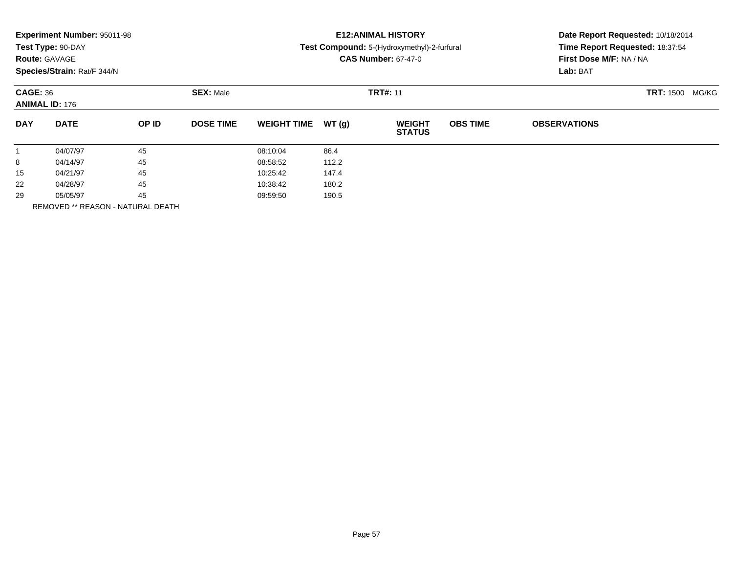**Experiment Number:** 95011-98
**Test Type:** 90-DAY
**Route:** GAVAGE
**Species/Strain:** Rat/F 344/N

**E12:ANIMAL HISTORY**
**Test Compound:** 5-(Hydroxymethyl)-2-furfural
**CAS Number:** 67-47-0

**Date Report Requested:** 10/18/2014
**Time Report Requested:** 18:37:54
**First Dose M/F:** NA / NA
**Lab:** BAT

**CAGE:** 36
**ANIMAL ID:** 176
**SEX:** Male
**TRT#:** 11
**TRT:** 1500 MG/KG

| DAY | DATE | OP ID | DOSE TIME | WEIGHT TIME | WT (g) | WEIGHT STATUS | OBS TIME | OBSERVATIONS |
|---|---|---|---|---|---|---|---|---|
| 1 | 04/07/97 | 45 | | 08:10:04 | 86.4 | | | |
| 8 | 04/14/97 | 45 | | 08:58:52 | 112.2 | | | |
| 15 | 04/21/97 | 45 | | 10:25:42 | 147.4 | | | |
| 22 | 04/28/97 | 45 | | 10:38:42 | 180.2 | | | |
| 29 | 05/05/97 | 45 | | 09:59:50 | 190.5 | | | |

REMOVED ** REASON - NATURAL DEATH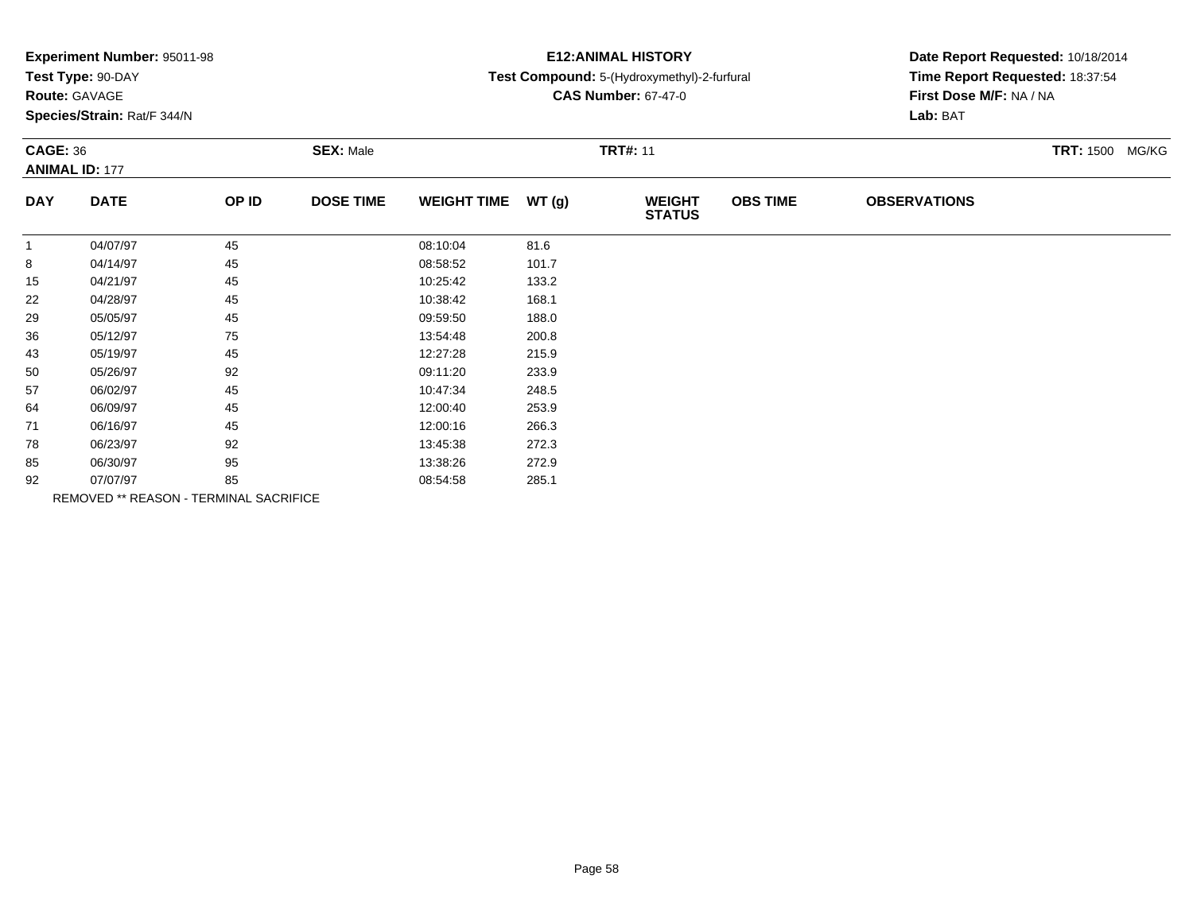**Experiment Number:** 95011-98
**Test Type:** 90-DAY
**Route:** GAVAGE
**Species/Strain:** Rat/F 344/N

**E12:ANIMAL HISTORY**
**Test Compound:** 5-(Hydroxymethyl)-2-furfural
**CAS Number:** 67-47-0

**Date Report Requested:** 10/18/2014
**Time Report Requested:** 18:37:54
**First Dose M/F:** NA / NA
**Lab:** BAT

**CAGE:** 36 **SEX:** Male **TRT#:** 11 **TRT:** 1500 MG/KG
**ANIMAL ID:** 177

| DAY | DATE | OP ID | DOSE TIME | WEIGHT TIME | WT (g) | WEIGHT STATUS | OBS TIME | OBSERVATIONS |
|---|---|---|---|---|---|---|---|---|
| 1 | 04/07/97 | 45 | | 08:10:04 | 81.6 | | | |
| 8 | 04/14/97 | 45 | | 08:58:52 | 101.7 | | | |
| 15 | 04/21/97 | 45 | | 10:25:42 | 133.2 | | | |
| 22 | 04/28/97 | 45 | | 10:38:42 | 168.1 | | | |
| 29 | 05/05/97 | 45 | | 09:59:50 | 188.0 | | | |
| 36 | 05/12/97 | 75 | | 13:54:48 | 200.8 | | | |
| 43 | 05/19/97 | 45 | | 12:27:28 | 215.9 | | | |
| 50 | 05/26/97 | 92 | | 09:11:20 | 233.9 | | | |
| 57 | 06/02/97 | 45 | | 10:47:34 | 248.5 | | | |
| 64 | 06/09/97 | 45 | | 12:00:40 | 253.9 | | | |
| 71 | 06/16/97 | 45 | | 12:00:16 | 266.3 | | | |
| 78 | 06/23/97 | 92 | | 13:45:38 | 272.3 | | | |
| 85 | 06/30/97 | 95 | | 13:38:26 | 272.9 | | | |
| 92 | 07/07/97 | 85 | | 08:54:58 | 285.1 | | | |

REMOVED ** REASON - TERMINAL SACRIFICE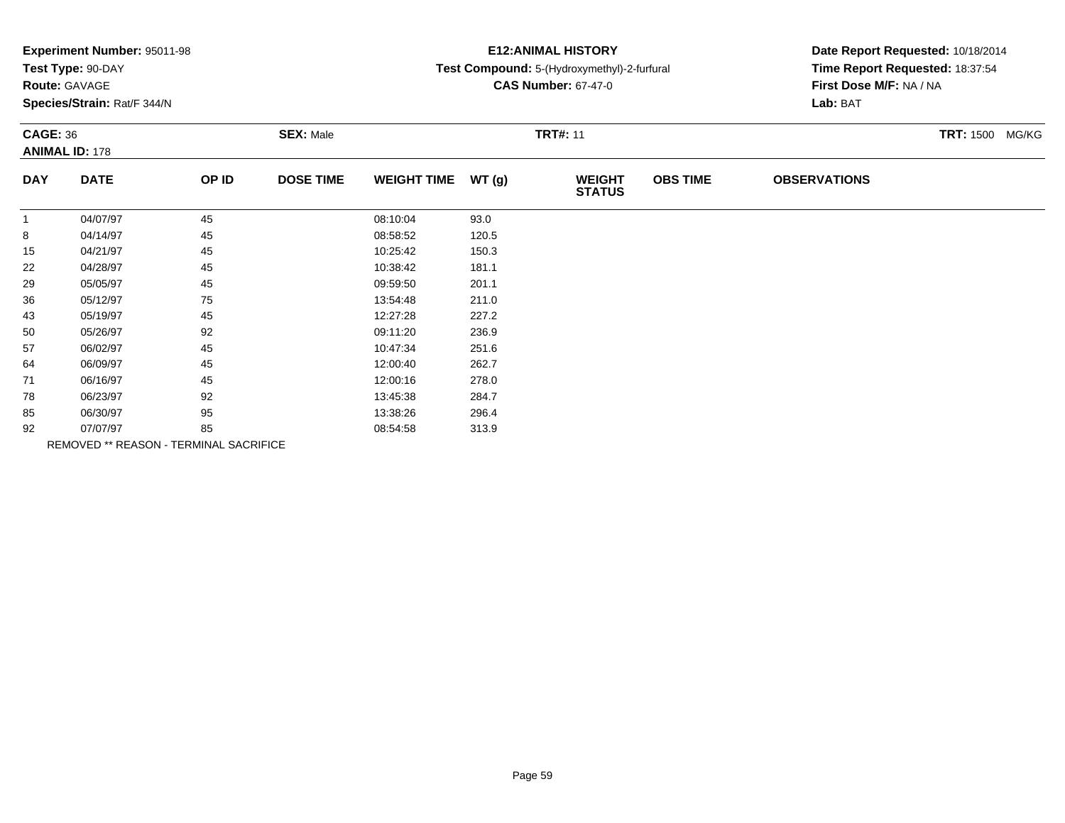**Experiment Number:** 95011-98
**Test Type:** 90-DAY
**Route:** GAVAGE
**Species/Strain:** Rat/F 344/N

**E12:ANIMAL HISTORY**
**Test Compound:** 5-(Hydroxymethyl)-2-furfural
**CAS Number:** 67-47-0

**Date Report Requested:** 10/18/2014
**Time Report Requested:** 18:37:54
**First Dose M/F:** NA / NA
**Lab:** BAT

**CAGE:** 36
**ANIMAL ID:** 178

**SEX:** Male

**TRT#:** 11

**TRT:** 1500 MG/KG

| DAY | DATE | OP ID | DOSE TIME | WEIGHT TIME | WT (g) | WEIGHT STATUS | OBS TIME | OBSERVATIONS |
|---|---|---|---|---|---|---|---|---|
| 1 | 04/07/97 | 45 | | 08:10:04 | 93.0 | | | |
| 8 | 04/14/97 | 45 | | 08:58:52 | 120.5 | | | |
| 15 | 04/21/97 | 45 | | 10:25:42 | 150.3 | | | |
| 22 | 04/28/97 | 45 | | 10:38:42 | 181.1 | | | |
| 29 | 05/05/97 | 45 | | 09:59:50 | 201.1 | | | |
| 36 | 05/12/97 | 75 | | 13:54:48 | 211.0 | | | |
| 43 | 05/19/97 | 45 | | 12:27:28 | 227.2 | | | |
| 50 | 05/26/97 | 92 | | 09:11:20 | 236.9 | | | |
| 57 | 06/02/97 | 45 | | 10:47:34 | 251.6 | | | |
| 64 | 06/09/97 | 45 | | 12:00:40 | 262.7 | | | |
| 71 | 06/16/97 | 45 | | 12:00:16 | 278.0 | | | |
| 78 | 06/23/97 | 92 | | 13:45:38 | 284.7 | | | |
| 85 | 06/30/97 | 95 | | 13:38:26 | 296.4 | | | |
| 92 | 07/07/97 | 85 | | 08:54:58 | 313.9 | | | |

REMOVED ** REASON - TERMINAL SACRIFICE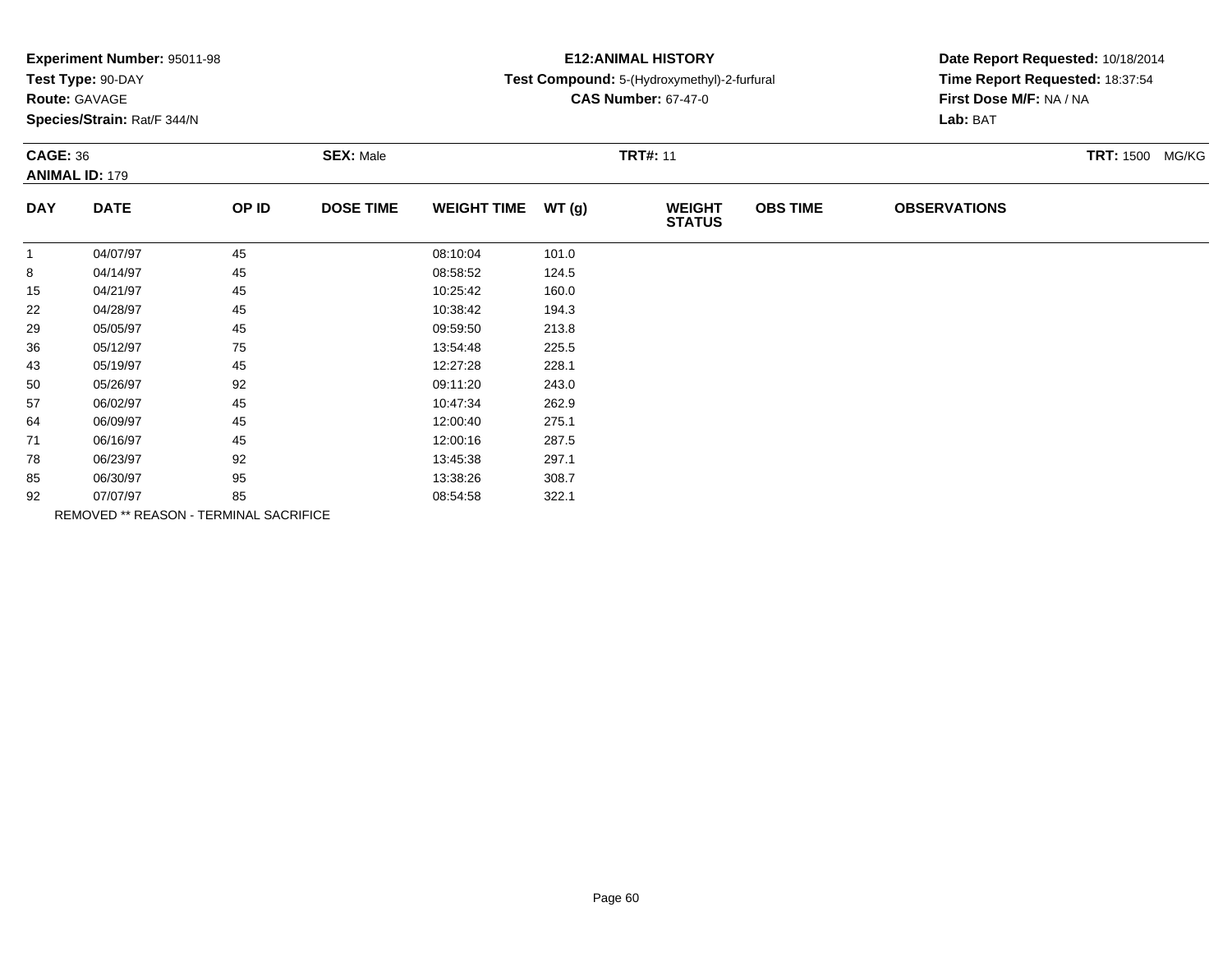**Experiment Number:** 95011-98
**Test Type:** 90-DAY
**Route:** GAVAGE
**Species/Strain:** Rat/F 344/N

**E12:ANIMAL HISTORY**
**Test Compound:** 5-(Hydroxymethyl)-2-furfural
**CAS Number:** 67-47-0

**Date Report Requested:** 10/18/2014
**Time Report Requested:** 18:37:54
**First Dose M/F:** NA / NA
**Lab:** BAT

**CAGE:** 36 **SEX:** Male **TRT#:** 11 **TRT:** 1500 MG/KG
**ANIMAL ID:** 179

| DAY | DATE | OP ID | DOSE TIME | WEIGHT TIME | WT (g) | WEIGHT STATUS | OBS TIME | OBSERVATIONS |
|---|---|---|---|---|---|---|---|---|
| 1 | 04/07/97 | 45 | | 08:10:04 | 101.0 | | | |
| 8 | 04/14/97 | 45 | | 08:58:52 | 124.5 | | | |
| 15 | 04/21/97 | 45 | | 10:25:42 | 160.0 | | | |
| 22 | 04/28/97 | 45 | | 10:38:42 | 194.3 | | | |
| 29 | 05/05/97 | 45 | | 09:59:50 | 213.8 | | | |
| 36 | 05/12/97 | 75 | | 13:54:48 | 225.5 | | | |
| 43 | 05/19/97 | 45 | | 12:27:28 | 228.1 | | | |
| 50 | 05/26/97 | 92 | | 09:11:20 | 243.0 | | | |
| 57 | 06/02/97 | 45 | | 10:47:34 | 262.9 | | | |
| 64 | 06/09/97 | 45 | | 12:00:40 | 275.1 | | | |
| 71 | 06/16/97 | 45 | | 12:00:16 | 287.5 | | | |
| 78 | 06/23/97 | 92 | | 13:45:38 | 297.1 | | | |
| 85 | 06/30/97 | 95 | | 13:38:26 | 308.7 | | | |
| 92 | 07/07/97 | 85 | | 08:54:58 | 322.1 | | | |

REMOVED ** REASON - TERMINAL SACRIFICE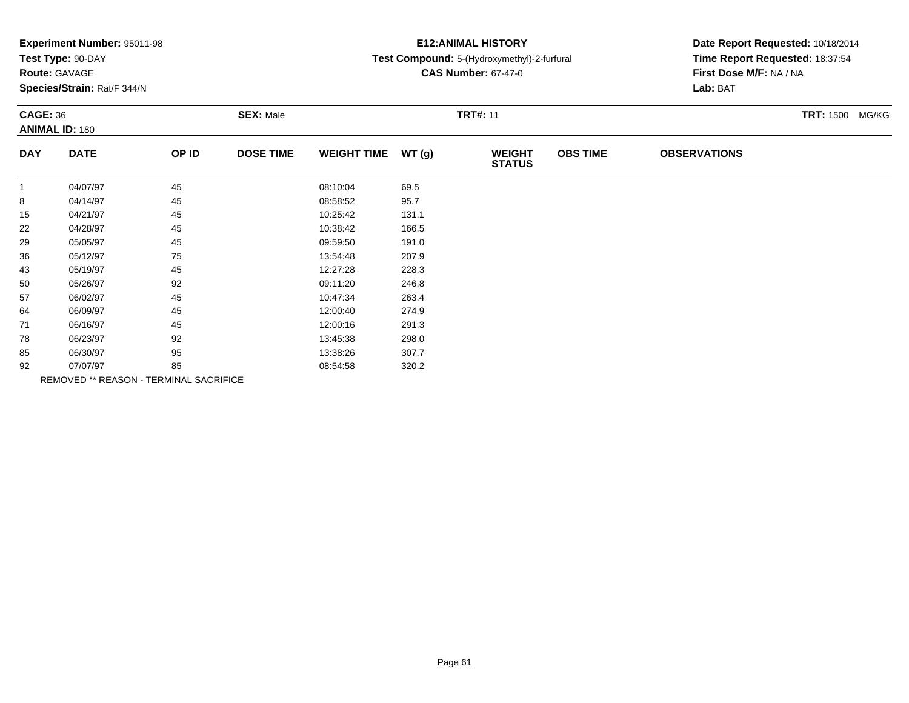**Experiment Number:** 95011-98
**Test Type:** 90-DAY
**Route:** GAVAGE
**Species/Strain:** Rat/F 344/N

**E12:ANIMAL HISTORY**
**Test Compound:** 5-(Hydroxymethyl)-2-furfural
**CAS Number:** 67-47-0

**Date Report Requested:** 10/18/2014
**Time Report Requested:** 18:37:54
**First Dose M/F:** NA / NA
**Lab:** BAT

**CAGE:** 36 **SEX:** Male **TRT#:** 11 **TRT:** 1500 MG/KG
**ANIMAL ID:** 180

| DAY | DATE | OP ID | DOSE TIME | WEIGHT TIME | WT (g) | WEIGHT STATUS | OBS TIME | OBSERVATIONS |
|---|---|---|---|---|---|---|---|---|
| 1 | 04/07/97 | 45 | | 08:10:04 | 69.5 | | | |
| 8 | 04/14/97 | 45 | | 08:58:52 | 95.7 | | | |
| 15 | 04/21/97 | 45 | | 10:25:42 | 131.1 | | | |
| 22 | 04/28/97 | 45 | | 10:38:42 | 166.5 | | | |
| 29 | 05/05/97 | 45 | | 09:59:50 | 191.0 | | | |
| 36 | 05/12/97 | 75 | | 13:54:48 | 207.9 | | | |
| 43 | 05/19/97 | 45 | | 12:27:28 | 228.3 | | | |
| 50 | 05/26/97 | 92 | | 09:11:20 | 246.8 | | | |
| 57 | 06/02/97 | 45 | | 10:47:34 | 263.4 | | | |
| 64 | 06/09/97 | 45 | | 12:00:40 | 274.9 | | | |
| 71 | 06/16/97 | 45 | | 12:00:16 | 291.3 | | | |
| 78 | 06/23/97 | 92 | | 13:45:38 | 298.0 | | | |
| 85 | 06/30/97 | 95 | | 13:38:26 | 307.7 | | | |
| 92 | 07/07/97 | 85 | | 08:54:58 | 320.2 | | | |

REMOVED ** REASON - TERMINAL SACRIFICE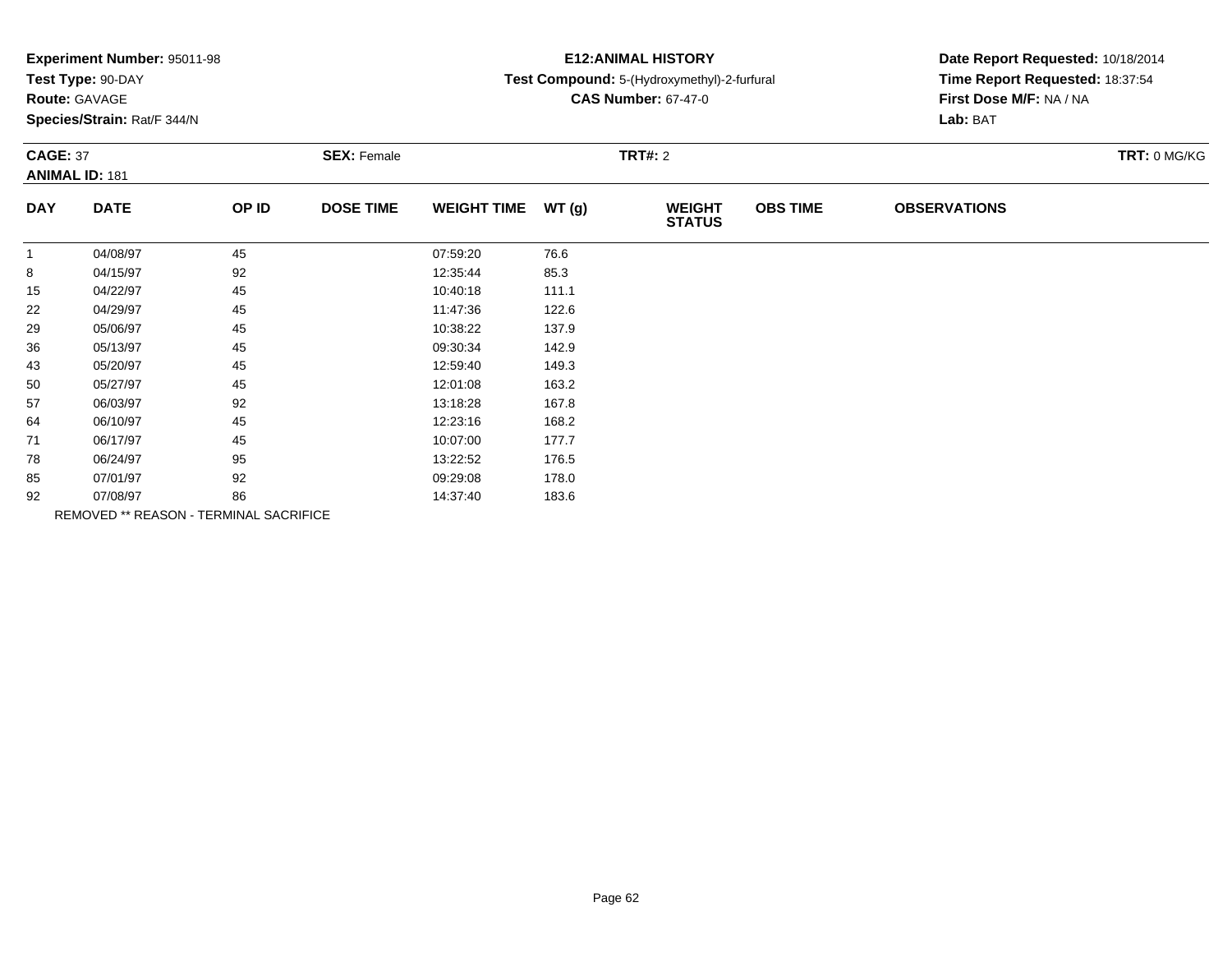**Experiment Number:** 95011-98
**Test Type:** 90-DAY
**Route:** GAVAGE
**Species/Strain:** Rat/F 344/N

**E12:ANIMAL HISTORY**
**Test Compound:** 5-(Hydroxymethyl)-2-furfural
**CAS Number:** 67-47-0

**Date Report Requested:** 10/18/2014
**Time Report Requested:** 18:37:54
**First Dose M/F:** NA / NA
**Lab:** BAT

**CAGE:** 37 **SEX:** Female **TRT#:** 2 **TRT:** 0 MG/KG
**ANIMAL ID:** 181

| DAY | DATE | OP ID | DOSE TIME | WEIGHT TIME | WT (g) | WEIGHT STATUS | OBS TIME | OBSERVATIONS |
|---|---|---|---|---|---|---|---|---|
| 1 | 04/08/97 | 45 | | 07:59:20 | 76.6 | | | |
| 8 | 04/15/97 | 92 | | 12:35:44 | 85.3 | | | |
| 15 | 04/22/97 | 45 | | 10:40:18 | 111.1 | | | |
| 22 | 04/29/97 | 45 | | 11:47:36 | 122.6 | | | |
| 29 | 05/06/97 | 45 | | 10:38:22 | 137.9 | | | |
| 36 | 05/13/97 | 45 | | 09:30:34 | 142.9 | | | |
| 43 | 05/20/97 | 45 | | 12:59:40 | 149.3 | | | |
| 50 | 05/27/97 | 45 | | 12:01:08 | 163.2 | | | |
| 57 | 06/03/97 | 92 | | 13:18:28 | 167.8 | | | |
| 64 | 06/10/97 | 45 | | 12:23:16 | 168.2 | | | |
| 71 | 06/17/97 | 45 | | 10:07:00 | 177.7 | | | |
| 78 | 06/24/97 | 95 | | 13:22:52 | 176.5 | | | |
| 85 | 07/01/97 | 92 | | 09:29:08 | 178.0 | | | |
| 92 | 07/08/97 | 86 | | 14:37:40 | 183.6 | | | |

REMOVED ** REASON - TERMINAL SACRIFICE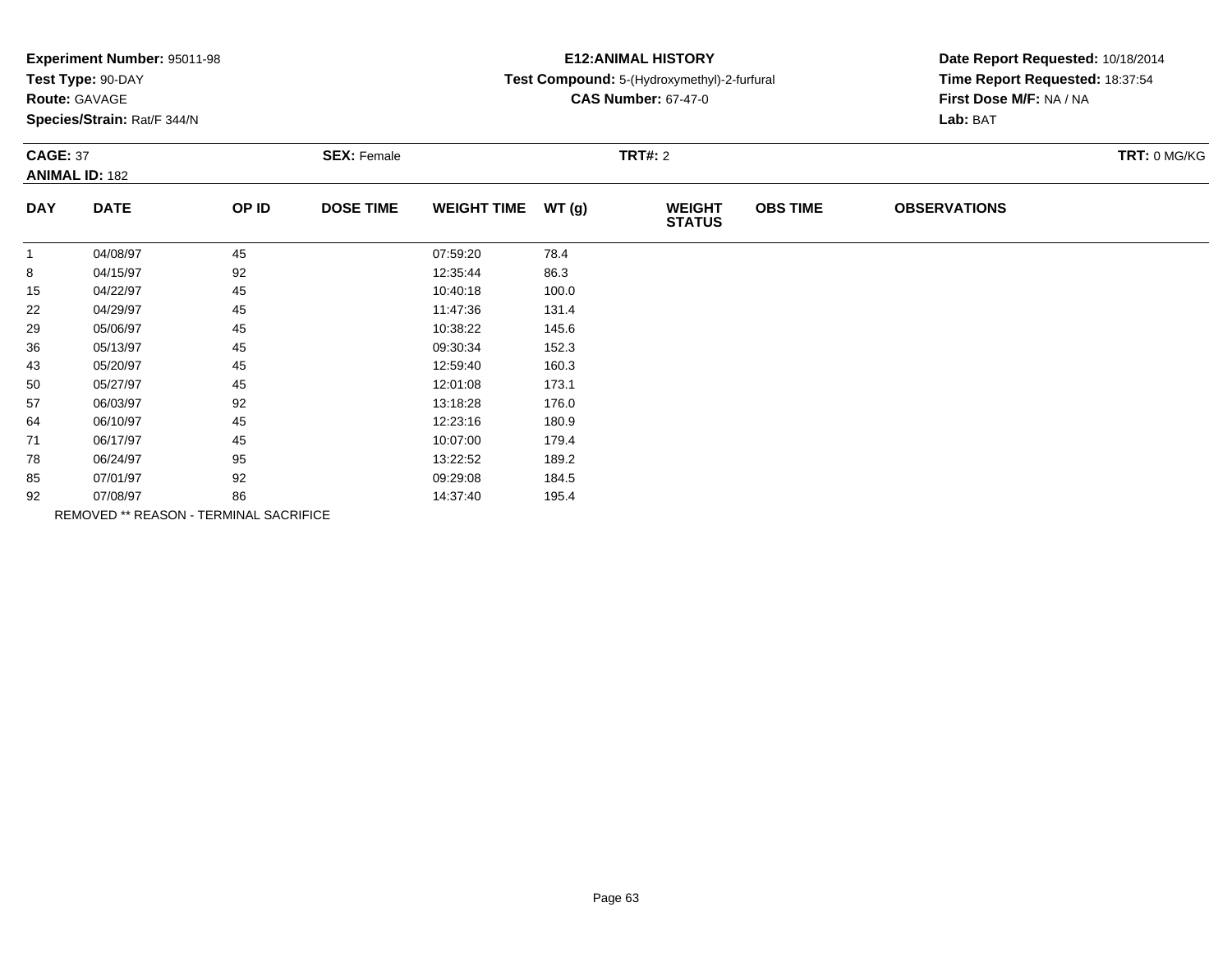**Experiment Number:** 95011-98
**Test Type:** 90-DAY
**Route:** GAVAGE
**Species/Strain:** Rat/F 344/N

**E12:ANIMAL HISTORY**
**Test Compound:** 5-(Hydroxymethyl)-2-furfural
**CAS Number:** 67-47-0

**Date Report Requested:** 10/18/2014
**Time Report Requested:** 18:37:54
**First Dose M/F:** NA / NA
**Lab:** BAT

**CAGE:** 37 **SEX:** Female **TRT#:** 2 **TRT:** 0 MG/KG
**ANIMAL ID:** 182

| DAY | DATE | OP ID | DOSE TIME | WEIGHT TIME | WT (g) | WEIGHT STATUS | OBS TIME | OBSERVATIONS |
|---|---|---|---|---|---|---|---|---|
| 1 | 04/08/97 | 45 | | 07:59:20 | 78.4 | | | |
| 8 | 04/15/97 | 92 | | 12:35:44 | 86.3 | | | |
| 15 | 04/22/97 | 45 | | 10:40:18 | 100.0 | | | |
| 22 | 04/29/97 | 45 | | 11:47:36 | 131.4 | | | |
| 29 | 05/06/97 | 45 | | 10:38:22 | 145.6 | | | |
| 36 | 05/13/97 | 45 | | 09:30:34 | 152.3 | | | |
| 43 | 05/20/97 | 45 | | 12:59:40 | 160.3 | | | |
| 50 | 05/27/97 | 45 | | 12:01:08 | 173.1 | | | |
| 57 | 06/03/97 | 92 | | 13:18:28 | 176.0 | | | |
| 64 | 06/10/97 | 45 | | 12:23:16 | 180.9 | | | |
| 71 | 06/17/97 | 45 | | 10:07:00 | 179.4 | | | |
| 78 | 06/24/97 | 95 | | 13:22:52 | 189.2 | | | |
| 85 | 07/01/97 | 92 | | 09:29:08 | 184.5 | | | |
| 92 | 07/08/97 | 86 | | 14:37:40 | 195.4 | | | |

REMOVED ** REASON - TERMINAL SACRIFICE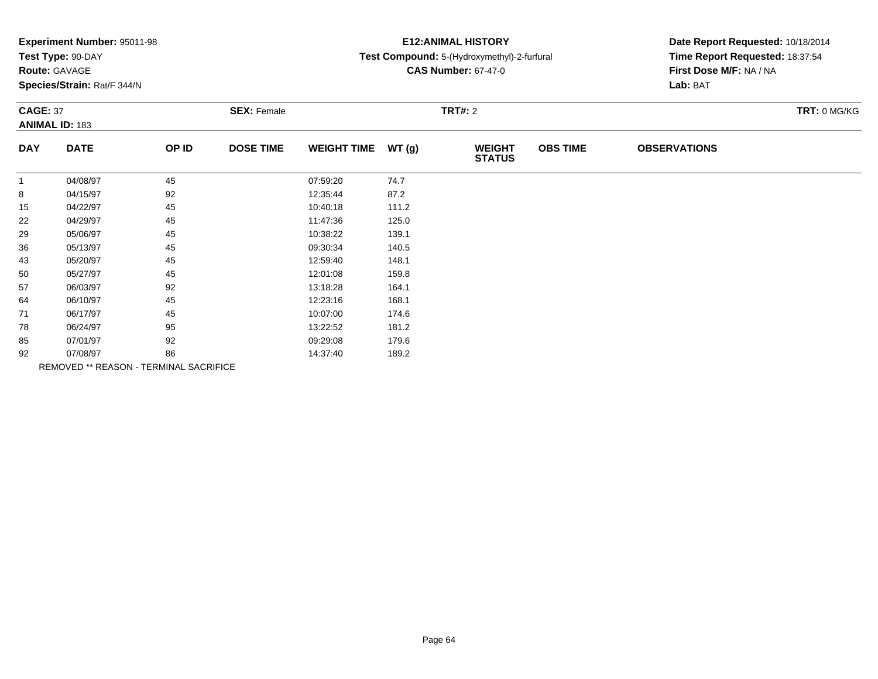**Experiment Number:** 95011-98
**Test Type:** 90-DAY
**Route:** GAVAGE
**Species/Strain:** Rat/F 344/N

**E12:ANIMAL HISTORY**
**Test Compound:** 5-(Hydroxymethyl)-2-furfural
**CAS Number:** 67-47-0

**Date Report Requested:** 10/18/2014
**Time Report Requested:** 18:37:54
**First Dose M/F:** NA / NA
**Lab:** BAT

**CAGE:** 37 **SEX:** Female **TRT#:** 2 **TRT:** 0 MG/KG
**ANIMAL ID:** 183

| DAY | DATE | OP ID | DOSE TIME | WEIGHT TIME | WT (g) | WEIGHT STATUS | OBS TIME | OBSERVATIONS |
|---|---|---|---|---|---|---|---|---|
| 1 | 04/08/97 | 45 | | 07:59:20 | 74.7 | | | |
| 8 | 04/15/97 | 92 | | 12:35:44 | 87.2 | | | |
| 15 | 04/22/97 | 45 | | 10:40:18 | 111.2 | | | |
| 22 | 04/29/97 | 45 | | 11:47:36 | 125.0 | | | |
| 29 | 05/06/97 | 45 | | 10:38:22 | 139.1 | | | |
| 36 | 05/13/97 | 45 | | 09:30:34 | 140.5 | | | |
| 43 | 05/20/97 | 45 | | 12:59:40 | 148.1 | | | |
| 50 | 05/27/97 | 45 | | 12:01:08 | 159.8 | | | |
| 57 | 06/03/97 | 92 | | 13:18:28 | 164.1 | | | |
| 64 | 06/10/97 | 45 | | 12:23:16 | 168.1 | | | |
| 71 | 06/17/97 | 45 | | 10:07:00 | 174.6 | | | |
| 78 | 06/24/97 | 95 | | 13:22:52 | 181.2 | | | |
| 85 | 07/01/97 | 92 | | 09:29:08 | 179.6 | | | |
| 92 | 07/08/97 | 86 | | 14:37:40 | 189.2 | | | |

REMOVED ** REASON - TERMINAL SACRIFICE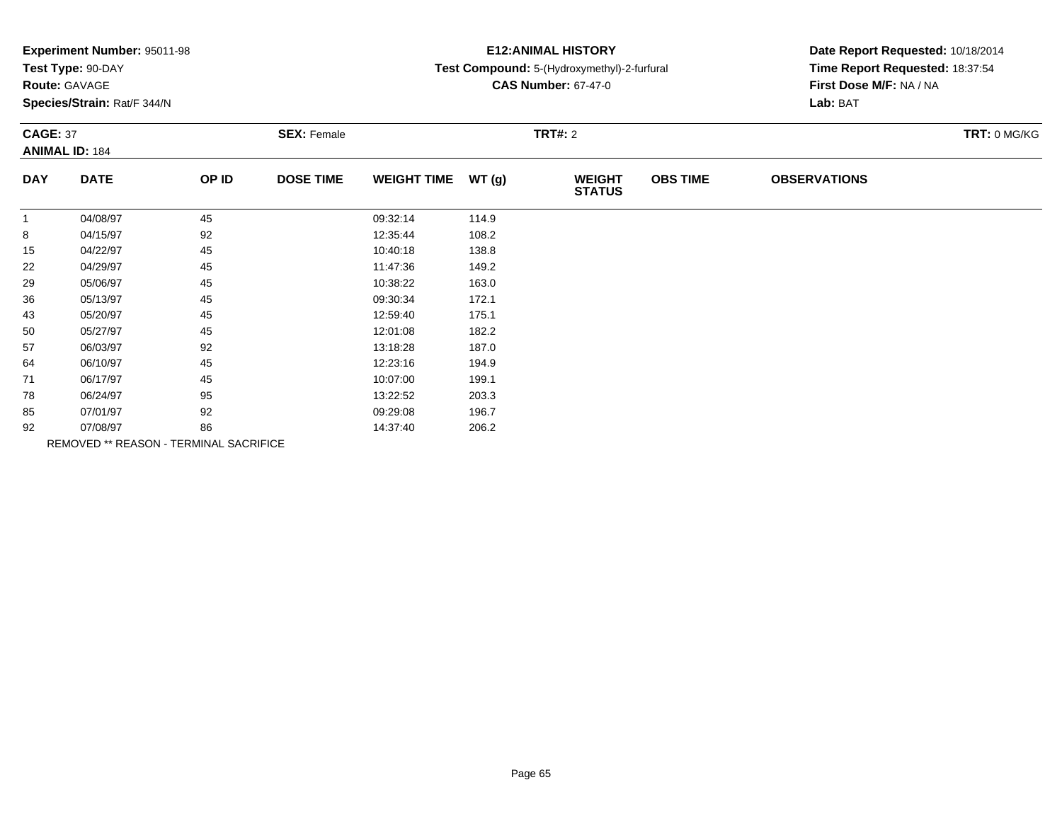**Experiment Number:** 95011-98
**Test Type:** 90-DAY
**Route:** GAVAGE
**Species/Strain:** Rat/F 344/N

**E12:ANIMAL HISTORY**
**Test Compound:** 5-(Hydroxymethyl)-2-furfural
**CAS Number:** 67-47-0

**Date Report Requested:** 10/18/2014
**Time Report Requested:** 18:37:54
**First Dose M/F:** NA / NA
**Lab:** BAT

**CAGE:** 37
**ANIMAL ID:** 184
**SEX:** Female
**TRT#:** 2
**TRT:** 0 MG/KG

| DAY | DATE | OP ID | DOSE TIME | WEIGHT TIME | WT (g) | WEIGHT STATUS | OBS TIME | OBSERVATIONS |
|---|---|---|---|---|---|---|---|---|
| 1 | 04/08/97 | 45 | | 09:32:14 | 114.9 | | | |
| 8 | 04/15/97 | 92 | | 12:35:44 | 108.2 | | | |
| 15 | 04/22/97 | 45 | | 10:40:18 | 138.8 | | | |
| 22 | 04/29/97 | 45 | | 11:47:36 | 149.2 | | | |
| 29 | 05/06/97 | 45 | | 10:38:22 | 163.0 | | | |
| 36 | 05/13/97 | 45 | | 09:30:34 | 172.1 | | | |
| 43 | 05/20/97 | 45 | | 12:59:40 | 175.1 | | | |
| 50 | 05/27/97 | 45 | | 12:01:08 | 182.2 | | | |
| 57 | 06/03/97 | 92 | | 13:18:28 | 187.0 | | | |
| 64 | 06/10/97 | 45 | | 12:23:16 | 194.9 | | | |
| 71 | 06/17/97 | 45 | | 10:07:00 | 199.1 | | | |
| 78 | 06/24/97 | 95 | | 13:22:52 | 203.3 | | | |
| 85 | 07/01/97 | 92 | | 09:29:08 | 196.7 | | | |
| 92 | 07/08/97 | 86 | | 14:37:40 | 206.2 | | | |

REMOVED ** REASON - TERMINAL SACRIFICE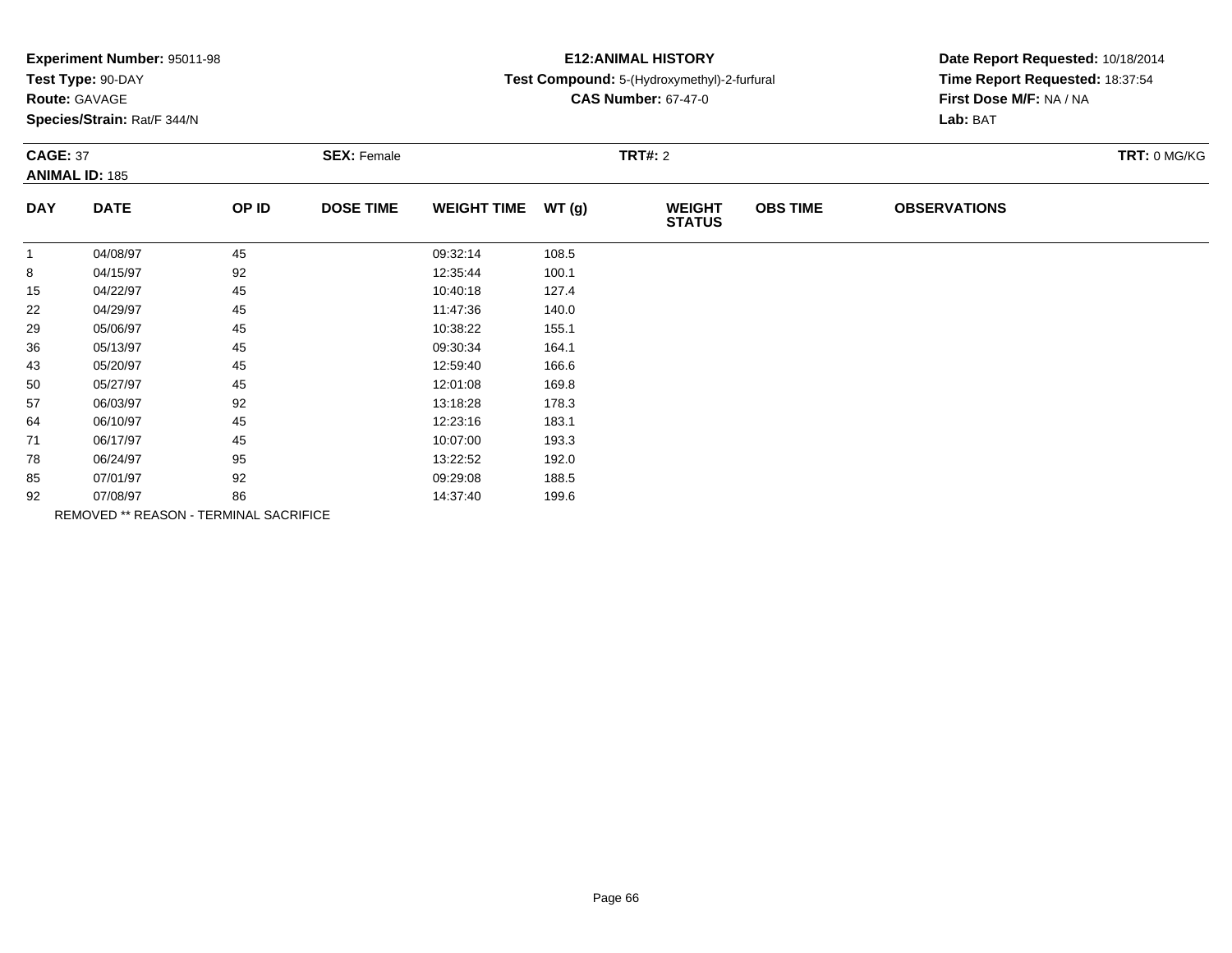**Experiment Number:** 95011-98
**Test Type:** 90-DAY
**Route:** GAVAGE
**Species/Strain:** Rat/F 344/N

**E12:ANIMAL HISTORY**
**Test Compound:** 5-(Hydroxymethyl)-2-furfural
**CAS Number:** 67-47-0

**Date Report Requested:** 10/18/2014
**Time Report Requested:** 18:37:54
**First Dose M/F:** NA / NA
**Lab:** BAT

**CAGE:** 37 **SEX:** Female **TRT#:** 2 **TRT:** 0 MG/KG
**ANIMAL ID:** 185

| DAY | DATE | OP ID | DOSE TIME | WEIGHT TIME | WT (g) | WEIGHT STATUS | OBS TIME | OBSERVATIONS |
|---|---|---|---|---|---|---|---|---|
| 1 | 04/08/97 | 45 | | 09:32:14 | 108.5 | | | |
| 8 | 04/15/97 | 92 | | 12:35:44 | 100.1 | | | |
| 15 | 04/22/97 | 45 | | 10:40:18 | 127.4 | | | |
| 22 | 04/29/97 | 45 | | 11:47:36 | 140.0 | | | |
| 29 | 05/06/97 | 45 | | 10:38:22 | 155.1 | | | |
| 36 | 05/13/97 | 45 | | 09:30:34 | 164.1 | | | |
| 43 | 05/20/97 | 45 | | 12:59:40 | 166.6 | | | |
| 50 | 05/27/97 | 45 | | 12:01:08 | 169.8 | | | |
| 57 | 06/03/97 | 92 | | 13:18:28 | 178.3 | | | |
| 64 | 06/10/97 | 45 | | 12:23:16 | 183.1 | | | |
| 71 | 06/17/97 | 45 | | 10:07:00 | 193.3 | | | |
| 78 | 06/24/97 | 95 | | 13:22:52 | 192.0 | | | |
| 85 | 07/01/97 | 92 | | 09:29:08 | 188.5 | | | |
| 92 | 07/08/97 | 86 | | 14:37:40 | 199.6 | | | |

REMOVED ** REASON - TERMINAL SACRIFICE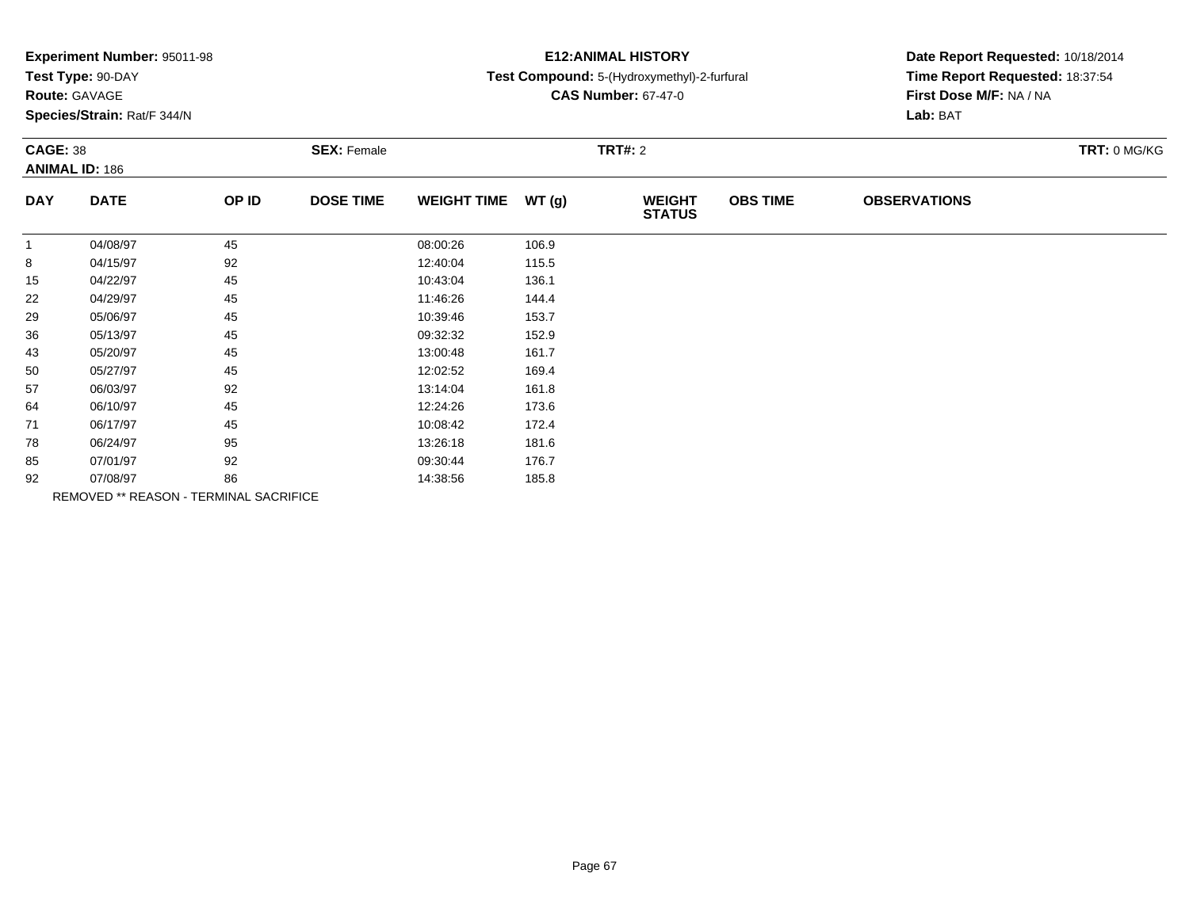**Experiment Number:** 95011-98
**Test Type:** 90-DAY
**Route:** GAVAGE
**Species/Strain:** Rat/F 344/N

**E12:ANIMAL HISTORY**
**Test Compound:** 5-(Hydroxymethyl)-2-furfural
**CAS Number:** 67-47-0

**Date Report Requested:** 10/18/2014
**Time Report Requested:** 18:37:54
**First Dose M/F:** NA / NA
**Lab:** BAT

**CAGE:** 38 **SEX:** Female **TRT#:** 2 **TRT:** 0 MG/KG
**ANIMAL ID:** 186

| DAY | DATE | OP ID | DOSE TIME | WEIGHT TIME | WT (g) | WEIGHT STATUS | OBS TIME | OBSERVATIONS |
|---|---|---|---|---|---|---|---|---|
| 1 | 04/08/97 | 45 | | 08:00:26 | 106.9 | | | |
| 8 | 04/15/97 | 92 | | 12:40:04 | 115.5 | | | |
| 15 | 04/22/97 | 45 | | 10:43:04 | 136.1 | | | |
| 22 | 04/29/97 | 45 | | 11:46:26 | 144.4 | | | |
| 29 | 05/06/97 | 45 | | 10:39:46 | 153.7 | | | |
| 36 | 05/13/97 | 45 | | 09:32:32 | 152.9 | | | |
| 43 | 05/20/97 | 45 | | 13:00:48 | 161.7 | | | |
| 50 | 05/27/97 | 45 | | 12:02:52 | 169.4 | | | |
| 57 | 06/03/97 | 92 | | 13:14:04 | 161.8 | | | |
| 64 | 06/10/97 | 45 | | 12:24:26 | 173.6 | | | |
| 71 | 06/17/97 | 45 | | 10:08:42 | 172.4 | | | |
| 78 | 06/24/97 | 95 | | 13:26:18 | 181.6 | | | |
| 85 | 07/01/97 | 92 | | 09:30:44 | 176.7 | | | |
| 92 | 07/08/97 | 86 | | 14:38:56 | 185.8 | | | |

REMOVED ** REASON - TERMINAL SACRIFICE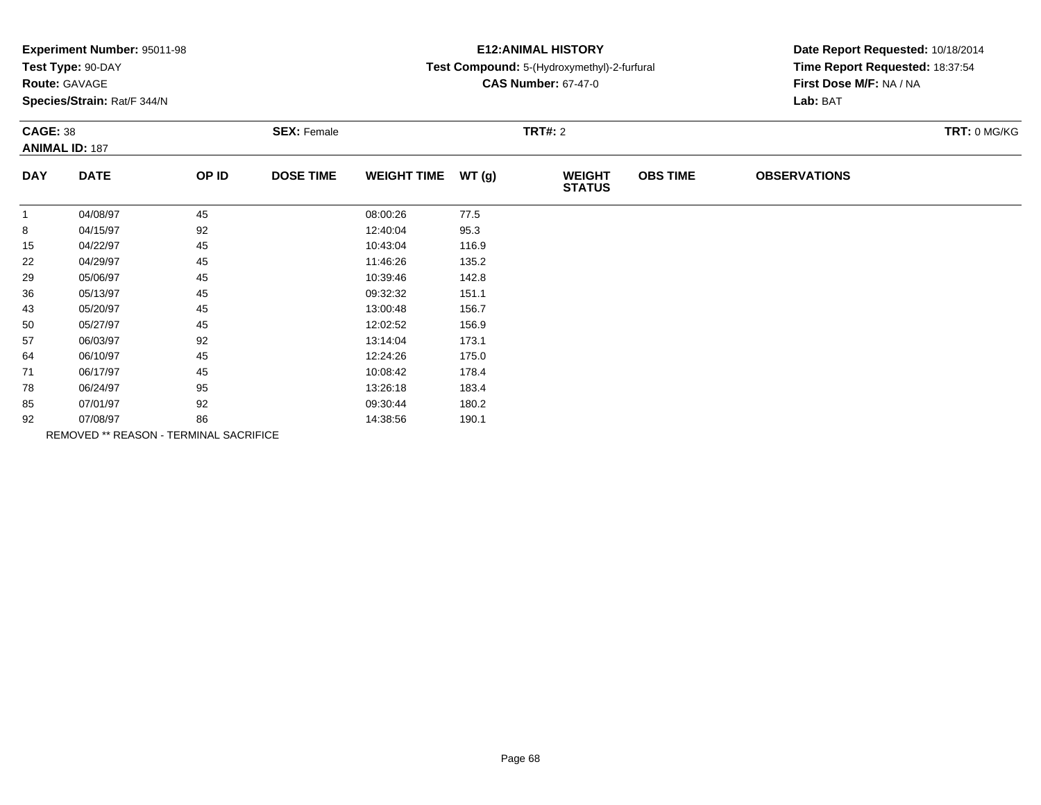**Experiment Number:** 95011-98
**Test Type:** 90-DAY
**Route:** GAVAGE
**Species/Strain:** Rat/F 344/N

**E12:ANIMAL HISTORY**
**Test Compound:** 5-(Hydroxymethyl)-2-furfural
**CAS Number:** 67-47-0

**Date Report Requested:** 10/18/2014
**Time Report Requested:** 18:37:54
**First Dose M/F:** NA / NA
**Lab:** BAT

**CAGE:** 38 **SEX:** Female **TRT#:** 2 **TRT:** 0 MG/KG
**ANIMAL ID:** 187

| DAY | DATE | OP ID | DOSE TIME | WEIGHT TIME | WT (g) | WEIGHT STATUS | OBS TIME | OBSERVATIONS |
|---|---|---|---|---|---|---|---|---|
| 1 | 04/08/97 | 45 | | 08:00:26 | 77.5 | | | |
| 8 | 04/15/97 | 92 | | 12:40:04 | 95.3 | | | |
| 15 | 04/22/97 | 45 | | 10:43:04 | 116.9 | | | |
| 22 | 04/29/97 | 45 | | 11:46:26 | 135.2 | | | |
| 29 | 05/06/97 | 45 | | 10:39:46 | 142.8 | | | |
| 36 | 05/13/97 | 45 | | 09:32:32 | 151.1 | | | |
| 43 | 05/20/97 | 45 | | 13:00:48 | 156.7 | | | |
| 50 | 05/27/97 | 45 | | 12:02:52 | 156.9 | | | |
| 57 | 06/03/97 | 92 | | 13:14:04 | 173.1 | | | |
| 64 | 06/10/97 | 45 | | 12:24:26 | 175.0 | | | |
| 71 | 06/17/97 | 45 | | 10:08:42 | 178.4 | | | |
| 78 | 06/24/97 | 95 | | 13:26:18 | 183.4 | | | |
| 85 | 07/01/97 | 92 | | 09:30:44 | 180.2 | | | |
| 92 | 07/08/97 | 86 | | 14:38:56 | 190.1 | | | |

REMOVED ** REASON - TERMINAL SACRIFICE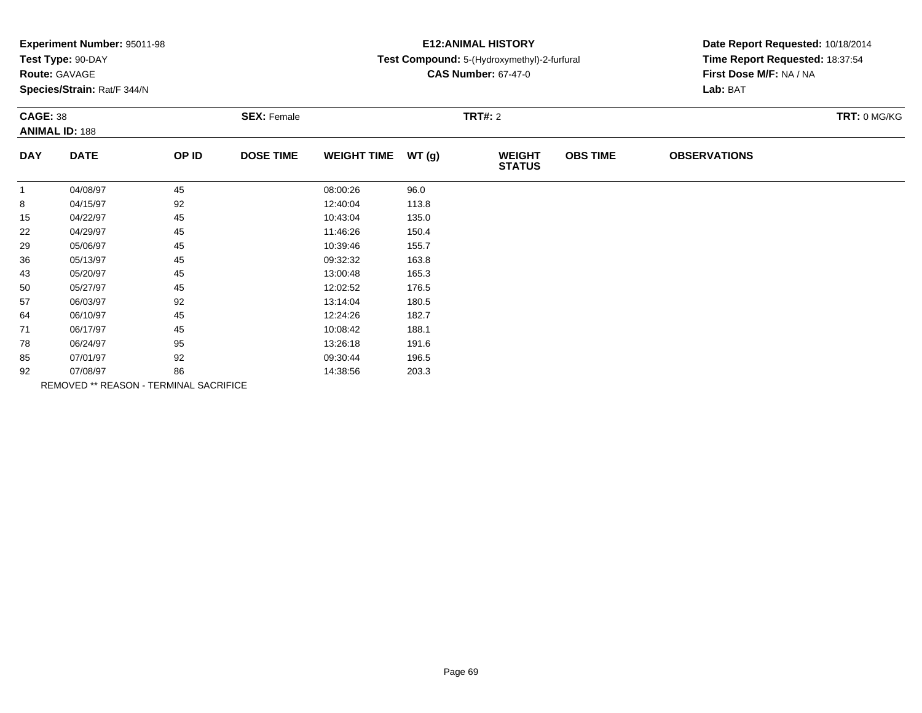**Experiment Number:** 95011-98
**Test Type:** 90-DAY
**Route:** GAVAGE
**Species/Strain:** Rat/F 344/N

**E12:ANIMAL HISTORY**
**Test Compound:** 5-(Hydroxymethyl)-2-furfural
**CAS Number:** 67-47-0

**Date Report Requested:** 10/18/2014
**Time Report Requested:** 18:37:54
**First Dose M/F:** NA / NA
**Lab:** BAT

**CAGE:** 38 **SEX:** Female **TRT#:** 2 **TRT:** 0 MG/KG
**ANIMAL ID:** 188

| DAY | DATE | OP ID | DOSE TIME | WEIGHT TIME | WT (g) | WEIGHT STATUS | OBS TIME | OBSERVATIONS |
|---|---|---|---|---|---|---|---|---|
| 1 | 04/08/97 | 45 | | 08:00:26 | 96.0 | | | |
| 8 | 04/15/97 | 92 | | 12:40:04 | 113.8 | | | |
| 15 | 04/22/97 | 45 | | 10:43:04 | 135.0 | | | |
| 22 | 04/29/97 | 45 | | 11:46:26 | 150.4 | | | |
| 29 | 05/06/97 | 45 | | 10:39:46 | 155.7 | | | |
| 36 | 05/13/97 | 45 | | 09:32:32 | 163.8 | | | |
| 43 | 05/20/97 | 45 | | 13:00:48 | 165.3 | | | |
| 50 | 05/27/97 | 45 | | 12:02:52 | 176.5 | | | |
| 57 | 06/03/97 | 92 | | 13:14:04 | 180.5 | | | |
| 64 | 06/10/97 | 45 | | 12:24:26 | 182.7 | | | |
| 71 | 06/17/97 | 45 | | 10:08:42 | 188.1 | | | |
| 78 | 06/24/97 | 95 | | 13:26:18 | 191.6 | | | |
| 85 | 07/01/97 | 92 | | 09:30:44 | 196.5 | | | |
| 92 | 07/08/97 | 86 | | 14:38:56 | 203.3 | | | |

REMOVED ** REASON - TERMINAL SACRIFICE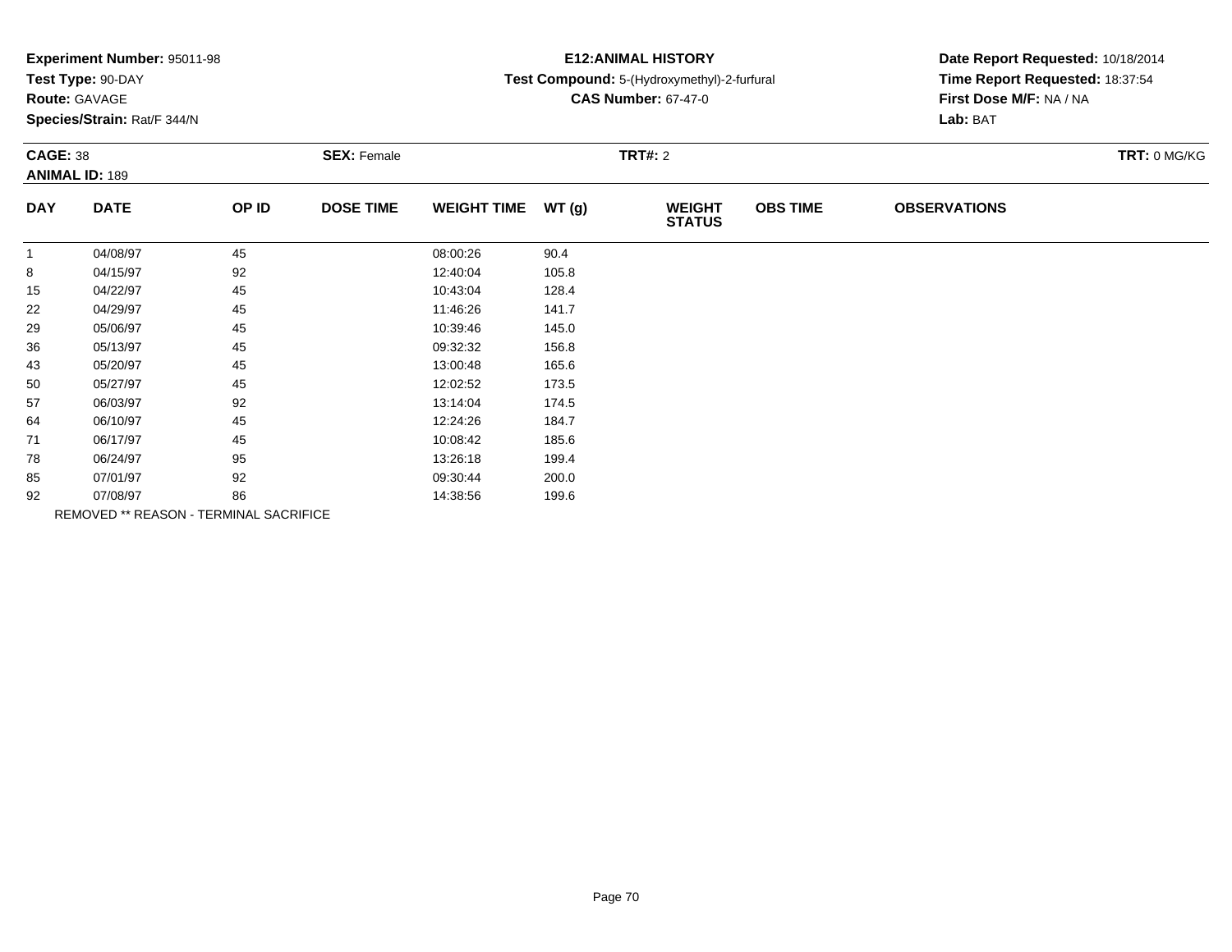**Experiment Number:** 95011-98
**Test Type:** 90-DAY
**Route:** GAVAGE
**Species/Strain:** Rat/F 344/N

**E12:ANIMAL HISTORY**
**Test Compound:** 5-(Hydroxymethyl)-2-furfural
**CAS Number:** 67-47-0

**Date Report Requested:** 10/18/2014
**Time Report Requested:** 18:37:54
**First Dose M/F:** NA / NA
**Lab:** BAT

**CAGE:** 38 **SEX:** Female **TRT#:** 2 **TRT:** 0 MG/KG
**ANIMAL ID:** 189

| DAY | DATE | OP ID | DOSE TIME | WEIGHT TIME | WT (g) | WEIGHT STATUS | OBS TIME | OBSERVATIONS |
|---|---|---|---|---|---|---|---|---|
| 1 | 04/08/97 | 45 | | 08:00:26 | 90.4 | | | |
| 8 | 04/15/97 | 92 | | 12:40:04 | 105.8 | | | |
| 15 | 04/22/97 | 45 | | 10:43:04 | 128.4 | | | |
| 22 | 04/29/97 | 45 | | 11:46:26 | 141.7 | | | |
| 29 | 05/06/97 | 45 | | 10:39:46 | 145.0 | | | |
| 36 | 05/13/97 | 45 | | 09:32:32 | 156.8 | | | |
| 43 | 05/20/97 | 45 | | 13:00:48 | 165.6 | | | |
| 50 | 05/27/97 | 45 | | 12:02:52 | 173.5 | | | |
| 57 | 06/03/97 | 92 | | 13:14:04 | 174.5 | | | |
| 64 | 06/10/97 | 45 | | 12:24:26 | 184.7 | | | |
| 71 | 06/17/97 | 45 | | 10:08:42 | 185.6 | | | |
| 78 | 06/24/97 | 95 | | 13:26:18 | 199.4 | | | |
| 85 | 07/01/97 | 92 | | 09:30:44 | 200.0 | | | |
| 92 | 07/08/97 | 86 | | 14:38:56 | 199.6 | | | |

REMOVED ** REASON - TERMINAL SACRIFICE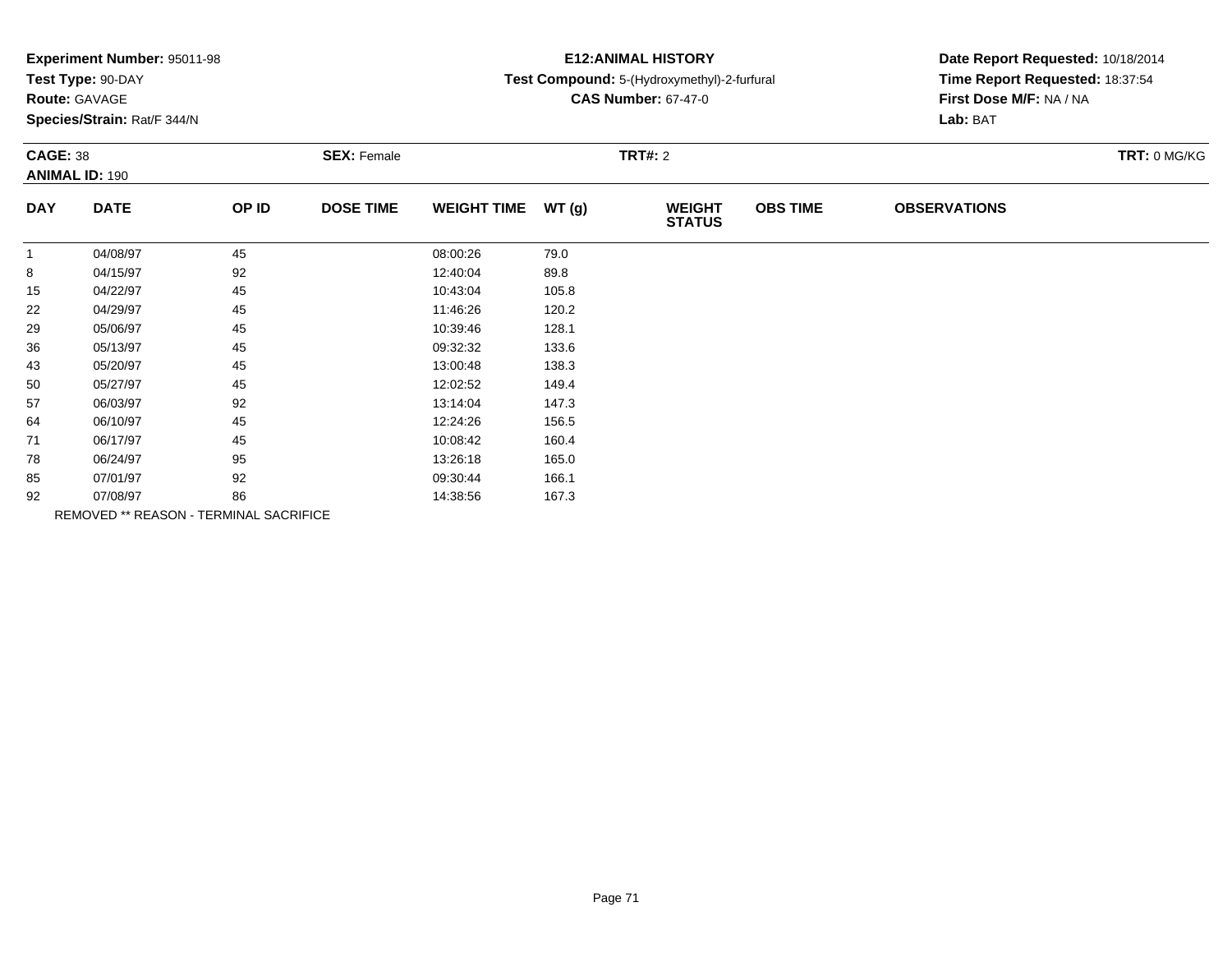**Experiment Number:** 95011-98
**Test Type:** 90-DAY
**Route:** GAVAGE
**Species/Strain:** Rat/F 344/N

**E12:ANIMAL HISTORY**
**Test Compound:** 5-(Hydroxymethyl)-2-furfural
**CAS Number:** 67-47-0

**Date Report Requested:** 10/18/2014
**Time Report Requested:** 18:37:54
**First Dose M/F:** NA / NA
**Lab:** BAT

**CAGE:** 38
**ANIMAL ID:** 190

**SEX:** Female

**TRT#:** 2

**TRT:** 0 MG/KG

| DAY | DATE | OP ID | DOSE TIME | WEIGHT TIME | WT (g) | WEIGHT STATUS | OBS TIME | OBSERVATIONS |
|---|---|---|---|---|---|---|---|---|
| 1 | 04/08/97 | 45 | | 08:00:26 | 79.0 | | | |
| 8 | 04/15/97 | 92 | | 12:40:04 | 89.8 | | | |
| 15 | 04/22/97 | 45 | | 10:43:04 | 105.8 | | | |
| 22 | 04/29/97 | 45 | | 11:46:26 | 120.2 | | | |
| 29 | 05/06/97 | 45 | | 10:39:46 | 128.1 | | | |
| 36 | 05/13/97 | 45 | | 09:32:32 | 133.6 | | | |
| 43 | 05/20/97 | 45 | | 13:00:48 | 138.3 | | | |
| 50 | 05/27/97 | 45 | | 12:02:52 | 149.4 | | | |
| 57 | 06/03/97 | 92 | | 13:14:04 | 147.3 | | | |
| 64 | 06/10/97 | 45 | | 12:24:26 | 156.5 | | | |
| 71 | 06/17/97 | 45 | | 10:08:42 | 160.4 | | | |
| 78 | 06/24/97 | 95 | | 13:26:18 | 165.0 | | | |
| 85 | 07/01/97 | 92 | | 09:30:44 | 166.1 | | | |
| 92 | 07/08/97 | 86 | | 14:38:56 | 167.3 | | | |

REMOVED ** REASON - TERMINAL SACRIFICE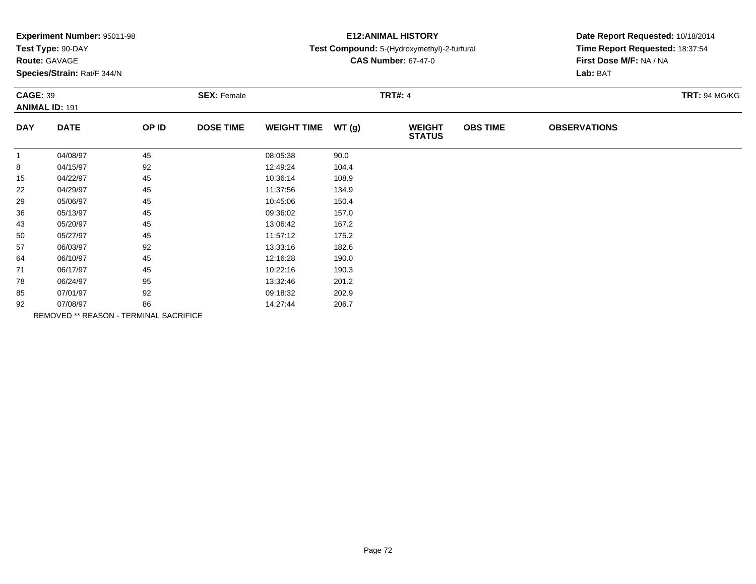**Experiment Number:** 95011-98
**Test Type:** 90-DAY
**Route:** GAVAGE
**Species/Strain:** Rat/F 344/N

# E12:ANIMAL HISTORY

**Test Compound:** 5-(Hydroxymethyl)-2-furfural
**CAS Number:** 67-47-0

**Date Report Requested:** 10/18/2014
**Time Report Requested:** 18:37:54
**First Dose M/F:** NA / NA
**Lab:** BAT

**CAGE:** 39 **SEX:** Female **TRT#:** 4 **TRT:** 94 MG/KG
**ANIMAL ID:** 191

| DAY | DATE | OP ID | DOSE TIME | WEIGHT TIME | WT (g) | WEIGHT STATUS | OBS TIME | OBSERVATIONS |
|---|---|---|---|---|---|---|---|---|
| 1 | 04/08/97 | 45 | | 08:05:38 | 90.0 | | | |
| 8 | 04/15/97 | 92 | | 12:49:24 | 104.4 | | | |
| 15 | 04/22/97 | 45 | | 10:36:14 | 108.9 | | | |
| 22 | 04/29/97 | 45 | | 11:37:56 | 134.9 | | | |
| 29 | 05/06/97 | 45 | | 10:45:06 | 150.4 | | | |
| 36 | 05/13/97 | 45 | | 09:36:02 | 157.0 | | | |
| 43 | 05/20/97 | 45 | | 13:06:42 | 167.2 | | | |
| 50 | 05/27/97 | 45 | | 11:57:12 | 175.2 | | | |
| 57 | 06/03/97 | 92 | | 13:33:16 | 182.6 | | | |
| 64 | 06/10/97 | 45 | | 12:16:28 | 190.0 | | | |
| 71 | 06/17/97 | 45 | | 10:22:16 | 190.3 | | | |
| 78 | 06/24/97 | 95 | | 13:32:46 | 201.2 | | | |
| 85 | 07/01/97 | 92 | | 09:18:32 | 202.9 | | | |
| 92 | 07/08/97 | 86 | | 14:27:44 | 206.7 | | | |

REMOVED ** REASON - TERMINAL SACRIFICE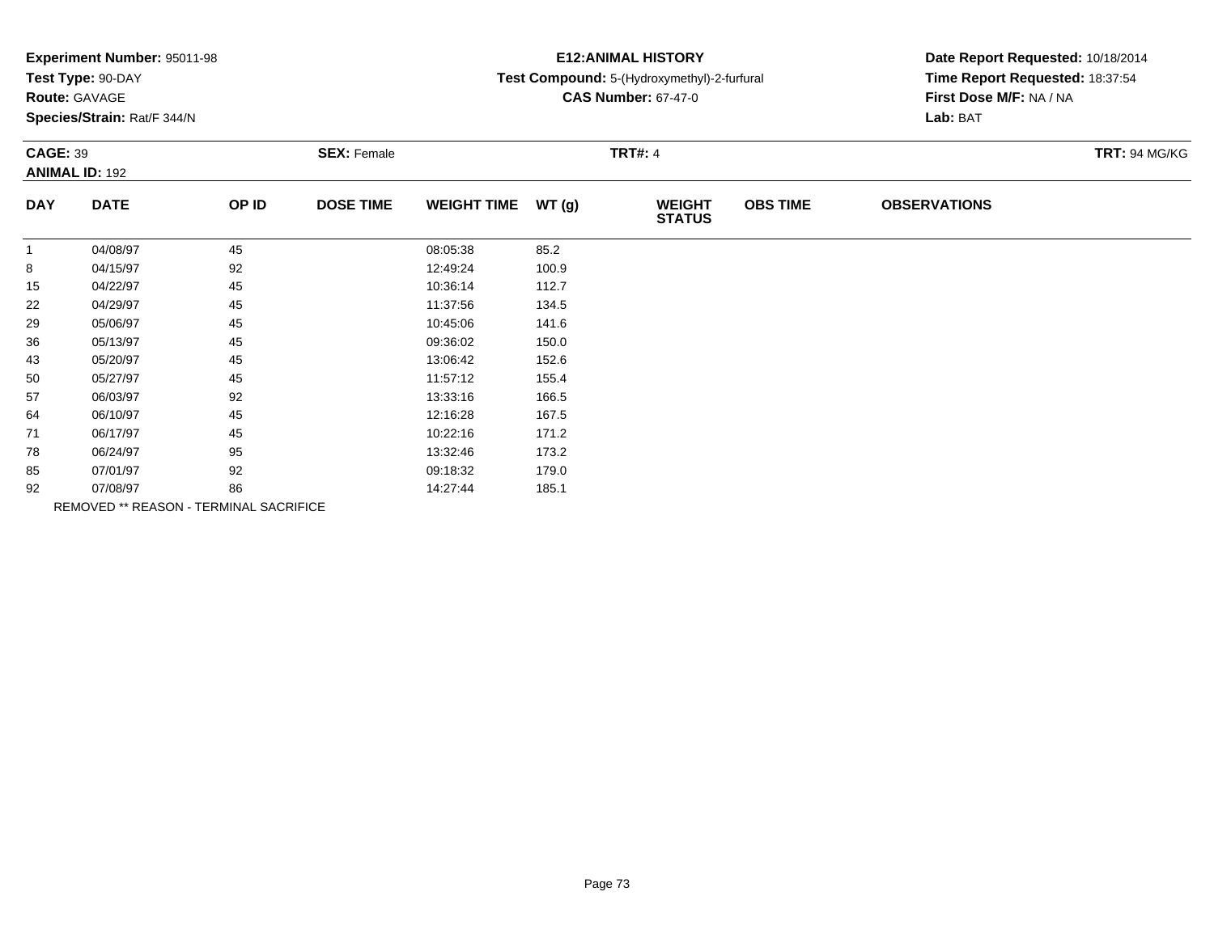**Experiment Number:** 95011-98
**Test Type:** 90-DAY
**Route:** GAVAGE
**Species/Strain:** Rat/F 344/N

**E12:ANIMAL HISTORY**
**Test Compound:** 5-(Hydroxymethyl)-2-furfural
**CAS Number:** 67-47-0

**Date Report Requested:** 10/18/2014
**Time Report Requested:** 18:37:54
**First Dose M/F:** NA / NA
**Lab:** BAT

**CAGE:** 39 **SEX:** Female **TRT#:** 4 **TRT:** 94 MG/KG
**ANIMAL ID:** 192

| DAY | DATE | OP ID | DOSE TIME | WEIGHT TIME | WT (g) | WEIGHT STATUS | OBS TIME | OBSERVATIONS |
|---|---|---|---|---|---|---|---|---|
| 1 | 04/08/97 | 45 | | 08:05:38 | 85.2 | | | |
| 8 | 04/15/97 | 92 | | 12:49:24 | 100.9 | | | |
| 15 | 04/22/97 | 45 | | 10:36:14 | 112.7 | | | |
| 22 | 04/29/97 | 45 | | 11:37:56 | 134.5 | | | |
| 29 | 05/06/97 | 45 | | 10:45:06 | 141.6 | | | |
| 36 | 05/13/97 | 45 | | 09:36:02 | 150.0 | | | |
| 43 | 05/20/97 | 45 | | 13:06:42 | 152.6 | | | |
| 50 | 05/27/97 | 45 | | 11:57:12 | 155.4 | | | |
| 57 | 06/03/97 | 92 | | 13:33:16 | 166.5 | | | |
| 64 | 06/10/97 | 45 | | 12:16:28 | 167.5 | | | |
| 71 | 06/17/97 | 45 | | 10:22:16 | 171.2 | | | |
| 78 | 06/24/97 | 95 | | 13:32:46 | 173.2 | | | |
| 85 | 07/01/97 | 92 | | 09:18:32 | 179.0 | | | |
| 92 | 07/08/97 | 86 | | 14:27:44 | 185.1 | | | |

REMOVED ** REASON - TERMINAL SACRIFICE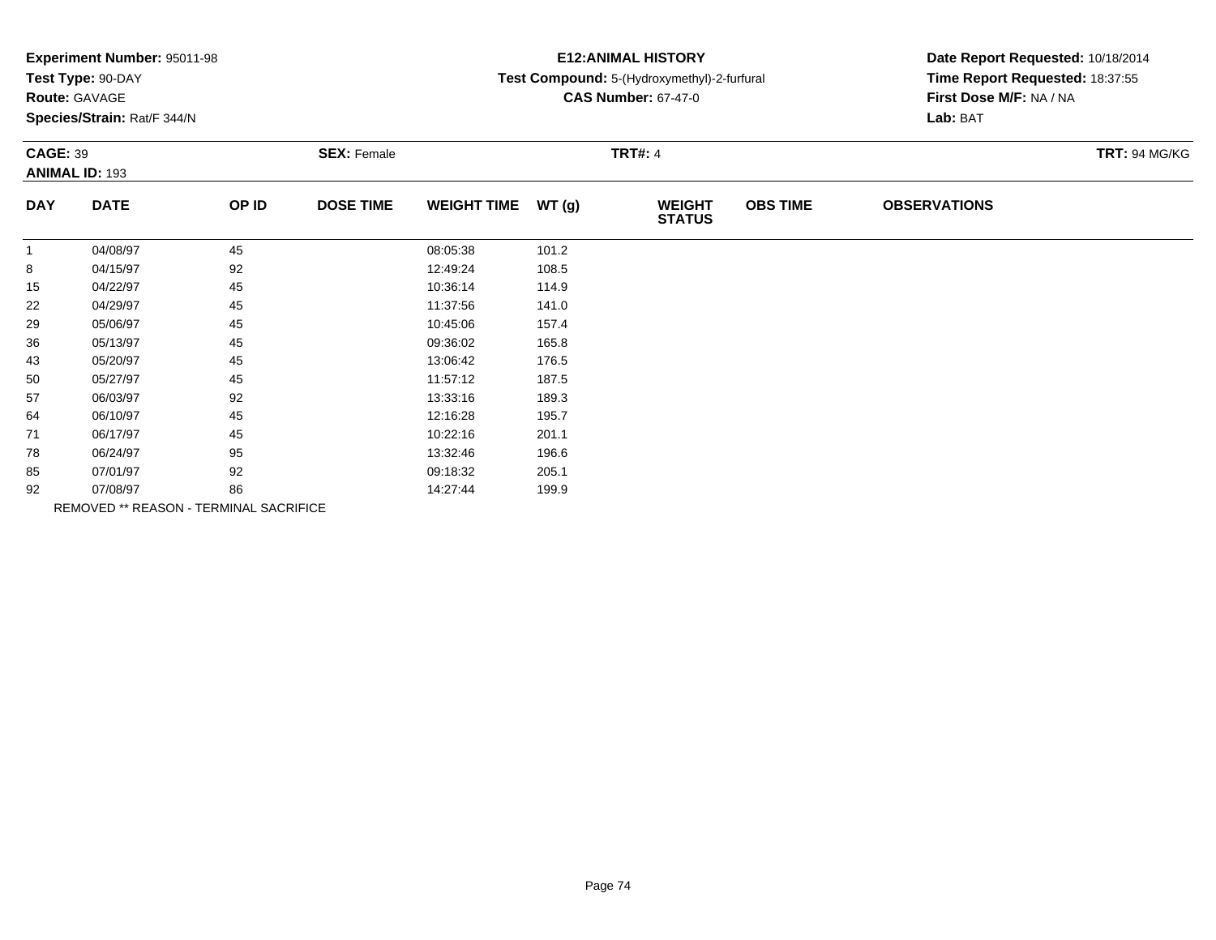**Experiment Number:** 95011-98
**Test Type:** 90-DAY
**Route:** GAVAGE
**Species/Strain:** Rat/F 344/N

**E12:ANIMAL HISTORY**
**Test Compound:** 5-(Hydroxymethyl)-2-furfural
**CAS Number:** 67-47-0

**Date Report Requested:** 10/18/2014
**Time Report Requested:** 18:37:55
**First Dose M/F:** NA / NA
**Lab:** BAT

**CAGE:** 39
**ANIMAL ID:** 193

**SEX:** Female

**TRT#:** 4

**TRT:** 94 MG/KG

| DAY | DATE | OP ID | DOSE TIME | WEIGHT TIME | WT (g) | WEIGHT STATUS | OBS TIME | OBSERVATIONS |
|---|---|---|---|---|---|---|---|---|
| 1 | 04/08/97 | 45 | | 08:05:38 | 101.2 | | | |
| 8 | 04/15/97 | 92 | | 12:49:24 | 108.5 | | | |
| 15 | 04/22/97 | 45 | | 10:36:14 | 114.9 | | | |
| 22 | 04/29/97 | 45 | | 11:37:56 | 141.0 | | | |
| 29 | 05/06/97 | 45 | | 10:45:06 | 157.4 | | | |
| 36 | 05/13/97 | 45 | | 09:36:02 | 165.8 | | | |
| 43 | 05/20/97 | 45 | | 13:06:42 | 176.5 | | | |
| 50 | 05/27/97 | 45 | | 11:57:12 | 187.5 | | | |
| 57 | 06/03/97 | 92 | | 13:33:16 | 189.3 | | | |
| 64 | 06/10/97 | 45 | | 12:16:28 | 195.7 | | | |
| 71 | 06/17/97 | 45 | | 10:22:16 | 201.1 | | | |
| 78 | 06/24/97 | 95 | | 13:32:46 | 196.6 | | | |
| 85 | 07/01/97 | 92 | | 09:18:32 | 205.1 | | | |
| 92 | 07/08/97 | 86 | | 14:27:44 | 199.9 | | | |

REMOVED ** REASON - TERMINAL SACRIFICE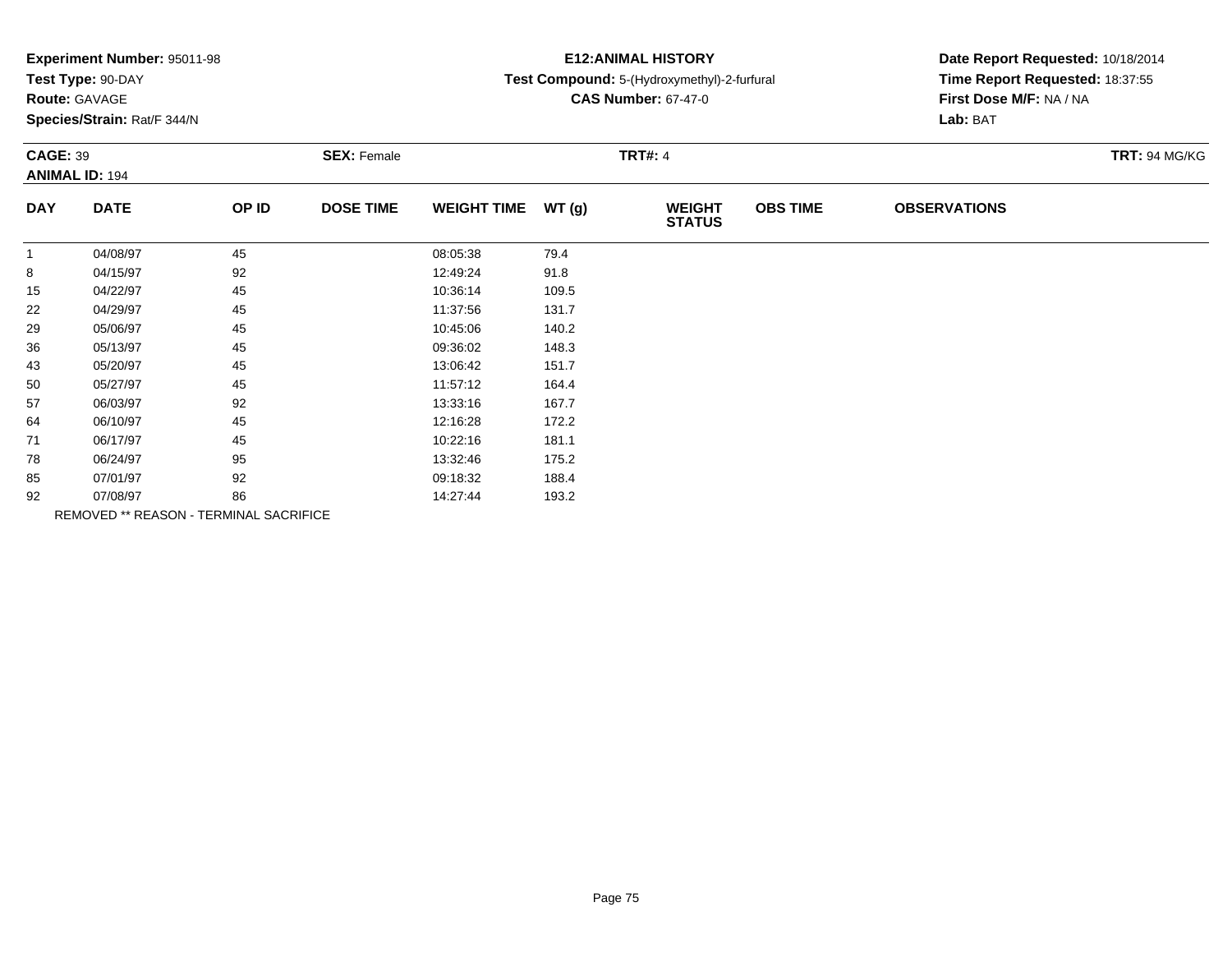**Experiment Number:** 95011-98
**Test Type:** 90-DAY
**Route:** GAVAGE
**Species/Strain:** Rat/F 344/N

**E12:ANIMAL HISTORY**
**Test Compound:** 5-(Hydroxymethyl)-2-furfural
**CAS Number:** 67-47-0

**Date Report Requested:** 10/18/2014
**Time Report Requested:** 18:37:55
**First Dose M/F:** NA / NA
**Lab:** BAT

**CAGE:** 39 **SEX:** Female **TRT#:** 4 **TRT:** 94 MG/KG
**ANIMAL ID:** 194

| DAY | DATE | OP ID | DOSE TIME | WEIGHT TIME | WT (g) | WEIGHT STATUS | OBS TIME | OBSERVATIONS |
|---|---|---|---|---|---|---|---|---|
| 1 | 04/08/97 | 45 | | 08:05:38 | 79.4 | | | |
| 8 | 04/15/97 | 92 | | 12:49:24 | 91.8 | | | |
| 15 | 04/22/97 | 45 | | 10:36:14 | 109.5 | | | |
| 22 | 04/29/97 | 45 | | 11:37:56 | 131.7 | | | |
| 29 | 05/06/97 | 45 | | 10:45:06 | 140.2 | | | |
| 36 | 05/13/97 | 45 | | 09:36:02 | 148.3 | | | |
| 43 | 05/20/97 | 45 | | 13:06:42 | 151.7 | | | |
| 50 | 05/27/97 | 45 | | 11:57:12 | 164.4 | | | |
| 57 | 06/03/97 | 92 | | 13:33:16 | 167.7 | | | |
| 64 | 06/10/97 | 45 | | 12:16:28 | 172.2 | | | |
| 71 | 06/17/97 | 45 | | 10:22:16 | 181.1 | | | |
| 78 | 06/24/97 | 95 | | 13:32:46 | 175.2 | | | |
| 85 | 07/01/97 | 92 | | 09:18:32 | 188.4 | | | |
| 92 | 07/08/97 | 86 | | 14:27:44 | 193.2 | | | |

REMOVED ** REASON - TERMINAL SACRIFICE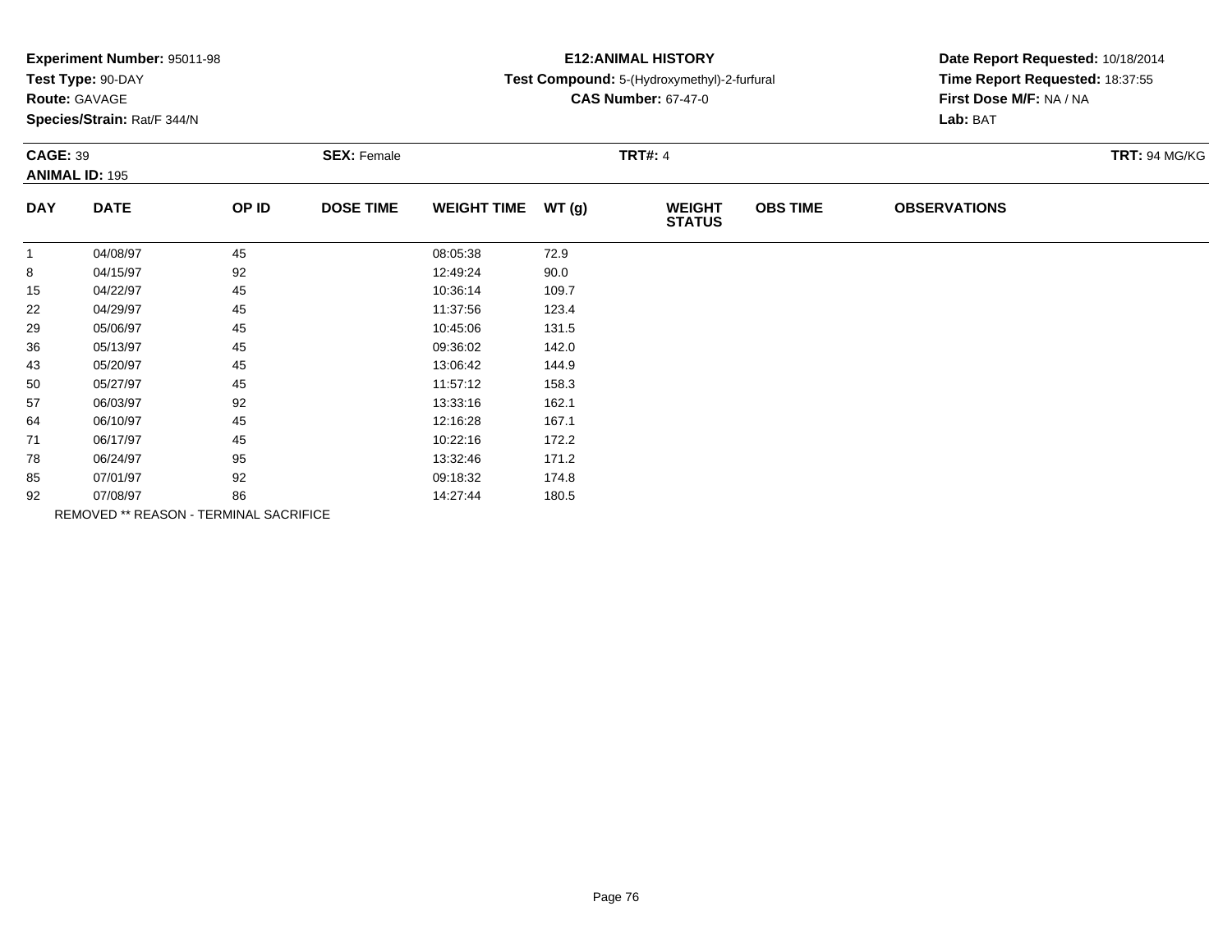**Experiment Number:** 95011-98
**Test Type:** 90-DAY
**Route:** GAVAGE
**Species/Strain:** Rat/F 344/N

**E12:ANIMAL HISTORY**
**Test Compound:** 5-(Hydroxymethyl)-2-furfural
**CAS Number:** 67-47-0

**Date Report Requested:** 10/18/2014
**Time Report Requested:** 18:37:55
**First Dose M/F:** NA / NA
**Lab:** BAT

**CAGE:** 39 **SEX:** Female **TRT#:** 4 **TRT:** 94 MG/KG
**ANIMAL ID:** 195

| DAY | DATE | OP ID | DOSE TIME | WEIGHT TIME | WT (g) | WEIGHT STATUS | OBS TIME | OBSERVATIONS |
|---|---|---|---|---|---|---|---|---|
| 1 | 04/08/97 | 45 | | 08:05:38 | 72.9 | | | |
| 8 | 04/15/97 | 92 | | 12:49:24 | 90.0 | | | |
| 15 | 04/22/97 | 45 | | 10:36:14 | 109.7 | | | |
| 22 | 04/29/97 | 45 | | 11:37:56 | 123.4 | | | |
| 29 | 05/06/97 | 45 | | 10:45:06 | 131.5 | | | |
| 36 | 05/13/97 | 45 | | 09:36:02 | 142.0 | | | |
| 43 | 05/20/97 | 45 | | 13:06:42 | 144.9 | | | |
| 50 | 05/27/97 | 45 | | 11:57:12 | 158.3 | | | |
| 57 | 06/03/97 | 92 | | 13:33:16 | 162.1 | | | |
| 64 | 06/10/97 | 45 | | 12:16:28 | 167.1 | | | |
| 71 | 06/17/97 | 45 | | 10:22:16 | 172.2 | | | |
| 78 | 06/24/97 | 95 | | 13:32:46 | 171.2 | | | |
| 85 | 07/01/97 | 92 | | 09:18:32 | 174.8 | | | |
| 92 | 07/08/97 | 86 | | 14:27:44 | 180.5 | | | |

REMOVED ** REASON - TERMINAL SACRIFICE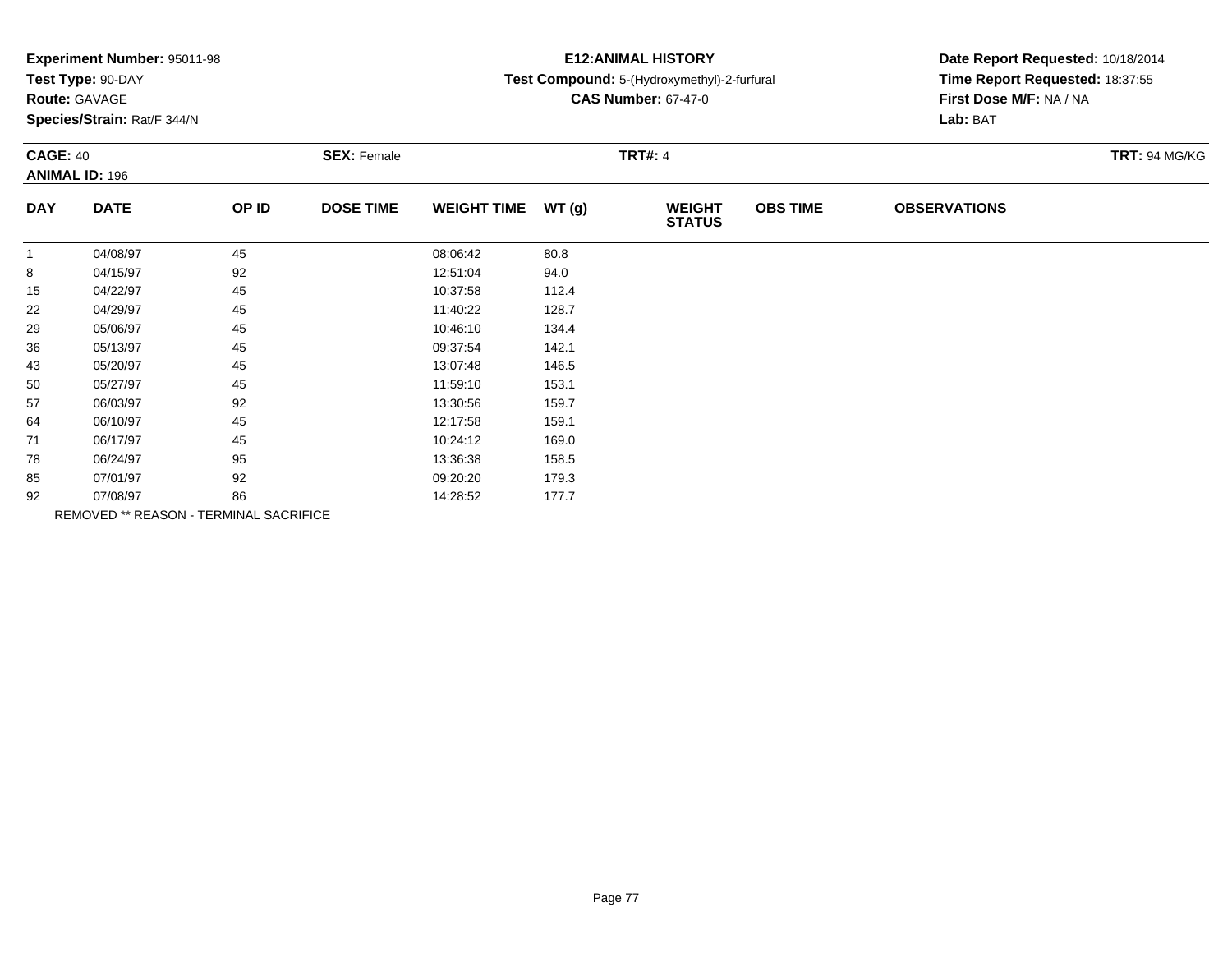**Experiment Number:** 95011-98
**Test Type:** 90-DAY
**Route:** GAVAGE
**Species/Strain:** Rat/F 344/N

**E12:ANIMAL HISTORY**
**Test Compound:** 5-(Hydroxymethyl)-2-furfural
**CAS Number:** 67-47-0

**Date Report Requested:** 10/18/2014
**Time Report Requested:** 18:37:55
**First Dose M/F:** NA / NA
**Lab:** BAT

**CAGE:** 40 **SEX:** Female **TRT#:** 4 **TRT:** 94 MG/KG
**ANIMAL ID:** 196

| DAY | DATE | OP ID | DOSE TIME | WEIGHT TIME | WT (g) | WEIGHT STATUS | OBS TIME | OBSERVATIONS |
|---|---|---|---|---|---|---|---|---|
| 1 | 04/08/97 | 45 | | 08:06:42 | 80.8 | | | |
| 8 | 04/15/97 | 92 | | 12:51:04 | 94.0 | | | |
| 15 | 04/22/97 | 45 | | 10:37:58 | 112.4 | | | |
| 22 | 04/29/97 | 45 | | 11:40:22 | 128.7 | | | |
| 29 | 05/06/97 | 45 | | 10:46:10 | 134.4 | | | |
| 36 | 05/13/97 | 45 | | 09:37:54 | 142.1 | | | |
| 43 | 05/20/97 | 45 | | 13:07:48 | 146.5 | | | |
| 50 | 05/27/97 | 45 | | 11:59:10 | 153.1 | | | |
| 57 | 06/03/97 | 92 | | 13:30:56 | 159.7 | | | |
| 64 | 06/10/97 | 45 | | 12:17:58 | 159.1 | | | |
| 71 | 06/17/97 | 45 | | 10:24:12 | 169.0 | | | |
| 78 | 06/24/97 | 95 | | 13:36:38 | 158.5 | | | |
| 85 | 07/01/97 | 92 | | 09:20:20 | 179.3 | | | |
| 92 | 07/08/97 | 86 | | 14:28:52 | 177.7 | | | |

REMOVED ** REASON - TERMINAL SACRIFICE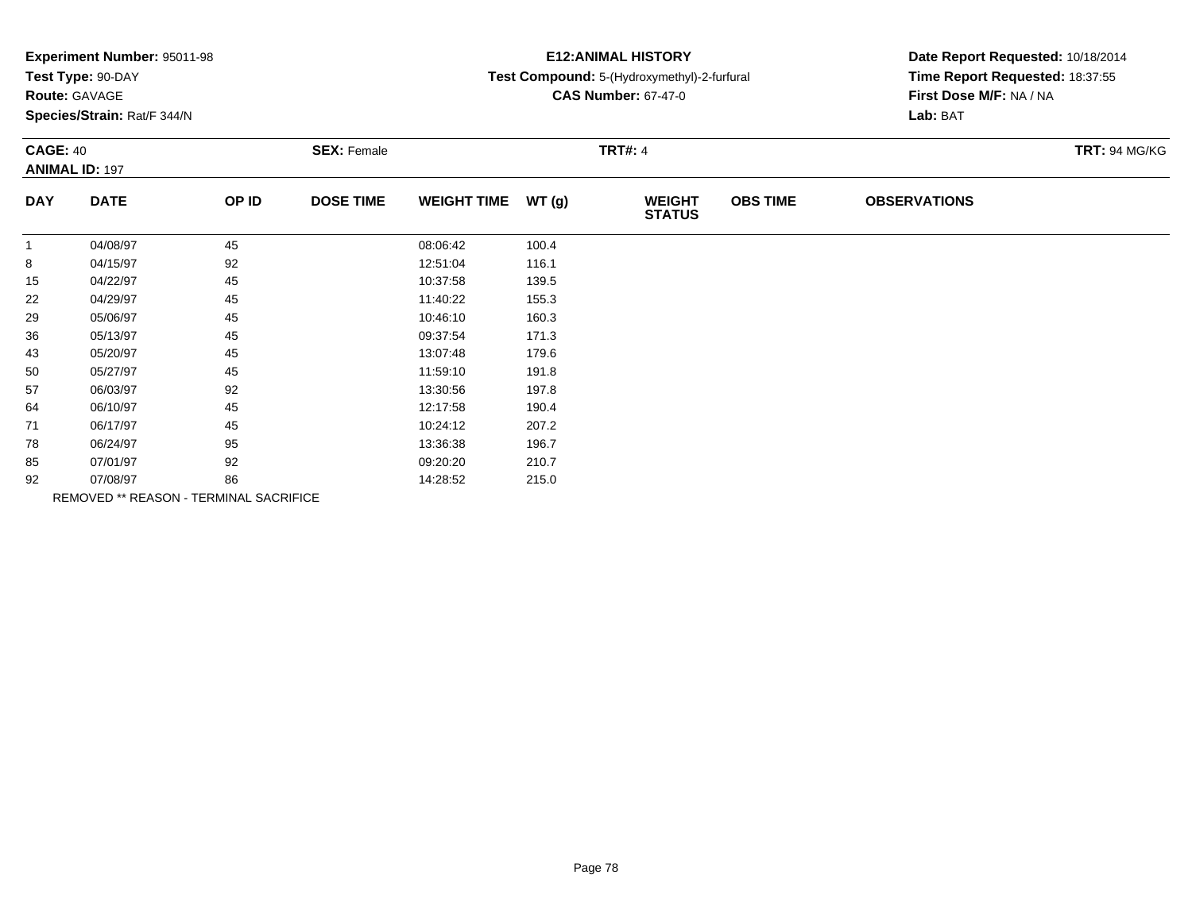**Experiment Number:** 95011-98
**Test Type:** 90-DAY
**Route:** GAVAGE
**Species/Strain:** Rat/F 344/N

**E12:ANIMAL HISTORY**
**Test Compound:** 5-(Hydroxymethyl)-2-furfural
**CAS Number:** 67-47-0

**Date Report Requested:** 10/18/2014
**Time Report Requested:** 18:37:55
**First Dose M/F:** NA / NA
**Lab:** BAT

**CAGE:** 40 **SEX:** Female **TRT#:** 4 **TRT:** 94 MG/KG
**ANIMAL ID:** 197

| DAY | DATE | OP ID | DOSE TIME | WEIGHT TIME | WT (g) | WEIGHT STATUS | OBS TIME | OBSERVATIONS |
|---|---|---|---|---|---|---|---|---|
| 1 | 04/08/97 | 45 | | 08:06:42 | 100.4 | | | |
| 8 | 04/15/97 | 92 | | 12:51:04 | 116.1 | | | |
| 15 | 04/22/97 | 45 | | 10:37:58 | 139.5 | | | |
| 22 | 04/29/97 | 45 | | 11:40:22 | 155.3 | | | |
| 29 | 05/06/97 | 45 | | 10:46:10 | 160.3 | | | |
| 36 | 05/13/97 | 45 | | 09:37:54 | 171.3 | | | |
| 43 | 05/20/97 | 45 | | 13:07:48 | 179.6 | | | |
| 50 | 05/27/97 | 45 | | 11:59:10 | 191.8 | | | |
| 57 | 06/03/97 | 92 | | 13:30:56 | 197.8 | | | |
| 64 | 06/10/97 | 45 | | 12:17:58 | 190.4 | | | |
| 71 | 06/17/97 | 45 | | 10:24:12 | 207.2 | | | |
| 78 | 06/24/97 | 95 | | 13:36:38 | 196.7 | | | |
| 85 | 07/01/97 | 92 | | 09:20:20 | 210.7 | | | |
| 92 | 07/08/97 | 86 | | 14:28:52 | 215.0 | | | |

REMOVED ** REASON - TERMINAL SACRIFICE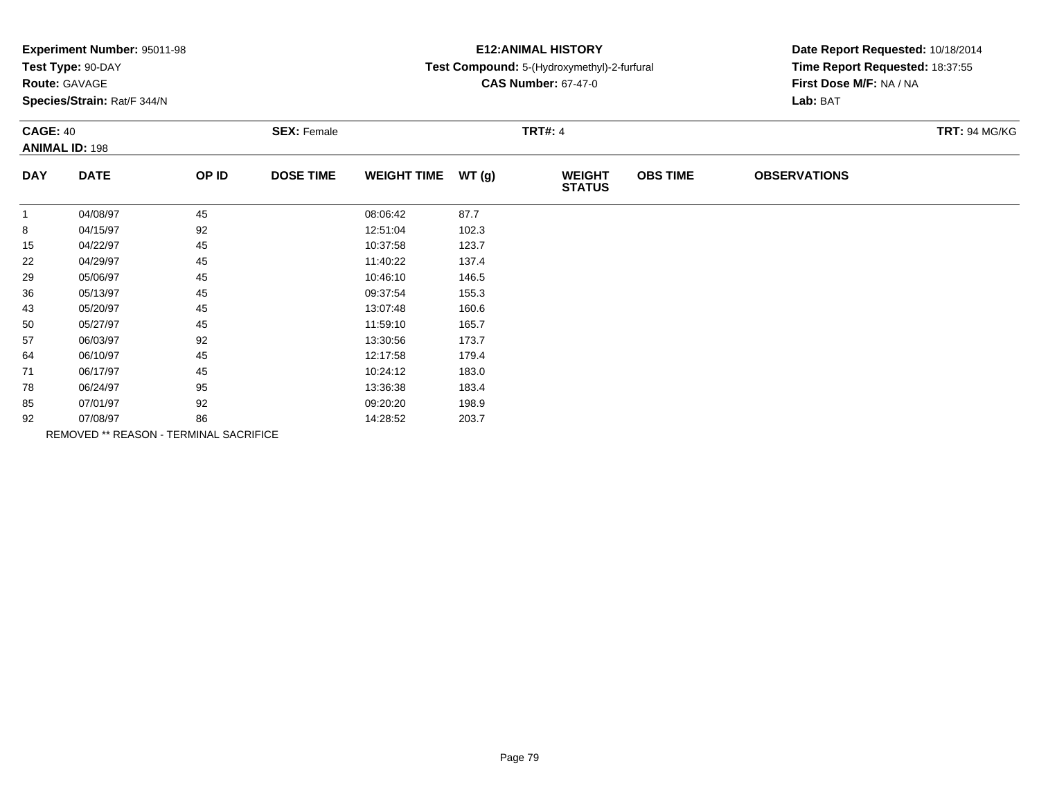**Experiment Number:** 95011-98
**Test Type:** 90-DAY
**Route:** GAVAGE
**Species/Strain:** Rat/F 344/N

**E12:ANIMAL HISTORY**
**Test Compound:** 5-(Hydroxymethyl)-2-furfural
**CAS Number:** 67-47-0

**Date Report Requested:** 10/18/2014
**Time Report Requested:** 18:37:55
**First Dose M/F:** NA / NA
**Lab:** BAT

**CAGE:** 40 **SEX:** Female **TRT#:** 4 **TRT:** 94 MG/KG
**ANIMAL ID:** 198

| DAY | DATE | OP ID | DOSE TIME | WEIGHT TIME | WT (g) | WEIGHT STATUS | OBS TIME | OBSERVATIONS |
|---|---|---|---|---|---|---|---|---|
| 1 | 04/08/97 | 45 | | 08:06:42 | 87.7 | | | |
| 8 | 04/15/97 | 92 | | 12:51:04 | 102.3 | | | |
| 15 | 04/22/97 | 45 | | 10:37:58 | 123.7 | | | |
| 22 | 04/29/97 | 45 | | 11:40:22 | 137.4 | | | |
| 29 | 05/06/97 | 45 | | 10:46:10 | 146.5 | | | |
| 36 | 05/13/97 | 45 | | 09:37:54 | 155.3 | | | |
| 43 | 05/20/97 | 45 | | 13:07:48 | 160.6 | | | |
| 50 | 05/27/97 | 45 | | 11:59:10 | 165.7 | | | |
| 57 | 06/03/97 | 92 | | 13:30:56 | 173.7 | | | |
| 64 | 06/10/97 | 45 | | 12:17:58 | 179.4 | | | |
| 71 | 06/17/97 | 45 | | 10:24:12 | 183.0 | | | |
| 78 | 06/24/97 | 95 | | 13:36:38 | 183.4 | | | |
| 85 | 07/01/97 | 92 | | 09:20:20 | 198.9 | | | |
| 92 | 07/08/97 | 86 | | 14:28:52 | 203.7 | | | |

REMOVED ** REASON - TERMINAL SACRIFICE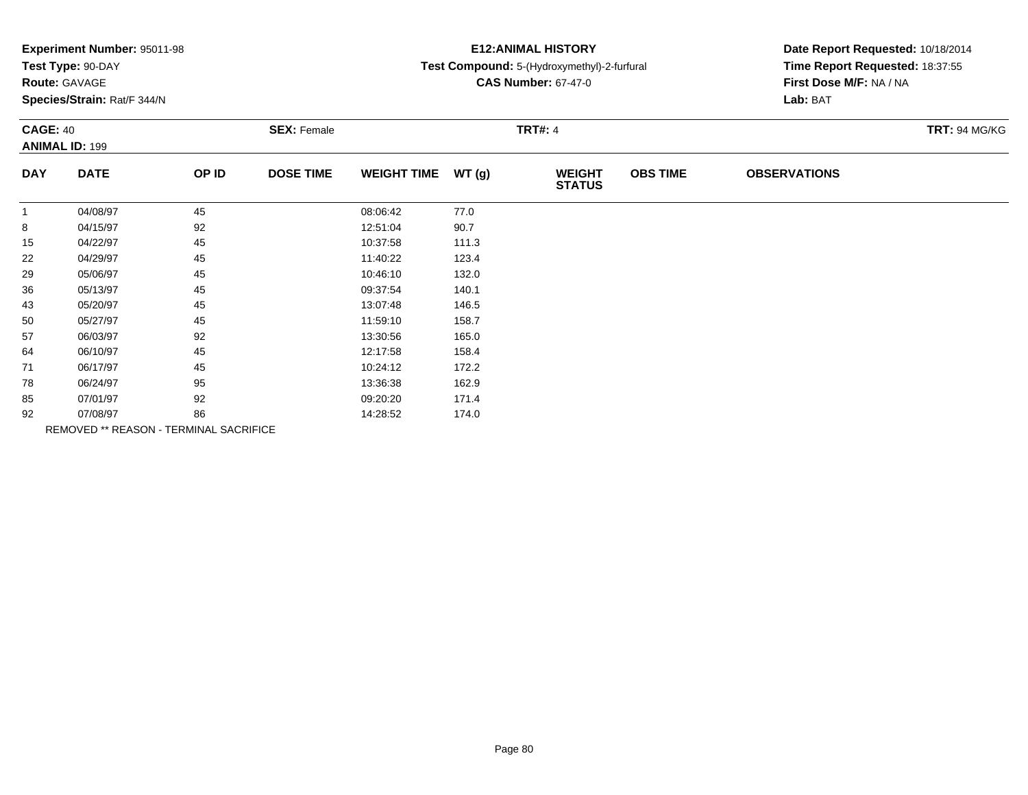**Experiment Number:** 95011-98
**Test Type:** 90-DAY
**Route:** GAVAGE
**Species/Strain:** Rat/F 344/N

**E12:ANIMAL HISTORY**
**Test Compound:** 5-(Hydroxymethyl)-2-furfural
**CAS Number:** 67-47-0

**Date Report Requested:** 10/18/2014
**Time Report Requested:** 18:37:55
**First Dose M/F:** NA / NA
**Lab:** BAT

**CAGE:** 40 **SEX:** Female **TRT#:** 4 **TRT:** 94 MG/KG
**ANIMAL ID:** 199

| DAY | DATE | OP ID | DOSE TIME | WEIGHT TIME | WT (g) | WEIGHT STATUS | OBS TIME | OBSERVATIONS |
|---|---|---|---|---|---|---|---|---|
| 1 | 04/08/97 | 45 | | 08:06:42 | 77.0 | | | |
| 8 | 04/15/97 | 92 | | 12:51:04 | 90.7 | | | |
| 15 | 04/22/97 | 45 | | 10:37:58 | 111.3 | | | |
| 22 | 04/29/97 | 45 | | 11:40:22 | 123.4 | | | |
| 29 | 05/06/97 | 45 | | 10:46:10 | 132.0 | | | |
| 36 | 05/13/97 | 45 | | 09:37:54 | 140.1 | | | |
| 43 | 05/20/97 | 45 | | 13:07:48 | 146.5 | | | |
| 50 | 05/27/97 | 45 | | 11:59:10 | 158.7 | | | |
| 57 | 06/03/97 | 92 | | 13:30:56 | 165.0 | | | |
| 64 | 06/10/97 | 45 | | 12:17:58 | 158.4 | | | |
| 71 | 06/17/97 | 45 | | 10:24:12 | 172.2 | | | |
| 78 | 06/24/97 | 95 | | 13:36:38 | 162.9 | | | |
| 85 | 07/01/97 | 92 | | 09:20:20 | 171.4 | | | |
| 92 | 07/08/97 | 86 | | 14:28:52 | 174.0 | | | |

REMOVED ** REASON - TERMINAL SACRIFICE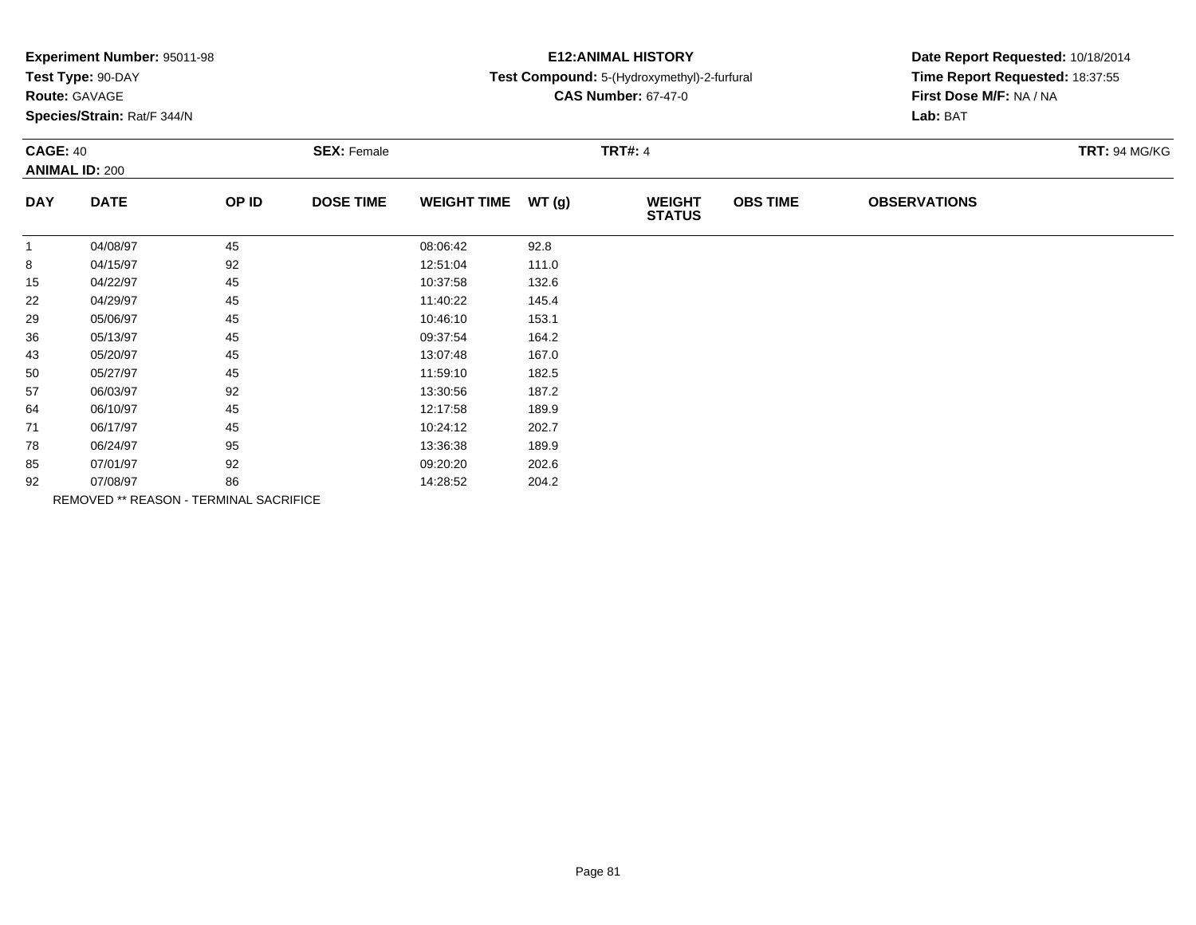**Experiment Number:** 95011-98
**Test Type:** 90-DAY
**Route:** GAVAGE
**Species/Strain:** Rat/F 344/N

**E12:ANIMAL HISTORY**
**Test Compound:** 5-(Hydroxymethyl)-2-furfural
**CAS Number:** 67-47-0

**Date Report Requested:** 10/18/2014
**Time Report Requested:** 18:37:55
**First Dose M/F:** NA / NA
**Lab:** BAT

**CAGE:** 40 **SEX:** Female **TRT#:** 4 **TRT:** 94 MG/KG
**ANIMAL ID:** 200

| DAY | DATE | OP ID | DOSE TIME | WEIGHT TIME | WT (g) | WEIGHT STATUS | OBS TIME | OBSERVATIONS |
|---|---|---|---|---|---|---|---|---|
| 1 | 04/08/97 | 45 | | 08:06:42 | 92.8 | | | |
| 8 | 04/15/97 | 92 | | 12:51:04 | 111.0 | | | |
| 15 | 04/22/97 | 45 | | 10:37:58 | 132.6 | | | |
| 22 | 04/29/97 | 45 | | 11:40:22 | 145.4 | | | |
| 29 | 05/06/97 | 45 | | 10:46:10 | 153.1 | | | |
| 36 | 05/13/97 | 45 | | 09:37:54 | 164.2 | | | |
| 43 | 05/20/97 | 45 | | 13:07:48 | 167.0 | | | |
| 50 | 05/27/97 | 45 | | 11:59:10 | 182.5 | | | |
| 57 | 06/03/97 | 92 | | 13:30:56 | 187.2 | | | |
| 64 | 06/10/97 | 45 | | 12:17:58 | 189.9 | | | |
| 71 | 06/17/97 | 45 | | 10:24:12 | 202.7 | | | |
| 78 | 06/24/97 | 95 | | 13:36:38 | 189.9 | | | |
| 85 | 07/01/97 | 92 | | 09:20:20 | 202.6 | | | |
| 92 | 07/08/97 | 86 | | 14:28:52 | 204.2 | | | |

REMOVED ** REASON - TERMINAL SACRIFICE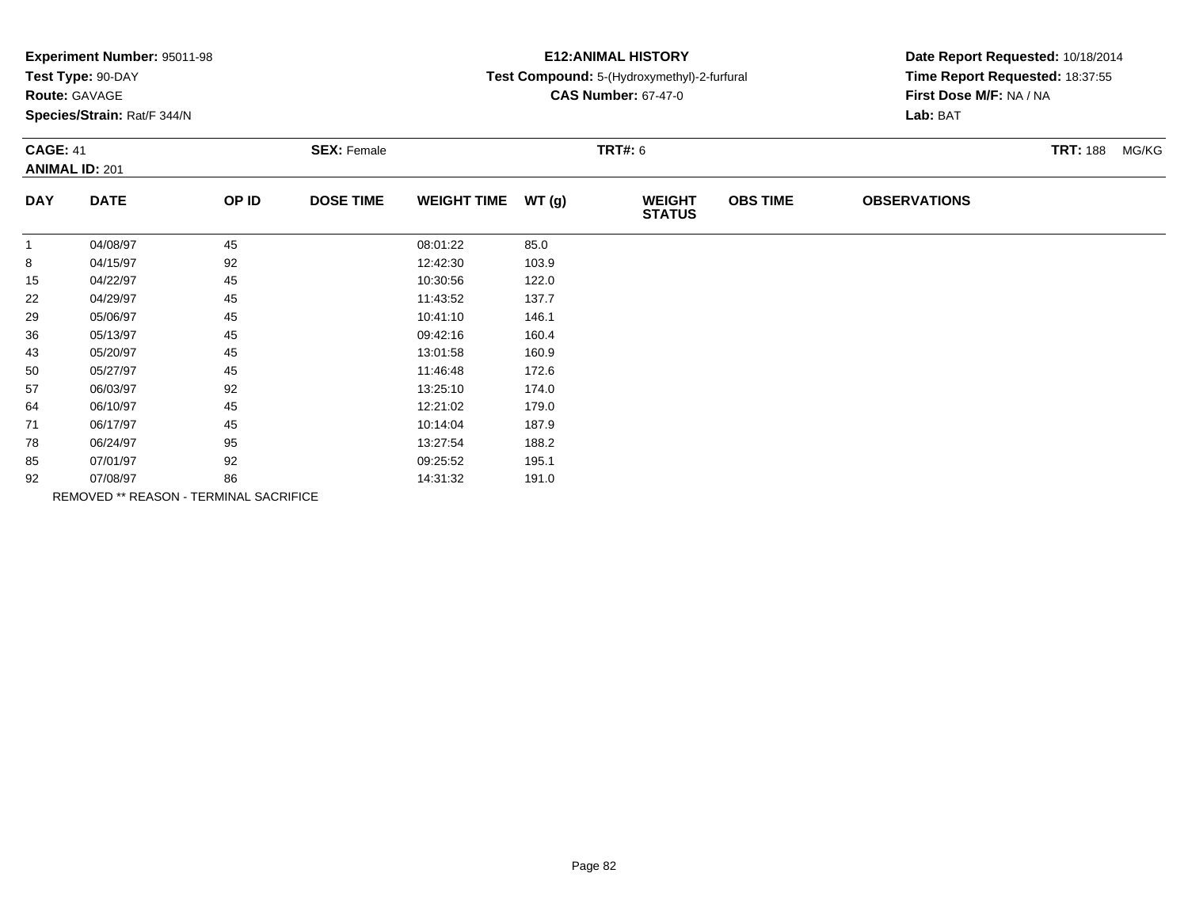**Experiment Number:** 95011-98
**Test Type:** 90-DAY
**Route:** GAVAGE
**Species/Strain:** Rat/F 344/N

**E12:ANIMAL HISTORY**
**Test Compound:** 5-(Hydroxymethyl)-2-furfural
**CAS Number:** 67-47-0

**Date Report Requested:** 10/18/2014
**Time Report Requested:** 18:37:55
**First Dose M/F:** NA / NA
**Lab:** BAT

**CAGE:** 41 **SEX:** Female **TRT#:** 6 **TRT:** 188 MG/KG
**ANIMAL ID:** 201

| DAY | DATE | OP ID | DOSE TIME | WEIGHT TIME | WT (g) | WEIGHT STATUS | OBS TIME | OBSERVATIONS |
|---|---|---|---|---|---|---|---|---|
| 1 | 04/08/97 | 45 | | 08:01:22 | 85.0 | | | |
| 8 | 04/15/97 | 92 | | 12:42:30 | 103.9 | | | |
| 15 | 04/22/97 | 45 | | 10:30:56 | 122.0 | | | |
| 22 | 04/29/97 | 45 | | 11:43:52 | 137.7 | | | |
| 29 | 05/06/97 | 45 | | 10:41:10 | 146.1 | | | |
| 36 | 05/13/97 | 45 | | 09:42:16 | 160.4 | | | |
| 43 | 05/20/97 | 45 | | 13:01:58 | 160.9 | | | |
| 50 | 05/27/97 | 45 | | 11:46:48 | 172.6 | | | |
| 57 | 06/03/97 | 92 | | 13:25:10 | 174.0 | | | |
| 64 | 06/10/97 | 45 | | 12:21:02 | 179.0 | | | |
| 71 | 06/17/97 | 45 | | 10:14:04 | 187.9 | | | |
| 78 | 06/24/97 | 95 | | 13:27:54 | 188.2 | | | |
| 85 | 07/01/97 | 92 | | 09:25:52 | 195.1 | | | |
| 92 | 07/08/97 | 86 | | 14:31:32 | 191.0 | | | |

REMOVED ** REASON - TERMINAL SACRIFICE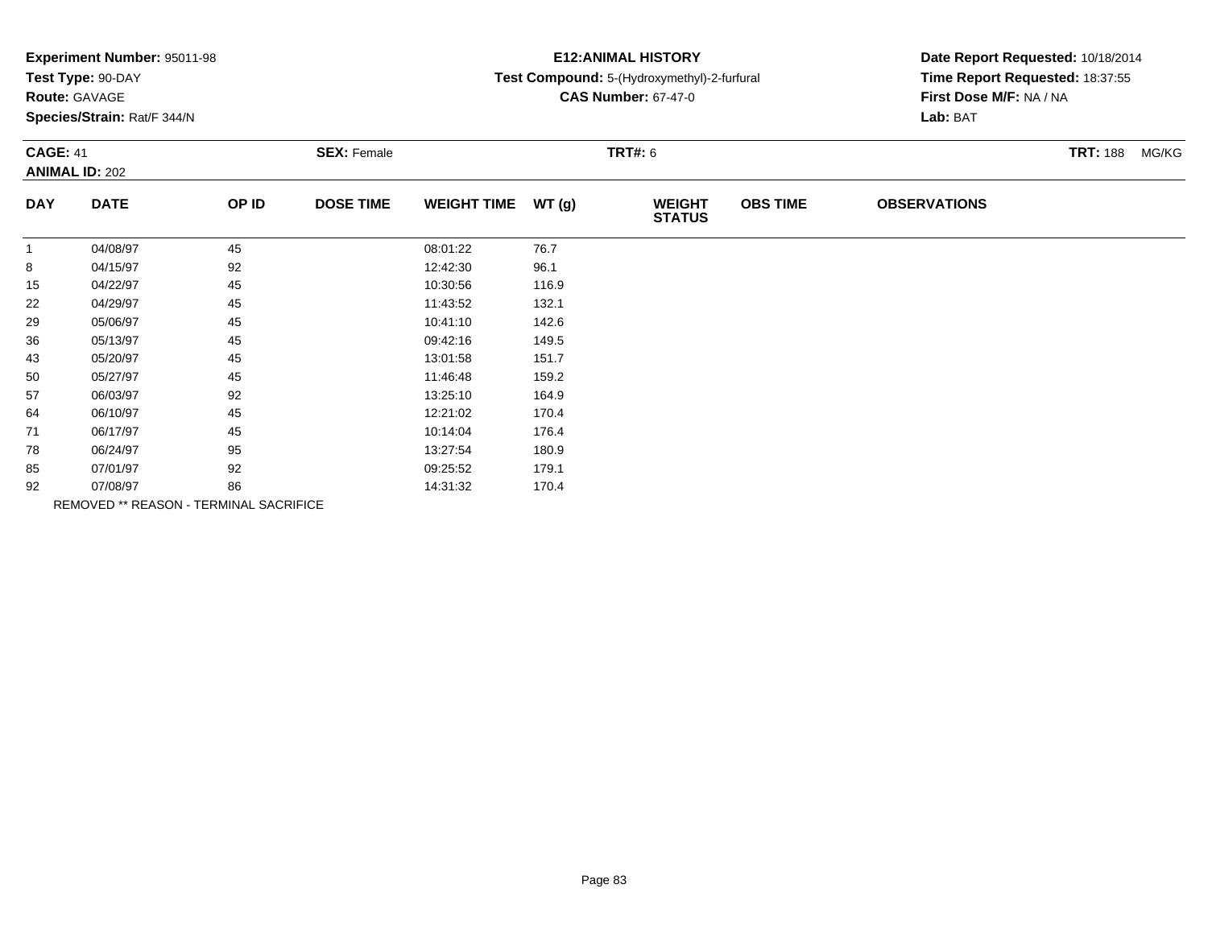**Experiment Number:** 95011-98
**Test Type:** 90-DAY
**Route:** GAVAGE
**Species/Strain:** Rat/F 344/N

**E12:ANIMAL HISTORY**
**Test Compound:** 5-(Hydroxymethyl)-2-furfural
**CAS Number:** 67-47-0

**Date Report Requested:** 10/18/2014
**Time Report Requested:** 18:37:55
**First Dose M/F:** NA / NA
**Lab:** BAT

**CAGE:** 41 **SEX:** Female **TRT#:** 6 **TRT:** 188 MG/KG
**ANIMAL ID:** 202

| DAY | DATE | OP ID | DOSE TIME | WEIGHT TIME | WT (g) | WEIGHT STATUS | OBS TIME | OBSERVATIONS |
|---|---|---|---|---|---|---|---|---|
| 1 | 04/08/97 | 45 | | 08:01:22 | 76.7 | | | |
| 8 | 04/15/97 | 92 | | 12:42:30 | 96.1 | | | |
| 15 | 04/22/97 | 45 | | 10:30:56 | 116.9 | | | |
| 22 | 04/29/97 | 45 | | 11:43:52 | 132.1 | | | |
| 29 | 05/06/97 | 45 | | 10:41:10 | 142.6 | | | |
| 36 | 05/13/97 | 45 | | 09:42:16 | 149.5 | | | |
| 43 | 05/20/97 | 45 | | 13:01:58 | 151.7 | | | |
| 50 | 05/27/97 | 45 | | 11:46:48 | 159.2 | | | |
| 57 | 06/03/97 | 92 | | 13:25:10 | 164.9 | | | |
| 64 | 06/10/97 | 45 | | 12:21:02 | 170.4 | | | |
| 71 | 06/17/97 | 45 | | 10:14:04 | 176.4 | | | |
| 78 | 06/24/97 | 95 | | 13:27:54 | 180.9 | | | |
| 85 | 07/01/97 | 92 | | 09:25:52 | 179.1 | | | |
| 92 | 07/08/97 | 86 | | 14:31:32 | 170.4 | | | |

REMOVED ** REASON - TERMINAL SACRIFICE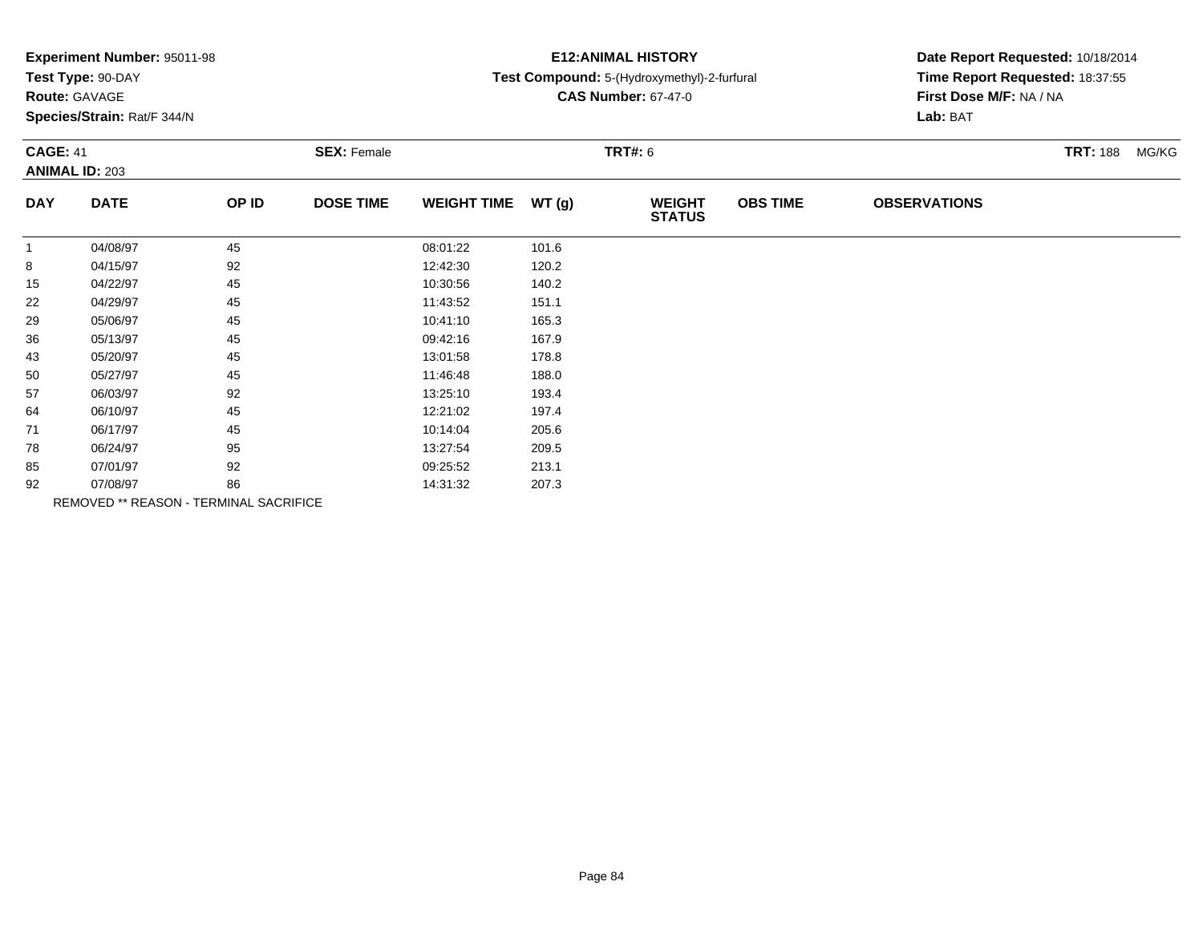**Experiment Number:** 95011-98
**Test Type:** 90-DAY
**Route:** GAVAGE
**Species/Strain:** Rat/F 344/N

**E12:ANIMAL HISTORY**
**Test Compound:** 5-(Hydroxymethyl)-2-furfural
**CAS Number:** 67-47-0

**Date Report Requested:** 10/18/2014
**Time Report Requested:** 18:37:55
**First Dose M/F:** NA / NA
**Lab:** BAT

**CAGE:** 41 **SEX:** Female **TRT#:** 6 **TRT:** 188 MG/KG
**ANIMAL ID:** 203

| DAY | DATE | OP ID | DOSE TIME | WEIGHT TIME | WT (g) | WEIGHT STATUS | OBS TIME | OBSERVATIONS |
|---|---|---|---|---|---|---|---|---|
| 1 | 04/08/97 | 45 | | 08:01:22 | 101.6 | | | |
| 8 | 04/15/97 | 92 | | 12:42:30 | 120.2 | | | |
| 15 | 04/22/97 | 45 | | 10:30:56 | 140.2 | | | |
| 22 | 04/29/97 | 45 | | 11:43:52 | 151.1 | | | |
| 29 | 05/06/97 | 45 | | 10:41:10 | 165.3 | | | |
| 36 | 05/13/97 | 45 | | 09:42:16 | 167.9 | | | |
| 43 | 05/20/97 | 45 | | 13:01:58 | 178.8 | | | |
| 50 | 05/27/97 | 45 | | 11:46:48 | 188.0 | | | |
| 57 | 06/03/97 | 92 | | 13:25:10 | 193.4 | | | |
| 64 | 06/10/97 | 45 | | 12:21:02 | 197.4 | | | |
| 71 | 06/17/97 | 45 | | 10:14:04 | 205.6 | | | |
| 78 | 06/24/97 | 95 | | 13:27:54 | 209.5 | | | |
| 85 | 07/01/97 | 92 | | 09:25:52 | 213.1 | | | |
| 92 | 07/08/97 | 86 | | 14:31:32 | 207.3 | | | |

REMOVED ** REASON - TERMINAL SACRIFICE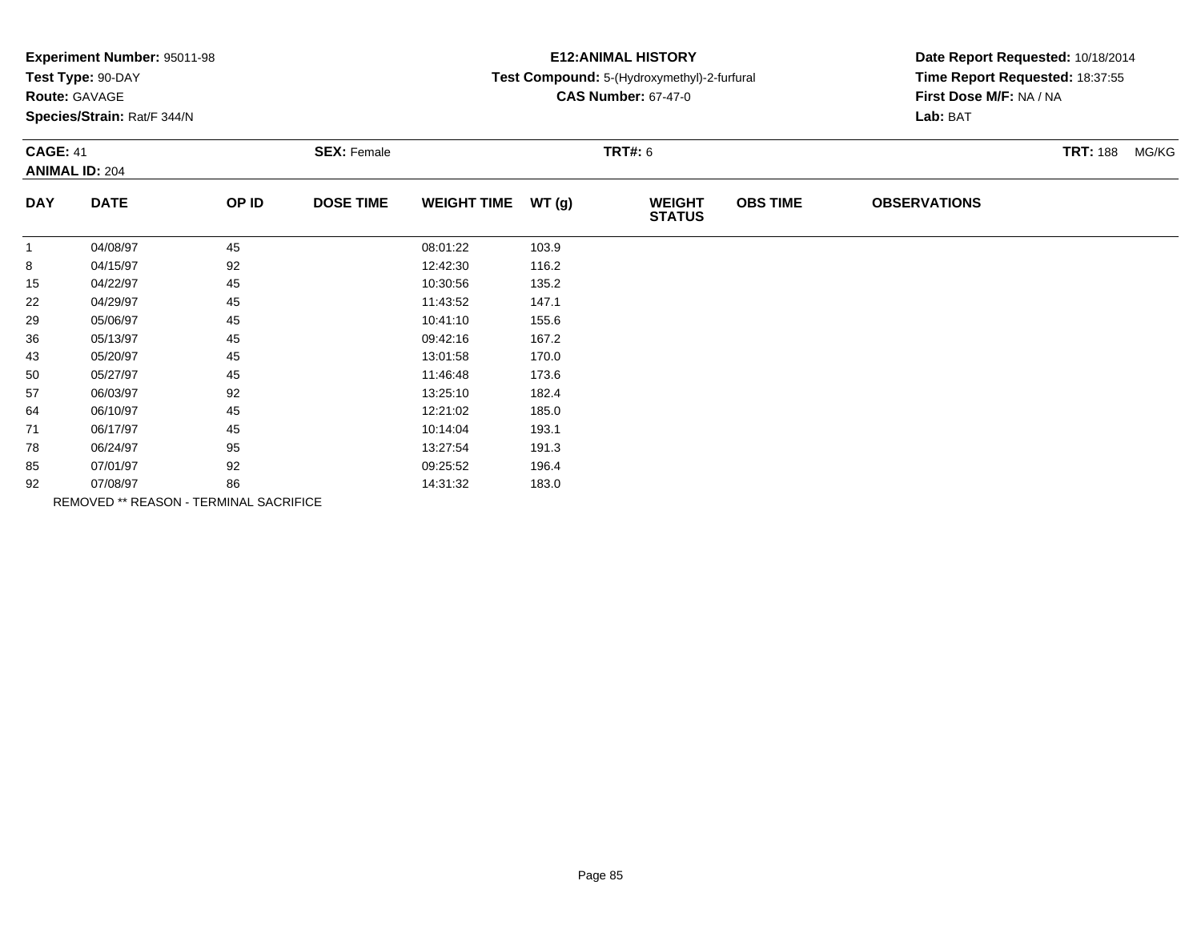**Experiment Number:** 95011-98
**Test Type:** 90-DAY
**Route:** GAVAGE
**Species/Strain:** Rat/F 344/N

**E12:ANIMAL HISTORY**
**Test Compound:** 5-(Hydroxymethyl)-2-furfural
**CAS Number:** 67-47-0

**Date Report Requested:** 10/18/2014
**Time Report Requested:** 18:37:55
**First Dose M/F:** NA / NA
**Lab:** BAT

**CAGE:** 41 **SEX:** Female **TRT#:** 6 **TRT:** 188 MG/KG
**ANIMAL ID:** 204

| DAY | DATE | OP ID | DOSE TIME | WEIGHT TIME | WT (g) | WEIGHT STATUS | OBS TIME | OBSERVATIONS |
|---|---|---|---|---|---|---|---|---|
| 1 | 04/08/97 | 45 | | 08:01:22 | 103.9 | | | |
| 8 | 04/15/97 | 92 | | 12:42:30 | 116.2 | | | |
| 15 | 04/22/97 | 45 | | 10:30:56 | 135.2 | | | |
| 22 | 04/29/97 | 45 | | 11:43:52 | 147.1 | | | |
| 29 | 05/06/97 | 45 | | 10:41:10 | 155.6 | | | |
| 36 | 05/13/97 | 45 | | 09:42:16 | 167.2 | | | |
| 43 | 05/20/97 | 45 | | 13:01:58 | 170.0 | | | |
| 50 | 05/27/97 | 45 | | 11:46:48 | 173.6 | | | |
| 57 | 06/03/97 | 92 | | 13:25:10 | 182.4 | | | |
| 64 | 06/10/97 | 45 | | 12:21:02 | 185.0 | | | |
| 71 | 06/17/97 | 45 | | 10:14:04 | 193.1 | | | |
| 78 | 06/24/97 | 95 | | 13:27:54 | 191.3 | | | |
| 85 | 07/01/97 | 92 | | 09:25:52 | 196.4 | | | |
| 92 | 07/08/97 | 86 | | 14:31:32 | 183.0 | | | |

REMOVED ** REASON - TERMINAL SACRIFICE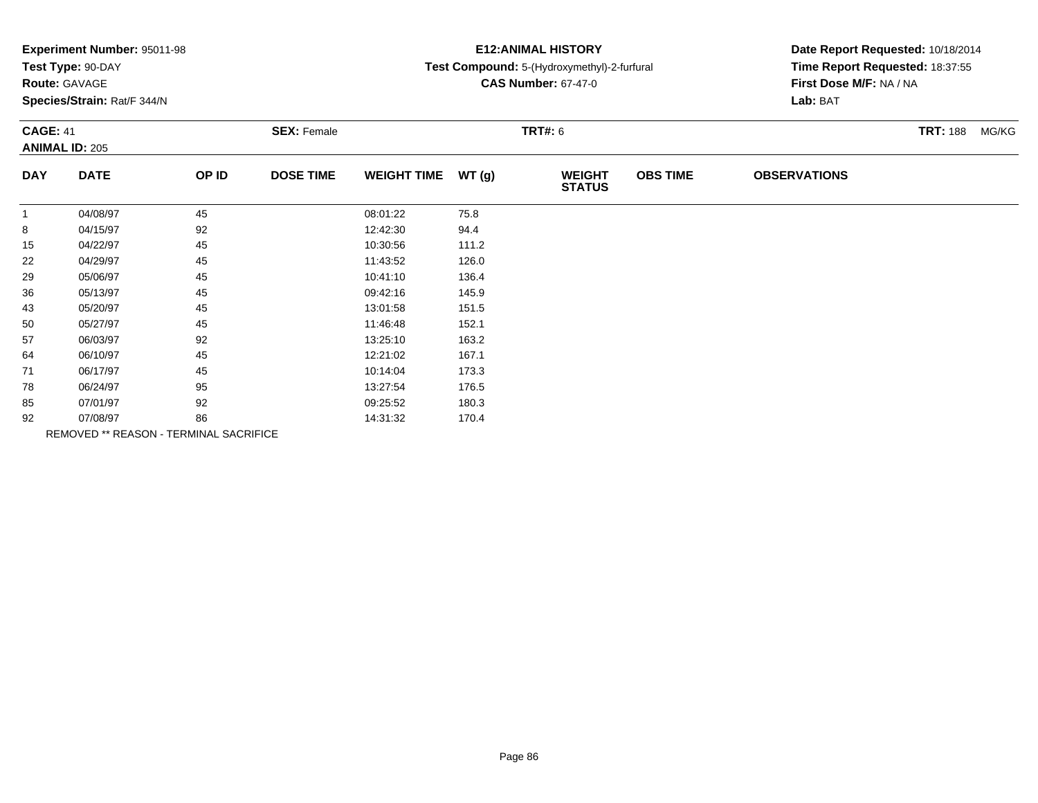**Experiment Number:** 95011-98
**Test Type:** 90-DAY
**Route:** GAVAGE
**Species/Strain:** Rat/F 344/N

**E12:ANIMAL HISTORY**
**Test Compound:** 5-(Hydroxymethyl)-2-furfural
**CAS Number:** 67-47-0

**Date Report Requested:** 10/18/2014
**Time Report Requested:** 18:37:55
**First Dose M/F:** NA / NA
**Lab:** BAT

**CAGE:** 41 **SEX:** Female **TRT#:** 6 **TRT:** 188 MG/KG
**ANIMAL ID:** 205

| DAY | DATE | OP ID | DOSE TIME | WEIGHT TIME | WT (g) | WEIGHT STATUS | OBS TIME | OBSERVATIONS |
|---|---|---|---|---|---|---|---|---|
| 1 | 04/08/97 | 45 | | 08:01:22 | 75.8 | | | |
| 8 | 04/15/97 | 92 | | 12:42:30 | 94.4 | | | |
| 15 | 04/22/97 | 45 | | 10:30:56 | 111.2 | | | |
| 22 | 04/29/97 | 45 | | 11:43:52 | 126.0 | | | |
| 29 | 05/06/97 | 45 | | 10:41:10 | 136.4 | | | |
| 36 | 05/13/97 | 45 | | 09:42:16 | 145.9 | | | |
| 43 | 05/20/97 | 45 | | 13:01:58 | 151.5 | | | |
| 50 | 05/27/97 | 45 | | 11:46:48 | 152.1 | | | |
| 57 | 06/03/97 | 92 | | 13:25:10 | 163.2 | | | |
| 64 | 06/10/97 | 45 | | 12:21:02 | 167.1 | | | |
| 71 | 06/17/97 | 45 | | 10:14:04 | 173.3 | | | |
| 78 | 06/24/97 | 95 | | 13:27:54 | 176.5 | | | |
| 85 | 07/01/97 | 92 | | 09:25:52 | 180.3 | | | |
| 92 | 07/08/97 | 86 | | 14:31:32 | 170.4 | | | |

REMOVED ** REASON - TERMINAL SACRIFICE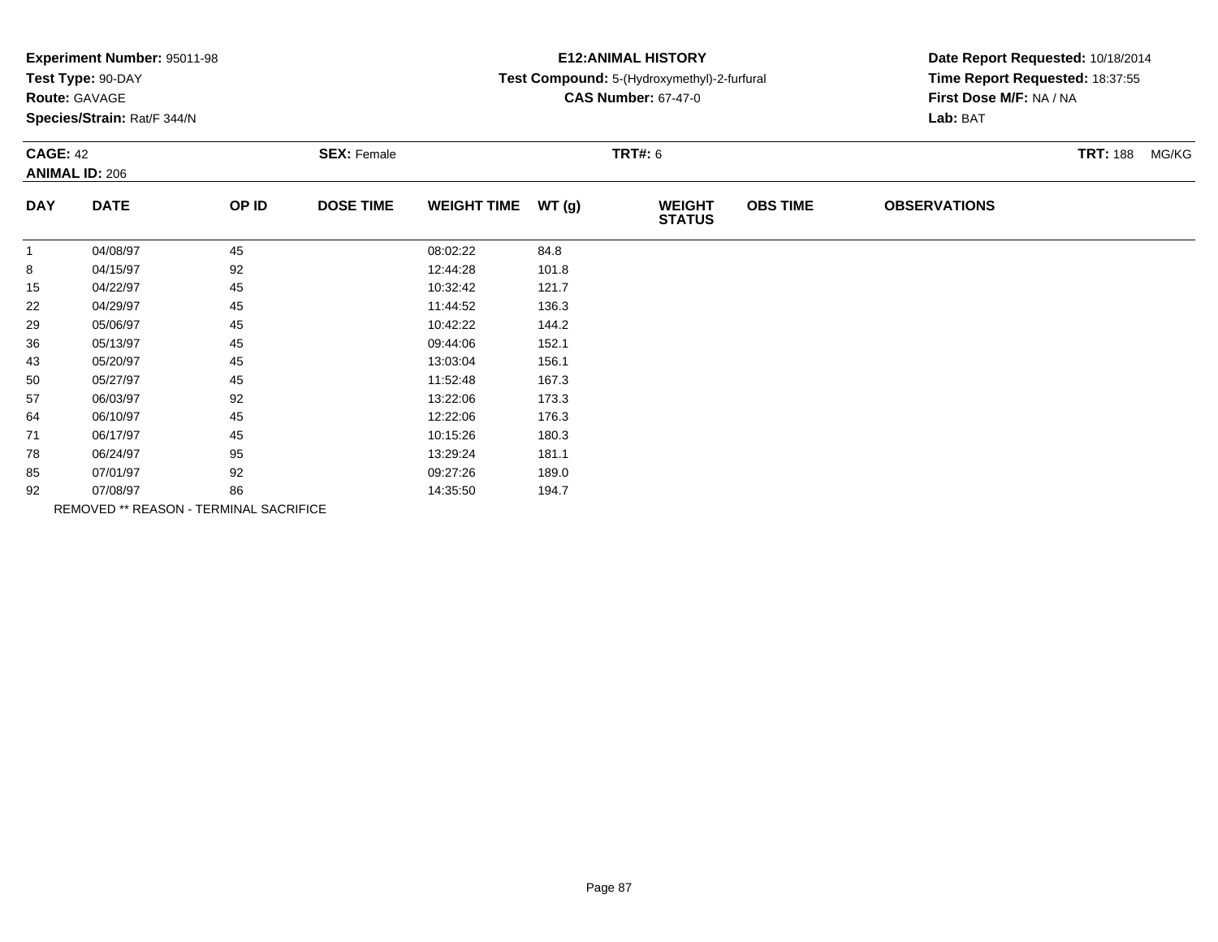**Experiment Number:** 95011-98
**Test Type:** 90-DAY
**Route:** GAVAGE
**Species/Strain:** Rat/F 344/N

**E12:ANIMAL HISTORY**
**Test Compound:** 5-(Hydroxymethyl)-2-furfural
**CAS Number:** 67-47-0

**Date Report Requested:** 10/18/2014
**Time Report Requested:** 18:37:55
**First Dose M/F:** NA / NA
**Lab:** BAT

**CAGE:** 42 **SEX:** Female **TRT#:** 6 **TRT:** 188 MG/KG
**ANIMAL ID:** 206

| DAY | DATE | OP ID | DOSE TIME | WEIGHT TIME | WT (g) | WEIGHT STATUS | OBS TIME | OBSERVATIONS |
|---|---|---|---|---|---|---|---|---|
| 1 | 04/08/97 | 45 | | 08:02:22 | 84.8 | | | |
| 8 | 04/15/97 | 92 | | 12:44:28 | 101.8 | | | |
| 15 | 04/22/97 | 45 | | 10:32:42 | 121.7 | | | |
| 22 | 04/29/97 | 45 | | 11:44:52 | 136.3 | | | |
| 29 | 05/06/97 | 45 | | 10:42:22 | 144.2 | | | |
| 36 | 05/13/97 | 45 | | 09:44:06 | 152.1 | | | |
| 43 | 05/20/97 | 45 | | 13:03:04 | 156.1 | | | |
| 50 | 05/27/97 | 45 | | 11:52:48 | 167.3 | | | |
| 57 | 06/03/97 | 92 | | 13:22:06 | 173.3 | | | |
| 64 | 06/10/97 | 45 | | 12:22:06 | 176.3 | | | |
| 71 | 06/17/97 | 45 | | 10:15:26 | 180.3 | | | |
| 78 | 06/24/97 | 95 | | 13:29:24 | 181.1 | | | |
| 85 | 07/01/97 | 92 | | 09:27:26 | 189.0 | | | |
| 92 | 07/08/97 | 86 | | 14:35:50 | 194.7 | | | |

REMOVED ** REASON - TERMINAL SACRIFICE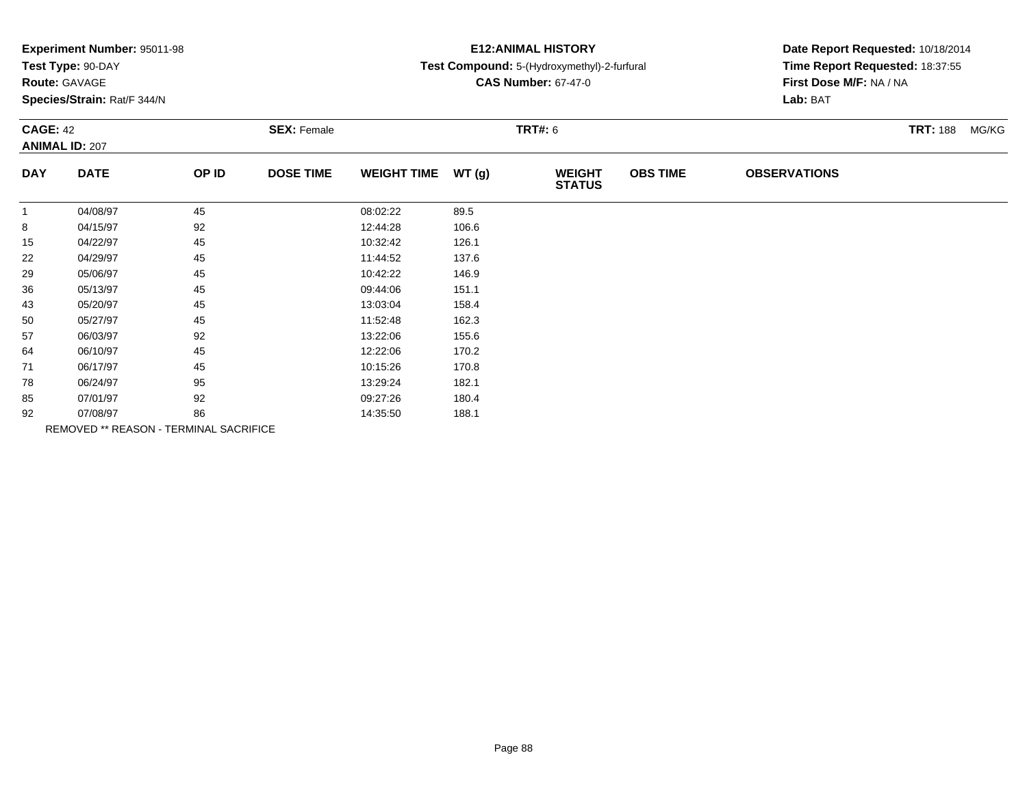**Experiment Number:** 95011-98
**Test Type:** 90-DAY
**Route:** GAVAGE
**Species/Strain:** Rat/F 344/N

**E12:ANIMAL HISTORY**
**Test Compound:** 5-(Hydroxymethyl)-2-furfural
**CAS Number:** 67-47-0

**Date Report Requested:** 10/18/2014
**Time Report Requested:** 18:37:55
**First Dose M/F:** NA / NA
**Lab:** BAT

**CAGE:** 42 **SEX:** Female **TRT#:** 6 **TRT:** 188 MG/KG
**ANIMAL ID:** 207

| DAY | DATE | OP ID | DOSE TIME | WEIGHT TIME | WT (g) | WEIGHT STATUS | OBS TIME | OBSERVATIONS |
|---|---|---|---|---|---|---|---|---|
| 1 | 04/08/97 | 45 | | 08:02:22 | 89.5 | | | |
| 8 | 04/15/97 | 92 | | 12:44:28 | 106.6 | | | |
| 15 | 04/22/97 | 45 | | 10:32:42 | 126.1 | | | |
| 22 | 04/29/97 | 45 | | 11:44:52 | 137.6 | | | |
| 29 | 05/06/97 | 45 | | 10:42:22 | 146.9 | | | |
| 36 | 05/13/97 | 45 | | 09:44:06 | 151.1 | | | |
| 43 | 05/20/97 | 45 | | 13:03:04 | 158.4 | | | |
| 50 | 05/27/97 | 45 | | 11:52:48 | 162.3 | | | |
| 57 | 06/03/97 | 92 | | 13:22:06 | 155.6 | | | |
| 64 | 06/10/97 | 45 | | 12:22:06 | 170.2 | | | |
| 71 | 06/17/97 | 45 | | 10:15:26 | 170.8 | | | |
| 78 | 06/24/97 | 95 | | 13:29:24 | 182.1 | | | |
| 85 | 07/01/97 | 92 | | 09:27:26 | 180.4 | | | |
| 92 | 07/08/97 | 86 | | 14:35:50 | 188.1 | | | |

REMOVED ** REASON - TERMINAL SACRIFICE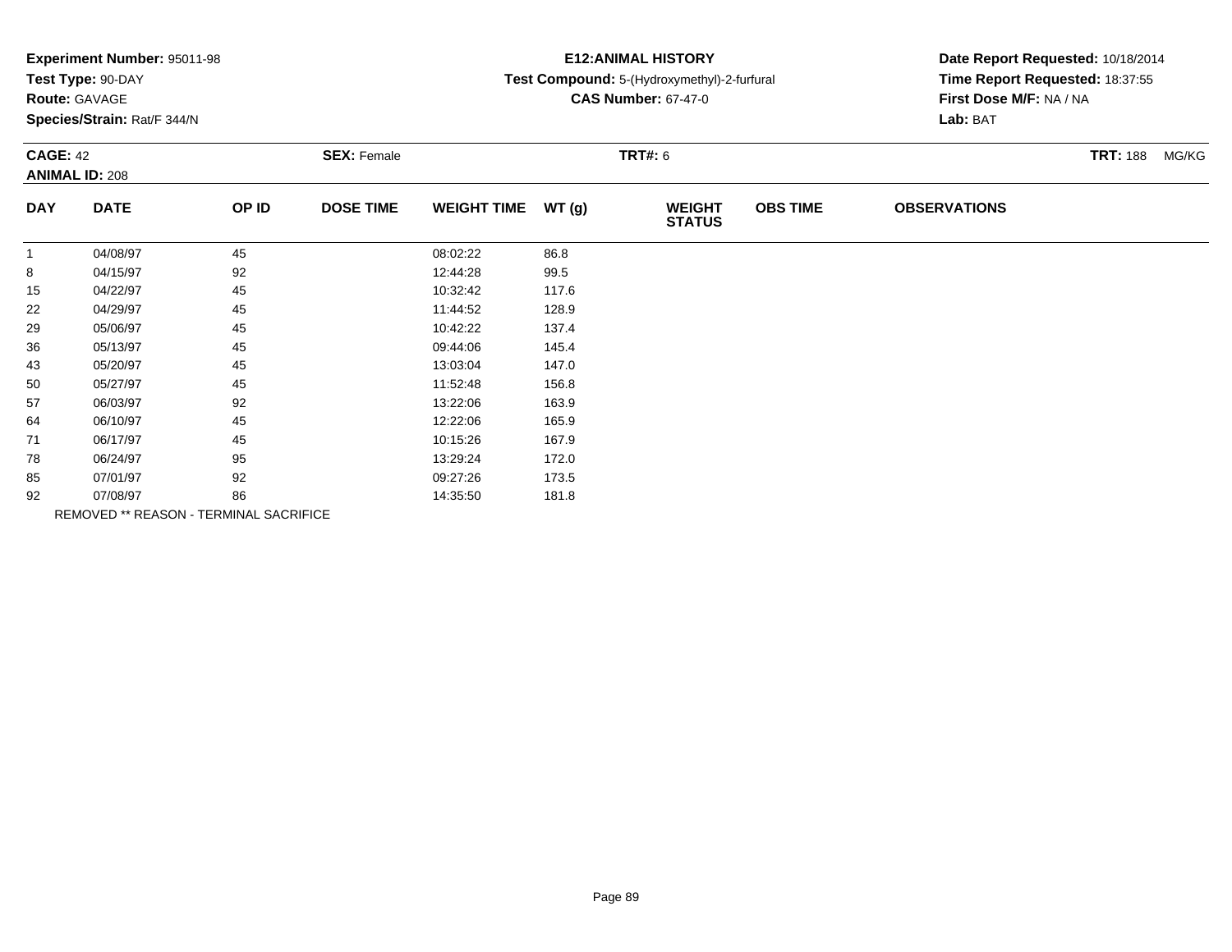**Experiment Number:** 95011-98
**Test Type:** 90-DAY
**Route:** GAVAGE
**Species/Strain:** Rat/F 344/N

**E12:ANIMAL HISTORY**
**Test Compound:** 5-(Hydroxymethyl)-2-furfural
**CAS Number:** 67-47-0

**Date Report Requested:** 10/18/2014
**Time Report Requested:** 18:37:55
**First Dose M/F:** NA / NA
**Lab:** BAT

**CAGE:** 42 **SEX:** Female **TRT#:** 6 **TRT:** 188 MG/KG
**ANIMAL ID:** 208

| DAY | DATE | OP ID | DOSE TIME | WEIGHT TIME | WT (g) | WEIGHT STATUS | OBS TIME | OBSERVATIONS |
|---|---|---|---|---|---|---|---|---|
| 1 | 04/08/97 | 45 | | 08:02:22 | 86.8 | | | |
| 8 | 04/15/97 | 92 | | 12:44:28 | 99.5 | | | |
| 15 | 04/22/97 | 45 | | 10:32:42 | 117.6 | | | |
| 22 | 04/29/97 | 45 | | 11:44:52 | 128.9 | | | |
| 29 | 05/06/97 | 45 | | 10:42:22 | 137.4 | | | |
| 36 | 05/13/97 | 45 | | 09:44:06 | 145.4 | | | |
| 43 | 05/20/97 | 45 | | 13:03:04 | 147.0 | | | |
| 50 | 05/27/97 | 45 | | 11:52:48 | 156.8 | | | |
| 57 | 06/03/97 | 92 | | 13:22:06 | 163.9 | | | |
| 64 | 06/10/97 | 45 | | 12:22:06 | 165.9 | | | |
| 71 | 06/17/97 | 45 | | 10:15:26 | 167.9 | | | |
| 78 | 06/24/97 | 95 | | 13:29:24 | 172.0 | | | |
| 85 | 07/01/97 | 92 | | 09:27:26 | 173.5 | | | |
| 92 | 07/08/97 | 86 | | 14:35:50 | 181.8 | | | |

REMOVED ** REASON - TERMINAL SACRIFICE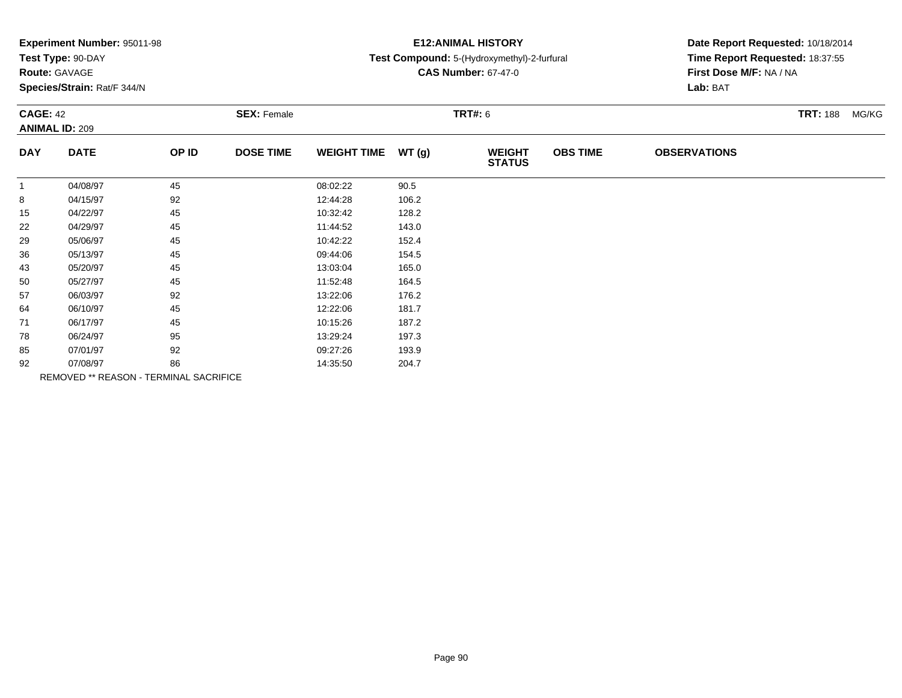**Experiment Number:** 95011-98
**Test Type:** 90-DAY
**Route:** GAVAGE
**Species/Strain:** Rat/F 344/N

**E12:ANIMAL HISTORY**
**Test Compound:** 5-(Hydroxymethyl)-2-furfural
**CAS Number:** 67-47-0

**Date Report Requested:** 10/18/2014
**Time Report Requested:** 18:37:55
**First Dose M/F:** NA / NA
**Lab:** BAT

**CAGE:** 42 **SEX:** Female **TRT#:** 6 **TRT:** 188 MG/KG
**ANIMAL ID:** 209

| DAY | DATE | OP ID | DOSE TIME | WEIGHT TIME | WT (g) | WEIGHT STATUS | OBS TIME | OBSERVATIONS |
|---|---|---|---|---|---|---|---|---|
| 1 | 04/08/97 | 45 | | 08:02:22 | 90.5 | | | |
| 8 | 04/15/97 | 92 | | 12:44:28 | 106.2 | | | |
| 15 | 04/22/97 | 45 | | 10:32:42 | 128.2 | | | |
| 22 | 04/29/97 | 45 | | 11:44:52 | 143.0 | | | |
| 29 | 05/06/97 | 45 | | 10:42:22 | 152.4 | | | |
| 36 | 05/13/97 | 45 | | 09:44:06 | 154.5 | | | |
| 43 | 05/20/97 | 45 | | 13:03:04 | 165.0 | | | |
| 50 | 05/27/97 | 45 | | 11:52:48 | 164.5 | | | |
| 57 | 06/03/97 | 92 | | 13:22:06 | 176.2 | | | |
| 64 | 06/10/97 | 45 | | 12:22:06 | 181.7 | | | |
| 71 | 06/17/97 | 45 | | 10:15:26 | 187.2 | | | |
| 78 | 06/24/97 | 95 | | 13:29:24 | 197.3 | | | |
| 85 | 07/01/97 | 92 | | 09:27:26 | 193.9 | | | |
| 92 | 07/08/97 | 86 | | 14:35:50 | 204.7 | | | |

REMOVED ** REASON - TERMINAL SACRIFICE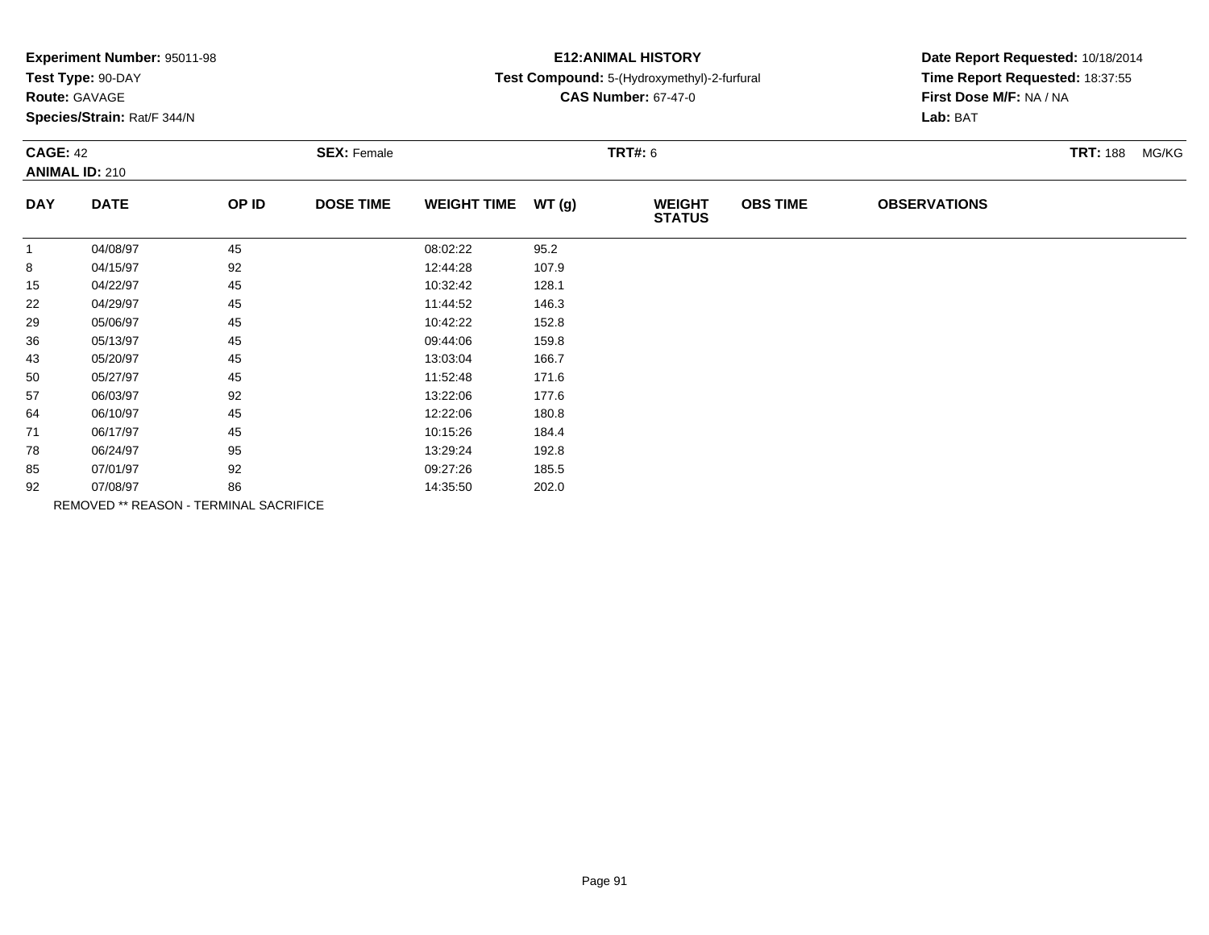**Experiment Number:** 95011-98
**Test Type:** 90-DAY
**Route:** GAVAGE
**Species/Strain:** Rat/F 344/N

**E12:ANIMAL HISTORY**
**Test Compound:** 5-(Hydroxymethyl)-2-furfural
**CAS Number:** 67-47-0

**Date Report Requested:** 10/18/2014
**Time Report Requested:** 18:37:55
**First Dose M/F:** NA / NA
**Lab:** BAT

**CAGE:** 42 **SEX:** Female **TRT#:** 6 **TRT:** 188 MG/KG
**ANIMAL ID:** 210

| DAY | DATE | OP ID | DOSE TIME | WEIGHT TIME | WT (g) | WEIGHT STATUS | OBS TIME | OBSERVATIONS |
|---|---|---|---|---|---|---|---|---|
| 1 | 04/08/97 | 45 | | 08:02:22 | 95.2 | | | |
| 8 | 04/15/97 | 92 | | 12:44:28 | 107.9 | | | |
| 15 | 04/22/97 | 45 | | 10:32:42 | 128.1 | | | |
| 22 | 04/29/97 | 45 | | 11:44:52 | 146.3 | | | |
| 29 | 05/06/97 | 45 | | 10:42:22 | 152.8 | | | |
| 36 | 05/13/97 | 45 | | 09:44:06 | 159.8 | | | |
| 43 | 05/20/97 | 45 | | 13:03:04 | 166.7 | | | |
| 50 | 05/27/97 | 45 | | 11:52:48 | 171.6 | | | |
| 57 | 06/03/97 | 92 | | 13:22:06 | 177.6 | | | |
| 64 | 06/10/97 | 45 | | 12:22:06 | 180.8 | | | |
| 71 | 06/17/97 | 45 | | 10:15:26 | 184.4 | | | |
| 78 | 06/24/97 | 95 | | 13:29:24 | 192.8 | | | |
| 85 | 07/01/97 | 92 | | 09:27:26 | 185.5 | | | |
| 92 | 07/08/97 | 86 | | 14:35:50 | 202.0 | | | |

REMOVED ** REASON - TERMINAL SACRIFICE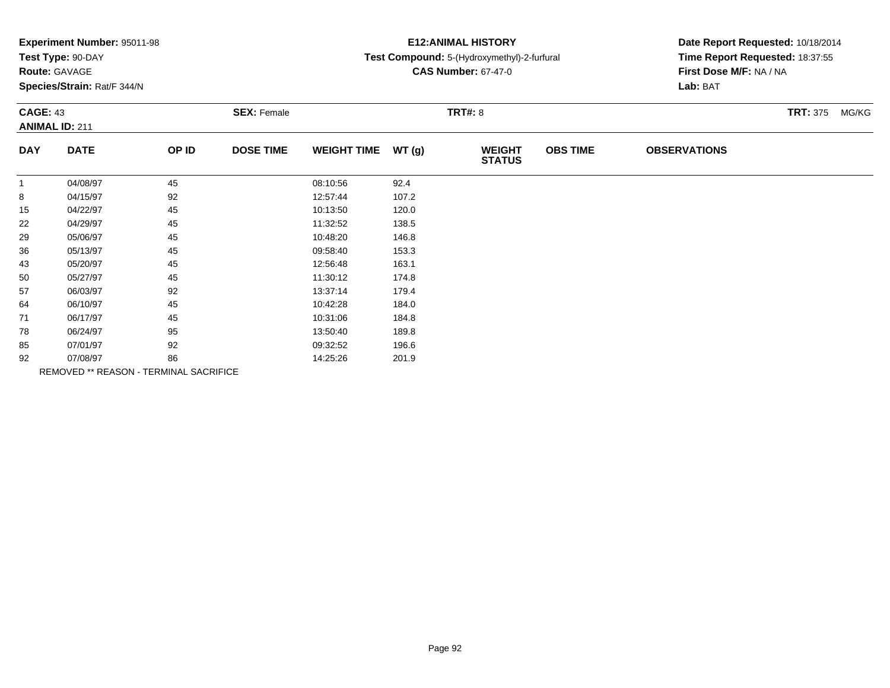**Experiment Number:** 95011-98
**Test Type:** 90-DAY
**Route:** GAVAGE
**Species/Strain:** Rat/F 344/N

**E12:ANIMAL HISTORY**
**Test Compound:** 5-(Hydroxymethyl)-2-furfural
**CAS Number:** 67-47-0

**Date Report Requested:** 10/18/2014
**Time Report Requested:** 18:37:55
**First Dose M/F:** NA / NA
**Lab:** BAT

**CAGE:** 43 **SEX:** Female **TRT#:** 8 **TRT:** 375 MG/KG
**ANIMAL ID:** 211

| DAY | DATE | OP ID | DOSE TIME | WEIGHT TIME | WT (g) | WEIGHT STATUS | OBS TIME | OBSERVATIONS |
|---|---|---|---|---|---|---|---|---|
| 1 | 04/08/97 | 45 | | 08:10:56 | 92.4 | | | |
| 8 | 04/15/97 | 92 | | 12:57:44 | 107.2 | | | |
| 15 | 04/22/97 | 45 | | 10:13:50 | 120.0 | | | |
| 22 | 04/29/97 | 45 | | 11:32:52 | 138.5 | | | |
| 29 | 05/06/97 | 45 | | 10:48:20 | 146.8 | | | |
| 36 | 05/13/97 | 45 | | 09:58:40 | 153.3 | | | |
| 43 | 05/20/97 | 45 | | 12:56:48 | 163.1 | | | |
| 50 | 05/27/97 | 45 | | 11:30:12 | 174.8 | | | |
| 57 | 06/03/97 | 92 | | 13:37:14 | 179.4 | | | |
| 64 | 06/10/97 | 45 | | 10:42:28 | 184.0 | | | |
| 71 | 06/17/97 | 45 | | 10:31:06 | 184.8 | | | |
| 78 | 06/24/97 | 95 | | 13:50:40 | 189.8 | | | |
| 85 | 07/01/97 | 92 | | 09:32:52 | 196.6 | | | |
| 92 | 07/08/97 | 86 | | 14:25:26 | 201.9 | | | |

REMOVED ** REASON - TERMINAL SACRIFICE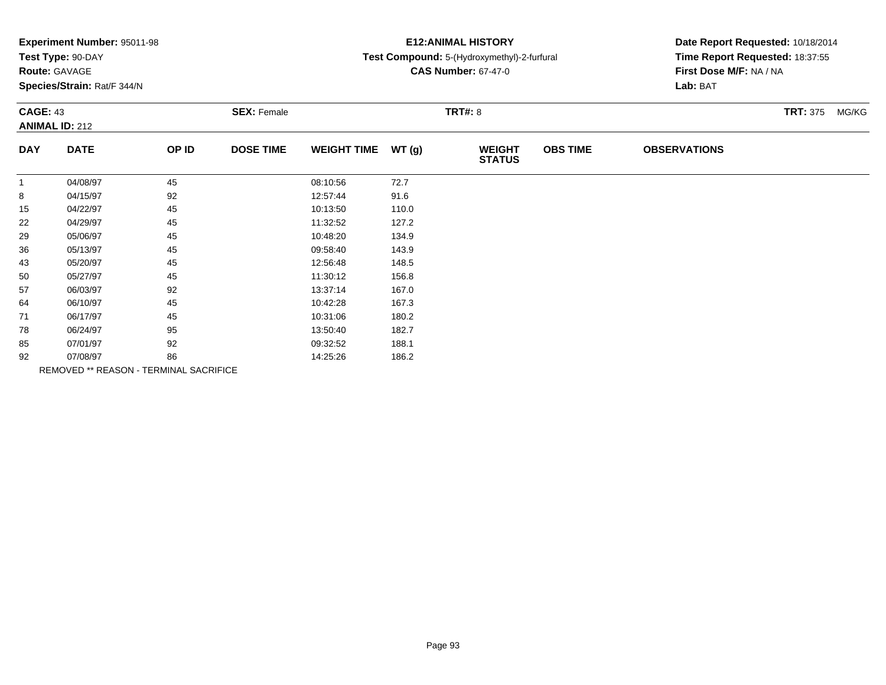**Experiment Number:** 95011-98
**Test Type:** 90-DAY
**Route:** GAVAGE
**Species/Strain:** Rat/F 344/N

**E12:ANIMAL HISTORY**
**Test Compound:** 5-(Hydroxymethyl)-2-furfural
**CAS Number:** 67-47-0

**Date Report Requested:** 10/18/2014
**Time Report Requested:** 18:37:55
**First Dose M/F:** NA / NA
**Lab:** BAT

**CAGE:** 43 **SEX:** Female **TRT#:** 8 **TRT:** 375 MG/KG
**ANIMAL ID:** 212

| DAY | DATE | OP ID | DOSE TIME | WEIGHT TIME | WT (g) | WEIGHT STATUS | OBS TIME | OBSERVATIONS |
|---|---|---|---|---|---|---|---|---|
| 1 | 04/08/97 | 45 | | 08:10:56 | 72.7 | | | |
| 8 | 04/15/97 | 92 | | 12:57:44 | 91.6 | | | |
| 15 | 04/22/97 | 45 | | 10:13:50 | 110.0 | | | |
| 22 | 04/29/97 | 45 | | 11:32:52 | 127.2 | | | |
| 29 | 05/06/97 | 45 | | 10:48:20 | 134.9 | | | |
| 36 | 05/13/97 | 45 | | 09:58:40 | 143.9 | | | |
| 43 | 05/20/97 | 45 | | 12:56:48 | 148.5 | | | |
| 50 | 05/27/97 | 45 | | 11:30:12 | 156.8 | | | |
| 57 | 06/03/97 | 92 | | 13:37:14 | 167.0 | | | |
| 64 | 06/10/97 | 45 | | 10:42:28 | 167.3 | | | |
| 71 | 06/17/97 | 45 | | 10:31:06 | 180.2 | | | |
| 78 | 06/24/97 | 95 | | 13:50:40 | 182.7 | | | |
| 85 | 07/01/97 | 92 | | 09:32:52 | 188.1 | | | |
| 92 | 07/08/97 | 86 | | 14:25:26 | 186.2 | | | |

REMOVED ** REASON - TERMINAL SACRIFICE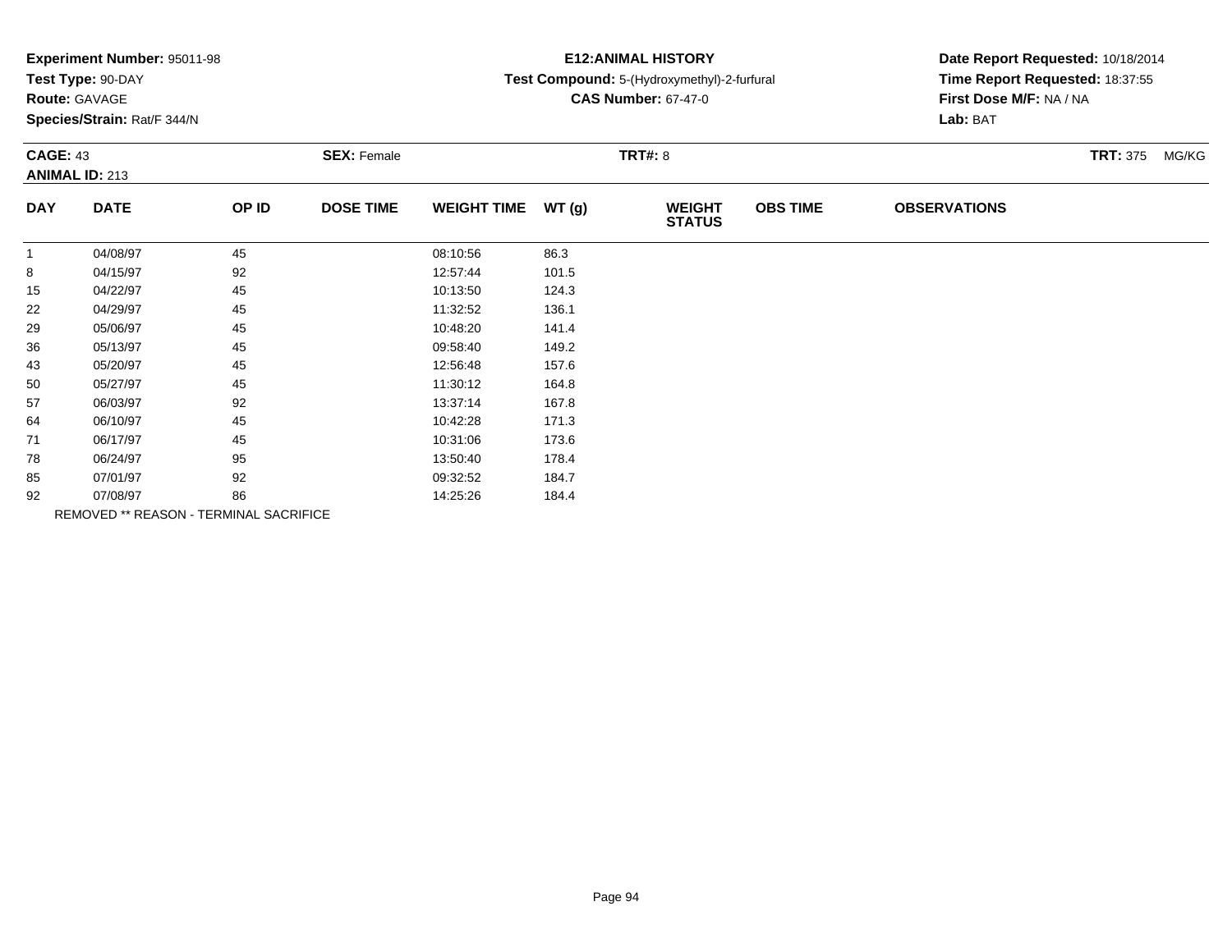**Experiment Number:** 95011-98
**Test Type:** 90-DAY
**Route:** GAVAGE
**Species/Strain:** Rat/F 344/N

**E12:ANIMAL HISTORY**
**Test Compound:** 5-(Hydroxymethyl)-2-furfural
**CAS Number:** 67-47-0

**Date Report Requested:** 10/18/2014
**Time Report Requested:** 18:37:55
**First Dose M/F:** NA / NA
**Lab:** BAT

**CAGE:** 43 **SEX:** Female **TRT#:** 8 **TRT:** 375 MG/KG
**ANIMAL ID:** 213

| DAY | DATE | OP ID | DOSE TIME | WEIGHT TIME | WT (g) | WEIGHT STATUS | OBS TIME | OBSERVATIONS |
|---|---|---|---|---|---|---|---|---|
| 1 | 04/08/97 | 45 | | 08:10:56 | 86.3 | | | |
| 8 | 04/15/97 | 92 | | 12:57:44 | 101.5 | | | |
| 15 | 04/22/97 | 45 | | 10:13:50 | 124.3 | | | |
| 22 | 04/29/97 | 45 | | 11:32:52 | 136.1 | | | |
| 29 | 05/06/97 | 45 | | 10:48:20 | 141.4 | | | |
| 36 | 05/13/97 | 45 | | 09:58:40 | 149.2 | | | |
| 43 | 05/20/97 | 45 | | 12:56:48 | 157.6 | | | |
| 50 | 05/27/97 | 45 | | 11:30:12 | 164.8 | | | |
| 57 | 06/03/97 | 92 | | 13:37:14 | 167.8 | | | |
| 64 | 06/10/97 | 45 | | 10:42:28 | 171.3 | | | |
| 71 | 06/17/97 | 45 | | 10:31:06 | 173.6 | | | |
| 78 | 06/24/97 | 95 | | 13:50:40 | 178.4 | | | |
| 85 | 07/01/97 | 92 | | 09:32:52 | 184.7 | | | |
| 92 | 07/08/97 | 86 | | 14:25:26 | 184.4 | | | |

REMOVED ** REASON - TERMINAL SACRIFICE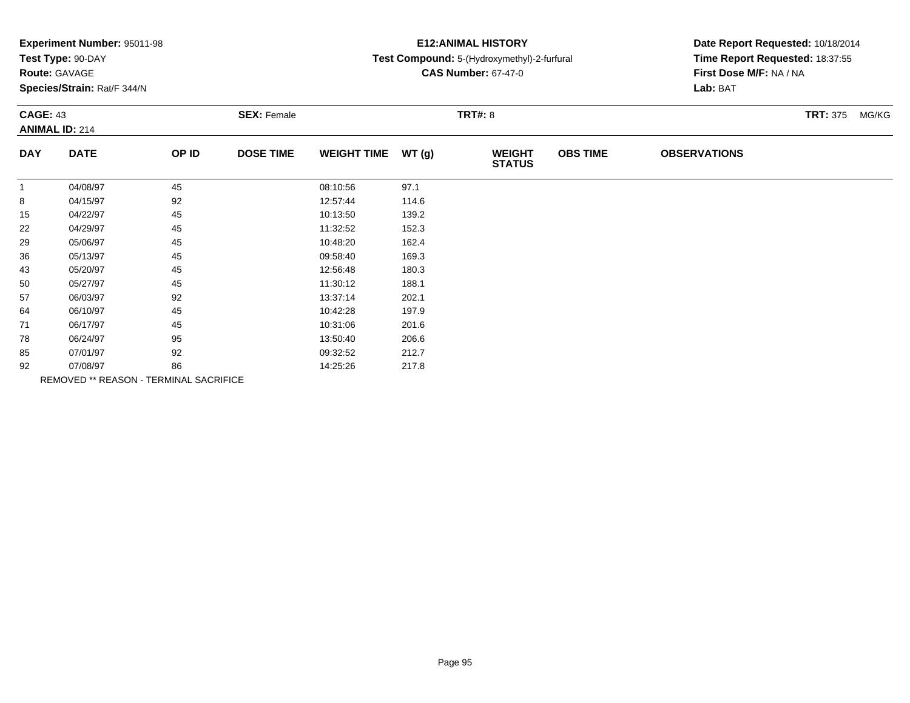**Experiment Number:** 95011-98
**Test Type:** 90-DAY
**Route:** GAVAGE
**Species/Strain:** Rat/F 344/N

**E12:ANIMAL HISTORY**
**Test Compound:** 5-(Hydroxymethyl)-2-furfural
**CAS Number:** 67-47-0

**Date Report Requested:** 10/18/2014
**Time Report Requested:** 18:37:55
**First Dose M/F:** NA / NA
**Lab:** BAT

**CAGE:** 43 **SEX:** Female **TRT#:** 8 **TRT:** 375 MG/KG
**ANIMAL ID:** 214

| DAY | DATE | OP ID | DOSE TIME | WEIGHT TIME | WT (g) | WEIGHT STATUS | OBS TIME | OBSERVATIONS |
|---|---|---|---|---|---|---|---|---|
| 1 | 04/08/97 | 45 | | 08:10:56 | 97.1 | | | |
| 8 | 04/15/97 | 92 | | 12:57:44 | 114.6 | | | |
| 15 | 04/22/97 | 45 | | 10:13:50 | 139.2 | | | |
| 22 | 04/29/97 | 45 | | 11:32:52 | 152.3 | | | |
| 29 | 05/06/97 | 45 | | 10:48:20 | 162.4 | | | |
| 36 | 05/13/97 | 45 | | 09:58:40 | 169.3 | | | |
| 43 | 05/20/97 | 45 | | 12:56:48 | 180.3 | | | |
| 50 | 05/27/97 | 45 | | 11:30:12 | 188.1 | | | |
| 57 | 06/03/97 | 92 | | 13:37:14 | 202.1 | | | |
| 64 | 06/10/97 | 45 | | 10:42:28 | 197.9 | | | |
| 71 | 06/17/97 | 45 | | 10:31:06 | 201.6 | | | |
| 78 | 06/24/97 | 95 | | 13:50:40 | 206.6 | | | |
| 85 | 07/01/97 | 92 | | 09:32:52 | 212.7 | | | |
| 92 | 07/08/97 | 86 | | 14:25:26 | 217.8 | | | |

REMOVED ** REASON - TERMINAL SACRIFICE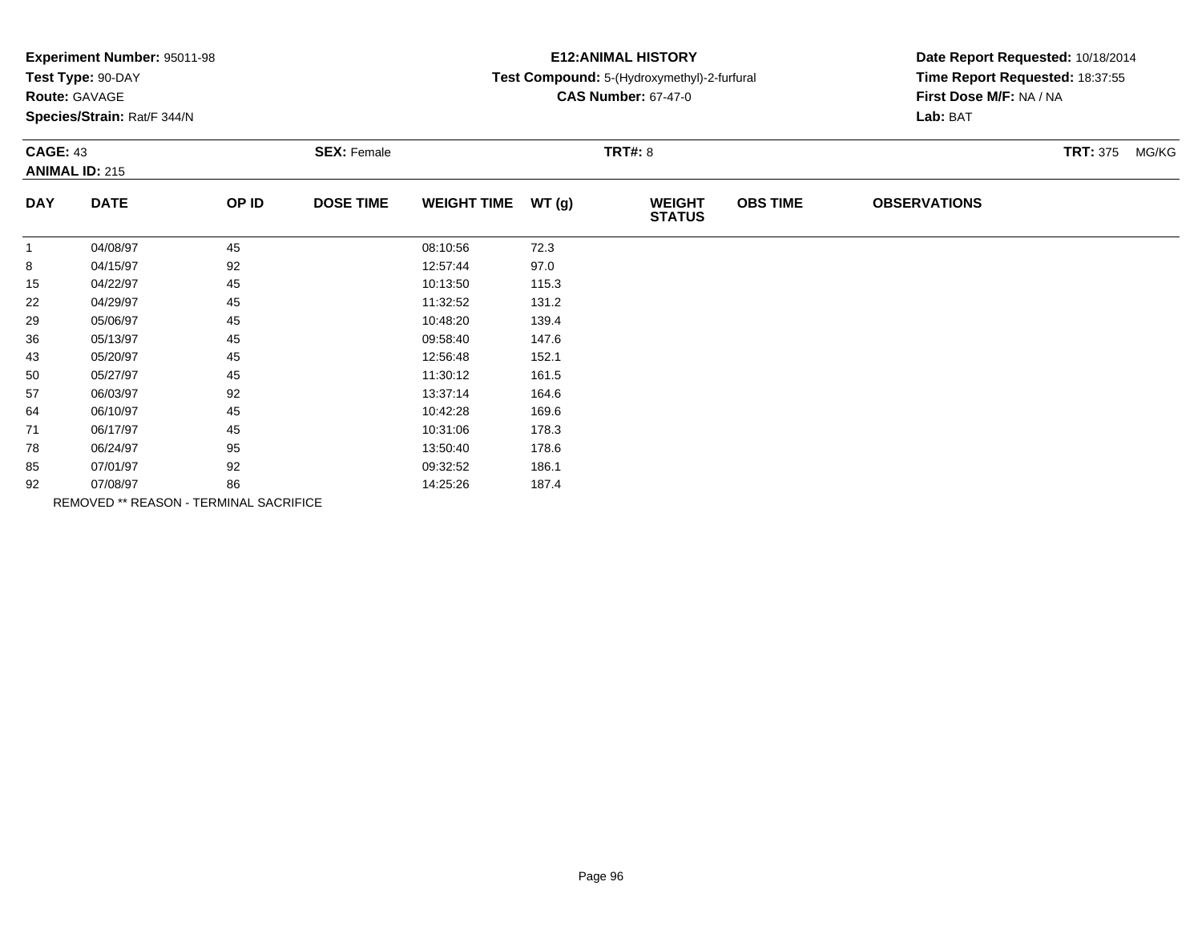**Experiment Number:** 95011-98
**Test Type:** 90-DAY
**Route:** GAVAGE
**Species/Strain:** Rat/F 344/N

**E12:ANIMAL HISTORY**
**Test Compound:** 5-(Hydroxymethyl)-2-furfural
**CAS Number:** 67-47-0

**Date Report Requested:** 10/18/2014
**Time Report Requested:** 18:37:55
**First Dose M/F:** NA / NA
**Lab:** BAT

**CAGE:** 43 **SEX:** Female **TRT#:** 8 **TRT:** 375 MG/KG
**ANIMAL ID:** 215

| DAY | DATE | OP ID | DOSE TIME | WEIGHT TIME | WT (g) | WEIGHT STATUS | OBS TIME | OBSERVATIONS |
|---|---|---|---|---|---|---|---|---|
| 1 | 04/08/97 | 45 | | 08:10:56 | 72.3 | | | |
| 8 | 04/15/97 | 92 | | 12:57:44 | 97.0 | | | |
| 15 | 04/22/97 | 45 | | 10:13:50 | 115.3 | | | |
| 22 | 04/29/97 | 45 | | 11:32:52 | 131.2 | | | |
| 29 | 05/06/97 | 45 | | 10:48:20 | 139.4 | | | |
| 36 | 05/13/97 | 45 | | 09:58:40 | 147.6 | | | |
| 43 | 05/20/97 | 45 | | 12:56:48 | 152.1 | | | |
| 50 | 05/27/97 | 45 | | 11:30:12 | 161.5 | | | |
| 57 | 06/03/97 | 92 | | 13:37:14 | 164.6 | | | |
| 64 | 06/10/97 | 45 | | 10:42:28 | 169.6 | | | |
| 71 | 06/17/97 | 45 | | 10:31:06 | 178.3 | | | |
| 78 | 06/24/97 | 95 | | 13:50:40 | 178.6 | | | |
| 85 | 07/01/97 | 92 | | 09:32:52 | 186.1 | | | |
| 92 | 07/08/97 | 86 | | 14:25:26 | 187.4 | | | |

REMOVED ** REASON - TERMINAL SACRIFICE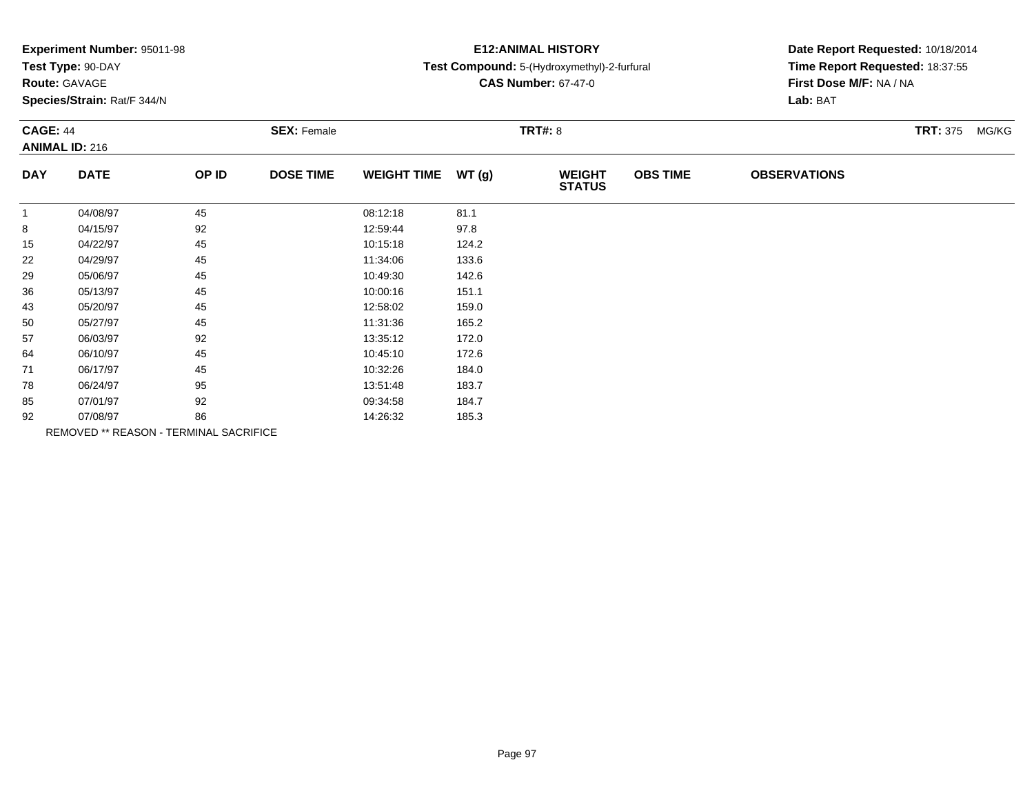**Experiment Number:** 95011-98
**Test Type:** 90-DAY
**Route:** GAVAGE
**Species/Strain:** Rat/F 344/N

**E12:ANIMAL HISTORY**
**Test Compound:** 5-(Hydroxymethyl)-2-furfural
**CAS Number:** 67-47-0

**Date Report Requested:** 10/18/2014
**Time Report Requested:** 18:37:55
**First Dose M/F:** NA / NA
**Lab:** BAT

**CAGE:** 44 **SEX:** Female **TRT#:** 8 **TRT:** 375 MG/KG
**ANIMAL ID:** 216

| DAY | DATE | OP ID | DOSE TIME | WEIGHT TIME | WT (g) | WEIGHT STATUS | OBS TIME | OBSERVATIONS |
|---|---|---|---|---|---|---|---|---|
| 1 | 04/08/97 | 45 | | 08:12:18 | 81.1 | | | |
| 8 | 04/15/97 | 92 | | 12:59:44 | 97.8 | | | |
| 15 | 04/22/97 | 45 | | 10:15:18 | 124.2 | | | |
| 22 | 04/29/97 | 45 | | 11:34:06 | 133.6 | | | |
| 29 | 05/06/97 | 45 | | 10:49:30 | 142.6 | | | |
| 36 | 05/13/97 | 45 | | 10:00:16 | 151.1 | | | |
| 43 | 05/20/97 | 45 | | 12:58:02 | 159.0 | | | |
| 50 | 05/27/97 | 45 | | 11:31:36 | 165.2 | | | |
| 57 | 06/03/97 | 92 | | 13:35:12 | 172.0 | | | |
| 64 | 06/10/97 | 45 | | 10:45:10 | 172.6 | | | |
| 71 | 06/17/97 | 45 | | 10:32:26 | 184.0 | | | |
| 78 | 06/24/97 | 95 | | 13:51:48 | 183.7 | | | |
| 85 | 07/01/97 | 92 | | 09:34:58 | 184.7 | | | |
| 92 | 07/08/97 | 86 | | 14:26:32 | 185.3 | | | |

REMOVED ** REASON - TERMINAL SACRIFICE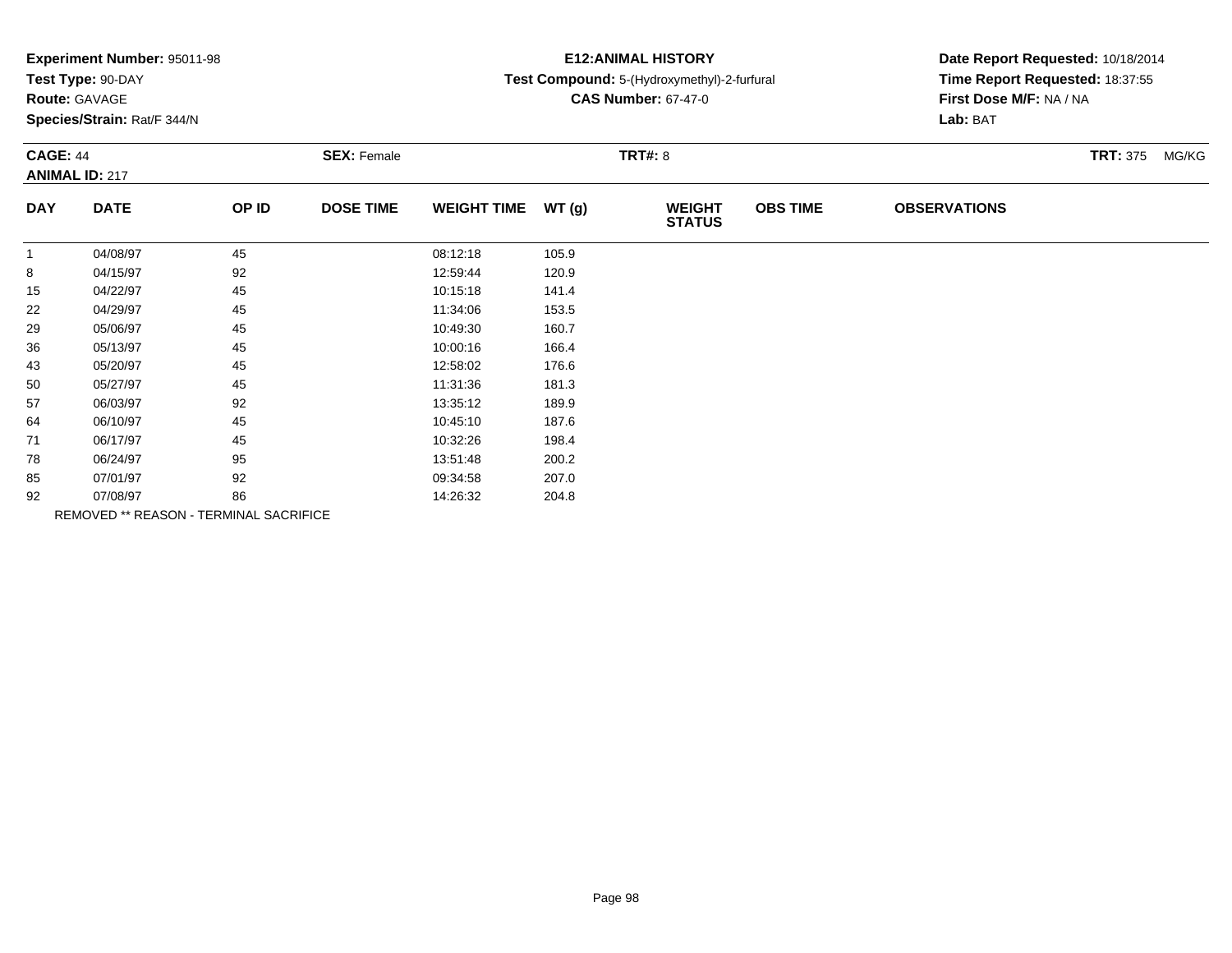**Experiment Number:** 95011-98
**Test Type:** 90-DAY
**Route:** GAVAGE
**Species/Strain:** Rat/F 344/N

**E12:ANIMAL HISTORY**
**Test Compound:** 5-(Hydroxymethyl)-2-furfural
**CAS Number:** 67-47-0

**Date Report Requested:** 10/18/2014
**Time Report Requested:** 18:37:55
**First Dose M/F:** NA / NA
**Lab:** BAT

**CAGE:** 44 **SEX:** Female **TRT#:** 8 **TRT:** 375 MG/KG
**ANIMAL ID:** 217

| DAY | DATE | OP ID | DOSE TIME | WEIGHT TIME | WT (g) | WEIGHT STATUS | OBS TIME | OBSERVATIONS |
|---|---|---|---|---|---|---|---|---|
| 1 | 04/08/97 | 45 | | 08:12:18 | 105.9 | | | |
| 8 | 04/15/97 | 92 | | 12:59:44 | 120.9 | | | |
| 15 | 04/22/97 | 45 | | 10:15:18 | 141.4 | | | |
| 22 | 04/29/97 | 45 | | 11:34:06 | 153.5 | | | |
| 29 | 05/06/97 | 45 | | 10:49:30 | 160.7 | | | |
| 36 | 05/13/97 | 45 | | 10:00:16 | 166.4 | | | |
| 43 | 05/20/97 | 45 | | 12:58:02 | 176.6 | | | |
| 50 | 05/27/97 | 45 | | 11:31:36 | 181.3 | | | |
| 57 | 06/03/97 | 92 | | 13:35:12 | 189.9 | | | |
| 64 | 06/10/97 | 45 | | 10:45:10 | 187.6 | | | |
| 71 | 06/17/97 | 45 | | 10:32:26 | 198.4 | | | |
| 78 | 06/24/97 | 95 | | 13:51:48 | 200.2 | | | |
| 85 | 07/01/97 | 92 | | 09:34:58 | 207.0 | | | |
| 92 | 07/08/97 | 86 | | 14:26:32 | 204.8 | | | |

REMOVED ** REASON - TERMINAL SACRIFICE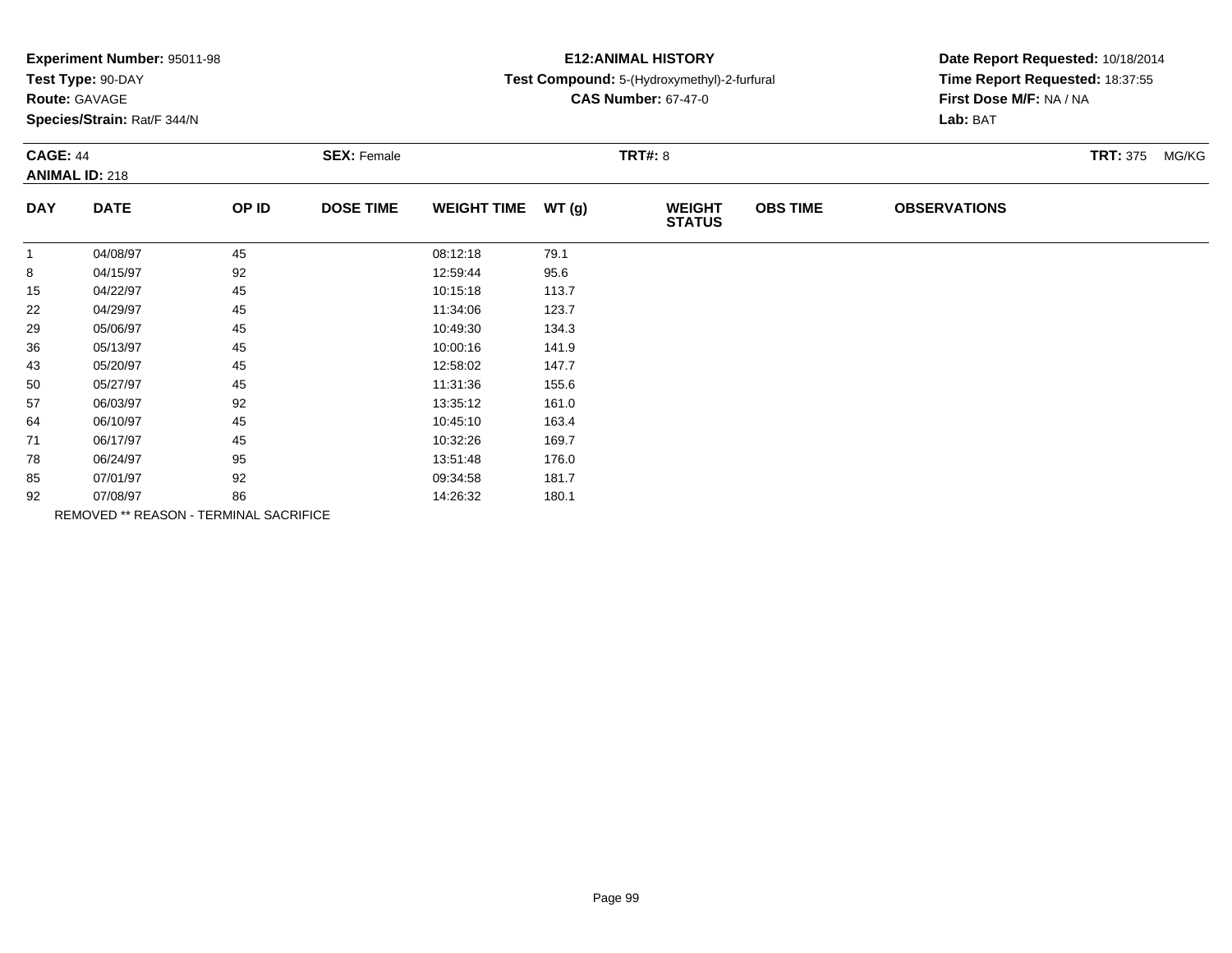**Experiment Number:** 95011-98
**Test Type:** 90-DAY
**Route:** GAVAGE
**Species/Strain:** Rat/F 344/N

**E12:ANIMAL HISTORY**
**Test Compound:** 5-(Hydroxymethyl)-2-furfural
**CAS Number:** 67-47-0

**Date Report Requested:** 10/18/2014
**Time Report Requested:** 18:37:55
**First Dose M/F:** NA / NA
**Lab:** BAT

**CAGE:** 44 **SEX:** Female **TRT#:** 8 **TRT:** 375 MG/KG
**ANIMAL ID:** 218

| DAY | DATE | OP ID | DOSE TIME | WEIGHT TIME | WT (g) | WEIGHT STATUS | OBS TIME | OBSERVATIONS |
|---|---|---|---|---|---|---|---|---|
| 1 | 04/08/97 | 45 | | 08:12:18 | 79.1 | | | |
| 8 | 04/15/97 | 92 | | 12:59:44 | 95.6 | | | |
| 15 | 04/22/97 | 45 | | 10:15:18 | 113.7 | | | |
| 22 | 04/29/97 | 45 | | 11:34:06 | 123.7 | | | |
| 29 | 05/06/97 | 45 | | 10:49:30 | 134.3 | | | |
| 36 | 05/13/97 | 45 | | 10:00:16 | 141.9 | | | |
| 43 | 05/20/97 | 45 | | 12:58:02 | 147.7 | | | |
| 50 | 05/27/97 | 45 | | 11:31:36 | 155.6 | | | |
| 57 | 06/03/97 | 92 | | 13:35:12 | 161.0 | | | |
| 64 | 06/10/97 | 45 | | 10:45:10 | 163.4 | | | |
| 71 | 06/17/97 | 45 | | 10:32:26 | 169.7 | | | |
| 78 | 06/24/97 | 95 | | 13:51:48 | 176.0 | | | |
| 85 | 07/01/97 | 92 | | 09:34:58 | 181.7 | | | |
| 92 | 07/08/97 | 86 | | 14:26:32 | 180.1 | | | |

REMOVED ** REASON - TERMINAL SACRIFICE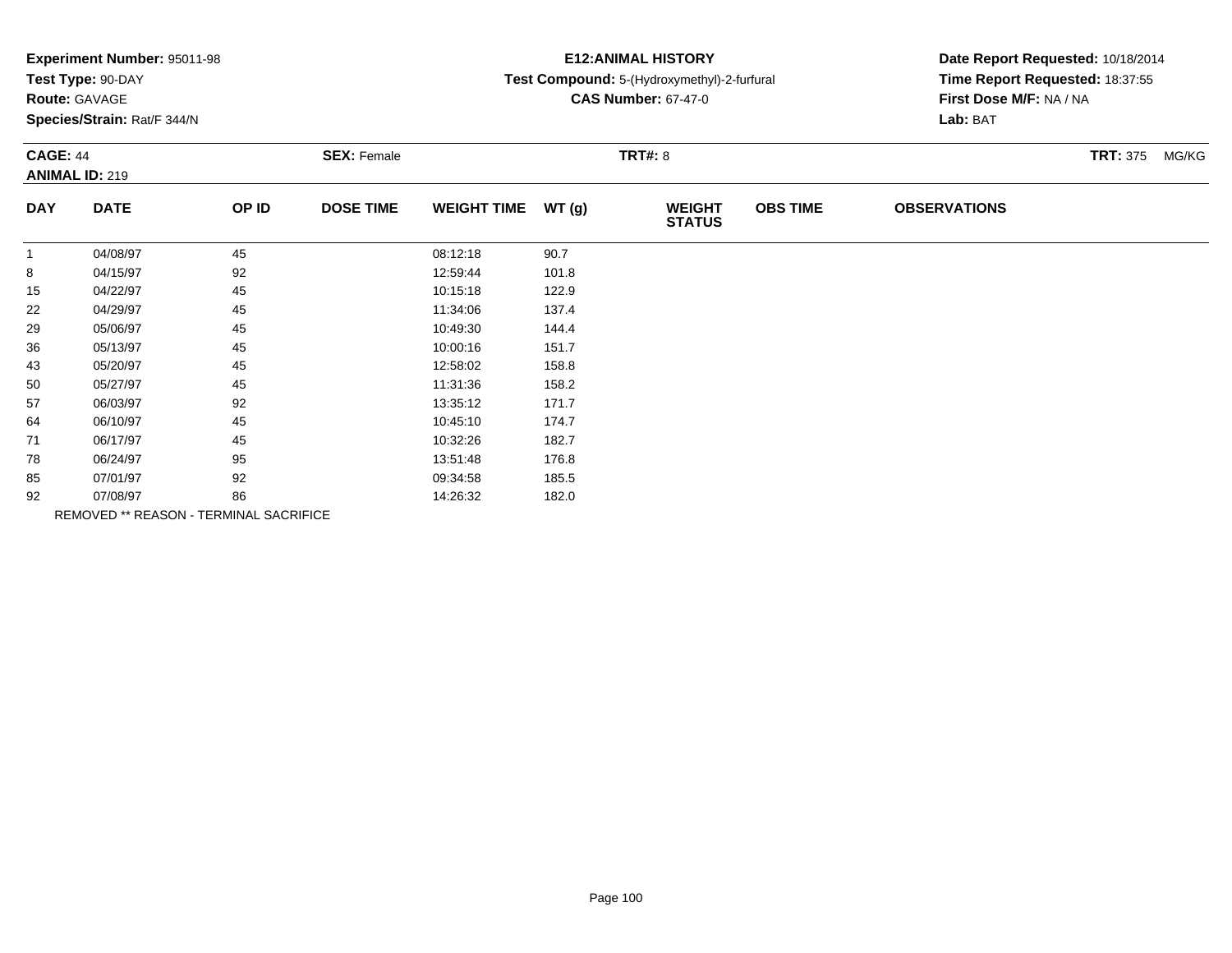**Experiment Number:** 95011-98
**Test Type:** 90-DAY
**Route:** GAVAGE
**Species/Strain:** Rat/F 344/N

**E12:ANIMAL HISTORY**
**Test Compound:** 5-(Hydroxymethyl)-2-furfural
**CAS Number:** 67-47-0

**Date Report Requested:** 10/18/2014
**Time Report Requested:** 18:37:55
**First Dose M/F:** NA / NA
**Lab:** BAT

**CAGE:** 44 **SEX:** Female **TRT#:** 8 **TRT:** 375 MG/KG
**ANIMAL ID:** 219

| DAY | DATE | OP ID | DOSE TIME | WEIGHT TIME | WT (g) | WEIGHT STATUS | OBS TIME | OBSERVATIONS |
|---|---|---|---|---|---|---|---|---|
| 1 | 04/08/97 | 45 | | 08:12:18 | 90.7 | | | |
| 8 | 04/15/97 | 92 | | 12:59:44 | 101.8 | | | |
| 15 | 04/22/97 | 45 | | 10:15:18 | 122.9 | | | |
| 22 | 04/29/97 | 45 | | 11:34:06 | 137.4 | | | |
| 29 | 05/06/97 | 45 | | 10:49:30 | 144.4 | | | |
| 36 | 05/13/97 | 45 | | 10:00:16 | 151.7 | | | |
| 43 | 05/20/97 | 45 | | 12:58:02 | 158.8 | | | |
| 50 | 05/27/97 | 45 | | 11:31:36 | 158.2 | | | |
| 57 | 06/03/97 | 92 | | 13:35:12 | 171.7 | | | |
| 64 | 06/10/97 | 45 | | 10:45:10 | 174.7 | | | |
| 71 | 06/17/97 | 45 | | 10:32:26 | 182.7 | | | |
| 78 | 06/24/97 | 95 | | 13:51:48 | 176.8 | | | |
| 85 | 07/01/97 | 92 | | 09:34:58 | 185.5 | | | |
| 92 | 07/08/97 | 86 | | 14:26:32 | 182.0 | | | |

REMOVED ** REASON - TERMINAL SACRIFICE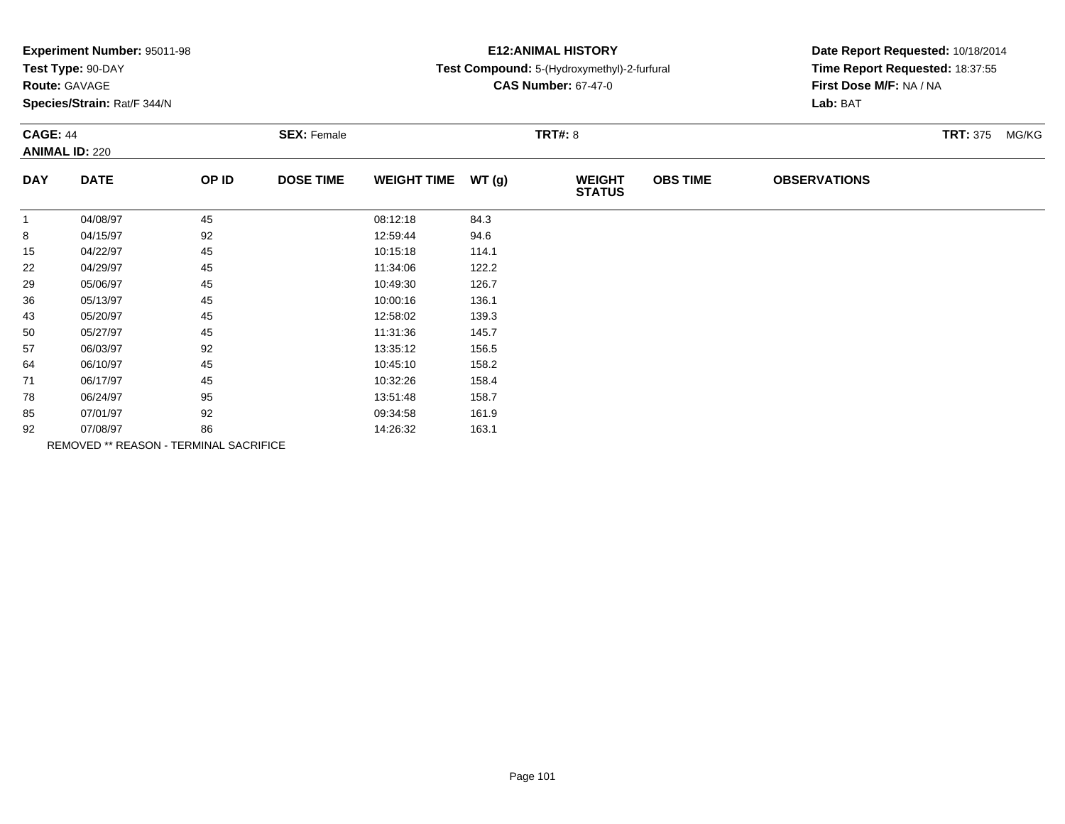**Experiment Number:** 95011-98
**Test Type:** 90-DAY
**Route:** GAVAGE
**Species/Strain:** Rat/F 344/N

**E12:ANIMAL HISTORY**
**Test Compound:** 5-(Hydroxymethyl)-2-furfural
**CAS Number:** 67-47-0

**Date Report Requested:** 10/18/2014
**Time Report Requested:** 18:37:55
**First Dose M/F:** NA / NA
**Lab:** BAT

**CAGE:** 44 **SEX:** Female **TRT#:** 8 **TRT:** 375 MG/KG
**ANIMAL ID:** 220

| DAY | DATE | OP ID | DOSE TIME | WEIGHT TIME | WT (g) | WEIGHT STATUS | OBS TIME | OBSERVATIONS |
|---|---|---|---|---|---|---|---|---|
| 1 | 04/08/97 | 45 | | 08:12:18 | 84.3 | | | |
| 8 | 04/15/97 | 92 | | 12:59:44 | 94.6 | | | |
| 15 | 04/22/97 | 45 | | 10:15:18 | 114.1 | | | |
| 22 | 04/29/97 | 45 | | 11:34:06 | 122.2 | | | |
| 29 | 05/06/97 | 45 | | 10:49:30 | 126.7 | | | |
| 36 | 05/13/97 | 45 | | 10:00:16 | 136.1 | | | |
| 43 | 05/20/97 | 45 | | 12:58:02 | 139.3 | | | |
| 50 | 05/27/97 | 45 | | 11:31:36 | 145.7 | | | |
| 57 | 06/03/97 | 92 | | 13:35:12 | 156.5 | | | |
| 64 | 06/10/97 | 45 | | 10:45:10 | 158.2 | | | |
| 71 | 06/17/97 | 45 | | 10:32:26 | 158.4 | | | |
| 78 | 06/24/97 | 95 | | 13:51:48 | 158.7 | | | |
| 85 | 07/01/97 | 92 | | 09:34:58 | 161.9 | | | |
| 92 | 07/08/97 | 86 | | 14:26:32 | 163.1 | | | |

REMOVED ** REASON - TERMINAL SACRIFICE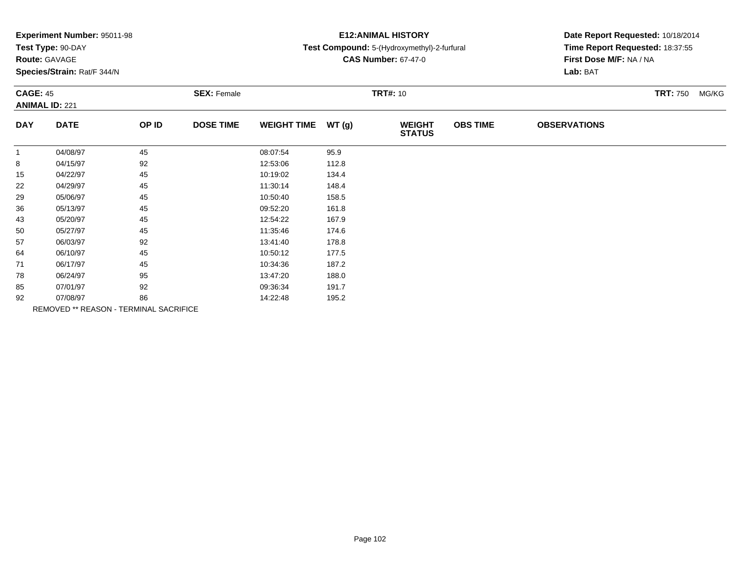**Experiment Number:** 95011-98
**Test Type:** 90-DAY
**Route:** GAVAGE
**Species/Strain:** Rat/F 344/N

**E12:ANIMAL HISTORY**
**Test Compound:** 5-(Hydroxymethyl)-2-furfural
**CAS Number:** 67-47-0

**Date Report Requested:** 10/18/2014
**Time Report Requested:** 18:37:55
**First Dose M/F:** NA / NA
**Lab:** BAT

**CAGE:** 45 **SEX:** Female **TRT#:** 10 **TRT:** 750 MG/KG
**ANIMAL ID:** 221

| DAY | DATE | OP ID | DOSE TIME | WEIGHT TIME | WT (g) | WEIGHT STATUS | OBS TIME | OBSERVATIONS |
|---|---|---|---|---|---|---|---|---|
| 1 | 04/08/97 | 45 | | 08:07:54 | 95.9 | | | |
| 8 | 04/15/97 | 92 | | 12:53:06 | 112.8 | | | |
| 15 | 04/22/97 | 45 | | 10:19:02 | 134.4 | | | |
| 22 | 04/29/97 | 45 | | 11:30:14 | 148.4 | | | |
| 29 | 05/06/97 | 45 | | 10:50:40 | 158.5 | | | |
| 36 | 05/13/97 | 45 | | 09:52:20 | 161.8 | | | |
| 43 | 05/20/97 | 45 | | 12:54:22 | 167.9 | | | |
| 50 | 05/27/97 | 45 | | 11:35:46 | 174.6 | | | |
| 57 | 06/03/97 | 92 | | 13:41:40 | 178.8 | | | |
| 64 | 06/10/97 | 45 | | 10:50:12 | 177.5 | | | |
| 71 | 06/17/97 | 45 | | 10:34:36 | 187.2 | | | |
| 78 | 06/24/97 | 95 | | 13:47:20 | 188.0 | | | |
| 85 | 07/01/97 | 92 | | 09:36:34 | 191.7 | | | |
| 92 | 07/08/97 | 86 | | 14:22:48 | 195.2 | | | |

REMOVED ** REASON - TERMINAL SACRIFICE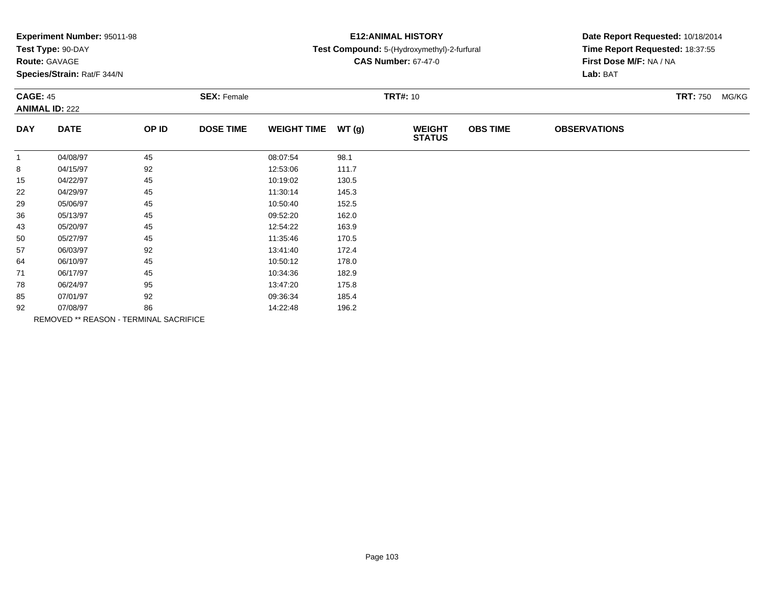**Experiment Number:** 95011-98
**Test Type:** 90-DAY
**Route:** GAVAGE
**Species/Strain:** Rat/F 344/N

**E12:ANIMAL HISTORY**
**Test Compound:** 5-(Hydroxymethyl)-2-furfural
**CAS Number:** 67-47-0

**Date Report Requested:** 10/18/2014
**Time Report Requested:** 18:37:55
**First Dose M/F:** NA / NA
**Lab:** BAT

**CAGE:** 45 **SEX:** Female **TRT#:** 10 **TRT:** 750 MG/KG
**ANIMAL ID:** 222

| DAY | DATE | OP ID | DOSE TIME | WEIGHT TIME | WT (g) | WEIGHT STATUS | OBS TIME | OBSERVATIONS |
|---|---|---|---|---|---|---|---|---|
| 1 | 04/08/97 | 45 | | 08:07:54 | 98.1 | | | |
| 8 | 04/15/97 | 92 | | 12:53:06 | 111.7 | | | |
| 15 | 04/22/97 | 45 | | 10:19:02 | 130.5 | | | |
| 22 | 04/29/97 | 45 | | 11:30:14 | 145.3 | | | |
| 29 | 05/06/97 | 45 | | 10:50:40 | 152.5 | | | |
| 36 | 05/13/97 | 45 | | 09:52:20 | 162.0 | | | |
| 43 | 05/20/97 | 45 | | 12:54:22 | 163.9 | | | |
| 50 | 05/27/97 | 45 | | 11:35:46 | 170.5 | | | |
| 57 | 06/03/97 | 92 | | 13:41:40 | 172.4 | | | |
| 64 | 06/10/97 | 45 | | 10:50:12 | 178.0 | | | |
| 71 | 06/17/97 | 45 | | 10:34:36 | 182.9 | | | |
| 78 | 06/24/97 | 95 | | 13:47:20 | 175.8 | | | |
| 85 | 07/01/97 | 92 | | 09:36:34 | 185.4 | | | |
| 92 | 07/08/97 | 86 | | 14:22:48 | 196.2 | | | |

REMOVED ** REASON - TERMINAL SACRIFICE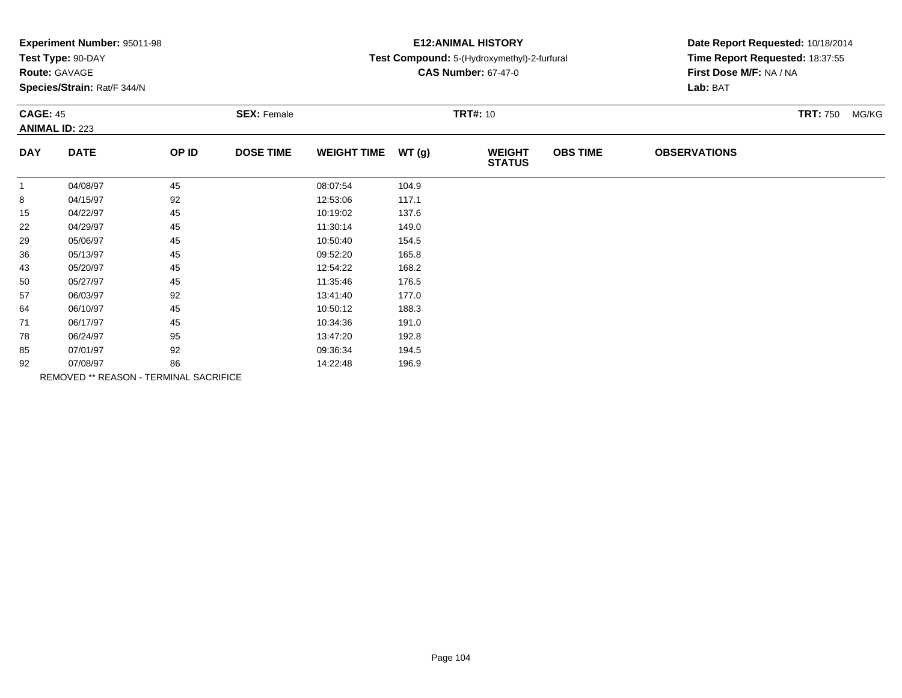**Experiment Number:** 95011-98
**Test Type:** 90-DAY
**Route:** GAVAGE
**Species/Strain:** Rat/F 344/N

**E12:ANIMAL HISTORY**
**Test Compound:** 5-(Hydroxymethyl)-2-furfural
**CAS Number:** 67-47-0

**Date Report Requested:** 10/18/2014
**Time Report Requested:** 18:37:55
**First Dose M/F:** NA / NA
**Lab:** BAT

**CAGE:** 45 **SEX:** Female **TRT#:** 10 **TRT:** 750 MG/KG
**ANIMAL ID:** 223

| DAY | DATE | OP ID | DOSE TIME | WEIGHT TIME | WT (g) | WEIGHT STATUS | OBS TIME | OBSERVATIONS |
|---|---|---|---|---|---|---|---|---|
| 1 | 04/08/97 | 45 | | 08:07:54 | 104.9 | | | |
| 8 | 04/15/97 | 92 | | 12:53:06 | 117.1 | | | |
| 15 | 04/22/97 | 45 | | 10:19:02 | 137.6 | | | |
| 22 | 04/29/97 | 45 | | 11:30:14 | 149.0 | | | |
| 29 | 05/06/97 | 45 | | 10:50:40 | 154.5 | | | |
| 36 | 05/13/97 | 45 | | 09:52:20 | 165.8 | | | |
| 43 | 05/20/97 | 45 | | 12:54:22 | 168.2 | | | |
| 50 | 05/27/97 | 45 | | 11:35:46 | 176.5 | | | |
| 57 | 06/03/97 | 92 | | 13:41:40 | 177.0 | | | |
| 64 | 06/10/97 | 45 | | 10:50:12 | 188.3 | | | |
| 71 | 06/17/97 | 45 | | 10:34:36 | 191.0 | | | |
| 78 | 06/24/97 | 95 | | 13:47:20 | 192.8 | | | |
| 85 | 07/01/97 | 92 | | 09:36:34 | 194.5 | | | |
| 92 | 07/08/97 | 86 | | 14:22:48 | 196.9 | | | |

REMOVED ** REASON - TERMINAL SACRIFICE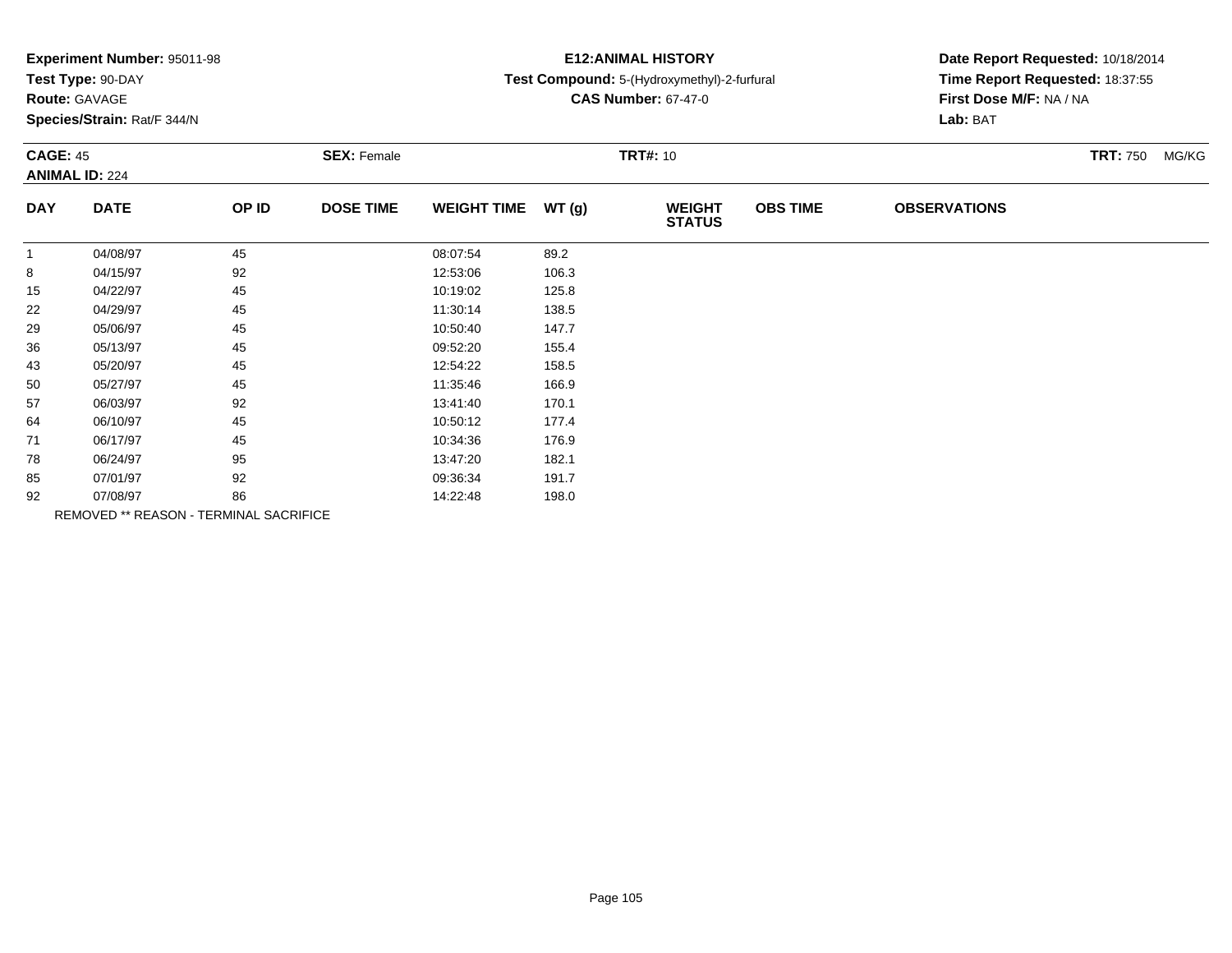**Experiment Number:** 95011-98
**Test Type:** 90-DAY
**Route:** GAVAGE
**Species/Strain:** Rat/F 344/N

**E12:ANIMAL HISTORY**
**Test Compound:** 5-(Hydroxymethyl)-2-furfural
**CAS Number:** 67-47-0

**Date Report Requested:** 10/18/2014
**Time Report Requested:** 18:37:55
**First Dose M/F:** NA / NA
**Lab:** BAT

**CAGE:** 45 **SEX:** Female **TRT#:** 10 **TRT:** 750 MG/KG
**ANIMAL ID:** 224

| DAY | DATE | OP ID | DOSE TIME | WEIGHT TIME | WT (g) | WEIGHT STATUS | OBS TIME | OBSERVATIONS |
|---|---|---|---|---|---|---|---|---|
| 1 | 04/08/97 | 45 | | 08:07:54 | 89.2 | | | |
| 8 | 04/15/97 | 92 | | 12:53:06 | 106.3 | | | |
| 15 | 04/22/97 | 45 | | 10:19:02 | 125.8 | | | |
| 22 | 04/29/97 | 45 | | 11:30:14 | 138.5 | | | |
| 29 | 05/06/97 | 45 | | 10:50:40 | 147.7 | | | |
| 36 | 05/13/97 | 45 | | 09:52:20 | 155.4 | | | |
| 43 | 05/20/97 | 45 | | 12:54:22 | 158.5 | | | |
| 50 | 05/27/97 | 45 | | 11:35:46 | 166.9 | | | |
| 57 | 06/03/97 | 92 | | 13:41:40 | 170.1 | | | |
| 64 | 06/10/97 | 45 | | 10:50:12 | 177.4 | | | |
| 71 | 06/17/97 | 45 | | 10:34:36 | 176.9 | | | |
| 78 | 06/24/97 | 95 | | 13:47:20 | 182.1 | | | |
| 85 | 07/01/97 | 92 | | 09:36:34 | 191.7 | | | |
| 92 | 07/08/97 | 86 | | 14:22:48 | 198.0 | | | |

REMOVED ** REASON - TERMINAL SACRIFICE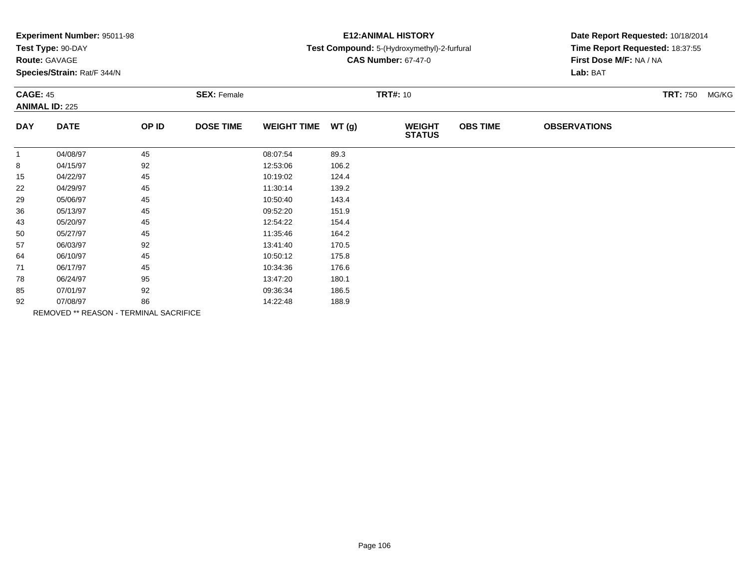**Experiment Number:** 95011-98
**Test Type:** 90-DAY
**Route:** GAVAGE
**Species/Strain:** Rat/F 344/N

**E12:ANIMAL HISTORY**
**Test Compound:** 5-(Hydroxymethyl)-2-furfural
**CAS Number:** 67-47-0

**Date Report Requested:** 10/18/2014
**Time Report Requested:** 18:37:55
**First Dose M/F:** NA / NA
**Lab:** BAT

**CAGE:** 45
**ANIMAL ID:** 225

**SEX:** Female

**TRT#:** 10

**TRT:** 750 MG/KG

| DAY | DATE | OP ID | DOSE TIME | WEIGHT TIME | WT (g) | WEIGHT STATUS | OBS TIME | OBSERVATIONS |
|---|---|---|---|---|---|---|---|---|
| 1 | 04/08/97 | 45 | | 08:07:54 | 89.3 | | | |
| 8 | 04/15/97 | 92 | | 12:53:06 | 106.2 | | | |
| 15 | 04/22/97 | 45 | | 10:19:02 | 124.4 | | | |
| 22 | 04/29/97 | 45 | | 11:30:14 | 139.2 | | | |
| 29 | 05/06/97 | 45 | | 10:50:40 | 143.4 | | | |
| 36 | 05/13/97 | 45 | | 09:52:20 | 151.9 | | | |
| 43 | 05/20/97 | 45 | | 12:54:22 | 154.4 | | | |
| 50 | 05/27/97 | 45 | | 11:35:46 | 164.2 | | | |
| 57 | 06/03/97 | 92 | | 13:41:40 | 170.5 | | | |
| 64 | 06/10/97 | 45 | | 10:50:12 | 175.8 | | | |
| 71 | 06/17/97 | 45 | | 10:34:36 | 176.6 | | | |
| 78 | 06/24/97 | 95 | | 13:47:20 | 180.1 | | | |
| 85 | 07/01/97 | 92 | | 09:36:34 | 186.5 | | | |
| 92 | 07/08/97 | 86 | | 14:22:48 | 188.9 | | | |

REMOVED ** REASON - TERMINAL SACRIFICE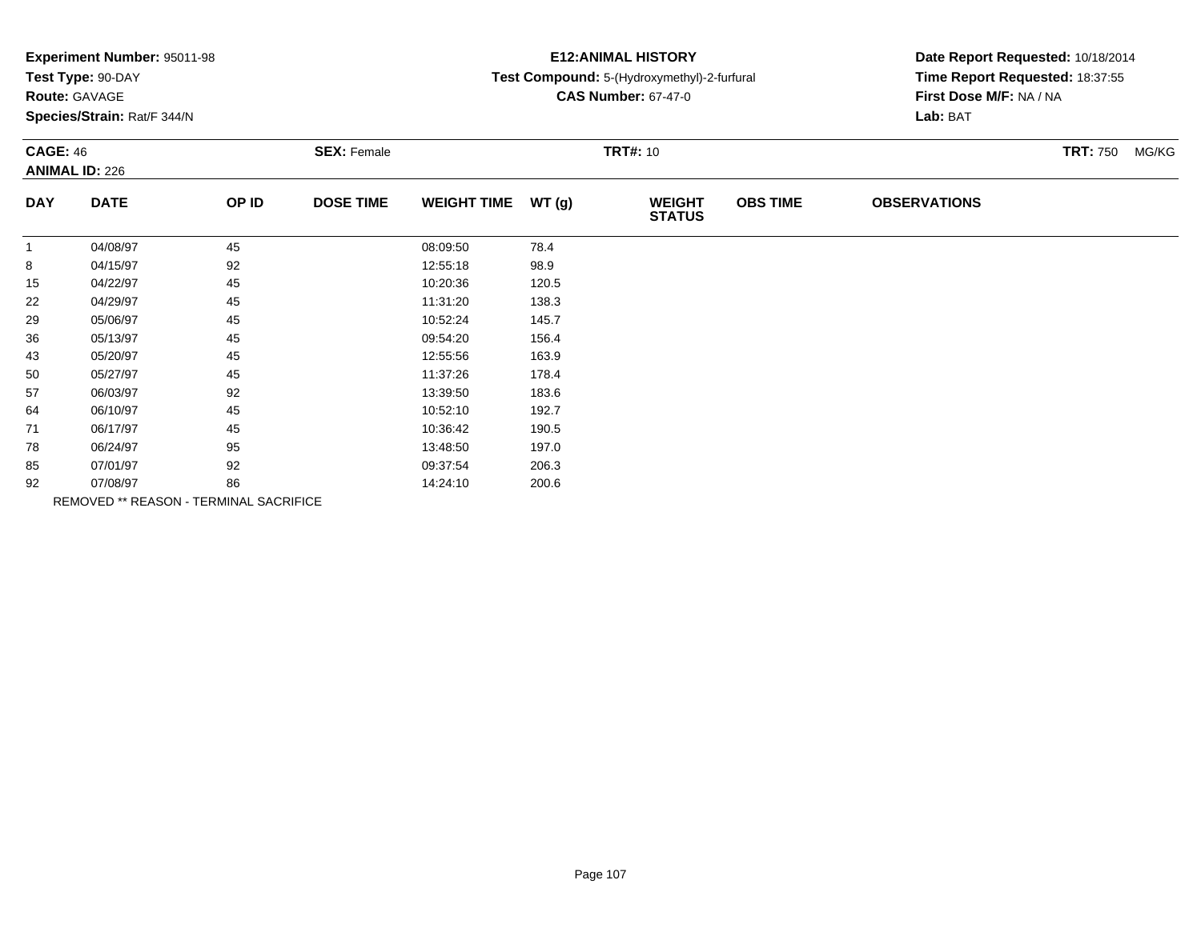**Experiment Number:** 95011-98
**Test Type:** 90-DAY
**Route:** GAVAGE
**Species/Strain:** Rat/F 344/N

**E12:ANIMAL HISTORY**
**Test Compound:** 5-(Hydroxymethyl)-2-furfural
**CAS Number:** 67-47-0

**Date Report Requested:** 10/18/2014
**Time Report Requested:** 18:37:55
**First Dose M/F:** NA / NA
**Lab:** BAT

**CAGE:** 46 **SEX:** Female **TRT#:** 10 **TRT:** 750 MG/KG
**ANIMAL ID:** 226

| DAY | DATE | OP ID | DOSE TIME | WEIGHT TIME | WT (g) | WEIGHT STATUS | OBS TIME | OBSERVATIONS |
|---|---|---|---|---|---|---|---|---|
| 1 | 04/08/97 | 45 | | 08:09:50 | 78.4 | | | |
| 8 | 04/15/97 | 92 | | 12:55:18 | 98.9 | | | |
| 15 | 04/22/97 | 45 | | 10:20:36 | 120.5 | | | |
| 22 | 04/29/97 | 45 | | 11:31:20 | 138.3 | | | |
| 29 | 05/06/97 | 45 | | 10:52:24 | 145.7 | | | |
| 36 | 05/13/97 | 45 | | 09:54:20 | 156.4 | | | |
| 43 | 05/20/97 | 45 | | 12:55:56 | 163.9 | | | |
| 50 | 05/27/97 | 45 | | 11:37:26 | 178.4 | | | |
| 57 | 06/03/97 | 92 | | 13:39:50 | 183.6 | | | |
| 64 | 06/10/97 | 45 | | 10:52:10 | 192.7 | | | |
| 71 | 06/17/97 | 45 | | 10:36:42 | 190.5 | | | |
| 78 | 06/24/97 | 95 | | 13:48:50 | 197.0 | | | |
| 85 | 07/01/97 | 92 | | 09:37:54 | 206.3 | | | |
| 92 | 07/08/97 | 86 | | 14:24:10 | 200.6 | | | |

REMOVED ** REASON - TERMINAL SACRIFICE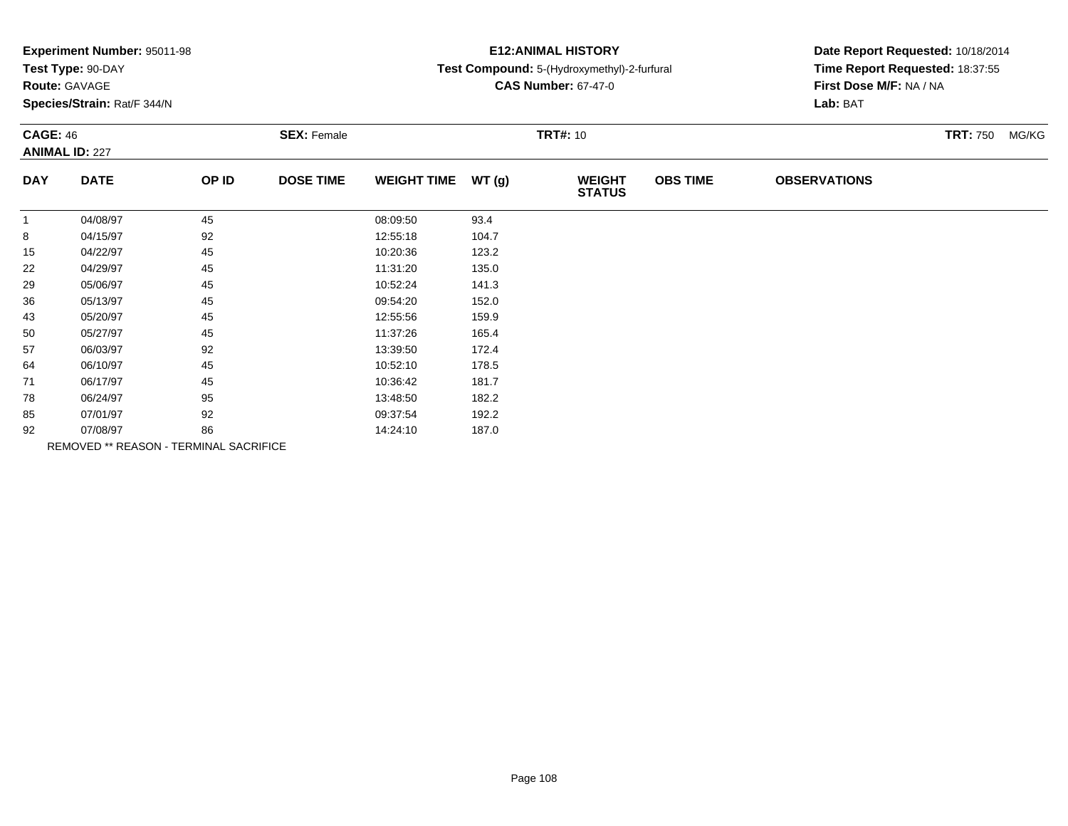**Experiment Number:** 95011-98
**Test Type:** 90-DAY
**Route:** GAVAGE
**Species/Strain:** Rat/F 344/N

**E12:ANIMAL HISTORY**
**Test Compound:** 5-(Hydroxymethyl)-2-furfural
**CAS Number:** 67-47-0

**Date Report Requested:** 10/18/2014
**Time Report Requested:** 18:37:55
**First Dose M/F:** NA / NA
**Lab:** BAT

**CAGE:** 46 **SEX:** Female **TRT#:** 10 **TRT:** 750 MG/KG
**ANIMAL ID:** 227

| DAY | DATE | OP ID | DOSE TIME | WEIGHT TIME | WT (g) | WEIGHT STATUS | OBS TIME | OBSERVATIONS |
|---|---|---|---|---|---|---|---|---|
| 1 | 04/08/97 | 45 | | 08:09:50 | 93.4 | | | |
| 8 | 04/15/97 | 92 | | 12:55:18 | 104.7 | | | |
| 15 | 04/22/97 | 45 | | 10:20:36 | 123.2 | | | |
| 22 | 04/29/97 | 45 | | 11:31:20 | 135.0 | | | |
| 29 | 05/06/97 | 45 | | 10:52:24 | 141.3 | | | |
| 36 | 05/13/97 | 45 | | 09:54:20 | 152.0 | | | |
| 43 | 05/20/97 | 45 | | 12:55:56 | 159.9 | | | |
| 50 | 05/27/97 | 45 | | 11:37:26 | 165.4 | | | |
| 57 | 06/03/97 | 92 | | 13:39:50 | 172.4 | | | |
| 64 | 06/10/97 | 45 | | 10:52:10 | 178.5 | | | |
| 71 | 06/17/97 | 45 | | 10:36:42 | 181.7 | | | |
| 78 | 06/24/97 | 95 | | 13:48:50 | 182.2 | | | |
| 85 | 07/01/97 | 92 | | 09:37:54 | 192.2 | | | |
| 92 | 07/08/97 | 86 | | 14:24:10 | 187.0 | | | |

REMOVED ** REASON - TERMINAL SACRIFICE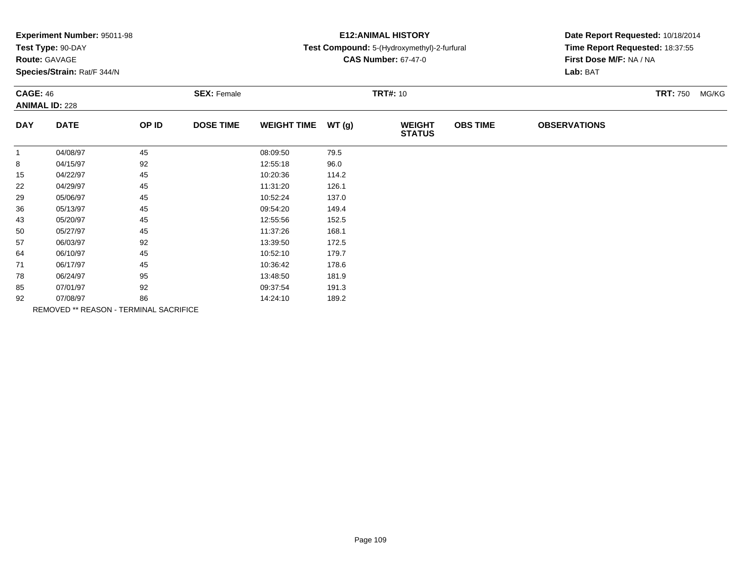**Experiment Number:** 95011-98
**Test Type:** 90-DAY
**Route:** GAVAGE
**Species/Strain:** Rat/F 344/N

**E12:ANIMAL HISTORY**
**Test Compound:** 5-(Hydroxymethyl)-2-furfural
**CAS Number:** 67-47-0

**Date Report Requested:** 10/18/2014
**Time Report Requested:** 18:37:55
**First Dose M/F:** NA / NA
**Lab:** BAT

**CAGE:** 46 **SEX:** Female **TRT#:** 10 **TRT:** 750 MG/KG
**ANIMAL ID:** 228

| DAY | DATE | OP ID | DOSE TIME | WEIGHT TIME | WT (g) | WEIGHT STATUS | OBS TIME | OBSERVATIONS |
|---|---|---|---|---|---|---|---|---|
| 1 | 04/08/97 | 45 | | 08:09:50 | 79.5 | | | |
| 8 | 04/15/97 | 92 | | 12:55:18 | 96.0 | | | |
| 15 | 04/22/97 | 45 | | 10:20:36 | 114.2 | | | |
| 22 | 04/29/97 | 45 | | 11:31:20 | 126.1 | | | |
| 29 | 05/06/97 | 45 | | 10:52:24 | 137.0 | | | |
| 36 | 05/13/97 | 45 | | 09:54:20 | 149.4 | | | |
| 43 | 05/20/97 | 45 | | 12:55:56 | 152.5 | | | |
| 50 | 05/27/97 | 45 | | 11:37:26 | 168.1 | | | |
| 57 | 06/03/97 | 92 | | 13:39:50 | 172.5 | | | |
| 64 | 06/10/97 | 45 | | 10:52:10 | 179.7 | | | |
| 71 | 06/17/97 | 45 | | 10:36:42 | 178.6 | | | |
| 78 | 06/24/97 | 95 | | 13:48:50 | 181.9 | | | |
| 85 | 07/01/97 | 92 | | 09:37:54 | 191.3 | | | |
| 92 | 07/08/97 | 86 | | 14:24:10 | 189.2 | | | |

REMOVED ** REASON - TERMINAL SACRIFICE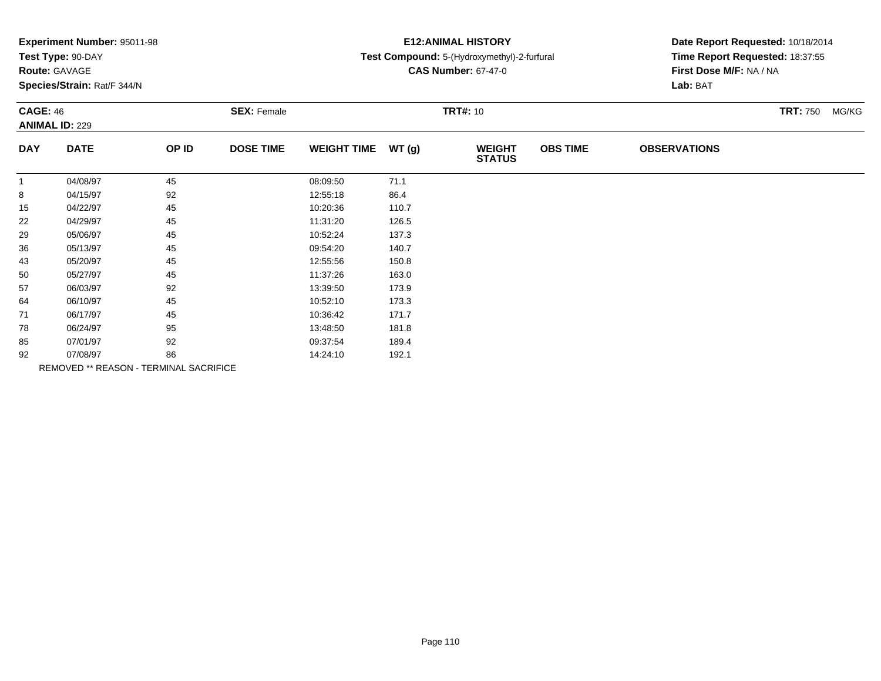**Experiment Number:** 95011-98
**Test Type:** 90-DAY
**Route:** GAVAGE
**Species/Strain:** Rat/F 344/N

**E12:ANIMAL HISTORY**
**Test Compound:** 5-(Hydroxymethyl)-2-furfural
**CAS Number:** 67-47-0

**Date Report Requested:** 10/18/2014
**Time Report Requested:** 18:37:55
**First Dose M/F:** NA / NA
**Lab:** BAT

**CAGE:** 46 **SEX:** Female **TRT#:** 10 **TRT:** 750 MG/KG
**ANIMAL ID:** 229

| DAY | DATE | OP ID | DOSE TIME | WEIGHT TIME | WT (g) | WEIGHT STATUS | OBS TIME | OBSERVATIONS |
|---|---|---|---|---|---|---|---|---|
| 1 | 04/08/97 | 45 | | 08:09:50 | 71.1 | | | |
| 8 | 04/15/97 | 92 | | 12:55:18 | 86.4 | | | |
| 15 | 04/22/97 | 45 | | 10:20:36 | 110.7 | | | |
| 22 | 04/29/97 | 45 | | 11:31:20 | 126.5 | | | |
| 29 | 05/06/97 | 45 | | 10:52:24 | 137.3 | | | |
| 36 | 05/13/97 | 45 | | 09:54:20 | 140.7 | | | |
| 43 | 05/20/97 | 45 | | 12:55:56 | 150.8 | | | |
| 50 | 05/27/97 | 45 | | 11:37:26 | 163.0 | | | |
| 57 | 06/03/97 | 92 | | 13:39:50 | 173.9 | | | |
| 64 | 06/10/97 | 45 | | 10:52:10 | 173.3 | | | |
| 71 | 06/17/97 | 45 | | 10:36:42 | 171.7 | | | |
| 78 | 06/24/97 | 95 | | 13:48:50 | 181.8 | | | |
| 85 | 07/01/97 | 92 | | 09:37:54 | 189.4 | | | |
| 92 | 07/08/97 | 86 | | 14:24:10 | 192.1 | | | |

REMOVED ** REASON - TERMINAL SACRIFICE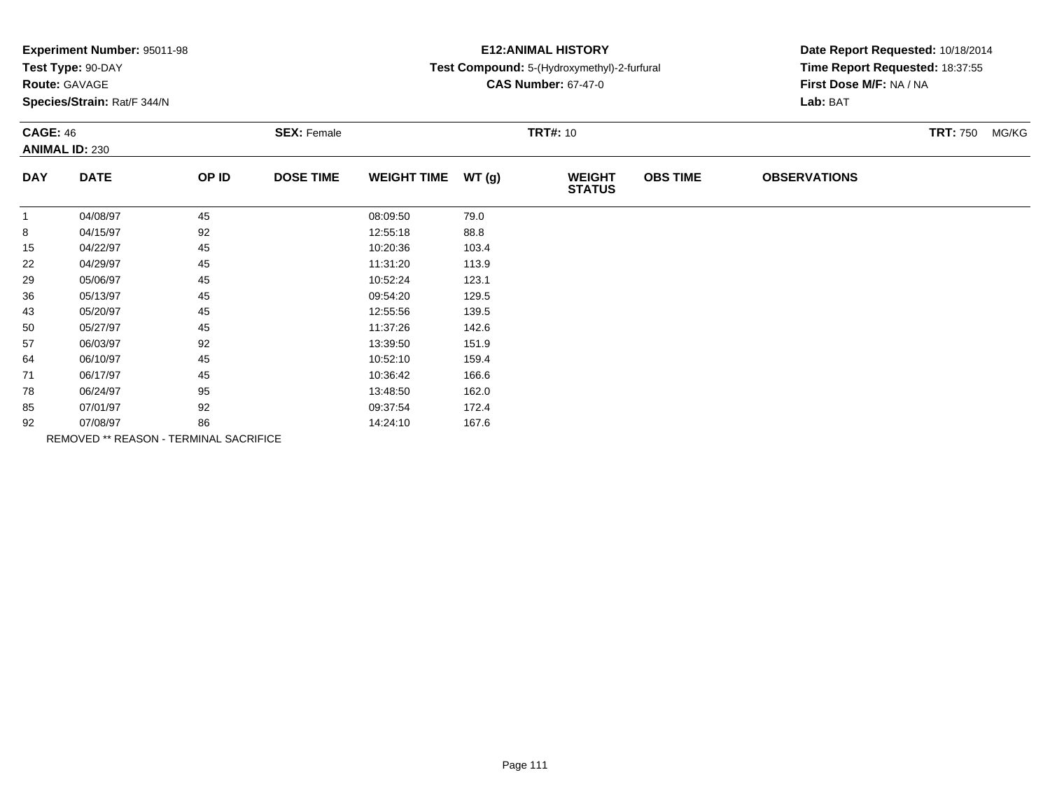**Experiment Number:** 95011-98
**Test Type:** 90-DAY
**Route:** GAVAGE
**Species/Strain:** Rat/F 344/N

**E12:ANIMAL HISTORY**
**Test Compound:** 5-(Hydroxymethyl)-2-furfural
**CAS Number:** 67-47-0

**Date Report Requested:** 10/18/2014
**Time Report Requested:** 18:37:55
**First Dose M/F:** NA / NA
**Lab:** BAT

**CAGE:** 46 **SEX:** Female **TRT#:** 10 **TRT:** 750 MG/KG
**ANIMAL ID:** 230

| DAY | DATE | OP ID | DOSE TIME | WEIGHT TIME | WT (g) | WEIGHT STATUS | OBS TIME | OBSERVATIONS |
|---|---|---|---|---|---|---|---|---|
| 1 | 04/08/97 | 45 | | 08:09:50 | 79.0 | | | |
| 8 | 04/15/97 | 92 | | 12:55:18 | 88.8 | | | |
| 15 | 04/22/97 | 45 | | 10:20:36 | 103.4 | | | |
| 22 | 04/29/97 | 45 | | 11:31:20 | 113.9 | | | |
| 29 | 05/06/97 | 45 | | 10:52:24 | 123.1 | | | |
| 36 | 05/13/97 | 45 | | 09:54:20 | 129.5 | | | |
| 43 | 05/20/97 | 45 | | 12:55:56 | 139.5 | | | |
| 50 | 05/27/97 | 45 | | 11:37:26 | 142.6 | | | |
| 57 | 06/03/97 | 92 | | 13:39:50 | 151.9 | | | |
| 64 | 06/10/97 | 45 | | 10:52:10 | 159.4 | | | |
| 71 | 06/17/97 | 45 | | 10:36:42 | 166.6 | | | |
| 78 | 06/24/97 | 95 | | 13:48:50 | 162.0 | | | |
| 85 | 07/01/97 | 92 | | 09:37:54 | 172.4 | | | |
| 92 | 07/08/97 | 86 | | 14:24:10 | 167.6 | | | |

REMOVED ** REASON - TERMINAL SACRIFICE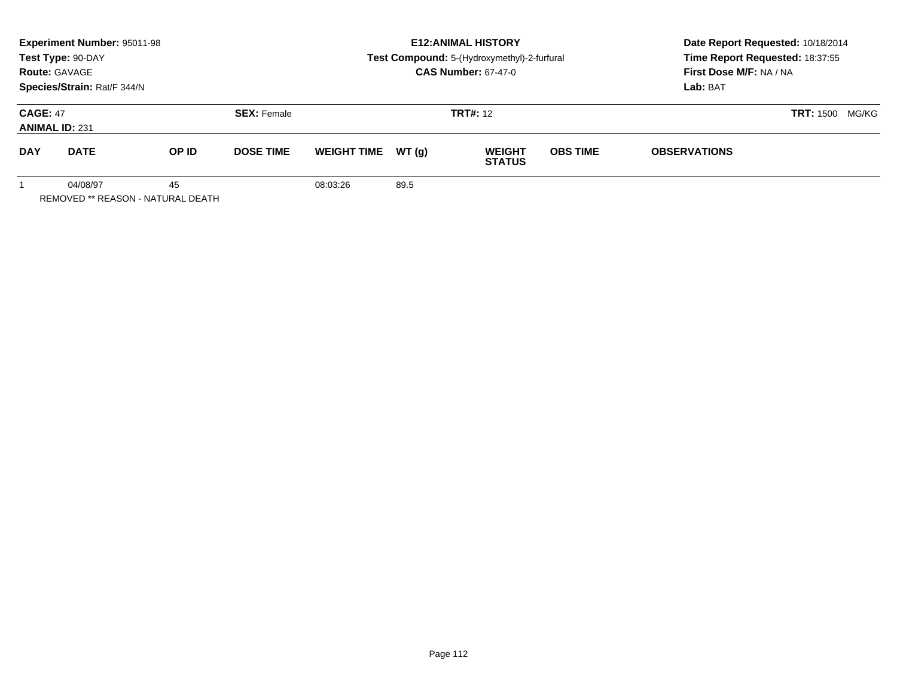**Experiment Number:** 95011-98
**Test Type:** 90-DAY
**Route:** GAVAGE
**Species/Strain:** Rat/F 344/N

**E12:ANIMAL HISTORY**
**Test Compound:** 5-(Hydroxymethyl)-2-furfural
**CAS Number:** 67-47-0

**Date Report Requested:** 10/18/2014
**Time Report Requested:** 18:37:55
**First Dose M/F:** NA / NA
**Lab:** BAT

**CAGE:** 47 **SEX:** Female **TRT#:** 12 **TRT:** 1500 MG/KG
**ANIMAL ID:** 231

| DAY | DATE | OP ID | DOSE TIME | WEIGHT TIME | WT (g) | WEIGHT STATUS | OBS TIME | OBSERVATIONS |
|---|---|---|---|---|---|---|---|---|
| 1 | 04/08/97 | 45 | | 08:03:26 | 89.5 | | | |

REMOVED ** REASON - NATURAL DEATH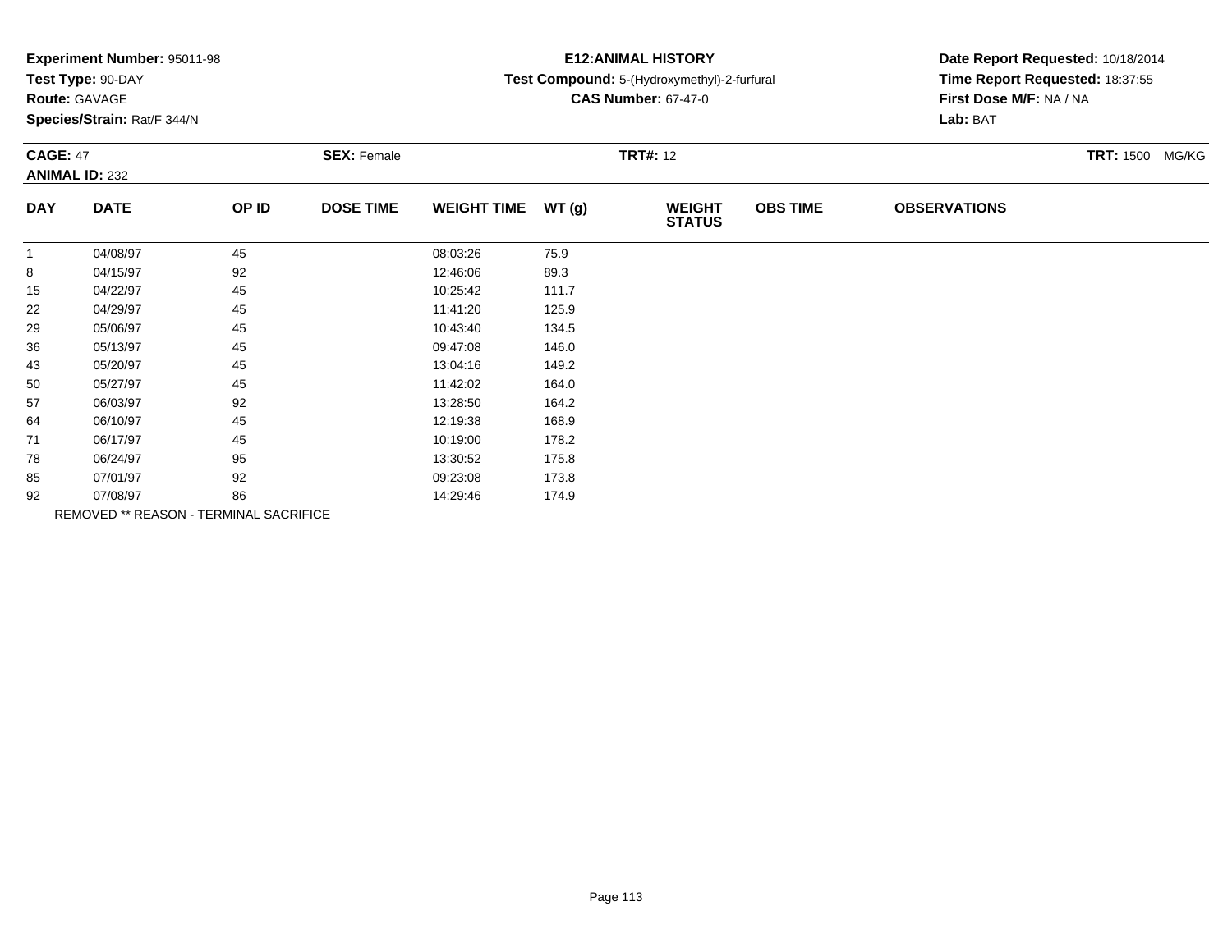**Experiment Number:** 95011-98
**Test Type:** 90-DAY
**Route:** GAVAGE
**Species/Strain:** Rat/F 344/N

**E12:ANIMAL HISTORY**
**Test Compound:** 5-(Hydroxymethyl)-2-furfural
**CAS Number:** 67-47-0

**Date Report Requested:** 10/18/2014
**Time Report Requested:** 18:37:55
**First Dose M/F:** NA / NA
**Lab:** BAT

**CAGE:** 47 **SEX:** Female **TRT#:** 12 **TRT:** 1500 MG/KG
**ANIMAL ID:** 232

| DAY | DATE | OP ID | DOSE TIME | WEIGHT TIME | WT (g) | WEIGHT STATUS | OBS TIME | OBSERVATIONS |
|---|---|---|---|---|---|---|---|---|
| 1 | 04/08/97 | 45 | | 08:03:26 | 75.9 | | | |
| 8 | 04/15/97 | 92 | | 12:46:06 | 89.3 | | | |
| 15 | 04/22/97 | 45 | | 10:25:42 | 111.7 | | | |
| 22 | 04/29/97 | 45 | | 11:41:20 | 125.9 | | | |
| 29 | 05/06/97 | 45 | | 10:43:40 | 134.5 | | | |
| 36 | 05/13/97 | 45 | | 09:47:08 | 146.0 | | | |
| 43 | 05/20/97 | 45 | | 13:04:16 | 149.2 | | | |
| 50 | 05/27/97 | 45 | | 11:42:02 | 164.0 | | | |
| 57 | 06/03/97 | 92 | | 13:28:50 | 164.2 | | | |
| 64 | 06/10/97 | 45 | | 12:19:38 | 168.9 | | | |
| 71 | 06/17/97 | 45 | | 10:19:00 | 178.2 | | | |
| 78 | 06/24/97 | 95 | | 13:30:52 | 175.8 | | | |
| 85 | 07/01/97 | 92 | | 09:23:08 | 173.8 | | | |
| 92 | 07/08/97 | 86 | | 14:29:46 | 174.9 | | | |

REMOVED ** REASON - TERMINAL SACRIFICE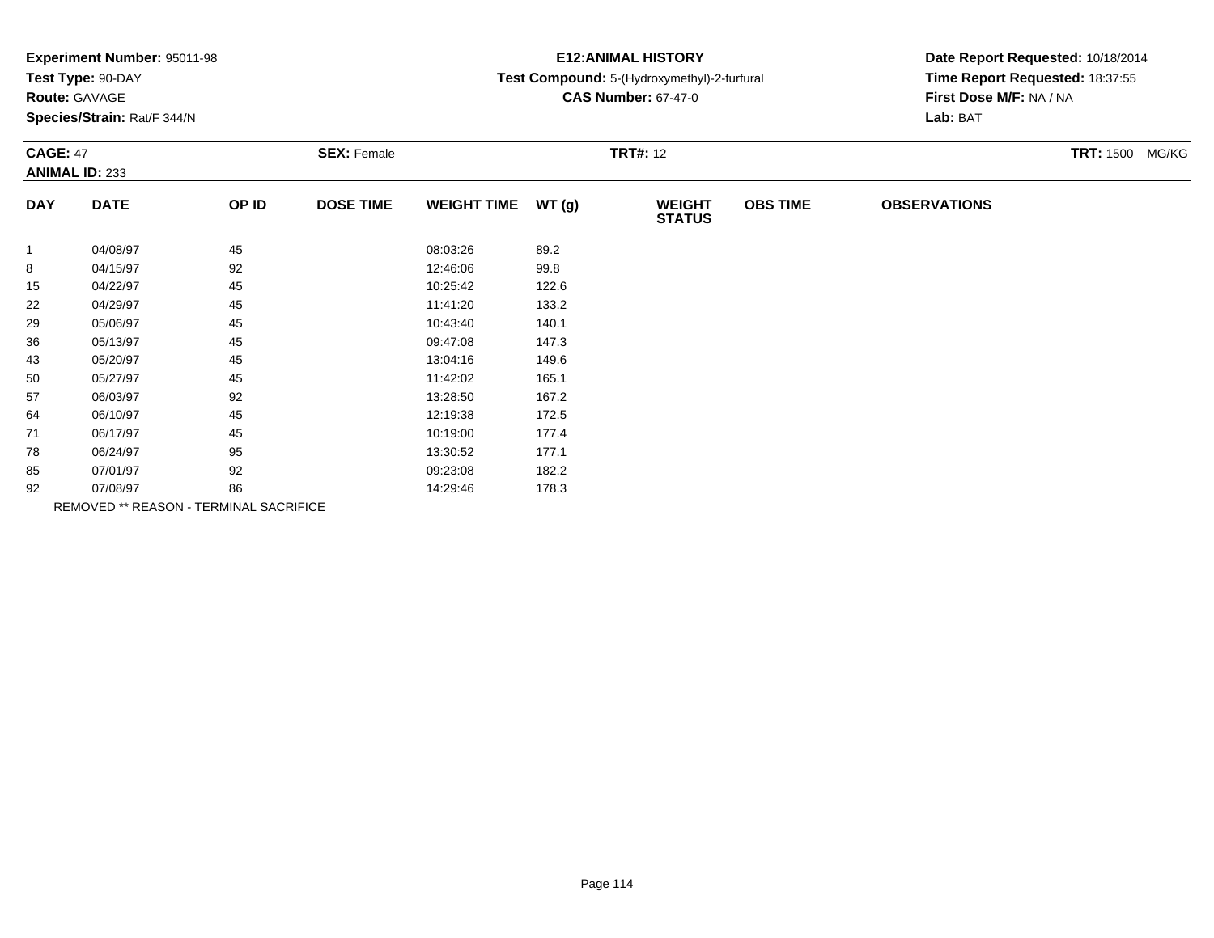**Experiment Number:** 95011-98
**Test Type:** 90-DAY
**Route:** GAVAGE
**Species/Strain:** Rat/F 344/N

**E12:ANIMAL HISTORY**
**Test Compound:** 5-(Hydroxymethyl)-2-furfural
**CAS Number:** 67-47-0

**Date Report Requested:** 10/18/2014
**Time Report Requested:** 18:37:55
**First Dose M/F:** NA / NA
**Lab:** BAT

**CAGE:** 47
**ANIMAL ID:** 233
**SEX:** Female
**TRT#:** 12
**TRT:** 1500 MG/KG

| DAY | DATE | OP ID | DOSE TIME | WEIGHT TIME | WT (g) | WEIGHT STATUS | OBS TIME | OBSERVATIONS |
|---|---|---|---|---|---|---|---|---|
| 1 | 04/08/97 | 45 | | 08:03:26 | 89.2 | | | |
| 8 | 04/15/97 | 92 | | 12:46:06 | 99.8 | | | |
| 15 | 04/22/97 | 45 | | 10:25:42 | 122.6 | | | |
| 22 | 04/29/97 | 45 | | 11:41:20 | 133.2 | | | |
| 29 | 05/06/97 | 45 | | 10:43:40 | 140.1 | | | |
| 36 | 05/13/97 | 45 | | 09:47:08 | 147.3 | | | |
| 43 | 05/20/97 | 45 | | 13:04:16 | 149.6 | | | |
| 50 | 05/27/97 | 45 | | 11:42:02 | 165.1 | | | |
| 57 | 06/03/97 | 92 | | 13:28:50 | 167.2 | | | |
| 64 | 06/10/97 | 45 | | 12:19:38 | 172.5 | | | |
| 71 | 06/17/97 | 45 | | 10:19:00 | 177.4 | | | |
| 78 | 06/24/97 | 95 | | 13:30:52 | 177.1 | | | |
| 85 | 07/01/97 | 92 | | 09:23:08 | 182.2 | | | |
| 92 | 07/08/97 | 86 | | 14:29:46 | 178.3 | | | |

REMOVED ** REASON - TERMINAL SACRIFICE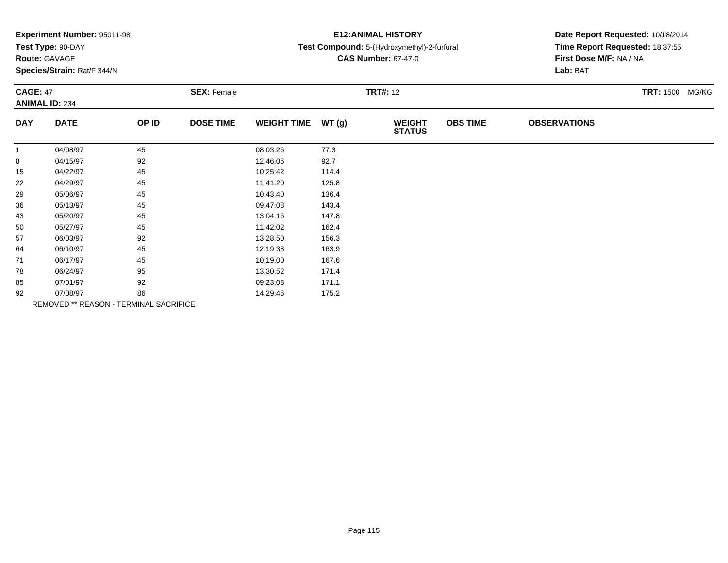**Experiment Number:** 95011-98
**Test Type:** 90-DAY
**Route:** GAVAGE
**Species/Strain:** Rat/F 344/N

**E12:ANIMAL HISTORY**
**Test Compound:** 5-(Hydroxymethyl)-2-furfural
**CAS Number:** 67-47-0

**Date Report Requested:** 10/18/2014
**Time Report Requested:** 18:37:55
**First Dose M/F:** NA / NA
**Lab:** BAT

**CAGE:** 47 **SEX:** Female **TRT#:** 12 **TRT:** 1500 MG/KG
**ANIMAL ID:** 234

| DAY | DATE | OP ID | DOSE TIME | WEIGHT TIME | WT (g) | WEIGHT STATUS | OBS TIME | OBSERVATIONS |
|---|---|---|---|---|---|---|---|---|
| 1 | 04/08/97 | 45 | | 08:03:26 | 77.3 | | | |
| 8 | 04/15/97 | 92 | | 12:46:06 | 92.7 | | | |
| 15 | 04/22/97 | 45 | | 10:25:42 | 114.4 | | | |
| 22 | 04/29/97 | 45 | | 11:41:20 | 125.8 | | | |
| 29 | 05/06/97 | 45 | | 10:43:40 | 136.4 | | | |
| 36 | 05/13/97 | 45 | | 09:47:08 | 143.4 | | | |
| 43 | 05/20/97 | 45 | | 13:04:16 | 147.8 | | | |
| 50 | 05/27/97 | 45 | | 11:42:02 | 162.4 | | | |
| 57 | 06/03/97 | 92 | | 13:28:50 | 156.3 | | | |
| 64 | 06/10/97 | 45 | | 12:19:38 | 163.9 | | | |
| 71 | 06/17/97 | 45 | | 10:19:00 | 167.6 | | | |
| 78 | 06/24/97 | 95 | | 13:30:52 | 171.4 | | | |
| 85 | 07/01/97 | 92 | | 09:23:08 | 171.1 | | | |
| 92 | 07/08/97 | 86 | | 14:29:46 | 175.2 | | | |

REMOVED ** REASON - TERMINAL SACRIFICE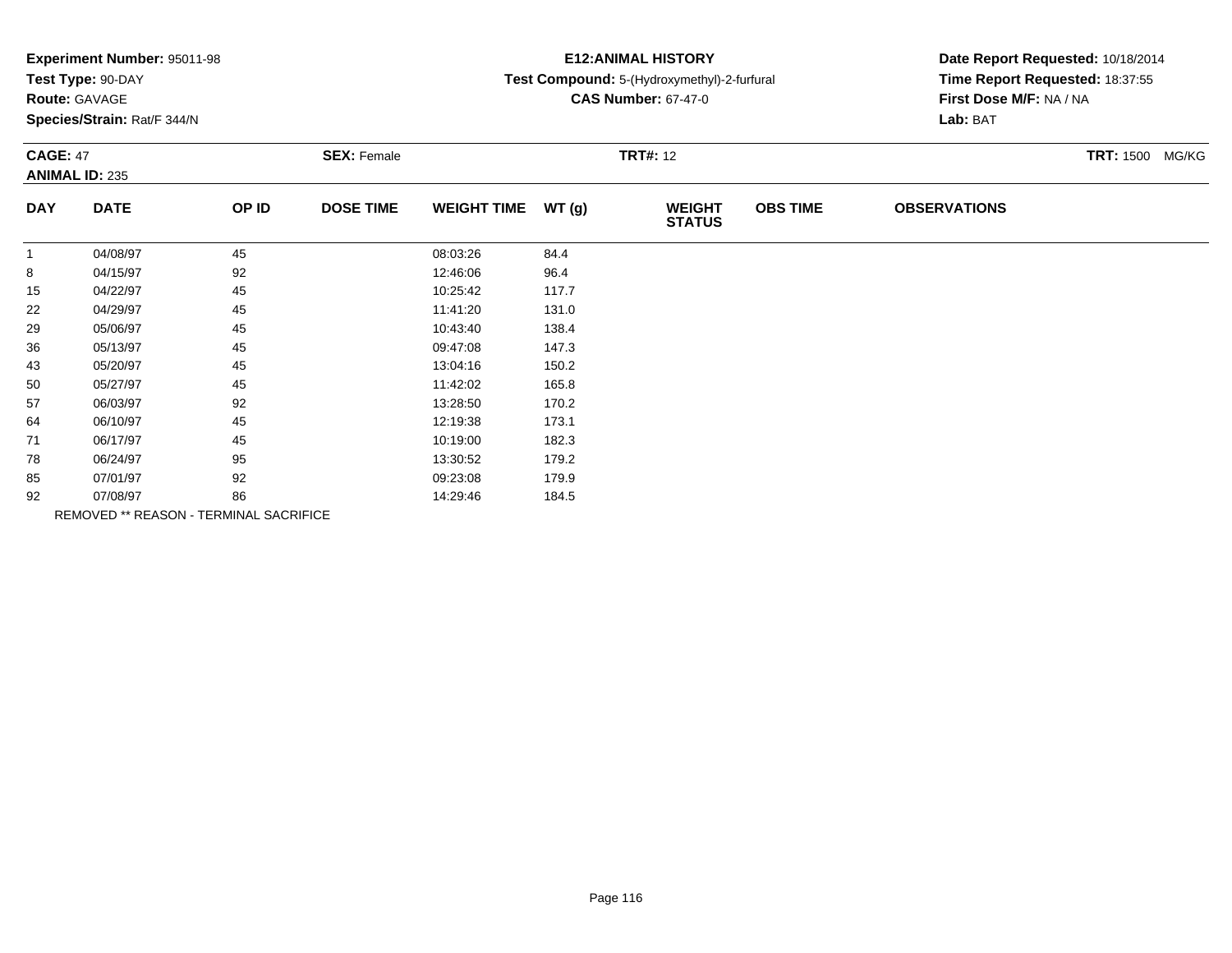**Experiment Number:** 95011-98
**Test Type:** 90-DAY
**Route:** GAVAGE
**Species/Strain:** Rat/F 344/N

**E12:ANIMAL HISTORY**
**Test Compound:** 5-(Hydroxymethyl)-2-furfural
**CAS Number:** 67-47-0

**Date Report Requested:** 10/18/2014
**Time Report Requested:** 18:37:55
**First Dose M/F:** NA / NA
**Lab:** BAT

**CAGE:** 47 **SEX:** Female **TRT#:** 12 **TRT:** 1500 MG/KG
**ANIMAL ID:** 235

| DAY | DATE | OP ID | DOSE TIME | WEIGHT TIME | WT (g) | WEIGHT STATUS | OBS TIME | OBSERVATIONS |
|---|---|---|---|---|---|---|---|---|
| 1 | 04/08/97 | 45 | | 08:03:26 | 84.4 | | | |
| 8 | 04/15/97 | 92 | | 12:46:06 | 96.4 | | | |
| 15 | 04/22/97 | 45 | | 10:25:42 | 117.7 | | | |
| 22 | 04/29/97 | 45 | | 11:41:20 | 131.0 | | | |
| 29 | 05/06/97 | 45 | | 10:43:40 | 138.4 | | | |
| 36 | 05/13/97 | 45 | | 09:47:08 | 147.3 | | | |
| 43 | 05/20/97 | 45 | | 13:04:16 | 150.2 | | | |
| 50 | 05/27/97 | 45 | | 11:42:02 | 165.8 | | | |
| 57 | 06/03/97 | 92 | | 13:28:50 | 170.2 | | | |
| 64 | 06/10/97 | 45 | | 12:19:38 | 173.1 | | | |
| 71 | 06/17/97 | 45 | | 10:19:00 | 182.3 | | | |
| 78 | 06/24/97 | 95 | | 13:30:52 | 179.2 | | | |
| 85 | 07/01/97 | 92 | | 09:23:08 | 179.9 | | | |
| 92 | 07/08/97 | 86 | | 14:29:46 | 184.5 | | | |

REMOVED ** REASON - TERMINAL SACRIFICE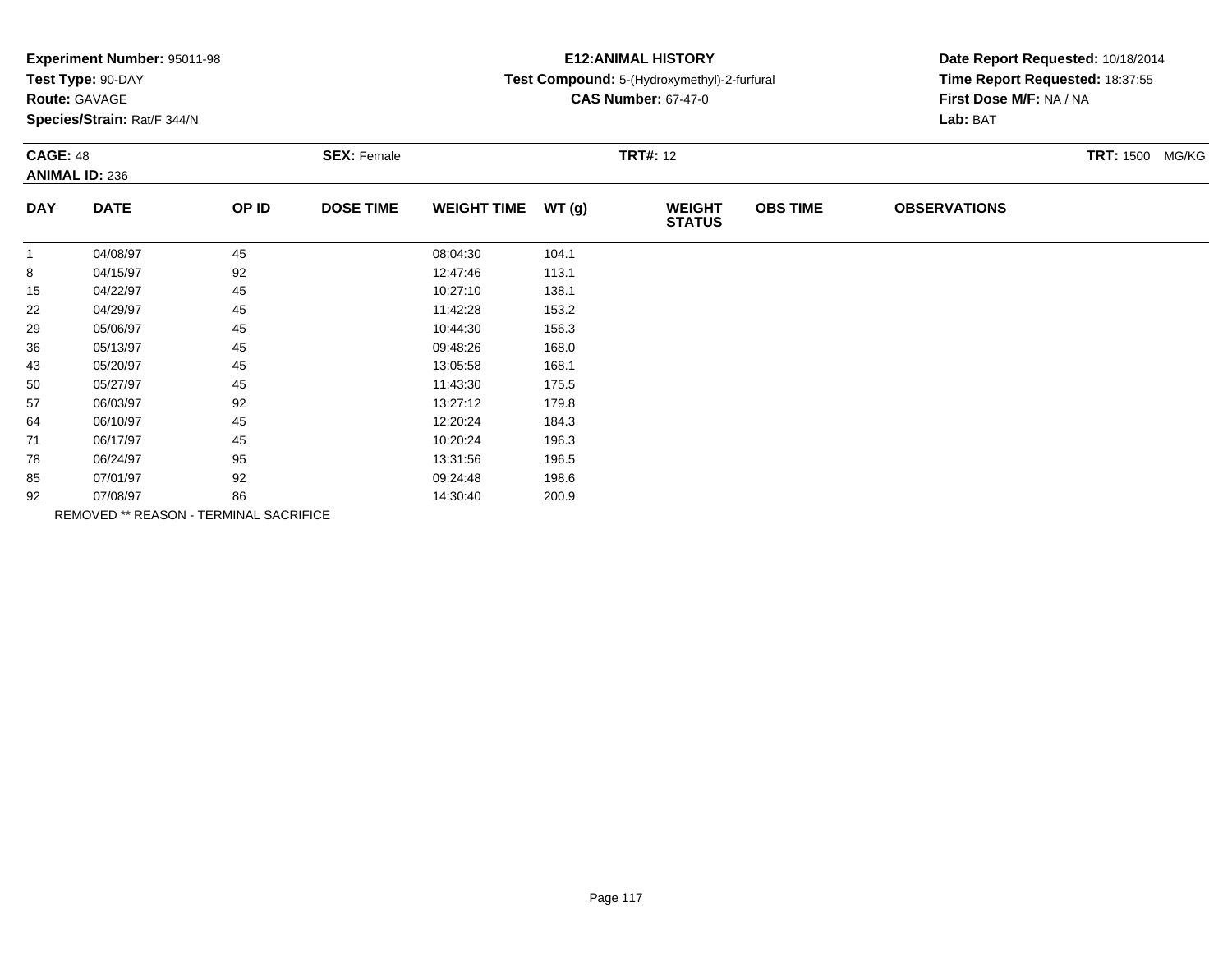**Experiment Number:** 95011-98
**Test Type:** 90-DAY
**Route:** GAVAGE
**Species/Strain:** Rat/F 344/N

**E12:ANIMAL HISTORY**
**Test Compound:** 5-(Hydroxymethyl)-2-furfural
**CAS Number:** 67-47-0

**Date Report Requested:** 10/18/2014
**Time Report Requested:** 18:37:55
**First Dose M/F:** NA / NA
**Lab:** BAT

**CAGE:** 48
**ANIMAL ID:** 236
**SEX:** Female
**TRT#:** 12
**TRT:** 1500 MG/KG

| DAY | DATE | OP ID | DOSE TIME | WEIGHT TIME | WT (g) | WEIGHT STATUS | OBS TIME | OBSERVATIONS |
|---|---|---|---|---|---|---|---|---|
| 1 | 04/08/97 | 45 | | 08:04:30 | 104.1 | | | |
| 8 | 04/15/97 | 92 | | 12:47:46 | 113.1 | | | |
| 15 | 04/22/97 | 45 | | 10:27:10 | 138.1 | | | |
| 22 | 04/29/97 | 45 | | 11:42:28 | 153.2 | | | |
| 29 | 05/06/97 | 45 | | 10:44:30 | 156.3 | | | |
| 36 | 05/13/97 | 45 | | 09:48:26 | 168.0 | | | |
| 43 | 05/20/97 | 45 | | 13:05:58 | 168.1 | | | |
| 50 | 05/27/97 | 45 | | 11:43:30 | 175.5 | | | |
| 57 | 06/03/97 | 92 | | 13:27:12 | 179.8 | | | |
| 64 | 06/10/97 | 45 | | 12:20:24 | 184.3 | | | |
| 71 | 06/17/97 | 45 | | 10:20:24 | 196.3 | | | |
| 78 | 06/24/97 | 95 | | 13:31:56 | 196.5 | | | |
| 85 | 07/01/97 | 92 | | 09:24:48 | 198.6 | | | |
| 92 | 07/08/97 | 86 | | 14:30:40 | 200.9 | | | |

REMOVED ** REASON - TERMINAL SACRIFICE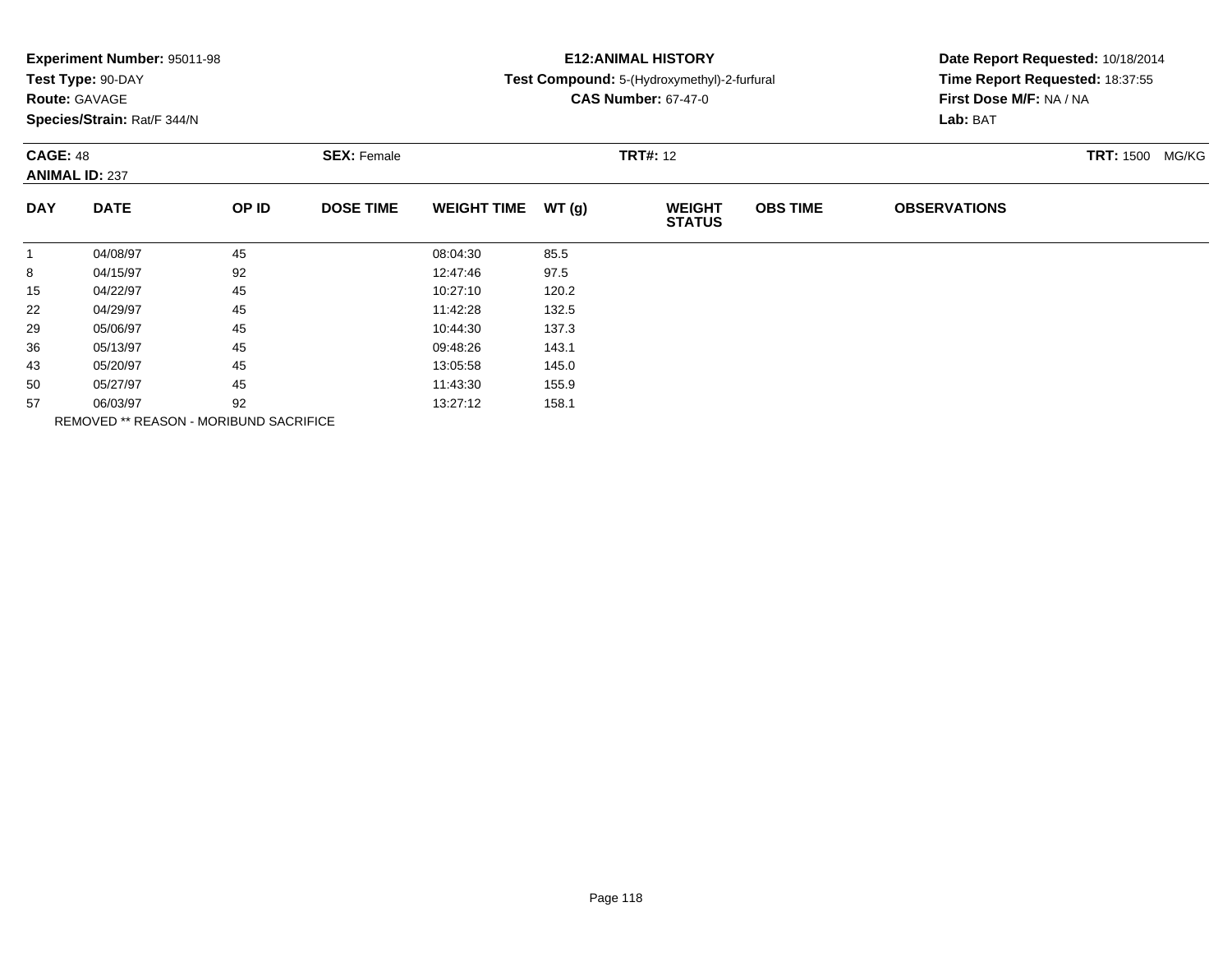**Experiment Number:** 95011-98
**Test Type:** 90-DAY
**Route:** GAVAGE
**Species/Strain:** Rat/F 344/N

**E12:ANIMAL HISTORY**
**Test Compound:** 5-(Hydroxymethyl)-2-furfural
**CAS Number:** 67-47-0

**Date Report Requested:** 10/18/2014
**Time Report Requested:** 18:37:55
**First Dose M/F:** NA / NA
**Lab:** BAT

**CAGE:** 48 **SEX:** Female **TRT#:** 12 **TRT:** 1500 MG/KG
**ANIMAL ID:** 237

| DAY | DATE | OP ID | DOSE TIME | WEIGHT TIME | WT (g) | WEIGHT STATUS | OBS TIME | OBSERVATIONS |
|---|---|---|---|---|---|---|---|---|
| 1 | 04/08/97 | 45 | | 08:04:30 | 85.5 | | | |
| 8 | 04/15/97 | 92 | | 12:47:46 | 97.5 | | | |
| 15 | 04/22/97 | 45 | | 10:27:10 | 120.2 | | | |
| 22 | 04/29/97 | 45 | | 11:42:28 | 132.5 | | | |
| 29 | 05/06/97 | 45 | | 10:44:30 | 137.3 | | | |
| 36 | 05/13/97 | 45 | | 09:48:26 | 143.1 | | | |
| 43 | 05/20/97 | 45 | | 13:05:58 | 145.0 | | | |
| 50 | 05/27/97 | 45 | | 11:43:30 | 155.9 | | | |
| 57 | 06/03/97 | 92 | | 13:27:12 | 158.1 | | | |

REMOVED ** REASON - MORIBUND SACRIFICE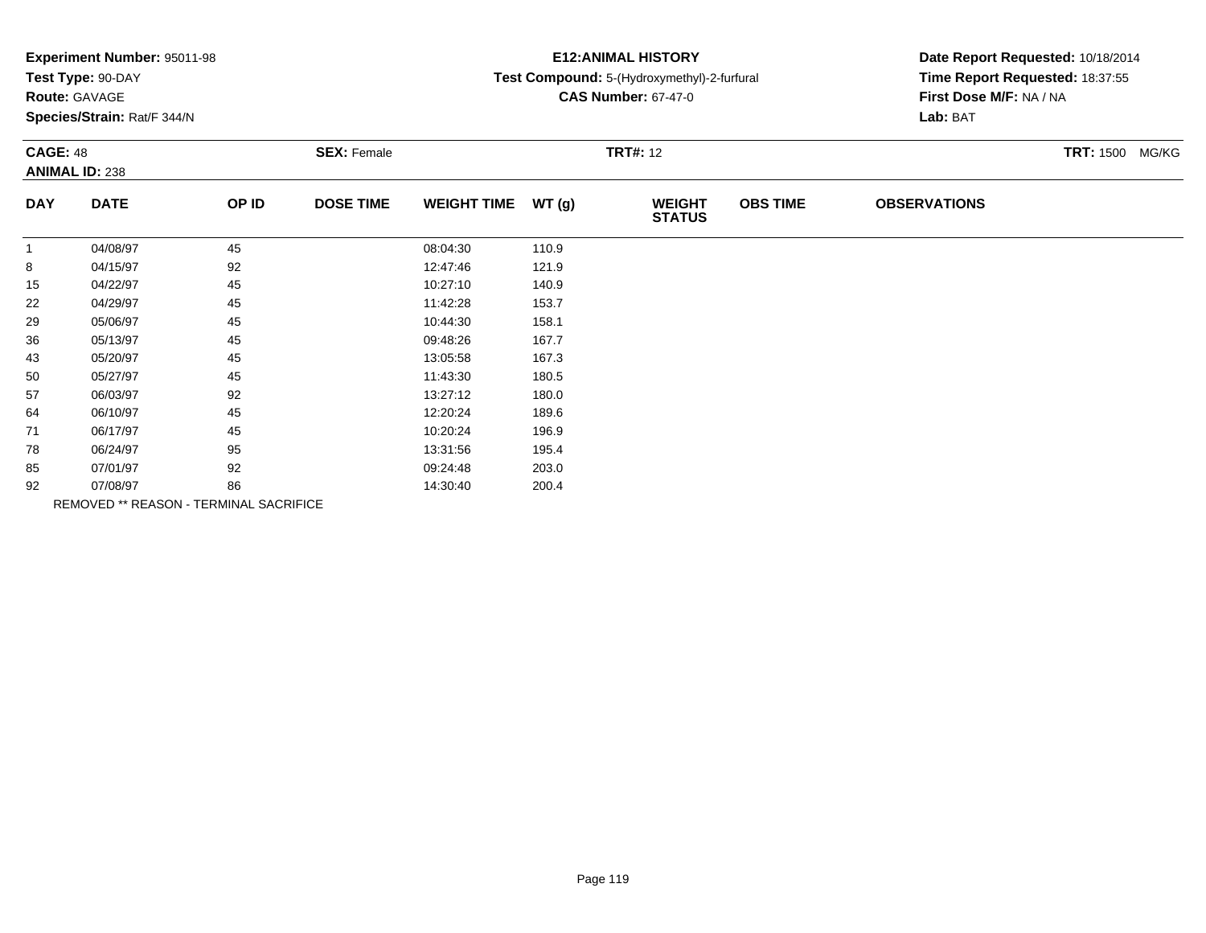**Experiment Number:** 95011-98
**Test Type:** 90-DAY
**Route:** GAVAGE
**Species/Strain:** Rat/F 344/N

**E12:ANIMAL HISTORY**
**Test Compound:** 5-(Hydroxymethyl)-2-furfural
**CAS Number:** 67-47-0

**Date Report Requested:** 10/18/2014
**Time Report Requested:** 18:37:55
**First Dose M/F:** NA / NA
**Lab:** BAT

**CAGE:** 48 **SEX:** Female **TRT#:** 12 **TRT:** 1500 MG/KG
**ANIMAL ID:** 238

| DAY | DATE | OP ID | DOSE TIME | WEIGHT TIME | WT (g) | WEIGHT STATUS | OBS TIME | OBSERVATIONS |
|---|---|---|---|---|---|---|---|---|
| 1 | 04/08/97 | 45 | | 08:04:30 | 110.9 | | | |
| 8 | 04/15/97 | 92 | | 12:47:46 | 121.9 | | | |
| 15 | 04/22/97 | 45 | | 10:27:10 | 140.9 | | | |
| 22 | 04/29/97 | 45 | | 11:42:28 | 153.7 | | | |
| 29 | 05/06/97 | 45 | | 10:44:30 | 158.1 | | | |
| 36 | 05/13/97 | 45 | | 09:48:26 | 167.7 | | | |
| 43 | 05/20/97 | 45 | | 13:05:58 | 167.3 | | | |
| 50 | 05/27/97 | 45 | | 11:43:30 | 180.5 | | | |
| 57 | 06/03/97 | 92 | | 13:27:12 | 180.0 | | | |
| 64 | 06/10/97 | 45 | | 12:20:24 | 189.6 | | | |
| 71 | 06/17/97 | 45 | | 10:20:24 | 196.9 | | | |
| 78 | 06/24/97 | 95 | | 13:31:56 | 195.4 | | | |
| 85 | 07/01/97 | 92 | | 09:24:48 | 203.0 | | | |
| 92 | 07/08/97 | 86 | | 14:30:40 | 200.4 | | | |

REMOVED ** REASON - TERMINAL SACRIFICE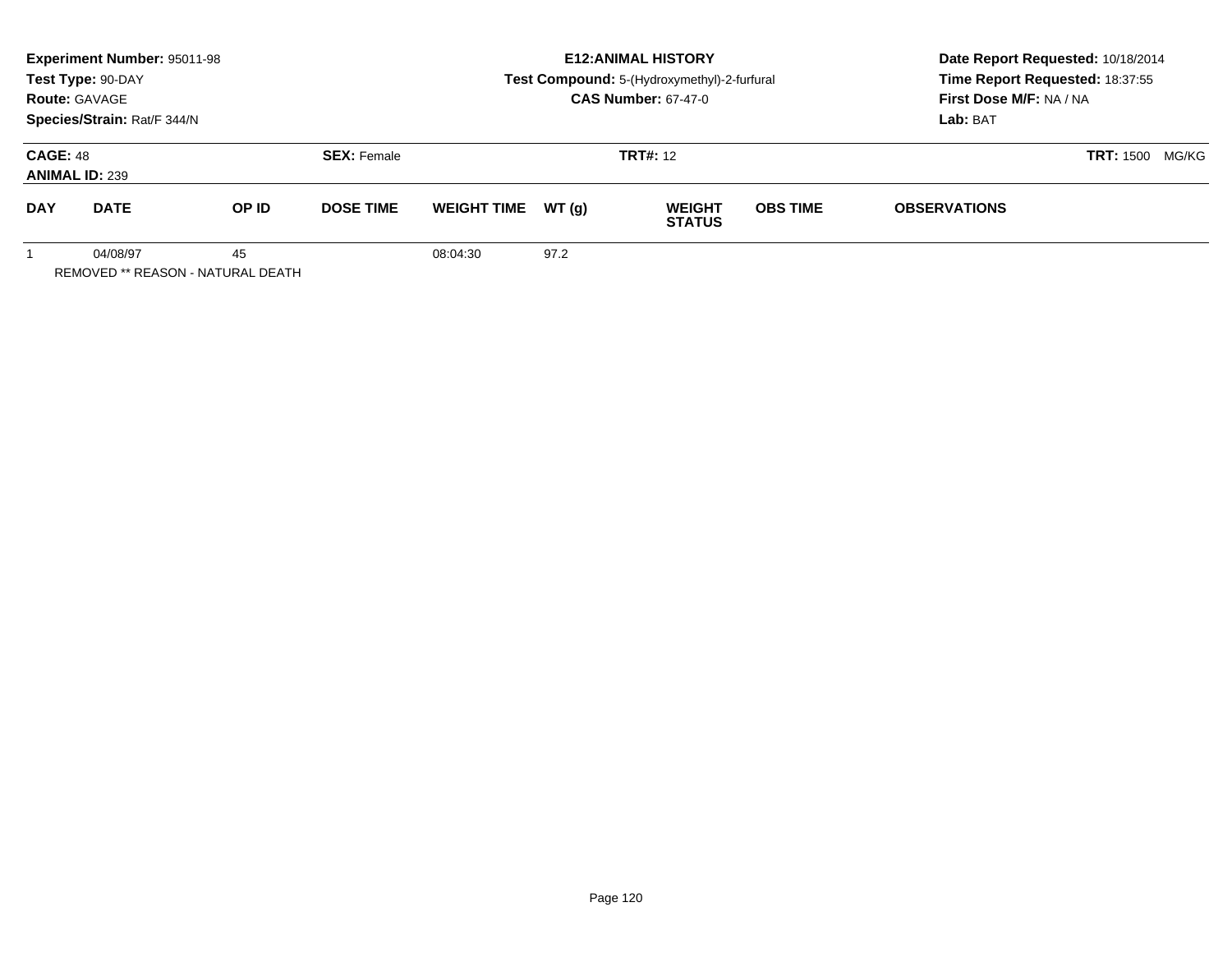**Experiment Number:** 95011-98
**Test Type:** 90-DAY
**Route:** GAVAGE
**Species/Strain:** Rat/F 344/N

**E12:ANIMAL HISTORY**
**Test Compound:** 5-(Hydroxymethyl)-2-furfural
**CAS Number:** 67-47-0

**Date Report Requested:** 10/18/2014
**Time Report Requested:** 18:37:55
**First Dose M/F:** NA / NA
**Lab:** BAT

**CAGE:** 48 **SEX:** Female **TRT#:** 12 **TRT:** 1500 MG/KG
**ANIMAL ID:** 239

| DAY | DATE | OP ID | DOSE TIME | WEIGHT TIME | WT (g) | WEIGHT STATUS | OBS TIME | OBSERVATIONS |
|---|---|---|---|---|---|---|---|---|
| 1 | 04/08/97 | 45 | | 08:04:30 | 97.2 | | | |

REMOVED ** REASON - NATURAL DEATH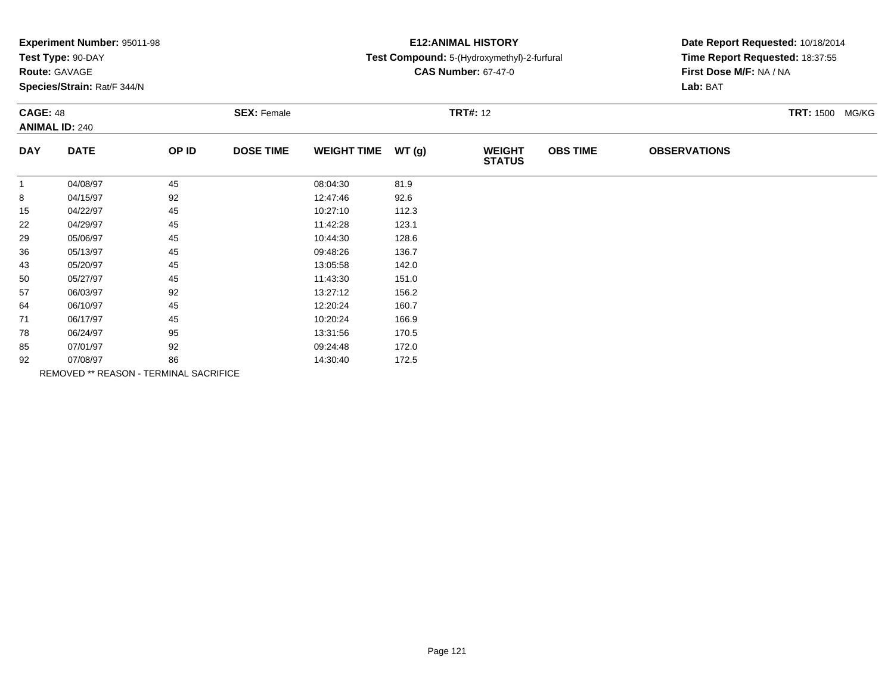**Experiment Number:** 95011-98
**Test Type:** 90-DAY
**Route:** GAVAGE
**Species/Strain:** Rat/F 344/N

**E12:ANIMAL HISTORY**
**Test Compound:** 5-(Hydroxymethyl)-2-furfural
**CAS Number:** 67-47-0

**Date Report Requested:** 10/18/2014
**Time Report Requested:** 18:37:55
**First Dose M/F:** NA / NA
**Lab:** BAT

**CAGE:** 48 **SEX:** Female **TRT#:** 12 **TRT:** 1500 MG/KG
**ANIMAL ID:** 240

| DAY | DATE | OP ID | DOSE TIME | WEIGHT TIME | WT (g) | WEIGHT STATUS | OBS TIME | OBSERVATIONS |
|---|---|---|---|---|---|---|---|---|
| 1 | 04/08/97 | 45 | | 08:04:30 | 81.9 | | | |
| 8 | 04/15/97 | 92 | | 12:47:46 | 92.6 | | | |
| 15 | 04/22/97 | 45 | | 10:27:10 | 112.3 | | | |
| 22 | 04/29/97 | 45 | | 11:42:28 | 123.1 | | | |
| 29 | 05/06/97 | 45 | | 10:44:30 | 128.6 | | | |
| 36 | 05/13/97 | 45 | | 09:48:26 | 136.7 | | | |
| 43 | 05/20/97 | 45 | | 13:05:58 | 142.0 | | | |
| 50 | 05/27/97 | 45 | | 11:43:30 | 151.0 | | | |
| 57 | 06/03/97 | 92 | | 13:27:12 | 156.2 | | | |
| 64 | 06/10/97 | 45 | | 12:20:24 | 160.7 | | | |
| 71 | 06/17/97 | 45 | | 10:20:24 | 166.9 | | | |
| 78 | 06/24/97 | 95 | | 13:31:56 | 170.5 | | | |
| 85 | 07/01/97 | 92 | | 09:24:48 | 172.0 | | | |
| 92 | 07/08/97 | 86 | | 14:30:40 | 172.5 | | | |

REMOVED ** REASON - TERMINAL SACRIFICE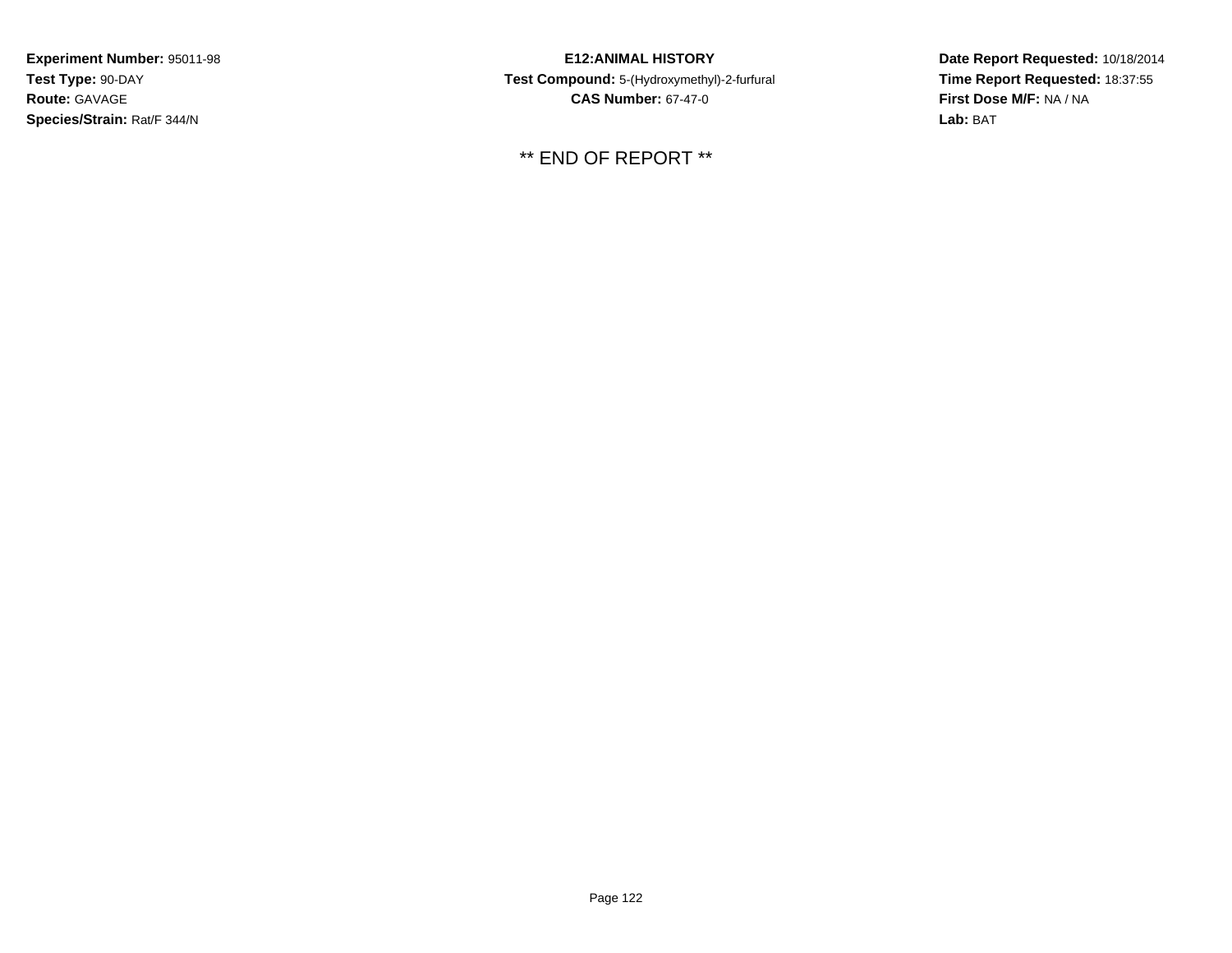**Experiment Number:** 95011-98
**Test Type:** 90-DAY
**Route:** GAVAGE
**Species/Strain:** Rat/F 344/N

**E12:ANIMAL HISTORY**
**Test Compound:** 5-(Hydroxymethyl)-2-furfural
**CAS Number:** 67-47-0

**Date Report Requested:** 10/18/2014
**Time Report Requested:** 18:37:55
**First Dose M/F:** NA / NA
**Lab:** BAT

** END OF REPORT **